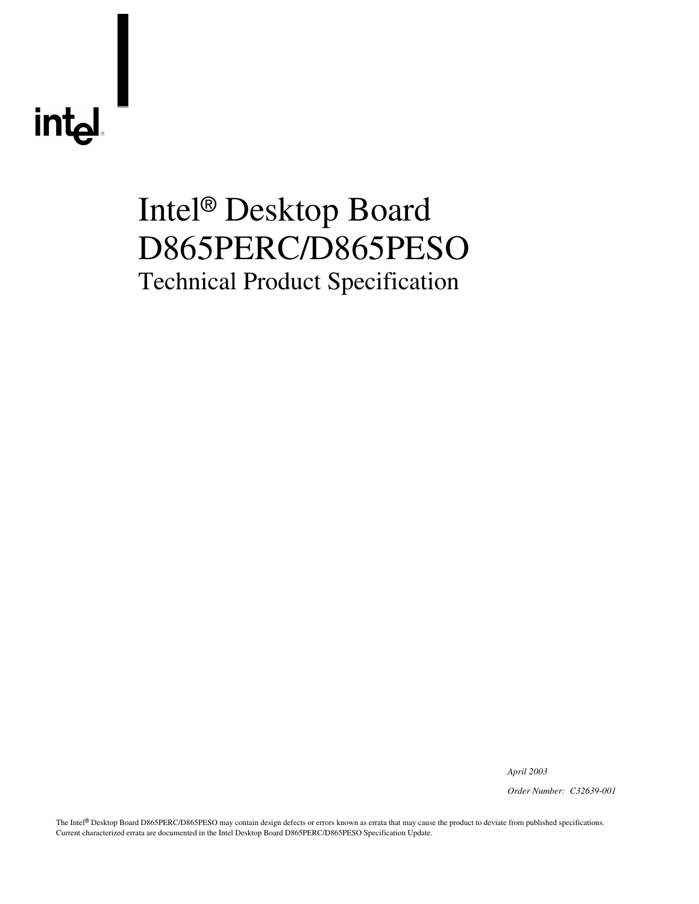# Intel® Desktop Board D865PERC/D865PESO

## Technical Product Specification

*April 2003*

*Order Number: C32639-001*

The Intel® Desktop Board D865PERC/D865PESO may contain design defects or errors known as errata that may cause the product to deviate from published specifications. Current characterized errata are documented in the Intel Desktop Board D865PERC/D865PESO Specification Update.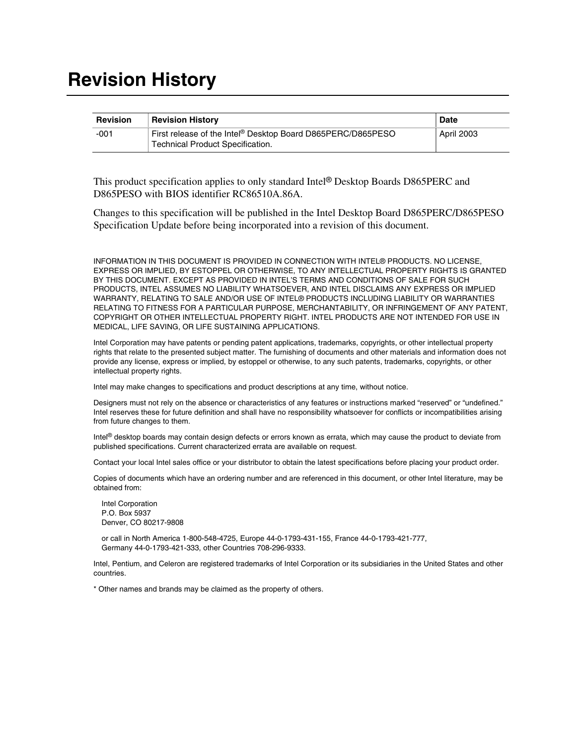# Revision History

| Revision | Revision History | Date |
|---|---|---|
| -001 | First release of the Intel® Desktop Board D865PERC/D865PESO Technical Product Specification. | April 2003 |

This product specification applies to only standard Intel® Desktop Boards D865PERC and D865PESO with BIOS identifier RC86510A.86A.

Changes to this specification will be published in the Intel Desktop Board D865PERC/D865PESO Specification Update before being incorporated into a revision of this document.

INFORMATION IN THIS DOCUMENT IS PROVIDED IN CONNECTION WITH INTEL® PRODUCTS. NO LICENSE, EXPRESS OR IMPLIED, BY ESTOPPEL OR OTHERWISE, TO ANY INTELLECTUAL PROPERTY RIGHTS IS GRANTED BY THIS DOCUMENT. EXCEPT AS PROVIDED IN INTEL'S TERMS AND CONDITIONS OF SALE FOR SUCH PRODUCTS, INTEL ASSUMES NO LIABILITY WHATSOEVER, AND INTEL DISCLAIMS ANY EXPRESS OR IMPLIED WARRANTY, RELATING TO SALE AND/OR USE OF INTEL® PRODUCTS INCLUDING LIABILITY OR WARRANTIES RELATING TO FITNESS FOR A PARTICULAR PURPOSE, MERCHANTABILITY, OR INFRINGEMENT OF ANY PATENT, COPYRIGHT OR OTHER INTELLECTUAL PROPERTY RIGHT. INTEL PRODUCTS ARE NOT INTENDED FOR USE IN MEDICAL, LIFE SAVING, OR LIFE SUSTAINING APPLICATIONS.

Intel Corporation may have patents or pending patent applications, trademarks, copyrights, or other intellectual property rights that relate to the presented subject matter. The furnishing of documents and other materials and information does not provide any license, express or implied, by estoppel or otherwise, to any such patents, trademarks, copyrights, or other intellectual property rights.

Intel may make changes to specifications and product descriptions at any time, without notice.

Designers must not rely on the absence or characteristics of any features or instructions marked "reserved" or "undefined." Intel reserves these for future definition and shall have no responsibility whatsoever for conflicts or incompatibilities arising from future changes to them.

Intel® desktop boards may contain design defects or errors known as errata, which may cause the product to deviate from published specifications. Current characterized errata are available on request.

Contact your local Intel sales office or your distributor to obtain the latest specifications before placing your product order.

Copies of documents which have an ordering number and are referenced in this document, or other Intel literature, may be obtained from:

Intel Corporation
P.O. Box 5937
Denver, CO 80217-9808

or call in North America 1-800-548-4725, Europe 44-0-1793-431-155, France 44-0-1793-421-777, Germany 44-0-1793-421-333, other Countries 708-296-9333.

Intel, Pentium, and Celeron are registered trademarks of Intel Corporation or its subsidiaries in the United States and other countries.

* Other names and brands may be claimed as the property of others.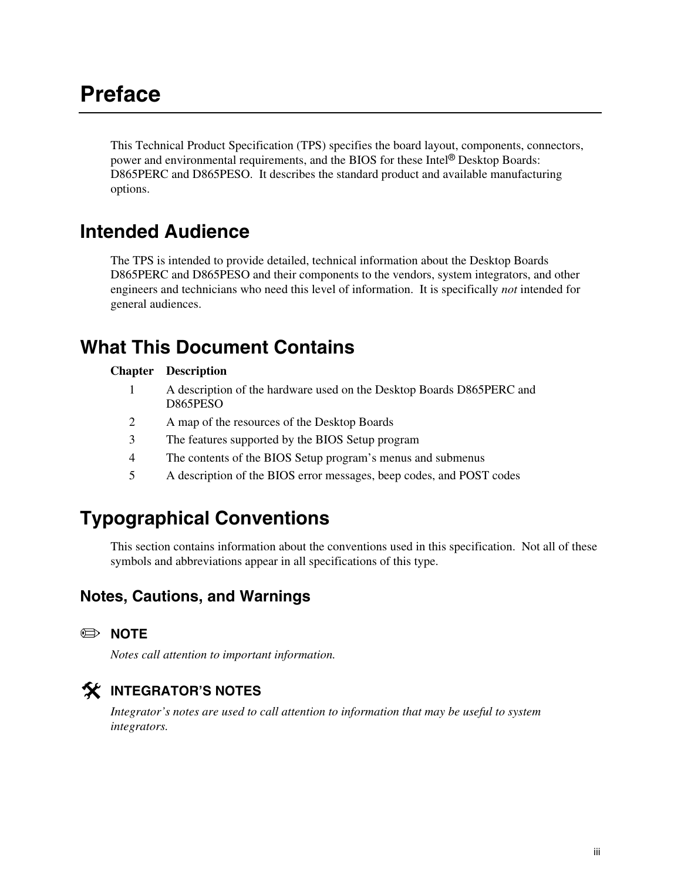# Preface

This Technical Product Specification (TPS) specifies the board layout, components, connectors, power and environmental requirements, and the BIOS for these Intel® Desktop Boards: D865PERC and D865PESO. It describes the standard product and available manufacturing options.

## Intended Audience

The TPS is intended to provide detailed, technical information about the Desktop Boards D865PERC and D865PESO and their components to the vendors, system integrators, and other engineers and technicians who need this level of information. It is specifically *not* intended for general audiences.

## What This Document Contains

| Chapter | Description |
|---|---|
| 1 | A description of the hardware used on the Desktop Boards D865PERC and D865PESO |
| 2 | A map of the resources of the Desktop Boards |
| 3 | The features supported by the BIOS Setup program |
| 4 | The contents of the BIOS Setup program's menus and submenus |
| 5 | A description of the BIOS error messages, beep codes, and POST codes |

## Typographical Conventions

This section contains information about the conventions used in this specification. Not all of these symbols and abbreviations appear in all specifications of this type.

### Notes, Cautions, and Warnings

✏ **NOTE**

*Notes call attention to important information.*

🛠 **INTEGRATOR'S NOTES**

*Integrator's notes are used to call attention to information that may be useful to system integrators.*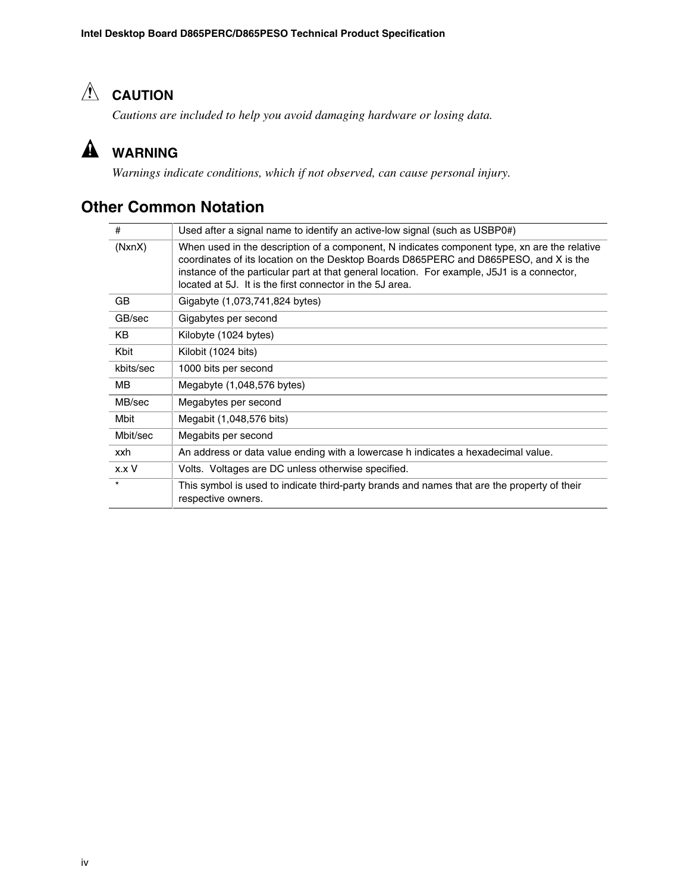**CAUTION**

*Cautions are included to help you avoid damaging hardware or losing data.*

**WARNING**

*Warnings indicate conditions, which if not observed, can cause personal injury.*

## Other Common Notation

| | |
|---|---|
| # | Used after a signal name to identify an active-low signal (such as USBP0#) |
| (NxnX) | When used in the description of a component, N indicates component type, xn are the relative coordinates of its location on the Desktop Boards D865PERC and D865PESO, and X is the instance of the particular part at that general location. For example, J5J1 is a connector, located at 5J. It is the first connector in the 5J area. |
| GB | Gigabyte (1,073,741,824 bytes) |
| GB/sec | Gigabytes per second |
| KB | Kilobyte (1024 bytes) |
| Kbit | Kilobit (1024 bits) |
| kbits/sec | 1000 bits per second |
| MB | Megabyte (1,048,576 bytes) |
| MB/sec | Megabytes per second |
| Mbit | Megabit (1,048,576 bits) |
| Mbit/sec | Megabits per second |
| xxh | An address or data value ending with a lowercase h indicates a hexadecimal value. |
| x.x V | Volts. Voltages are DC unless otherwise specified. |
| * | This symbol is used to indicate third-party brands and names that are the property of their respective owners. |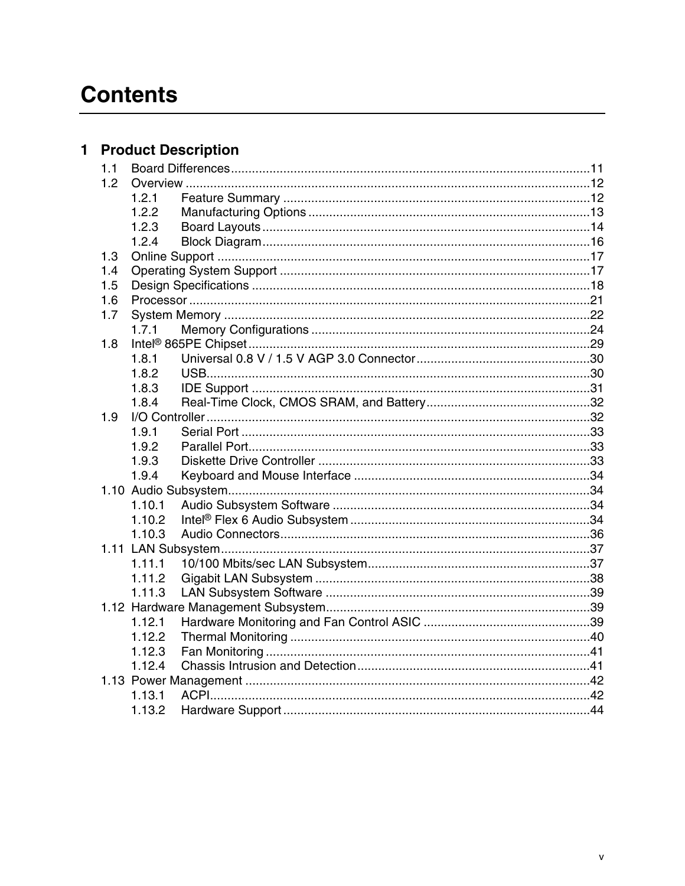# Contents

## 1 Product Description

- 1.1 Board Differences ........................................ 11
- 1.2 Overview ........................................ 12
  - 1.2.1 Feature Summary ........................................ 12
  - 1.2.2 Manufacturing Options ........................................ 13
  - 1.2.3 Board Layouts ........................................ 14
  - 1.2.4 Block Diagram ........................................ 16
- 1.3 Online Support ........................................ 17
- 1.4 Operating System Support ........................................ 17
- 1.5 Design Specifications ........................................ 18
- 1.6 Processor ........................................ 21
- 1.7 System Memory ........................................ 22
  - 1.7.1 Memory Configurations ........................................ 24
- 1.8 Intel® 865PE Chipset ........................................ 29
  - 1.8.1 Universal 0.8 V / 1.5 V AGP 3.0 Connector ........................................ 30
  - 1.8.2 USB ........................................ 30
  - 1.8.3 IDE Support ........................................ 31
  - 1.8.4 Real-Time Clock, CMOS SRAM, and Battery ........................................ 32
- 1.9 I/O Controller ........................................ 32
  - 1.9.1 Serial Port ........................................ 33
  - 1.9.2 Parallel Port ........................................ 33
  - 1.9.3 Diskette Drive Controller ........................................ 33
  - 1.9.4 Keyboard and Mouse Interface ........................................ 34
- 1.10 Audio Subsystem ........................................ 34
  - 1.10.1 Audio Subsystem Software ........................................ 34
  - 1.10.2 Intel® Flex 6 Audio Subsystem ........................................ 34
  - 1.10.3 Audio Connectors ........................................ 36
- 1.11 LAN Subsystem ........................................ 37
  - 1.11.1 10/100 Mbits/sec LAN Subsystem ........................................ 37
  - 1.11.2 Gigabit LAN Subsystem ........................................ 38
  - 1.11.3 LAN Subsystem Software ........................................ 39
- 1.12 Hardware Management Subsystem ........................................ 39
  - 1.12.1 Hardware Monitoring and Fan Control ASIC ........................................ 39
  - 1.12.2 Thermal Monitoring ........................................ 40
  - 1.12.3 Fan Monitoring ........................................ 41
  - 1.12.4 Chassis Intrusion and Detection ........................................ 41
- 1.13 Power Management ........................................ 42
  - 1.13.1 ACPI ........................................ 42
  - 1.13.2 Hardware Support ........................................ 44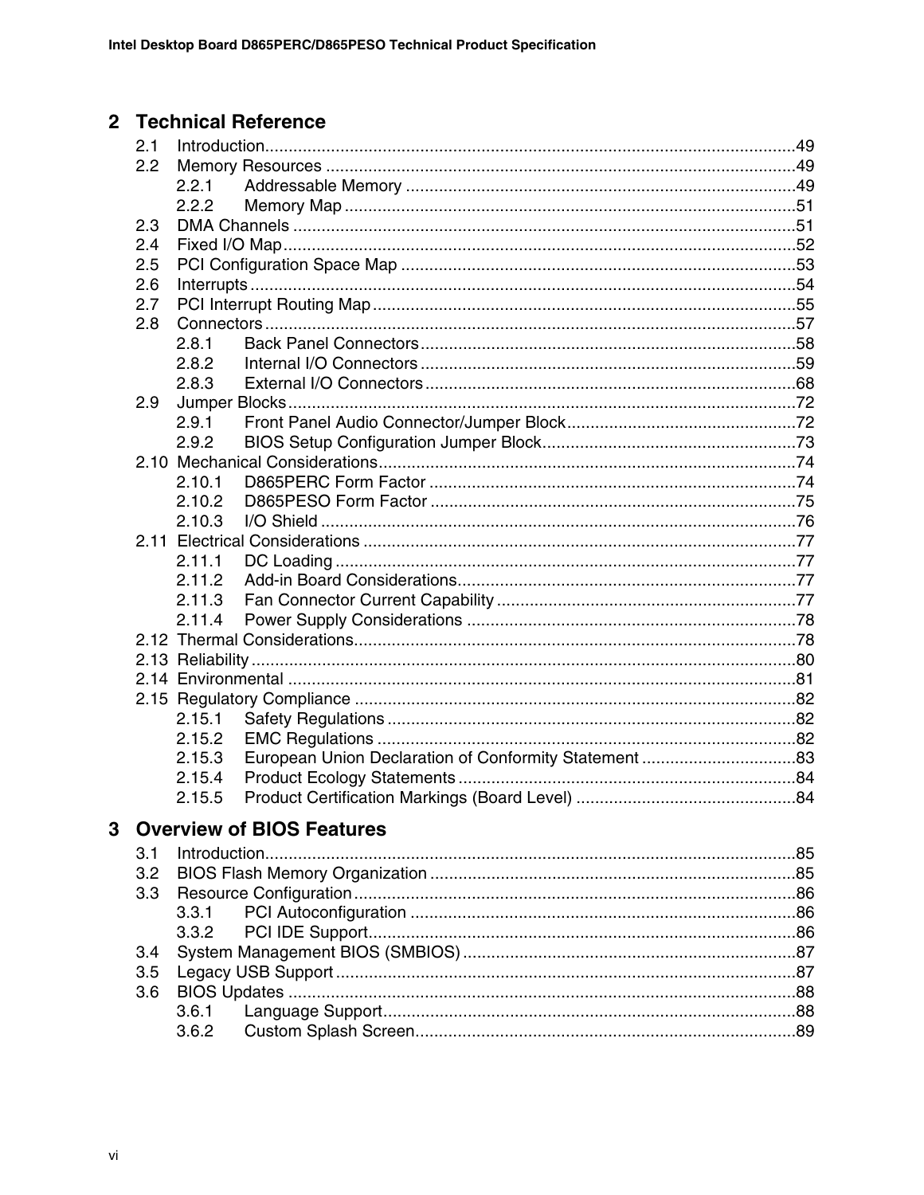## 2 Technical Reference

- 2.1 Introduction ........ 49
- 2.2 Memory Resources ........ 49
  - 2.2.1 Addressable Memory ........ 49
  - 2.2.2 Memory Map ........ 51
- 2.3 DMA Channels ........ 51
- 2.4 Fixed I/O Map ........ 52
- 2.5 PCI Configuration Space Map ........ 53
- 2.6 Interrupts ........ 54
- 2.7 PCI Interrupt Routing Map ........ 55
- 2.8 Connectors ........ 57
  - 2.8.1 Back Panel Connectors ........ 58
  - 2.8.2 Internal I/O Connectors ........ 59
  - 2.8.3 External I/O Connectors ........ 68
- 2.9 Jumper Blocks ........ 72
  - 2.9.1 Front Panel Audio Connector/Jumper Block ........ 72
  - 2.9.2 BIOS Setup Configuration Jumper Block ........ 73
- 2.10 Mechanical Considerations ........ 74
  - 2.10.1 D865PERC Form Factor ........ 74
  - 2.10.2 D865PESO Form Factor ........ 75
  - 2.10.3 I/O Shield ........ 76
- 2.11 Electrical Considerations ........ 77
  - 2.11.1 DC Loading ........ 77
  - 2.11.2 Add-in Board Considerations ........ 77
  - 2.11.3 Fan Connector Current Capability ........ 77
  - 2.11.4 Power Supply Considerations ........ 78
- 2.12 Thermal Considerations ........ 78
- 2.13 Reliability ........ 80
- 2.14 Environmental ........ 81
- 2.15 Regulatory Compliance ........ 82
  - 2.15.1 Safety Regulations ........ 82
  - 2.15.2 EMC Regulations ........ 82
  - 2.15.3 European Union Declaration of Conformity Statement ........ 83
  - 2.15.4 Product Ecology Statements ........ 84
  - 2.15.5 Product Certification Markings (Board Level) ........ 84

## 3 Overview of BIOS Features

- 3.1 Introduction ........ 85
- 3.2 BIOS Flash Memory Organization ........ 85
- 3.3 Resource Configuration ........ 86
  - 3.3.1 PCI Autoconfiguration ........ 86
  - 3.3.2 PCI IDE Support ........ 86
- 3.4 System Management BIOS (SMBIOS) ........ 87
- 3.5 Legacy USB Support ........ 87
- 3.6 BIOS Updates ........ 88
  - 3.6.1 Language Support ........ 88
  - 3.6.2 Custom Splash Screen ........ 89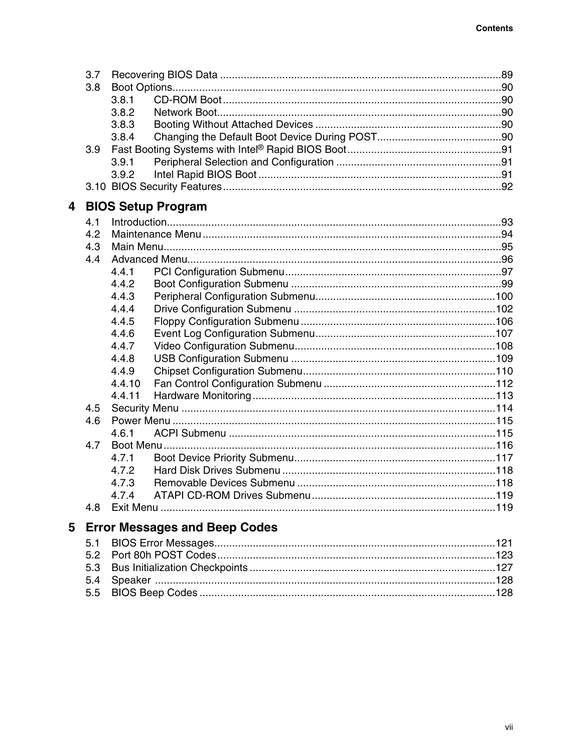3.7 Recovering BIOS Data ...........................................................................................89
3.8 Boot Options...........................................................................................................90
  3.8.1 CD-ROM Boot ...............................................................................................90
  3.8.2 Network Boot.................................................................................................90
  3.8.3 Booting Without Attached Devices ...............................................................90
  3.8.4 Changing the Default Boot Device During POST..........................................90
3.9 Fast Booting Systems with Intel® Rapid BIOS Boot ..............................................91
  3.9.1 Peripheral Selection and Configuration ........................................................91
  3.9.2 Intel Rapid BIOS Boot ..................................................................................91
3.10 BIOS Security Features.........................................................................................92

## 4 BIOS Setup Program

4.1 Introduction.............................................................................................................93
4.2 Maintenance Menu .................................................................................................94
4.3 Main Menu..............................................................................................................95
4.4 Advanced Menu......................................................................................................96
  4.4.1 PCI Configuration Submenu.........................................................................97
  4.4.2 Boot Configuration Submenu .......................................................................99
  4.4.3 Peripheral Configuration Submenu.............................................................100
  4.4.4 Drive Configuration Submenu ....................................................................102
  4.4.5 Floppy Configuration Submenu ..................................................................106
  4.4.6 Event Log Configuration Submenu.............................................................107
  4.4.7 Video Configuration Submenu....................................................................108
  4.4.8 USB Configuration Submenu .....................................................................109
  4.4.9 Chipset Configuration Submenu.................................................................110
  4.4.10 Fan Control Configuration Submenu ..........................................................112
  4.4.11 Hardware Monitoring ..................................................................................113
4.5 Security Menu ......................................................................................................114
4.6 Power Menu .........................................................................................................115
  4.6.1 ACPI Submenu ...........................................................................................115
4.7 Boot Menu ............................................................................................................116
  4.7.1 Boot Device Priority Submenu....................................................................117
  4.7.2 Hard Disk Drives Submenu ........................................................................118
  4.7.3 Removable Devices Submenu ...................................................................118
  4.7.4 ATAPI CD-ROM Drives Submenu..............................................................119
4.8 Exit Menu .............................................................................................................119

## 5 Error Messages and Beep Codes

5.1 BIOS Error Messages...........................................................................................121
5.2 Port 80h POST Codes..........................................................................................123
5.3 Bus Initialization Checkpoints ...............................................................................127
5.4 Speaker ................................................................................................................128
5.5 BIOS Beep Codes ................................................................................................128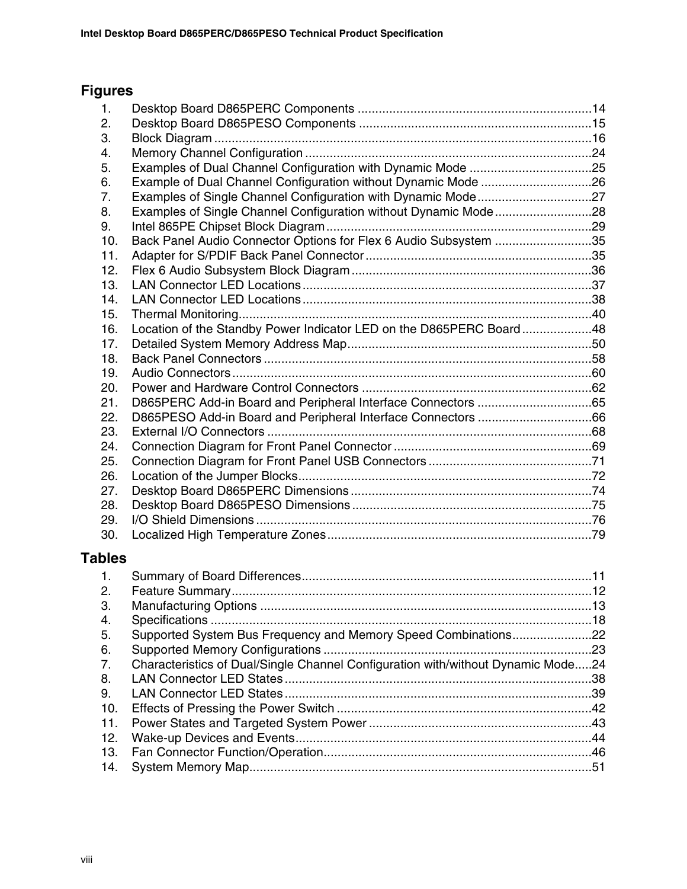## Figures

1. Desktop Board D865PERC Components ..................................................................14
2. Desktop Board D865PESO Components ..................................................................15
3. Block Diagram ............................................................................................................16
4. Memory Channel Configuration ..................................................................................24
5. Examples of Dual Channel Configuration with Dynamic Mode ...................................25
6. Example of Dual Channel Configuration without Dynamic Mode ................................26
7. Examples of Single Channel Configuration with Dynamic Mode.................................27
8. Examples of Single Channel Configuration without Dynamic Mode............................28
9. Intel 865PE Chipset Block Diagram............................................................................29
10. Back Panel Audio Connector Options for Flex 6 Audio Subsystem ............................35
11. Adapter for S/PDIF Back Panel Connector.................................................................35
12. Flex 6 Audio Subsystem Block Diagram.....................................................................36
13. LAN Connector LED Locations...................................................................................37
14. LAN Connector LED Locations...................................................................................38
15. Thermal Monitoring.....................................................................................................40
16. Location of the Standby Power Indicator LED on the D865PERC Board....................48
17. Detailed System Memory Address Map......................................................................50
18. Back Panel Connectors ..............................................................................................58
19. Audio Connectors.......................................................................................................60
20. Power and Hardware Control Connectors ..................................................................62
21. D865PERC Add-in Board and Peripheral Interface Connectors .................................65
22. D865PESO Add-in Board and Peripheral Interface Connectors .................................66
23. External I/O Connectors .............................................................................................68
24. Connection Diagram for Front Panel Connector .........................................................69
25. Connection Diagram for Front Panel USB Connectors ...............................................71
26. Location of the Jumper Blocks....................................................................................72
27. Desktop Board D865PERC Dimensions.....................................................................74
28. Desktop Board D865PESO Dimensions.....................................................................75
29. I/O Shield Dimensions ................................................................................................76
30. Localized High Temperature Zones............................................................................79

## Tables

1. Summary of Board Differences...................................................................................11
2. Feature Summary.......................................................................................................12
3. Manufacturing Options ...............................................................................................13
4. Specifications .............................................................................................................18
5. Supported System Bus Frequency and Memory Speed Combinations.......................22
6. Supported Memory Configurations .............................................................................23
7. Characteristics of Dual/Single Channel Configuration with/without Dynamic Mode.....24
8. LAN Connector LED States........................................................................................38
9. LAN Connector LED States........................................................................................39
10. Effects of Pressing the Power Switch .........................................................................42
11. Power States and Targeted System Power ................................................................43
12. Wake-up Devices and Events.....................................................................................44
13. Fan Connector Function/Operation.............................................................................46
14. System Memory Map..................................................................................................51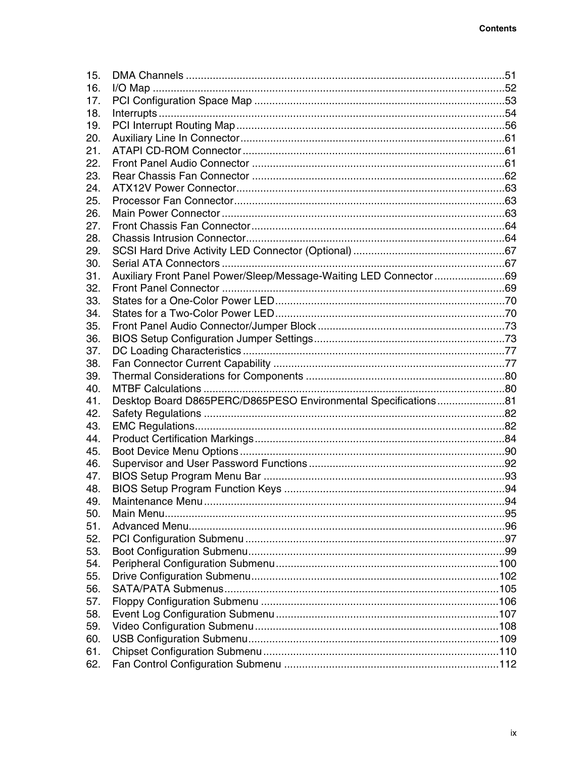15. DMA Channels ..........................................................................................................51
16. I/O Map ......................................................................................................................52
17. PCI Configuration Space Map ....................................................................................53
18. Interrupts ....................................................................................................................54
19. PCI Interrupt Routing Map..........................................................................................56
20. Auxiliary Line In Connector.........................................................................................61
21. ATAPI CD-ROM Connector ........................................................................................61
22. Front Panel Audio Connector .....................................................................................61
23. Rear Chassis Fan Connector .....................................................................................62
24. ATX12V Power Connector..........................................................................................63
25. Processor Fan Connector...........................................................................................63
26. Main Power Connector ...............................................................................................63
27. Front Chassis Fan Connector.....................................................................................64
28. Chassis Intrusion Connector.......................................................................................64
29. SCSI Hard Drive Activity LED Connector (Optional) ...................................................67
30. Serial ATA Connectors ...............................................................................................67
31. Auxiliary Front Panel Power/Sleep/Message-Waiting LED Connector........................69
32. Front Panel Connector ...............................................................................................69
33. States for a One-Color Power LED.............................................................................70
34. States for a Two-Color Power LED.............................................................................70
35. Front Panel Audio Connector/Jumper Block ...............................................................73
36. BIOS Setup Configuration Jumper Settings................................................................73
37. DC Loading Characteristics ........................................................................................77
38. Fan Connector Current Capability ..............................................................................77
39. Thermal Considerations for Components ...................................................................80
40. MTBF Calculations .....................................................................................................80
41. Desktop Board D865PERC/D865PESO Environmental Specifications.......................81
42. Safety Regulations .....................................................................................................82
43. EMC Regulations........................................................................................................82
44. Product Certification Markings....................................................................................84
45. Boot Device Menu Options .........................................................................................90
46. Supervisor and User Password Functions ..................................................................92
47. BIOS Setup Program Menu Bar .................................................................................93
48. BIOS Setup Program Function Keys ..........................................................................94
49. Maintenance Menu .....................................................................................................94
50. Main Menu..................................................................................................................95
51. Advanced Menu..........................................................................................................96
52. PCI Configuration Submenu .......................................................................................97
53. Boot Configuration Submenu......................................................................................99
54. Peripheral Configuration Submenu...........................................................................100
55. Drive Configuration Submenu...................................................................................102
56. SATA/PATA Submenus.............................................................................................105
57. Floppy Configuration Submenu ................................................................................106
58. Event Log Configuration Submenu...........................................................................107
59. Video Configuration Submenu..................................................................................108
60. USB Configuration Submenu....................................................................................109
61. Chipset Configuration Submenu...............................................................................110
62. Fan Control Configuration Submenu ........................................................................112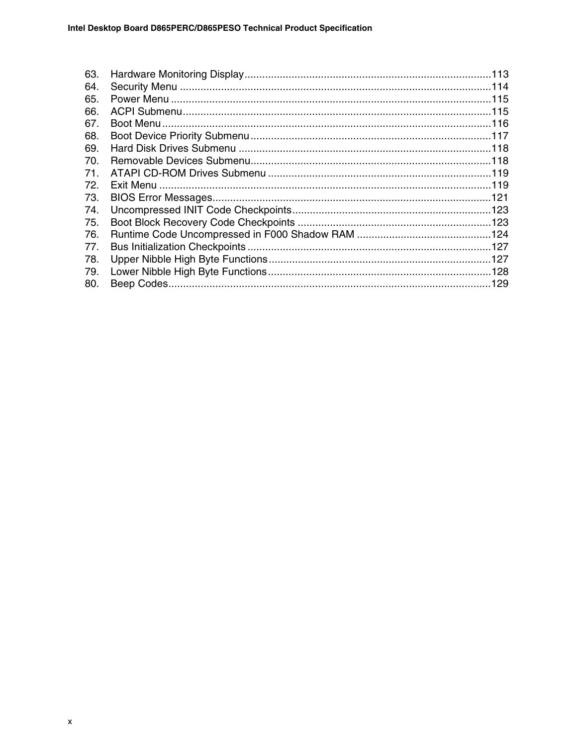63. Hardware Monitoring Display....................................................................................113
64. Security Menu ...........................................................................................................114
65. Power Menu .............................................................................................................115
66. ACPI Submenu.........................................................................................................115
67. Boot Menu................................................................................................................116
68. Boot Device Priority Submenu..................................................................................117
69. Hard Disk Drives Submenu ......................................................................................118
70. Removable Devices Submenu..................................................................................118
71. ATAPI CD-ROM Drives Submenu ............................................................................119
72. Exit Menu .................................................................................................................119
73. BIOS Error Messages...............................................................................................121
74. Uncompressed INIT Code Checkpoints....................................................................123
75. Boot Block Recovery Code Checkpoints ..................................................................123
76. Runtime Code Uncompressed in F000 Shadow RAM ..............................................124
77. Bus Initialization Checkpoints ...................................................................................127
78. Upper Nibble High Byte Functions............................................................................127
79. Lower Nibble High Byte Functions............................................................................128
80. Beep Codes..............................................................................................................129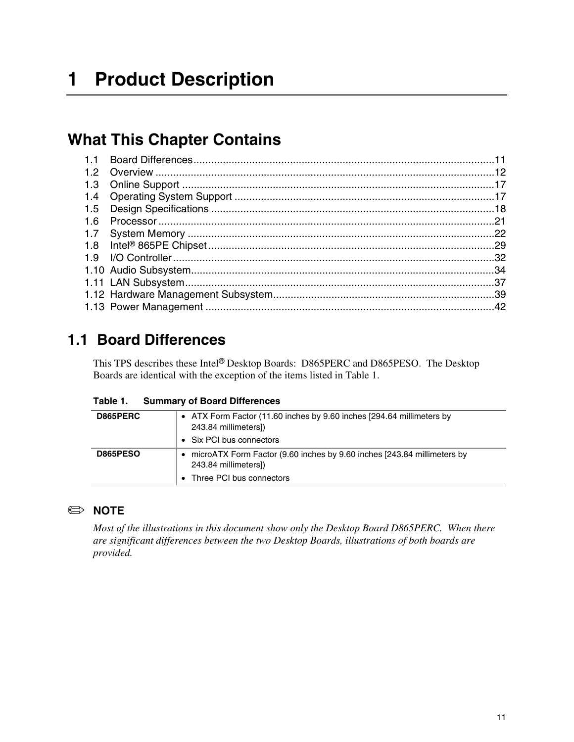# 1 Product Description

## What This Chapter Contains

1.1 Board Differences......................................................................................................11
1.2 Overview ...................................................................................................................12
1.3 Online Support ..........................................................................................................17
1.4 Operating System Support .........................................................................................17
1.5 Design Specifications .................................................................................................18
1.6 Processor ...................................................................................................................21
1.7 System Memory .........................................................................................................22
1.8 Intel® 865PE Chipset..................................................................................................29
1.9 I/O Controller..............................................................................................................32
1.10 Audio Subsystem.......................................................................................................34
1.11 LAN Subsystem.........................................................................................................37
1.12 Hardware Management Subsystem............................................................................39
1.13 Power Management ...................................................................................................42

## 1.1 Board Differences

This TPS describes these Intel® Desktop Boards: D865PERC and D865PESO. The Desktop Boards are identical with the exception of the items listed in Table 1.

**Table 1. Summary of Board Differences**

| | |
|---|---|
| **D865PERC** | • ATX Form Factor (11.60 inches by 9.60 inches [294.64 millimeters by 243.84 millimeters])<br>• Six PCI bus connectors |
| **D865PESO** | • microATX Form Factor (9.60 inches by 9.60 inches [243.84 millimeters by 243.84 millimeters])<br>• Three PCI bus connectors |

✏ **NOTE**

*Most of the illustrations in this document show only the Desktop Board D865PERC. When there are significant differences between the two Desktop Boards, illustrations of both boards are provided.*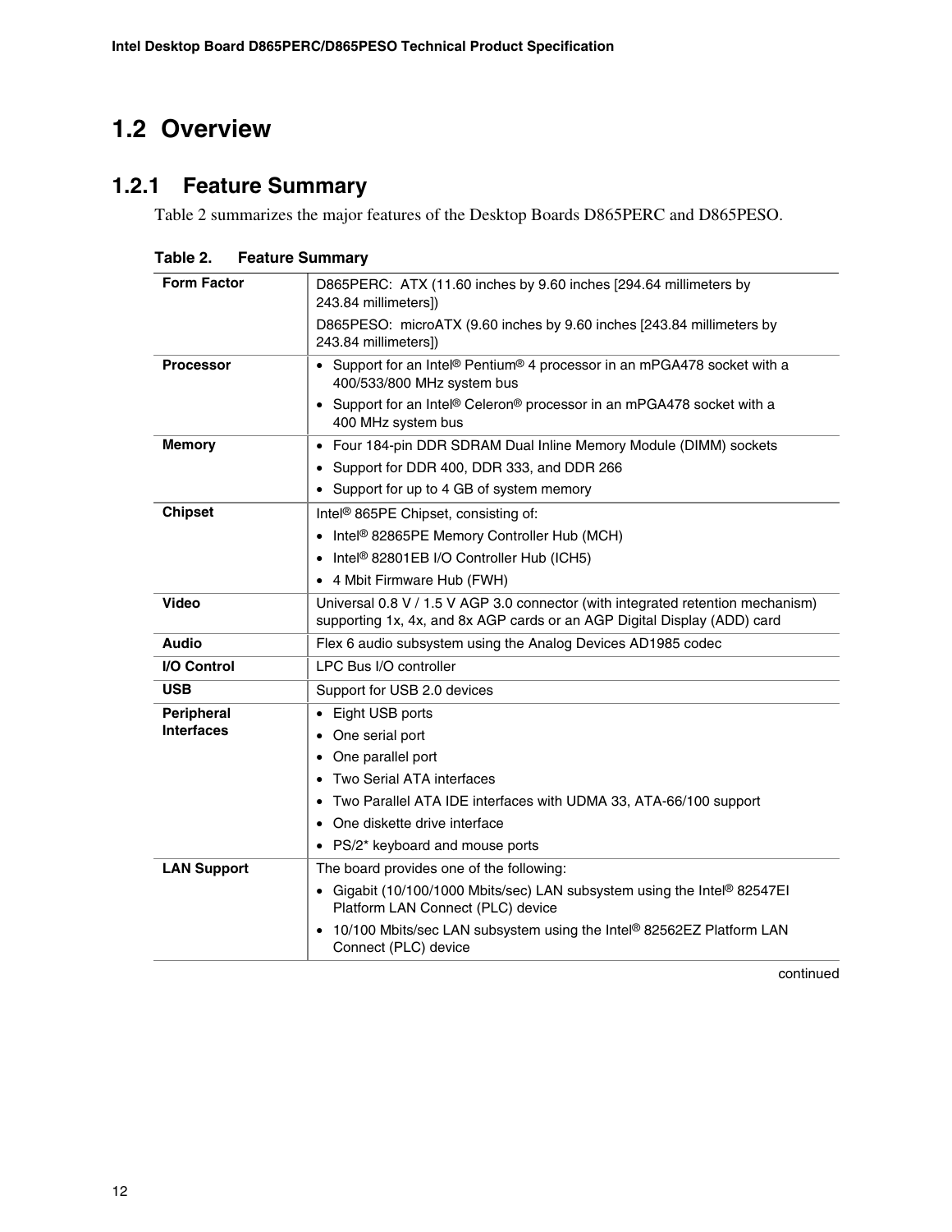## 1.2 Overview

### 1.2.1 Feature Summary

Table 2 summarizes the major features of the Desktop Boards D865PERC and D865PESO.

**Table 2. Feature Summary**

| | |
|---|---|
| **Form Factor** | D865PERC: ATX (11.60 inches by 9.60 inches [294.64 millimeters by 243.84 millimeters])<br>D865PESO: microATX (9.60 inches by 9.60 inches [243.84 millimeters by 243.84 millimeters]) |
| **Processor** | • Support for an Intel® Pentium® 4 processor in an mPGA478 socket with a 400/533/800 MHz system bus<br>• Support for an Intel® Celeron® processor in an mPGA478 socket with a 400 MHz system bus |
| **Memory** | • Four 184-pin DDR SDRAM Dual Inline Memory Module (DIMM) sockets<br>• Support for DDR 400, DDR 333, and DDR 266<br>• Support for up to 4 GB of system memory |
| **Chipset** | Intel® 865PE Chipset, consisting of:<br>• Intel® 82865PE Memory Controller Hub (MCH)<br>• Intel® 82801EB I/O Controller Hub (ICH5)<br>• 4 Mbit Firmware Hub (FWH) |
| **Video** | Universal 0.8 V / 1.5 V AGP 3.0 connector (with integrated retention mechanism) supporting 1x, 4x, and 8x AGP cards or an AGP Digital Display (ADD) card |
| **Audio** | Flex 6 audio subsystem using the Analog Devices AD1985 codec |
| **I/O Control** | LPC Bus I/O controller |
| **USB** | Support for USB 2.0 devices |
| **Peripheral Interfaces** | • Eight USB ports<br>• One serial port<br>• One parallel port<br>• Two Serial ATA interfaces<br>• Two Parallel ATA IDE interfaces with UDMA 33, ATA-66/100 support<br>• One diskette drive interface<br>• PS/2* keyboard and mouse ports |
| **LAN Support** | The board provides one of the following:<br>• Gigabit (10/100/1000 Mbits/sec) LAN subsystem using the Intel® 82547EI Platform LAN Connect (PLC) device<br>• 10/100 Mbits/sec LAN subsystem using the Intel® 82562EZ Platform LAN Connect (PLC) device |

continued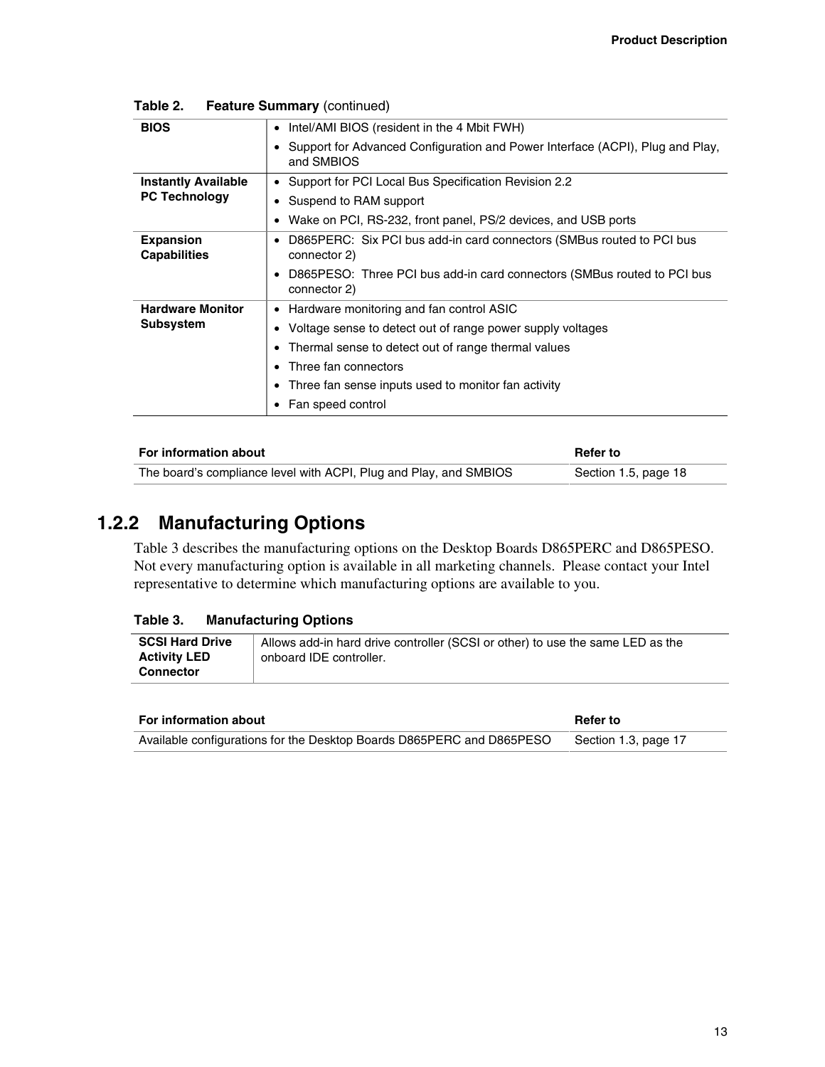**Table 2. Feature Summary** (continued)

| | |
|---|---|
| **BIOS** | • Intel/AMI BIOS (resident in the 4 Mbit FWH)<br>• Support for Advanced Configuration and Power Interface (ACPI), Plug and Play, and SMBIOS |
| **Instantly Available PC Technology** | • Support for PCI Local Bus Specification Revision 2.2<br>• Suspend to RAM support<br>• Wake on PCI, RS-232, front panel, PS/2 devices, and USB ports |
| **Expansion Capabilities** | • D865PERC: Six PCI bus add-in card connectors (SMBus routed to PCI bus connector 2)<br>• D865PESO: Three PCI bus add-in card connectors (SMBus routed to PCI bus connector 2) |
| **Hardware Monitor Subsystem** | • Hardware monitoring and fan control ASIC<br>• Voltage sense to detect out of range power supply voltages<br>• Thermal sense to detect out of range thermal values<br>• Three fan connectors<br>• Three fan sense inputs used to monitor fan activity<br>• Fan speed control |

| For information about | Refer to |
|---|---|
| The board's compliance level with ACPI, Plug and Play, and SMBIOS | Section 1.5, page 18 |

### 1.2.2 Manufacturing Options

Table 3 describes the manufacturing options on the Desktop Boards D865PERC and D865PESO. Not every manufacturing option is available in all marketing channels. Please contact your Intel representative to determine which manufacturing options are available to you.

**Table 3. Manufacturing Options**

| | |
|---|---|
| **SCSI Hard Drive Activity LED Connector** | Allows add-in hard drive controller (SCSI or other) to use the same LED as the onboard IDE controller. |

| For information about | Refer to |
|---|---|
| Available configurations for the Desktop Boards D865PERC and D865PESO | Section 1.3, page 17 |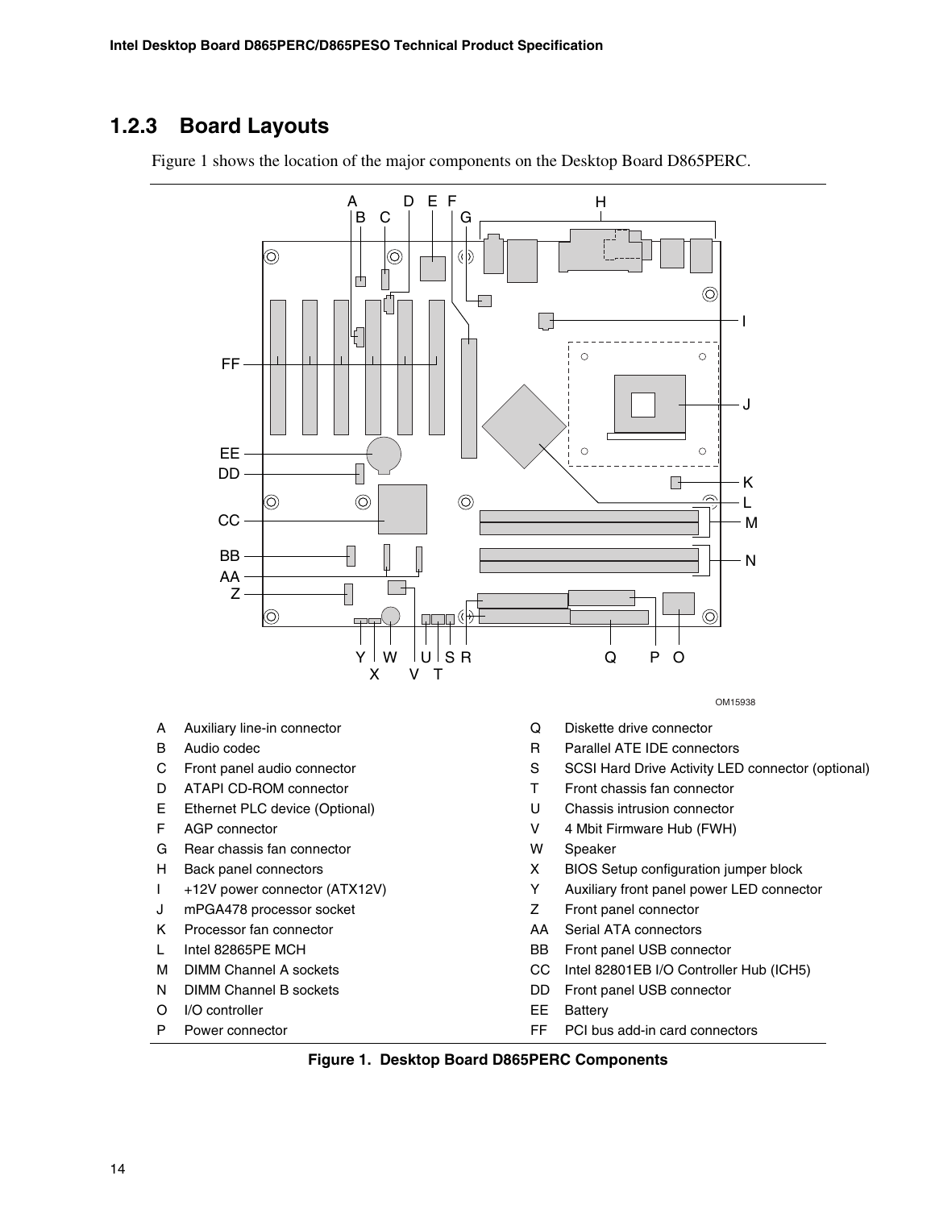## 1.2.3 Board Layouts

Figure 1 shows the location of the major components on the Desktop Board D865PERC.

| | | | |
|---|---|---|---|
| A | Auxiliary line-in connector | Q | Diskette drive connector |
| B | Audio codec | R | Parallel ATE IDE connectors |
| C | Front panel audio connector | S | SCSI Hard Drive Activity LED connector (optional) |
| D | ATAPI CD-ROM connector | T | Front chassis fan connector |
| E | Ethernet PLC device (Optional) | U | Chassis intrusion connector |
| F | AGP connector | V | 4 Mbit Firmware Hub (FWH) |
| G | Rear chassis fan connector | W | Speaker |
| H | Back panel connectors | X | BIOS Setup configuration jumper block |
| I | +12V power connector (ATX12V) | Y | Auxiliary front panel power LED connector |
| J | mPGA478 processor socket | Z | Front panel connector |
| K | Processor fan connector | AA | Serial ATA connectors |
| L | Intel 82865PE MCH | BB | Front panel USB connector |
| M | DIMM Channel A sockets | CC | Intel 82801EB I/O Controller Hub (ICH5) |
| N | DIMM Channel B sockets | DD | Front panel USB connector |
| O | I/O controller | EE | Battery |
| P | Power connector | FF | PCI bus add-in card connectors |

**Figure 1. Desktop Board D865PERC Components**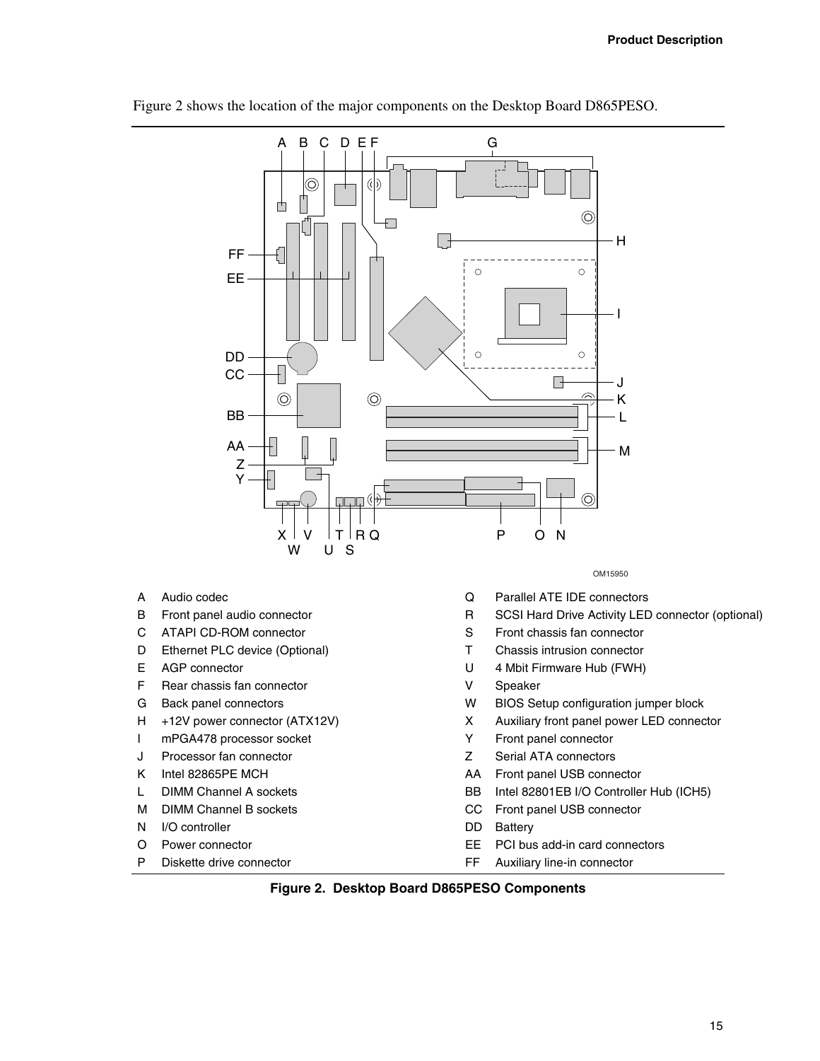Figure 2 shows the location of the major components on the Desktop Board D865PESO.

| | | | |
|---|---|---|---|
| A | Audio codec | Q | Parallel ATE IDE connectors |
| B | Front panel audio connector | R | SCSI Hard Drive Activity LED connector (optional) |
| C | ATAPI CD-ROM connector | S | Front chassis fan connector |
| D | Ethernet PLC device (Optional) | T | Chassis intrusion connector |
| E | AGP connector | U | 4 Mbit Firmware Hub (FWH) |
| F | Rear chassis fan connector | V | Speaker |
| G | Back panel connectors | W | BIOS Setup configuration jumper block |
| H | +12V power connector (ATX12V) | X | Auxiliary front panel power LED connector |
| I | mPGA478 processor socket | Y | Front panel connector |
| J | Processor fan connector | Z | Serial ATA connectors |
| K | Intel 82865PE MCH | AA | Front panel USB connector |
| L | DIMM Channel A sockets | BB | Intel 82801EB I/O Controller Hub (ICH5) |
| M | DIMM Channel B sockets | CC | Front panel USB connector |
| N | I/O controller | DD | Battery |
| O | Power connector | EE | PCI bus add-in card connectors |
| P | Diskette drive connector | FF | Auxiliary line-in connector |

**Figure 2. Desktop Board D865PESO Components**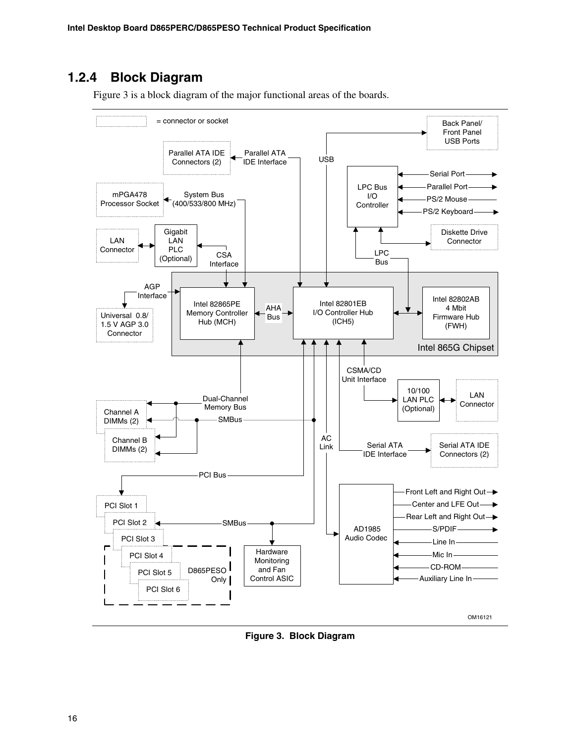## 1.2.4 Block Diagram

Figure 3 is a block diagram of the major functional areas of the boards.

Figure 3. Block Diagram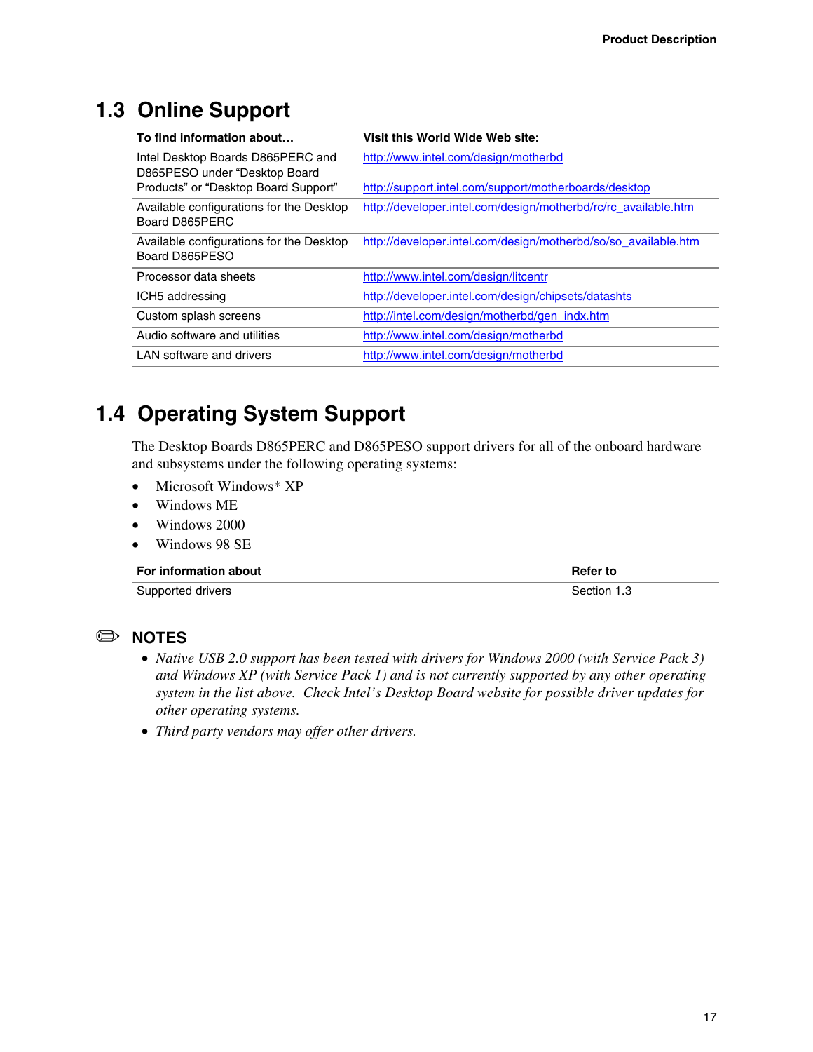## 1.3 Online Support

| To find information about… | Visit this World Wide Web site: |
|---|---|
| Intel Desktop Boards D865PERC and D865PESO under “Desktop Board Products” or “Desktop Board Support” | http://www.intel.com/design/motherbd<br><br>http://support.intel.com/support/motherboards/desktop |
| Available configurations for the Desktop Board D865PERC | http://developer.intel.com/design/motherbd/rc/rc_available.htm |
| Available configurations for the Desktop Board D865PESO | http://developer.intel.com/design/motherbd/so/so_available.htm |
| Processor data sheets | http://www.intel.com/design/litcentr |
| ICH5 addressing | http://developer.intel.com/design/chipsets/datashts |
| Custom splash screens | http://intel.com/design/motherbd/gen_indx.htm |
| Audio software and utilities | http://www.intel.com/design/motherbd |
| LAN software and drivers | http://www.intel.com/design/motherbd |

## 1.4 Operating System Support

The Desktop Boards D865PERC and D865PESO support drivers for all of the onboard hardware and subsystems under the following operating systems:

- Microsoft Windows* XP
- Windows ME
- Windows 2000
- Windows 98 SE

| For information about | Refer to |
|---|---|
| Supported drivers | Section 1.3 |

### NOTES

- *Native USB 2.0 support has been tested with drivers for Windows 2000 (with Service Pack 3) and Windows XP (with Service Pack 1) and is not currently supported by any other operating system in the list above. Check Intel’s Desktop Board website for possible driver updates for other operating systems.*
- *Third party vendors may offer other drivers.*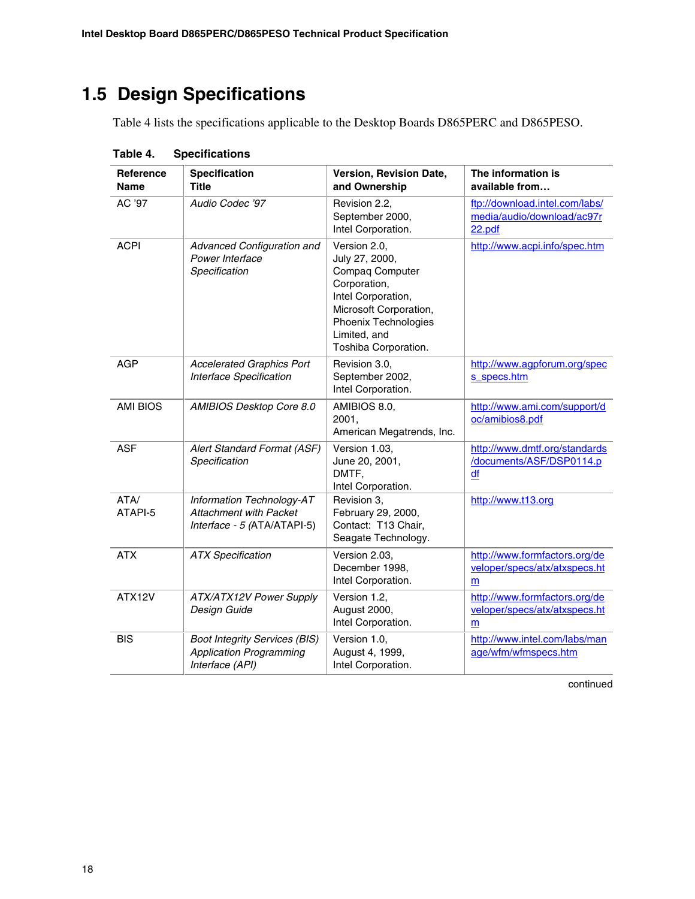## 1.5 Design Specifications

Table 4 lists the specifications applicable to the Desktop Boards D865PERC and D865PESO.

**Table 4. Specifications**

| Reference Name | Specification Title | Version, Revision Date, and Ownership | The information is available from… |
|---|---|---|---|
| AC '97 | *Audio Codec '97* | Revision 2.2, September 2000, Intel Corporation. | ftp://download.intel.com/labs/media/audio/download/ac97r22.pdf |
| ACPI | *Advanced Configuration and Power Interface Specification* | Version 2.0, July 27, 2000, Compaq Computer Corporation, Intel Corporation, Microsoft Corporation, Phoenix Technologies Limited, and Toshiba Corporation. | http://www.acpi.info/spec.htm |
| AGP | *Accelerated Graphics Port Interface Specification* | Revision 3.0, September 2002, Intel Corporation. | http://www.agpforum.org/specs_specs.htm |
| AMI BIOS | *AMIBIOS Desktop Core 8.0* | AMIBIOS 8.0, 2001, American Megatrends, Inc. | http://www.ami.com/support/doc/amibios8.pdf |
| ASF | *Alert Standard Format (ASF) Specification* | Version 1.03, June 20, 2001, DMTF, Intel Corporation. | http://www.dmtf.org/standards/documents/ASF/DSP0114.pdf |
| ATA/ ATAPI-5 | *Information Technology-AT Attachment with Packet Interface - 5* (ATA/ATAPI-5) | Revision 3, February 29, 2000, Contact: T13 Chair, Seagate Technology. | http://www.t13.org |
| ATX | *ATX Specification* | Version 2.03, December 1998, Intel Corporation. | http://www.formfactors.org/developer/specs/atx/atxspecs.htm |
| ATX12V | *ATX/ATX12V Power Supply Design Guide* | Version 1.2, August 2000, Intel Corporation. | http://www.formfactors.org/developer/specs/atx/atxspecs.htm |
| BIS | *Boot Integrity Services (BIS) Application Programming Interface (API)* | Version 1.0, August 4, 1999, Intel Corporation. | http://www.intel.com/labs/manage/wfm/wfmspecs.htm |

continued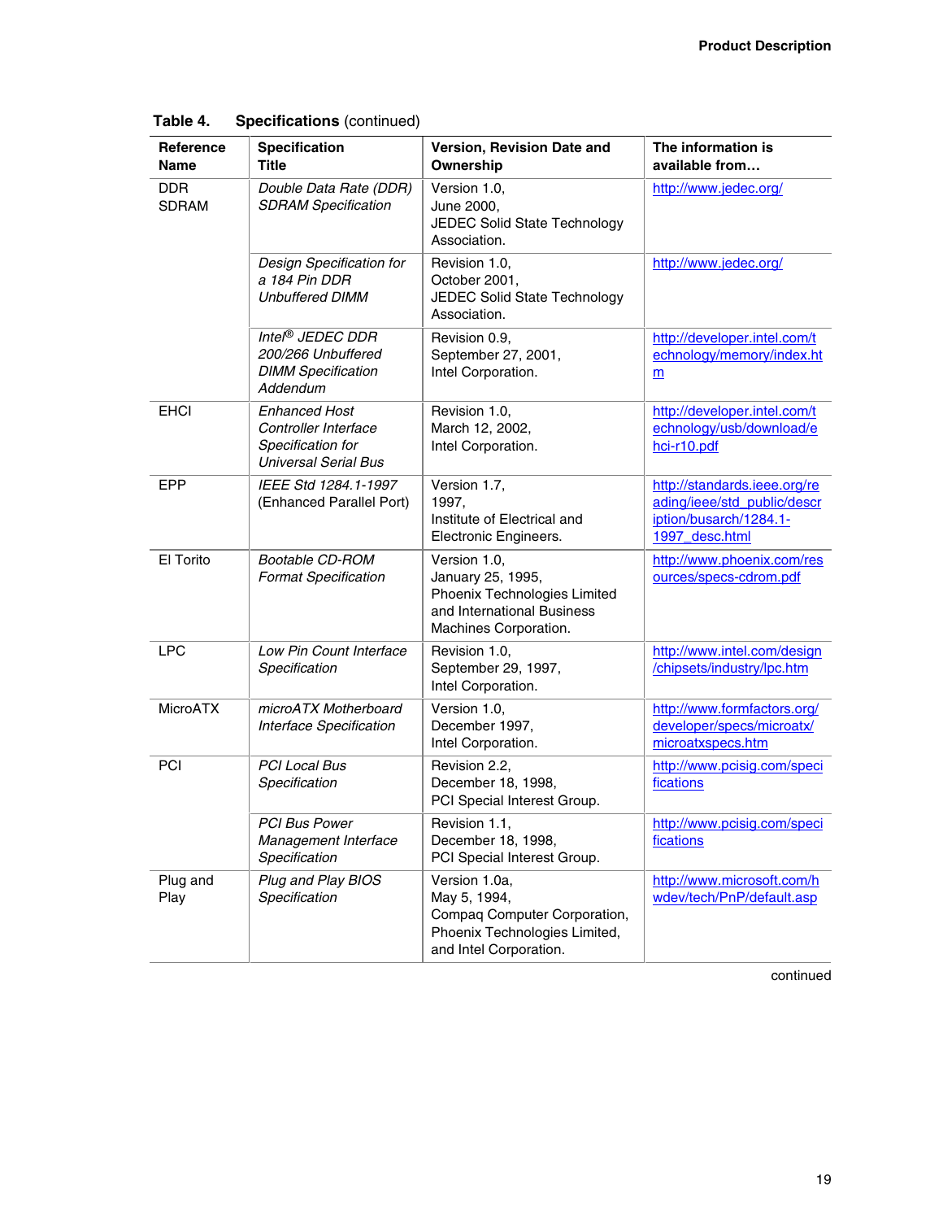**Table 4. Specifications** (continued)

| Reference Name | Specification Title | Version, Revision Date and Ownership | The information is available from… |
|---|---|---|---|
| DDR SDRAM | *Double Data Rate (DDR) SDRAM Specification* | Version 1.0, June 2000, JEDEC Solid State Technology Association. | http://www.jedec.org/ |
| | *Design Specification for a 184 Pin DDR Unbuffered DIMM* | Revision 1.0, October 2001, JEDEC Solid State Technology Association. | http://www.jedec.org/ |
| | *Intel® JEDEC DDR 200/266 Unbuffered DIMM Specification Addendum* | Revision 0.9, September 27, 2001, Intel Corporation. | http://developer.intel.com/technology/memory/index.htm |
| EHCI | *Enhanced Host Controller Interface Specification for Universal Serial Bus* | Revision 1.0, March 12, 2002, Intel Corporation. | http://developer.intel.com/technology/usb/download/ehci-r10.pdf |
| EPP | *IEEE Std 1284.1-1997* (Enhanced Parallel Port) | Version 1.7, 1997, Institute of Electrical and Electronic Engineers. | http://standards.ieee.org/reading/ieee/std_public/description/busarch/1284.1-1997_desc.html |
| El Torito | *Bootable CD-ROM Format Specification* | Version 1.0, January 25, 1995, Phoenix Technologies Limited and International Business Machines Corporation. | http://www.phoenix.com/resources/specs-cdrom.pdf |
| LPC | *Low Pin Count Interface Specification* | Revision 1.0, September 29, 1997, Intel Corporation. | http://www.intel.com/design/chipsets/industry/lpc.htm |
| MicroATX | *microATX Motherboard Interface Specification* | Version 1.0, December 1997, Intel Corporation. | http://www.formfactors.org/developer/specs/microatx/microatxspecs.htm |
| PCI | *PCI Local Bus Specification* | Revision 2.2, December 18, 1998, PCI Special Interest Group. | http://www.pcisig.com/specifications |
| | *PCI Bus Power Management Interface Specification* | Revision 1.1, December 18, 1998, PCI Special Interest Group. | http://www.pcisig.com/specifications |
| Plug and Play | *Plug and Play BIOS Specification* | Version 1.0a, May 5, 1994, Compaq Computer Corporation, Phoenix Technologies Limited, and Intel Corporation. | http://www.microsoft.com/hwdev/tech/PnP/default.asp |

continued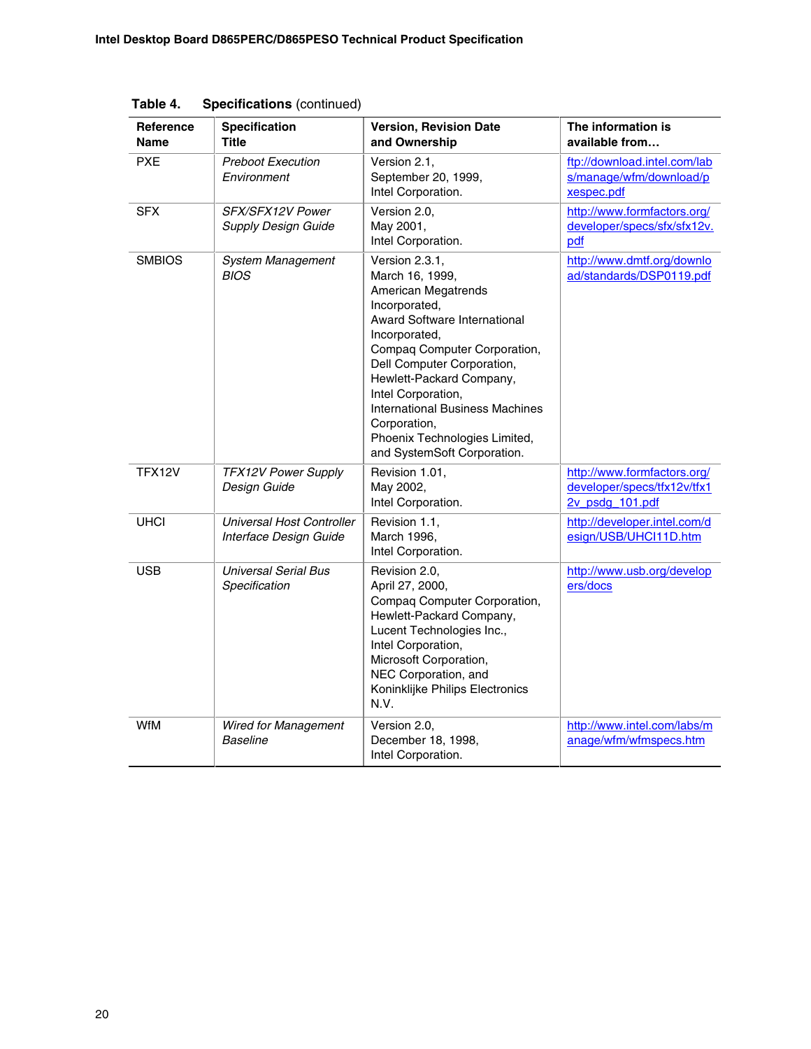**Table 4. Specifications** (continued)

| Reference Name | Specification Title | Version, Revision Date and Ownership | The information is available from… |
|---|---|---|---|
| PXE | *Preboot Execution Environment* | Version 2.1, September 20, 1999, Intel Corporation. | ftp://download.intel.com/labs/manage/wfm/download/pxespec.pdf |
| SFX | *SFX/SFX12V Power Supply Design Guide* | Version 2.0, May 2001, Intel Corporation. | http://www.formfactors.org/developer/specs/sfx/sfx12v.pdf |
| SMBIOS | *System Management BIOS* | Version 2.3.1, March 16, 1999, American Megatrends Incorporated, Award Software International Incorporated, Compaq Computer Corporation, Dell Computer Corporation, Hewlett-Packard Company, Intel Corporation, International Business Machines Corporation, Phoenix Technologies Limited, and SystemSoft Corporation. | http://www.dmtf.org/download/standards/DSP0119.pdf |
| TFX12V | *TFX12V Power Supply Design Guide* | Revision 1.01, May 2002, Intel Corporation. | http://www.formfactors.org/developer/specs/tfx12v/tfx12v_psdg_101.pdf |
| UHCI | *Universal Host Controller Interface Design Guide* | Revision 1.1, March 1996, Intel Corporation. | http://developer.intel.com/design/USB/UHCI11D.htm |
| USB | *Universal Serial Bus Specification* | Revision 2.0, April 27, 2000, Compaq Computer Corporation, Hewlett-Packard Company, Lucent Technologies Inc., Intel Corporation, Microsoft Corporation, NEC Corporation, and Koninklijke Philips Electronics N.V. | http://www.usb.org/developers/docs |
| WfM | *Wired for Management Baseline* | Version 2.0, December 18, 1998, Intel Corporation. | http://www.intel.com/labs/manage/wfm/wfmspecs.htm |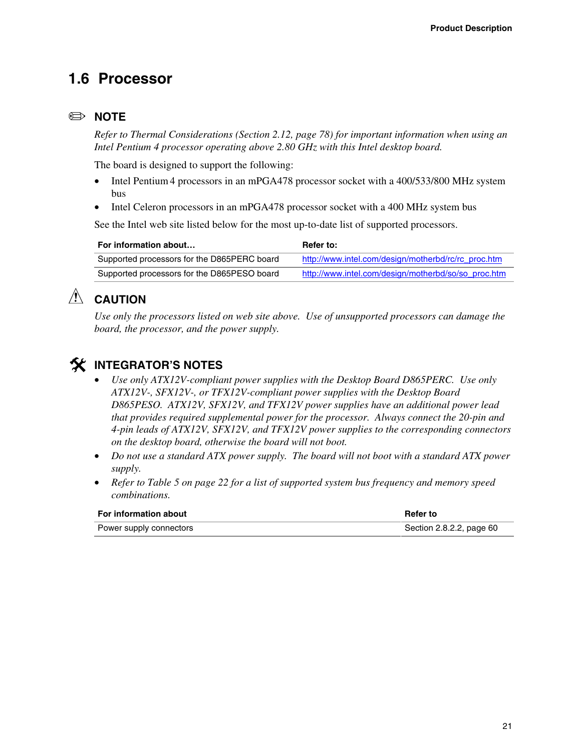## 1.6 Processor

**NOTE**

*Refer to Thermal Considerations (Section 2.12, page 78) for important information when using an Intel Pentium 4 processor operating above 2.80 GHz with this Intel desktop board.*

The board is designed to support the following:

- Intel Pentium 4 processors in an mPGA478 processor socket with a 400/533/800 MHz system bus
- Intel Celeron processors in an mPGA478 processor socket with a 400 MHz system bus

See the Intel web site listed below for the most up-to-date list of supported processors.

| For information about… | Refer to: |
|---|---|
| Supported processors for the D865PERC board | http://www.intel.com/design/motherbd/rc/rc_proc.htm |
| Supported processors for the D865PESO board | http://www.intel.com/design/motherbd/so/so_proc.htm |

**CAUTION**

*Use only the processors listed on web site above. Use of unsupported processors can damage the board, the processor, and the power supply.*

**INTEGRATOR'S NOTES**

- *Use only ATX12V-compliant power supplies with the Desktop Board D865PERC. Use only ATX12V-, SFX12V-, or TFX12V-compliant power supplies with the Desktop Board D865PESO. ATX12V, SFX12V, and TFX12V power supplies have an additional power lead that provides required supplemental power for the processor. Always connect the 20-pin and 4-pin leads of ATX12V, SFX12V, and TFX12V power supplies to the corresponding connectors on the desktop board, otherwise the board will not boot.*
- *Do not use a standard ATX power supply. The board will not boot with a standard ATX power supply.*
- *Refer to Table 5 on page 22 for a list of supported system bus frequency and memory speed combinations.*

| For information about | Refer to |
|---|---|
| Power supply connectors | Section 2.8.2.2, page 60 |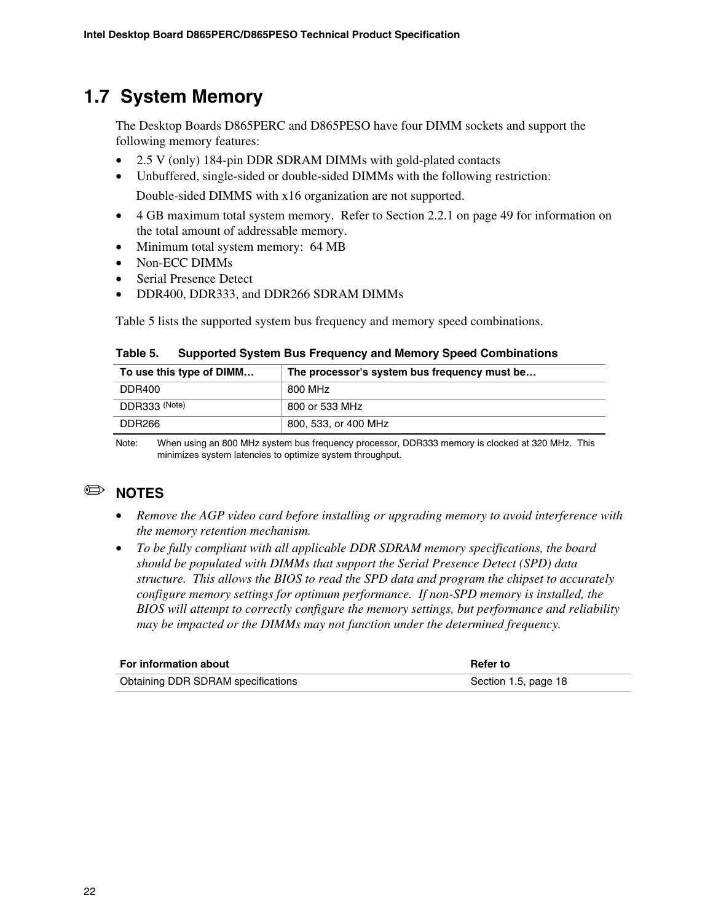## 1.7 System Memory

The Desktop Boards D865PERC and D865PESO have four DIMM sockets and support the following memory features:

- 2.5 V (only) 184-pin DDR SDRAM DIMMs with gold-plated contacts
- Unbuffered, single-sided or double-sided DIMMs with the following restriction:

  Double-sided DIMMS with x16 organization are not supported.
- 4 GB maximum total system memory. Refer to Section 2.2.1 on page 49 for information on the total amount of addressable memory.
- Minimum total system memory: 64 MB
- Non-ECC DIMMs
- Serial Presence Detect
- DDR400, DDR333, and DDR266 SDRAM DIMMs

Table 5 lists the supported system bus frequency and memory speed combinations.

**Table 5. Supported System Bus Frequency and Memory Speed Combinations**

| To use this type of DIMM… | The processor's system bus frequency must be… |
|---|---|
| DDR400 | 800 MHz |
| DDR333 (Note) | 800 or 533 MHz |
| DDR266 | 800, 533, or 400 MHz |

Note: When using an 800 MHz system bus frequency processor, DDR333 memory is clocked at 320 MHz. This minimizes system latencies to optimize system throughput.

### ✏ NOTES

- *Remove the AGP video card before installing or upgrading memory to avoid interference with the memory retention mechanism.*
- *To be fully compliant with all applicable DDR SDRAM memory specifications, the board should be populated with DIMMs that support the Serial Presence Detect (SPD) data structure. This allows the BIOS to read the SPD data and program the chipset to accurately configure memory settings for optimum performance. If non-SPD memory is installed, the BIOS will attempt to correctly configure the memory settings, but performance and reliability may be impacted or the DIMMs may not function under the determined frequency.*

| For information about | Refer to |
|---|---|
| Obtaining DDR SDRAM specifications | Section 1.5, page 18 |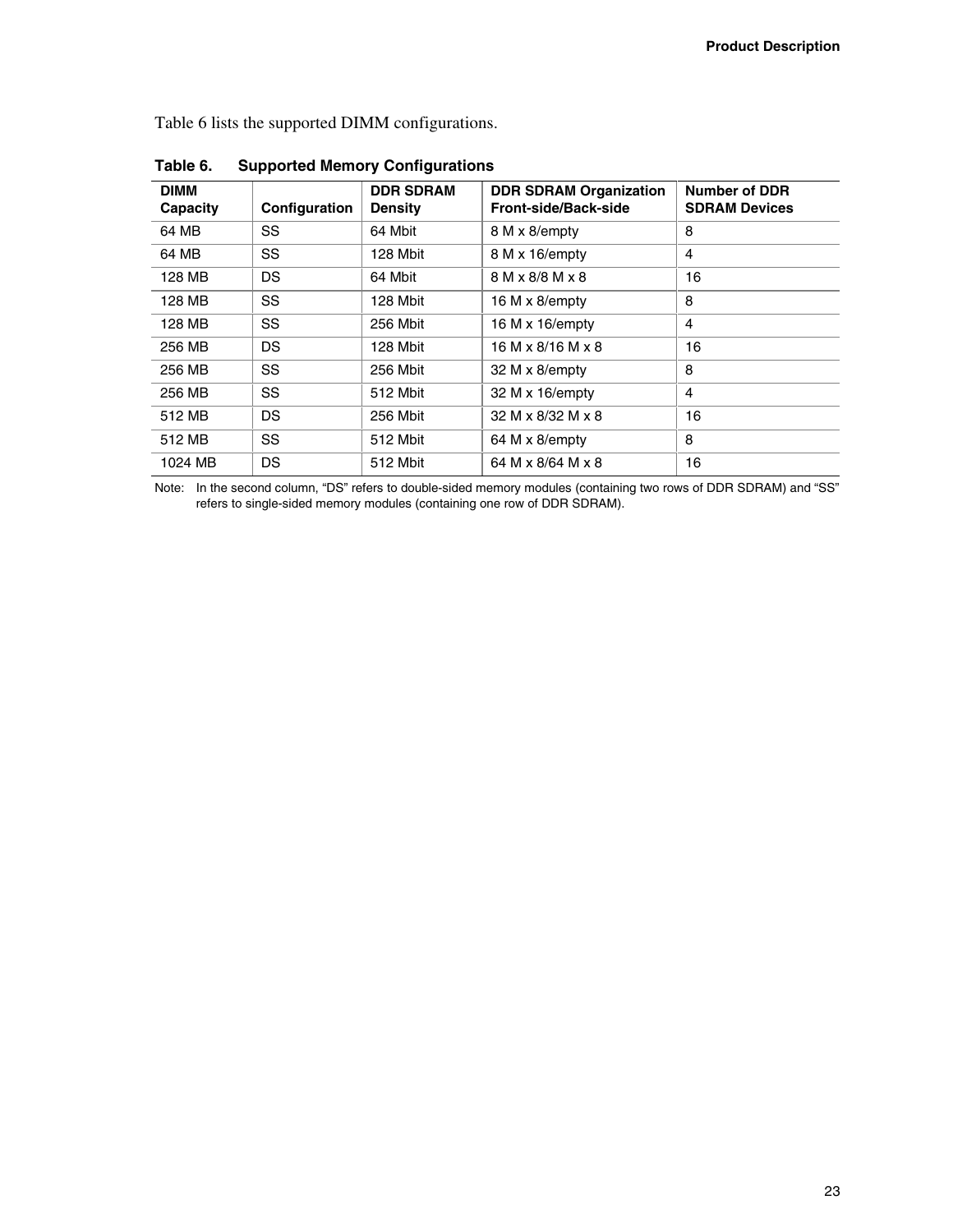Table 6 lists the supported DIMM configurations.

**Table 6. Supported Memory Configurations**

| DIMM Capacity | Configuration | DDR SDRAM Density | DDR SDRAM Organization Front-side/Back-side | Number of DDR SDRAM Devices |
|---|---|---|---|---|
| 64 MB | SS | 64 Mbit | 8 M x 8/empty | 8 |
| 64 MB | SS | 128 Mbit | 8 M x 16/empty | 4 |
| 128 MB | DS | 64 Mbit | 8 M x 8/8 M x 8 | 16 |
| 128 MB | SS | 128 Mbit | 16 M x 8/empty | 8 |
| 128 MB | SS | 256 Mbit | 16 M x 16/empty | 4 |
| 256 MB | DS | 128 Mbit | 16 M x 8/16 M x 8 | 16 |
| 256 MB | SS | 256 Mbit | 32 M x 8/empty | 8 |
| 256 MB | SS | 512 Mbit | 32 M x 16/empty | 4 |
| 512 MB | DS | 256 Mbit | 32 M x 8/32 M x 8 | 16 |
| 512 MB | SS | 512 Mbit | 64 M x 8/empty | 8 |
| 1024 MB | DS | 512 Mbit | 64 M x 8/64 M x 8 | 16 |

Note: In the second column, "DS" refers to double-sided memory modules (containing two rows of DDR SDRAM) and "SS" refers to single-sided memory modules (containing one row of DDR SDRAM).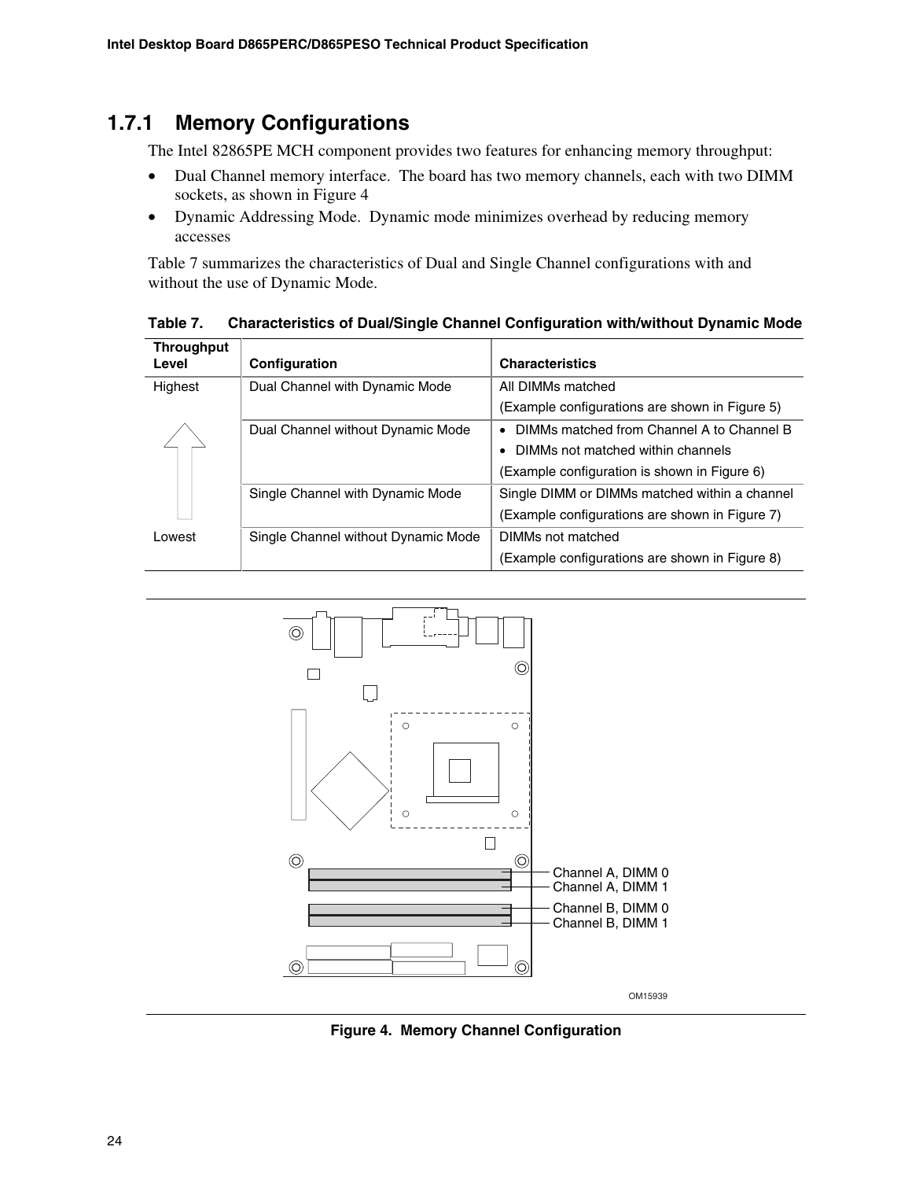### 1.7.1 Memory Configurations

The Intel 82865PE MCH component provides two features for enhancing memory throughput:

- Dual Channel memory interface. The board has two memory channels, each with two DIMM sockets, as shown in Figure 4
- Dynamic Addressing Mode. Dynamic mode minimizes overhead by reducing memory accesses

Table 7 summarizes the characteristics of Dual and Single Channel configurations with and without the use of Dynamic Mode.

**Table 7. Characteristics of Dual/Single Channel Configuration with/without Dynamic Mode**

| Throughput Level | Configuration | Characteristics |
|---|---|---|
| Highest | Dual Channel with Dynamic Mode | All DIMMs matched<br>(Example configurations are shown in Figure 5) |
| | Dual Channel without Dynamic Mode | • DIMMs matched from Channel A to Channel B<br>• DIMMs not matched within channels<br>(Example configuration is shown in Figure 6) |
| | Single Channel with Dynamic Mode | Single DIMM or DIMMs matched within a channel<br>(Example configurations are shown in Figure 7) |
| Lowest | Single Channel without Dynamic Mode | DIMMs not matched<br>(Example configurations are shown in Figure 8) |

Channel A, DIMM 0
Channel A, DIMM 1
Channel B, DIMM 0
Channel B, DIMM 1

OM15939

**Figure 4. Memory Channel Configuration**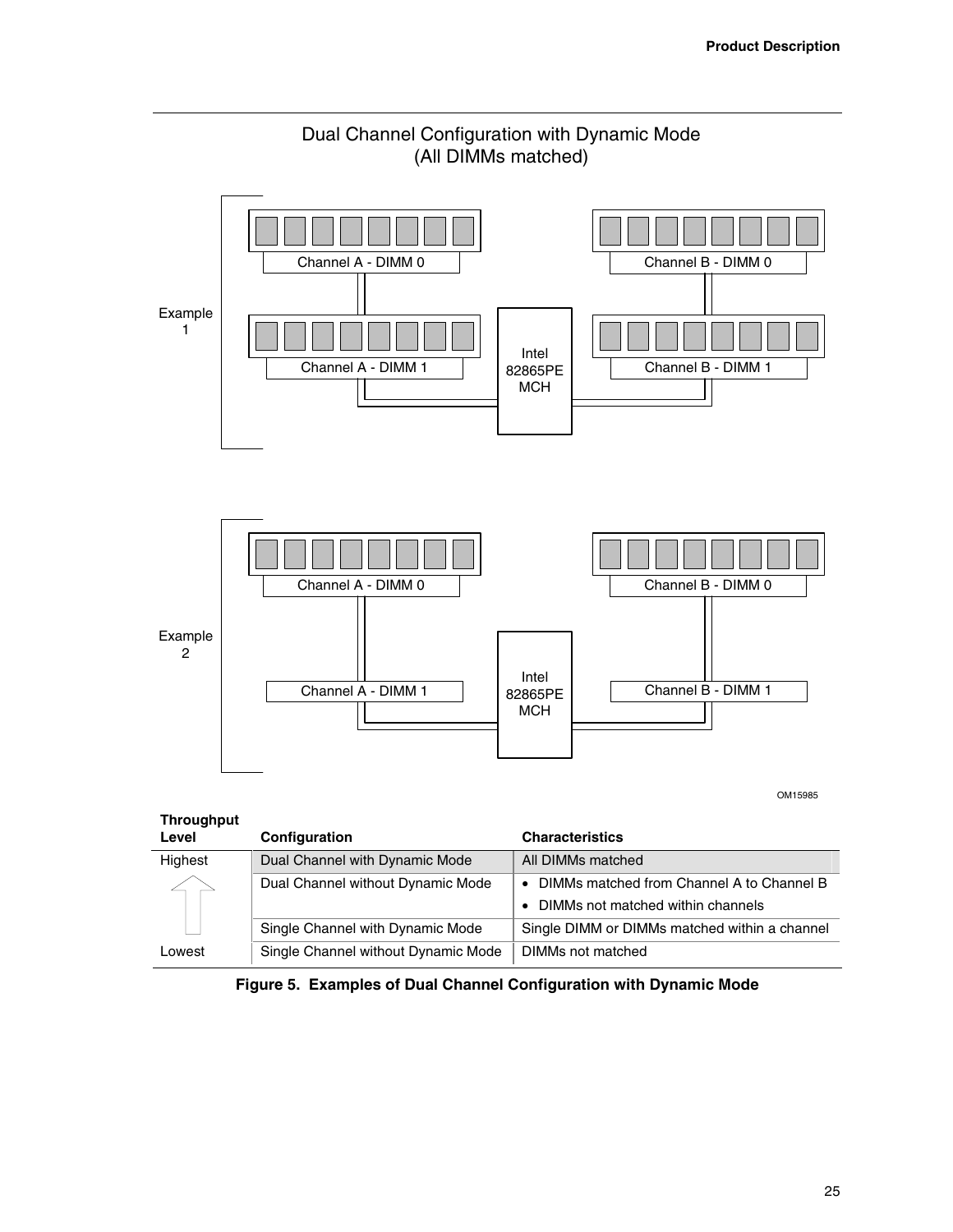Dual Channel Configuration with Dynamic Mode
(All DIMMs matched)

Example 1

Channel A - DIMM 0

Channel A - DIMM 1

Intel 82865PE MCH

Channel B - DIMM 0

Channel B - DIMM 1

Example 2

Channel A - DIMM 0

Channel A - DIMM 1

Intel 82865PE MCH

Channel B - DIMM 0

Channel B - DIMM 1

OM15985

| Throughput Level | Configuration | Characteristics |
|---|---|---|
| Highest | Dual Channel with Dynamic Mode | All DIMMs matched |
| | Dual Channel without Dynamic Mode | • DIMMs matched from Channel A to Channel B<br>• DIMMs not matched within channels |
| | Single Channel with Dynamic Mode | Single DIMM or DIMMs matched within a channel |
| Lowest | Single Channel without Dynamic Mode | DIMMs not matched |

**Figure 5. Examples of Dual Channel Configuration with Dynamic Mode**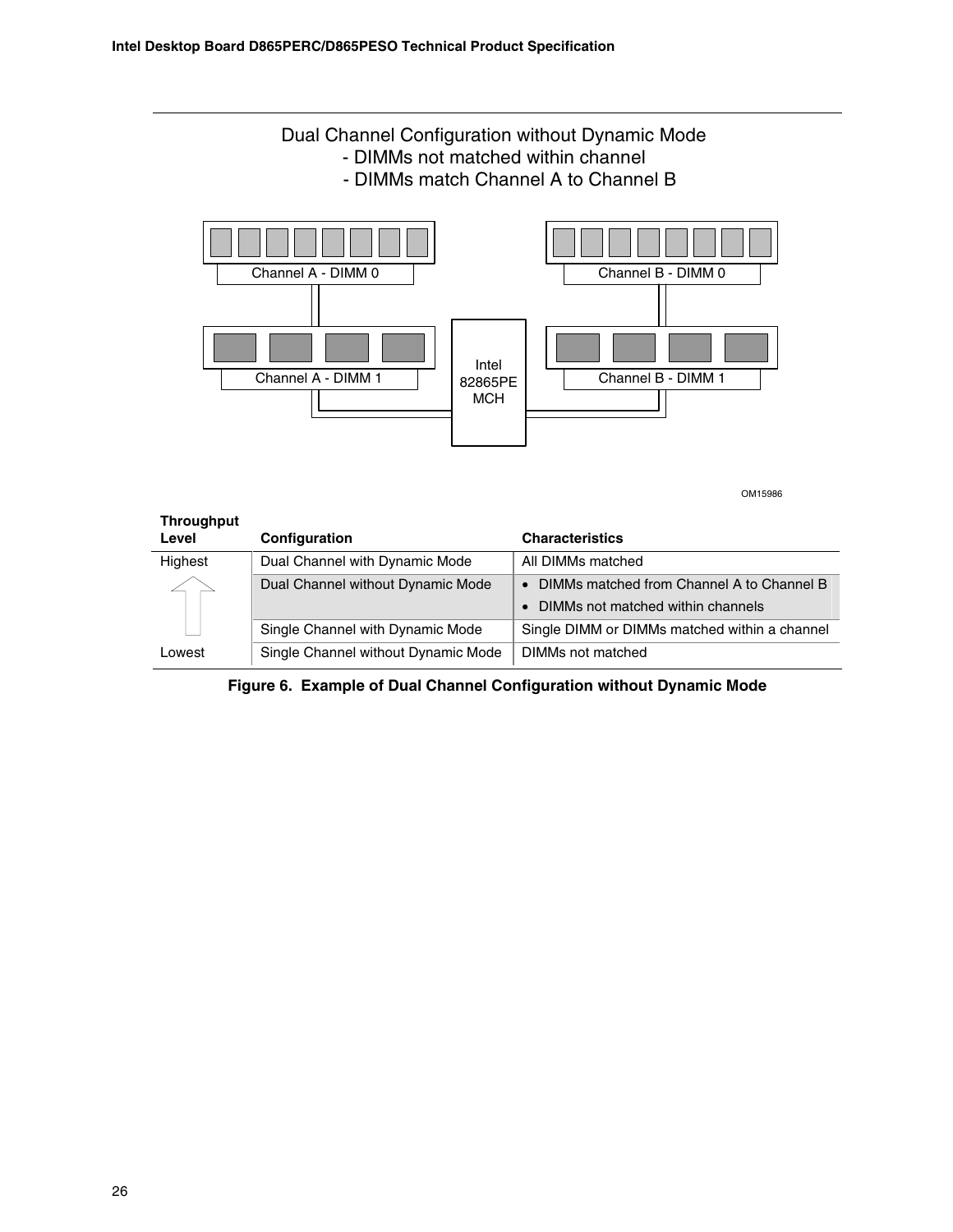Dual Channel Configuration without Dynamic Mode
- DIMMs not matched within channel
- DIMMs match Channel A to Channel B

Channel A - DIMM 0

Channel B - DIMM 0

Channel A - DIMM 1

Intel 82865PE MCH

Channel B - DIMM 1

OM15986

| Throughput Level | Configuration | Characteristics |
|---|---|---|
| Highest | Dual Channel with Dynamic Mode | All DIMMs matched |
| | Dual Channel without Dynamic Mode | • DIMMs matched from Channel A to Channel B<br>• DIMMs not matched within channels |
| | Single Channel with Dynamic Mode | Single DIMM or DIMMs matched within a channel |
| Lowest | Single Channel without Dynamic Mode | DIMMs not matched |

**Figure 6. Example of Dual Channel Configuration without Dynamic Mode**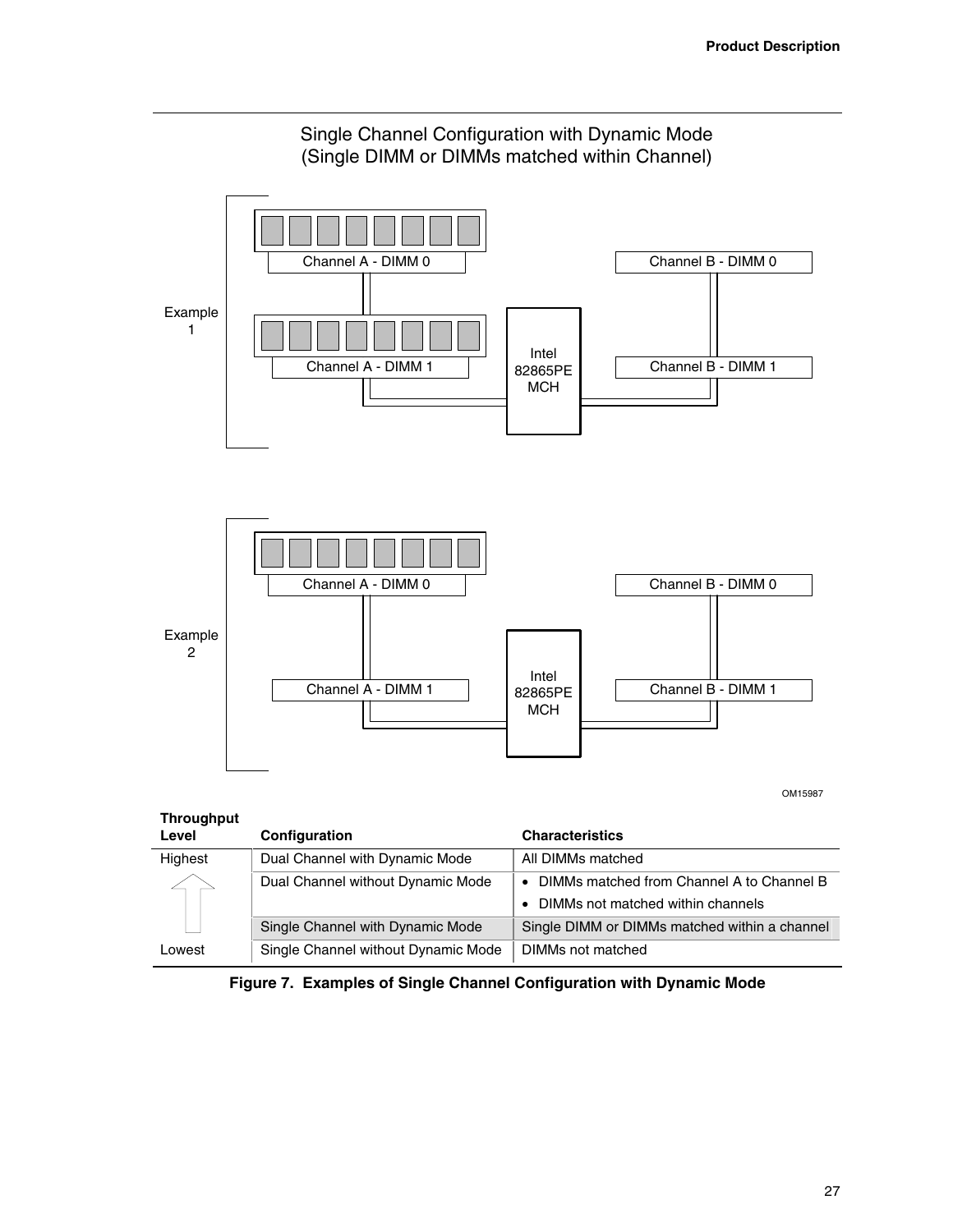Single Channel Configuration with Dynamic Mode
(Single DIMM or DIMMs matched within Channel)

Example 1

Channel A - DIMM 0

Channel A - DIMM 1

Intel 82865PE MCH

Channel B - DIMM 0

Channel B - DIMM 1

Example 2

Channel A - DIMM 0

Channel A - DIMM 1

Intel 82865PE MCH

Channel B - DIMM 0

Channel B - DIMM 1

OM15987

| Throughput Level | Configuration | Characteristics |
|---|---|---|
| Highest | Dual Channel with Dynamic Mode | All DIMMs matched |
| ↑ | Dual Channel without Dynamic Mode | • DIMMs matched from Channel A to Channel B<br>• DIMMs not matched within channels |
| | Single Channel with Dynamic Mode | Single DIMM or DIMMs matched within a channel |
| Lowest | Single Channel without Dynamic Mode | DIMMs not matched |

**Figure 7. Examples of Single Channel Configuration with Dynamic Mode**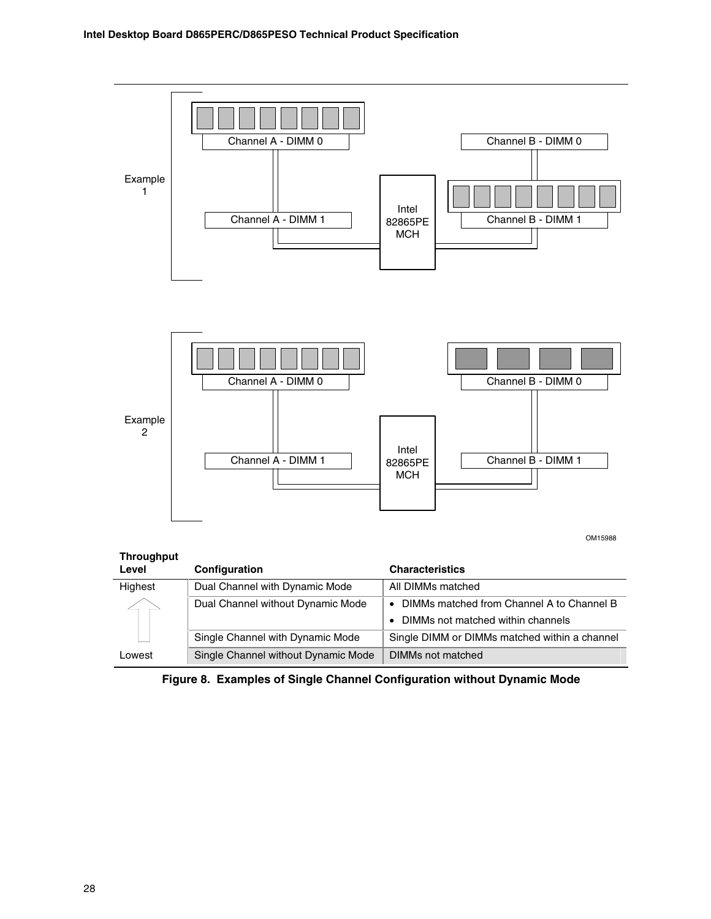Example 1

Channel A - DIMM 0

Channel B - DIMM 0

Channel A - DIMM 1

Intel 82865PE MCH

Channel B - DIMM 1

Example 2

Channel A - DIMM 0

Channel B - DIMM 0

Channel A - DIMM 1

Intel 82865PE MCH

Channel B - DIMM 1

OM15988

| Throughput Level | Configuration | Characteristics |
|---|---|---|
| Highest | Dual Channel with Dynamic Mode | All DIMMs matched |
| | Dual Channel without Dynamic Mode | • DIMMs matched from Channel A to Channel B<br>• DIMMs not matched within channels |
| | Single Channel with Dynamic Mode | Single DIMM or DIMMs matched within a channel |
| Lowest | Single Channel without Dynamic Mode | DIMMs not matched |

**Figure 8. Examples of Single Channel Configuration without Dynamic Mode**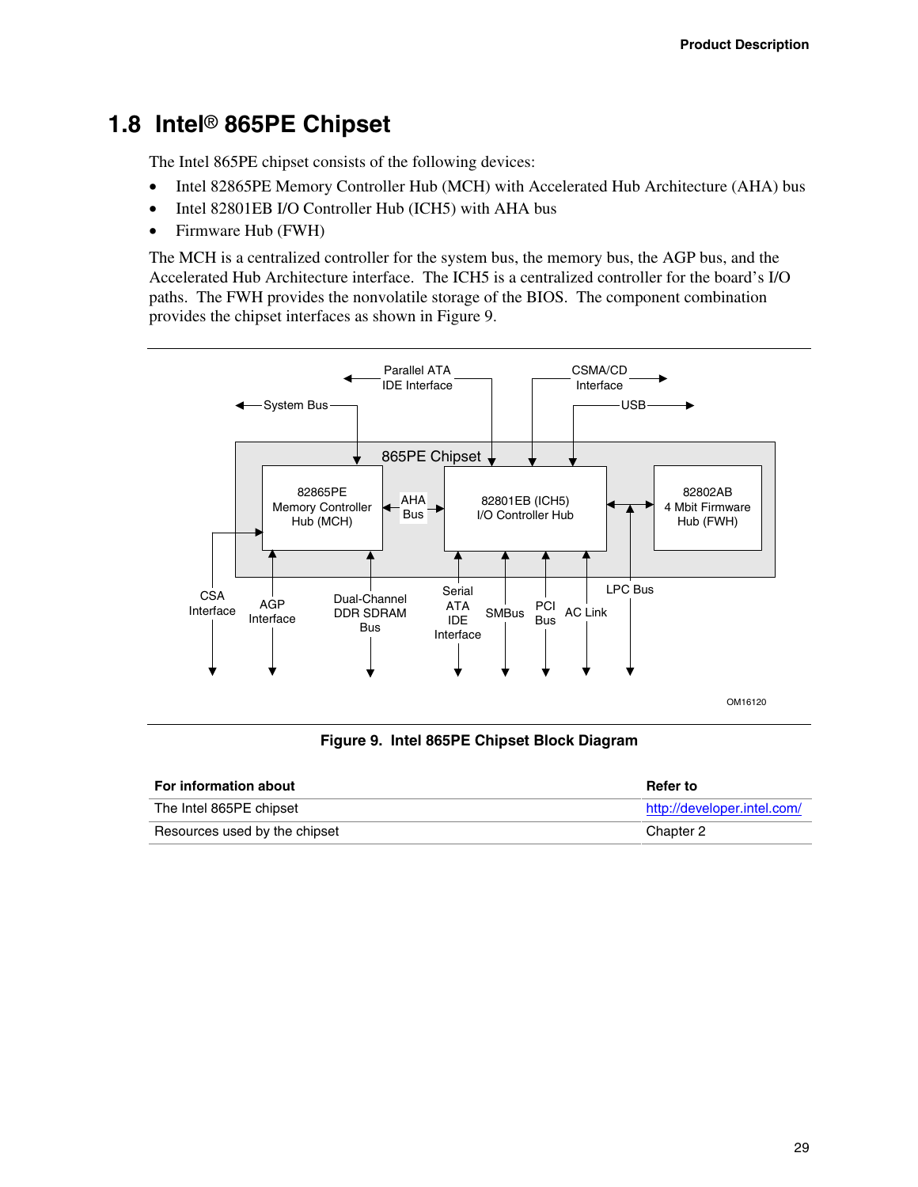## 1.8 Intel® 865PE Chipset

The Intel 865PE chipset consists of the following devices:

- Intel 82865PE Memory Controller Hub (MCH) with Accelerated Hub Architecture (AHA) bus
- Intel 82801EB I/O Controller Hub (ICH5) with AHA bus
- Firmware Hub (FWH)

The MCH is a centralized controller for the system bus, the memory bus, the AGP bus, and the Accelerated Hub Architecture interface. The ICH5 is a centralized controller for the board's I/O paths. The FWH provides the nonvolatile storage of the BIOS. The component combination provides the chipset interfaces as shown in Figure 9.

**Figure 9. Intel 865PE Chipset Block Diagram**

| For information about | Refer to |
|---|---|
| The Intel 865PE chipset | http://developer.intel.com/ |
| Resources used by the chipset | Chapter 2 |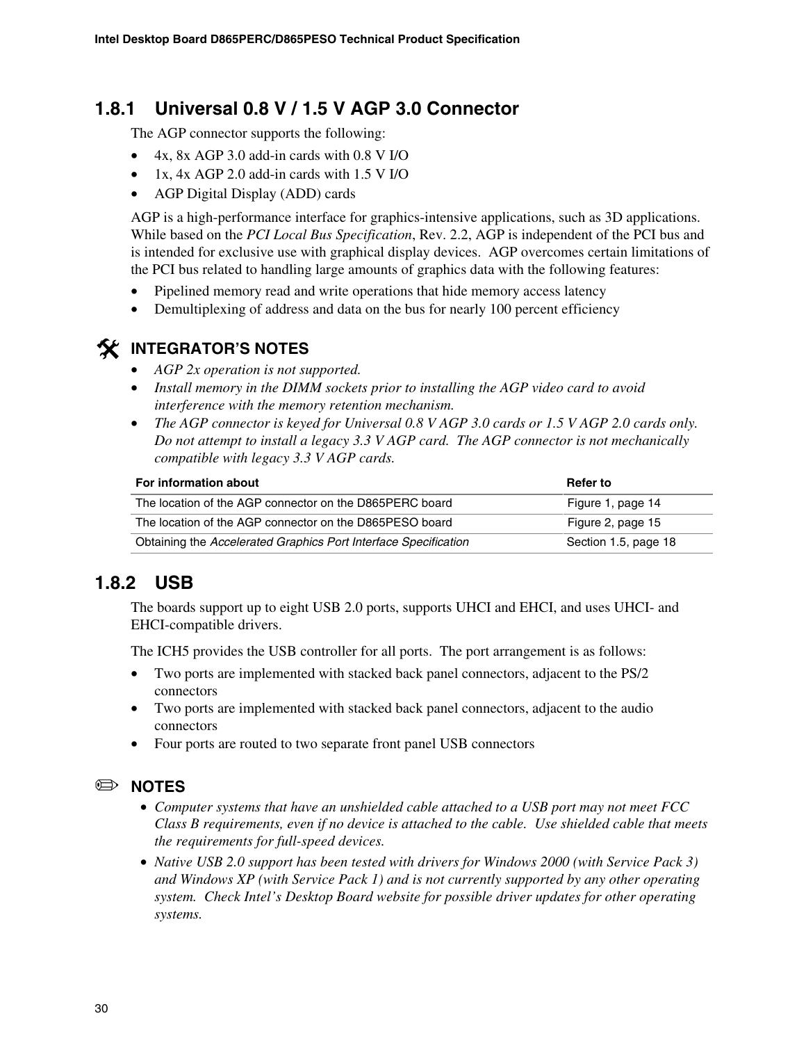### 1.8.1 Universal 0.8 V / 1.5 V AGP 3.0 Connector

The AGP connector supports the following:

- 4x, 8x AGP 3.0 add-in cards with 0.8 V I/O
- 1x, 4x AGP 2.0 add-in cards with 1.5 V I/O
- AGP Digital Display (ADD) cards

AGP is a high-performance interface for graphics-intensive applications, such as 3D applications. While based on the *PCI Local Bus Specification*, Rev. 2.2, AGP is independent of the PCI bus and is intended for exclusive use with graphical display devices. AGP overcomes certain limitations of the PCI bus related to handling large amounts of graphics data with the following features:

- Pipelined memory read and write operations that hide memory access latency
- Demultiplexing of address and data on the bus for nearly 100 percent efficiency

**INTEGRATOR'S NOTES**

- *AGP 2x operation is not supported.*
- *Install memory in the DIMM sockets prior to installing the AGP video card to avoid interference with the memory retention mechanism.*
- *The AGP connector is keyed for Universal 0.8 V AGP 3.0 cards or 1.5 V AGP 2.0 cards only. Do not attempt to install a legacy 3.3 V AGP card. The AGP connector is not mechanically compatible with legacy 3.3 V AGP cards.*

| For information about | Refer to |
|---|---|
| The location of the AGP connector on the D865PERC board | Figure 1, page 14 |
| The location of the AGP connector on the D865PESO board | Figure 2, page 15 |
| Obtaining the *Accelerated Graphics Port Interface Specification* | Section 1.5, page 18 |

### 1.8.2 USB

The boards support up to eight USB 2.0 ports, supports UHCI and EHCI, and uses UHCI- and EHCI-compatible drivers.

The ICH5 provides the USB controller for all ports. The port arrangement is as follows:

- Two ports are implemented with stacked back panel connectors, adjacent to the PS/2 connectors
- Two ports are implemented with stacked back panel connectors, adjacent to the audio connectors
- Four ports are routed to two separate front panel USB connectors

**NOTES**

- *Computer systems that have an unshielded cable attached to a USB port may not meet FCC Class B requirements, even if no device is attached to the cable. Use shielded cable that meets the requirements for full-speed devices.*
- *Native USB 2.0 support has been tested with drivers for Windows 2000 (with Service Pack 3) and Windows XP (with Service Pack 1) and is not currently supported by any other operating system. Check Intel's Desktop Board website for possible driver updates for other operating systems.*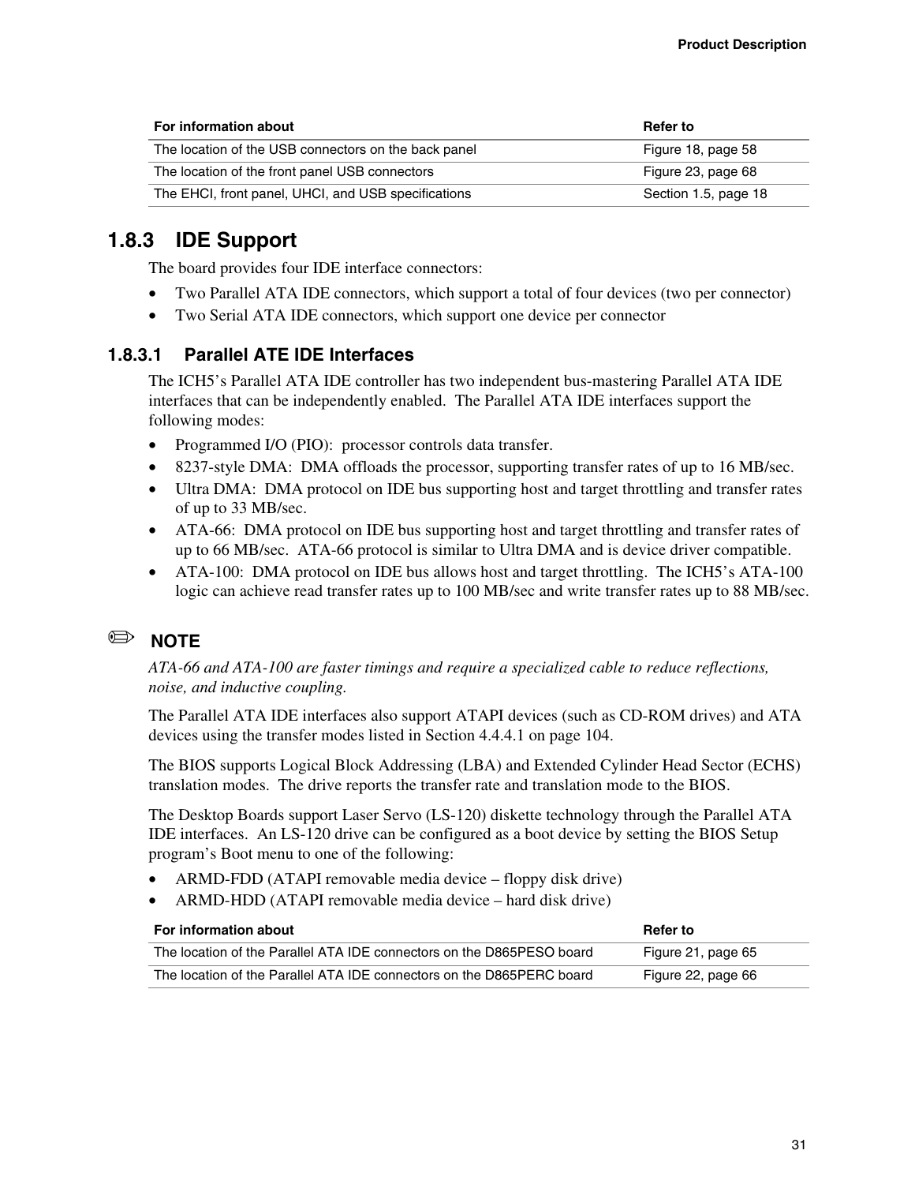| For information about | Refer to |
| --- | --- |
| The location of the USB connectors on the back panel | Figure 18, page 58 |
| The location of the front panel USB connectors | Figure 23, page 68 |
| The EHCI, front panel, UHCI, and USB specifications | Section 1.5, page 18 |

## 1.8.3 IDE Support

The board provides four IDE interface connectors:

- Two Parallel ATA IDE connectors, which support a total of four devices (two per connector)
- Two Serial ATA IDE connectors, which support one device per connector

### 1.8.3.1 Parallel ATE IDE Interfaces

The ICH5's Parallel ATA IDE controller has two independent bus-mastering Parallel ATA IDE interfaces that can be independently enabled. The Parallel ATA IDE interfaces support the following modes:

- Programmed I/O (PIO): processor controls data transfer.
- 8237-style DMA: DMA offloads the processor, supporting transfer rates of up to 16 MB/sec.
- Ultra DMA: DMA protocol on IDE bus supporting host and target throttling and transfer rates of up to 33 MB/sec.
- ATA-66: DMA protocol on IDE bus supporting host and target throttling and transfer rates of up to 66 MB/sec. ATA-66 protocol is similar to Ultra DMA and is device driver compatible.
- ATA-100: DMA protocol on IDE bus allows host and target throttling. The ICH5's ATA-100 logic can achieve read transfer rates up to 100 MB/sec and write transfer rates up to 88 MB/sec.

✏ **NOTE**

*ATA-66 and ATA-100 are faster timings and require a specialized cable to reduce reflections, noise, and inductive coupling.*

The Parallel ATA IDE interfaces also support ATAPI devices (such as CD-ROM drives) and ATA devices using the transfer modes listed in Section 4.4.4.1 on page 104.

The BIOS supports Logical Block Addressing (LBA) and Extended Cylinder Head Sector (ECHS) translation modes. The drive reports the transfer rate and translation mode to the BIOS.

The Desktop Boards support Laser Servo (LS-120) diskette technology through the Parallel ATA IDE interfaces. An LS-120 drive can be configured as a boot device by setting the BIOS Setup program's Boot menu to one of the following:

- ARMD-FDD (ATAPI removable media device – floppy disk drive)
- ARMD-HDD (ATAPI removable media device – hard disk drive)

| For information about | Refer to |
| --- | --- |
| The location of the Parallel ATA IDE connectors on the D865PESO board | Figure 21, page 65 |
| The location of the Parallel ATA IDE connectors on the D865PERC board | Figure 22, page 66 |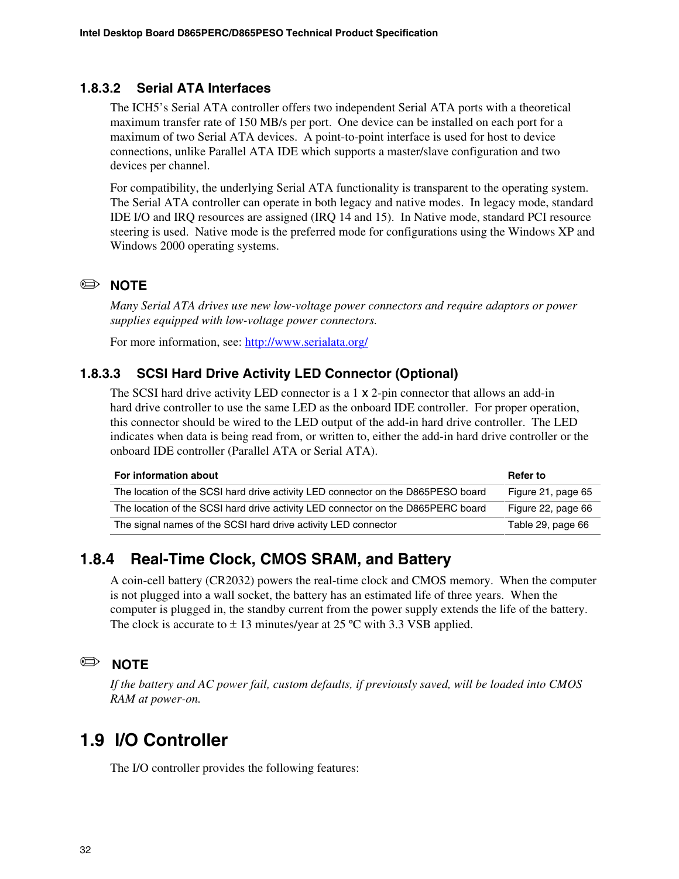#### 1.8.3.2 Serial ATA Interfaces

The ICH5's Serial ATA controller offers two independent Serial ATA ports with a theoretical maximum transfer rate of 150 MB/s per port. One device can be installed on each port for a maximum of two Serial ATA devices. A point-to-point interface is used for host to device connections, unlike Parallel ATA IDE which supports a master/slave configuration and two devices per channel.

For compatibility, the underlying Serial ATA functionality is transparent to the operating system. The Serial ATA controller can operate in both legacy and native modes. In legacy mode, standard IDE I/O and IRQ resources are assigned (IRQ 14 and 15). In Native mode, standard PCI resource steering is used. Native mode is the preferred mode for configurations using the Windows XP and Windows 2000 operating systems.

**NOTE**

*Many Serial ATA drives use new low-voltage power connectors and require adaptors or power supplies equipped with low-voltage power connectors.*

For more information, see: http://www.serialata.org/

#### 1.8.3.3 SCSI Hard Drive Activity LED Connector (Optional)

The SCSI hard drive activity LED connector is a 1 x 2-pin connector that allows an add-in hard drive controller to use the same LED as the onboard IDE controller. For proper operation, this connector should be wired to the LED output of the add-in hard drive controller. The LED indicates when data is being read from, or written to, either the add-in hard drive controller or the onboard IDE controller (Parallel ATA or Serial ATA).

| For information about | Refer to |
|---|---|
| The location of the SCSI hard drive activity LED connector on the D865PESO board | Figure 21, page 65 |
| The location of the SCSI hard drive activity LED connector on the D865PERC board | Figure 22, page 66 |
| The signal names of the SCSI hard drive activity LED connector | Table 29, page 66 |

### 1.8.4 Real-Time Clock, CMOS SRAM, and Battery

A coin-cell battery (CR2032) powers the real-time clock and CMOS memory. When the computer is not plugged into a wall socket, the battery has an estimated life of three years. When the computer is plugged in, the standby current from the power supply extends the life of the battery. The clock is accurate to ± 13 minutes/year at 25 ºC with 3.3 VSB applied.

**NOTE**

*If the battery and AC power fail, custom defaults, if previously saved, will be loaded into CMOS RAM at power-on.*

## 1.9 I/O Controller

The I/O controller provides the following features: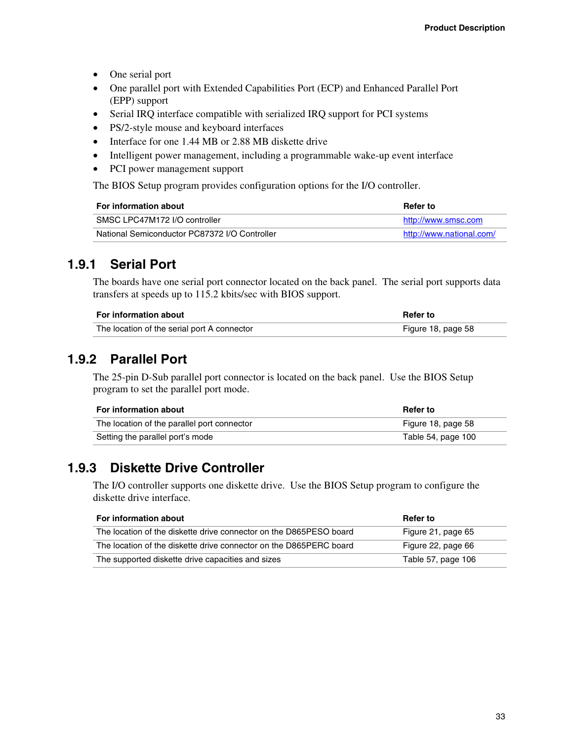- One serial port
- One parallel port with Extended Capabilities Port (ECP) and Enhanced Parallel Port (EPP) support
- Serial IRQ interface compatible with serialized IRQ support for PCI systems
- PS/2-style mouse and keyboard interfaces
- Interface for one 1.44 MB or 2.88 MB diskette drive
- Intelligent power management, including a programmable wake-up event interface
- PCI power management support

The BIOS Setup program provides configuration options for the I/O controller.

| For information about | Refer to |
|---|---|
| SMSC LPC47M172 I/O controller | http://www.smsc.com |
| National Semiconductor PC87372 I/O Controller | http://www.national.com/ |

### 1.9.1 Serial Port

The boards have one serial port connector located on the back panel. The serial port supports data transfers at speeds up to 115.2 kbits/sec with BIOS support.

| For information about | Refer to |
|---|---|
| The location of the serial port A connector | Figure 18, page 58 |

### 1.9.2 Parallel Port

The 25-pin D-Sub parallel port connector is located on the back panel. Use the BIOS Setup program to set the parallel port mode.

| For information about | Refer to |
|---|---|
| The location of the parallel port connector | Figure 18, page 58 |
| Setting the parallel port's mode | Table 54, page 100 |

### 1.9.3 Diskette Drive Controller

The I/O controller supports one diskette drive. Use the BIOS Setup program to configure the diskette drive interface.

| For information about | Refer to |
|---|---|
| The location of the diskette drive connector on the D865PESO board | Figure 21, page 65 |
| The location of the diskette drive connector on the D865PERC board | Figure 22, page 66 |
| The supported diskette drive capacities and sizes | Table 57, page 106 |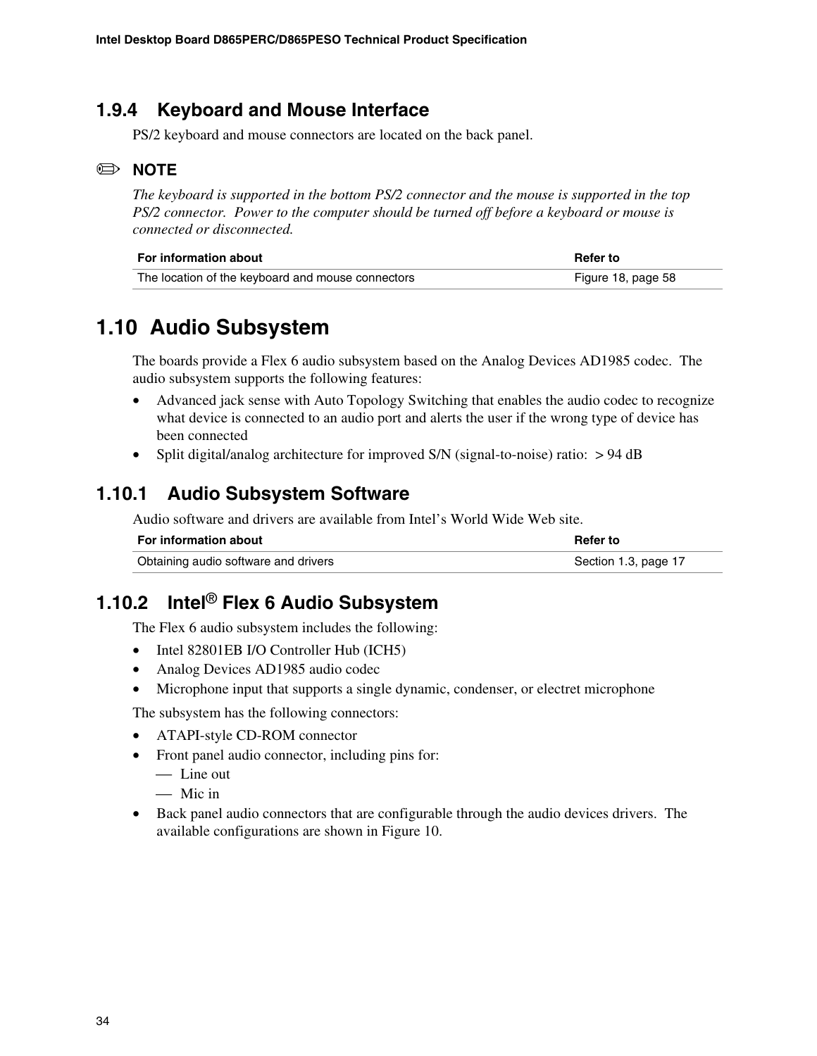### 1.9.4 Keyboard and Mouse Interface

PS/2 keyboard and mouse connectors are located on the back panel.

✏ **NOTE**

*The keyboard is supported in the bottom PS/2 connector and the mouse is supported in the top PS/2 connector. Power to the computer should be turned off before a keyboard or mouse is connected or disconnected.*

| For information about | Refer to |
| --- | --- |
| The location of the keyboard and mouse connectors | Figure 18, page 58 |

## 1.10 Audio Subsystem

The boards provide a Flex 6 audio subsystem based on the Analog Devices AD1985 codec. The audio subsystem supports the following features:

- Advanced jack sense with Auto Topology Switching that enables the audio codec to recognize what device is connected to an audio port and alerts the user if the wrong type of device has been connected
- Split digital/analog architecture for improved S/N (signal-to-noise) ratio: > 94 dB

### 1.10.1 Audio Subsystem Software

Audio software and drivers are available from Intel's World Wide Web site.

| For information about | Refer to |
| --- | --- |
| Obtaining audio software and drivers | Section 1.3, page 17 |

### 1.10.2 Intel® Flex 6 Audio Subsystem

The Flex 6 audio subsystem includes the following:

- Intel 82801EB I/O Controller Hub (ICH5)
- Analog Devices AD1985 audio codec
- Microphone input that supports a single dynamic, condenser, or electret microphone

The subsystem has the following connectors:

- ATAPI-style CD-ROM connector
- Front panel audio connector, including pins for:
  - Line out
  - Mic in
- Back panel audio connectors that are configurable through the audio devices drivers. The available configurations are shown in Figure 10.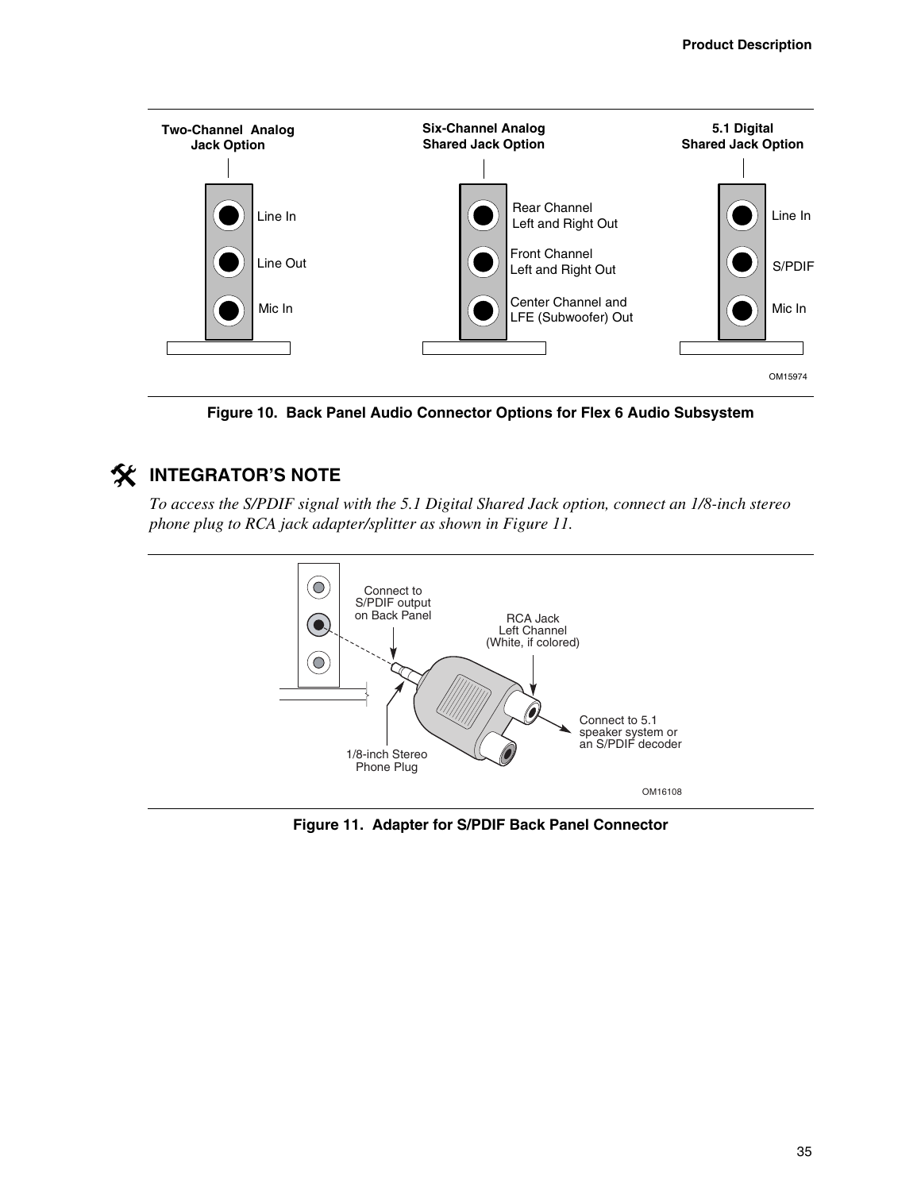Two-Channel Analog Jack Option

- Line In
- Line Out
- Mic In

Six-Channel Analog Shared Jack Option

- Rear Channel Left and Right Out
- Front Channel Left and Right Out
- Center Channel and LFE (Subwoofer) Out

5.1 Digital Shared Jack Option

- Line In
- S/PDIF
- Mic In

OM15974

**Figure 10. Back Panel Audio Connector Options for Flex 6 Audio Subsystem**

## INTEGRATOR'S NOTE

*To access the S/PDIF signal with the 5.1 Digital Shared Jack option, connect an 1/8-inch stereo phone plug to RCA jack adapter/splitter as shown in Figure 11.*

Connect to S/PDIF output on Back Panel

RCA Jack Left Channel (White, if colored)

Connect to 5.1 speaker system or an S/PDIF decoder

1/8-inch Stereo Phone Plug

OM16108

**Figure 11. Adapter for S/PDIF Back Panel Connector**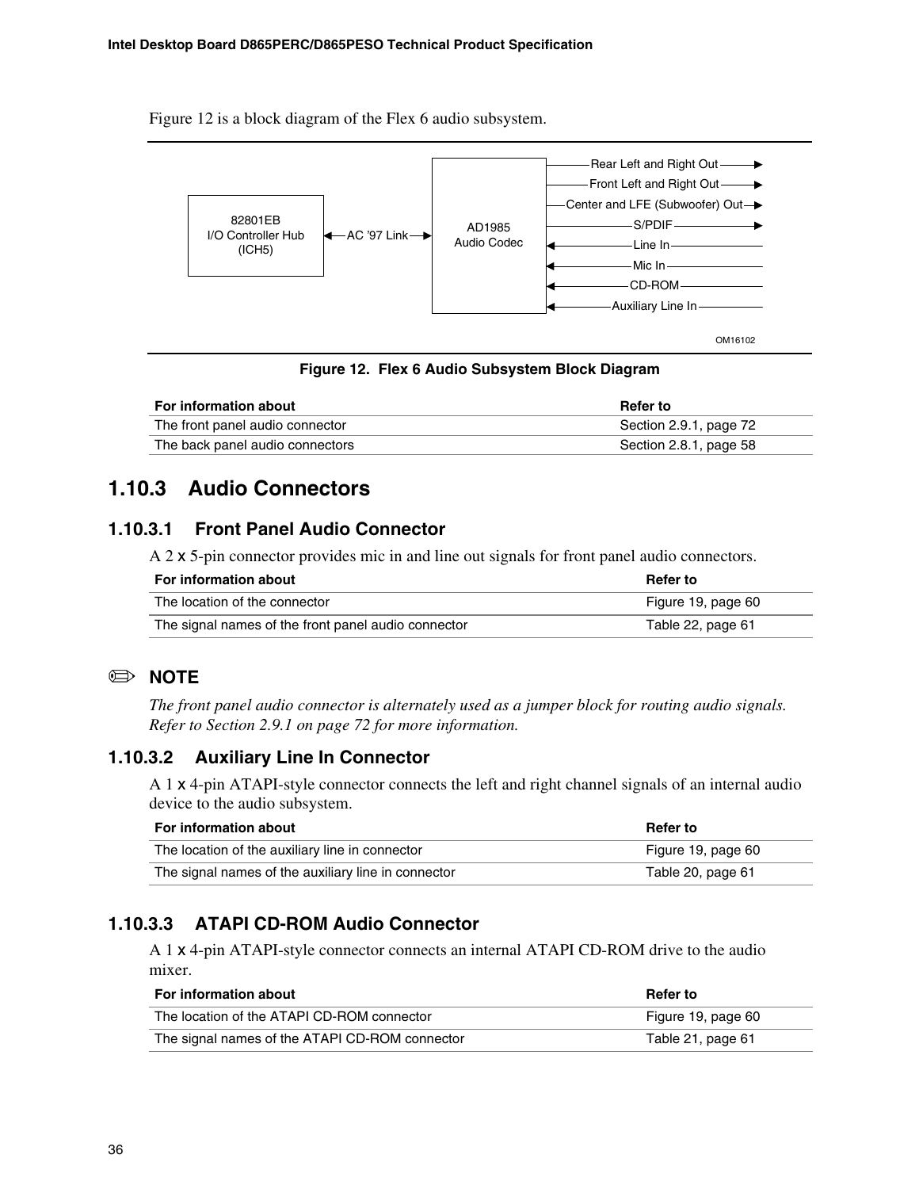Figure 12 is a block diagram of the Flex 6 audio subsystem.

Figure 12. Flex 6 Audio Subsystem Block Diagram

| For information about | Refer to |
| --- | --- |
| The front panel audio connector | Section 2.9.1, page 72 |
| The back panel audio connectors | Section 2.8.1, page 58 |

### 1.10.3 Audio Connectors

#### 1.10.3.1 Front Panel Audio Connector

A 2 x 5-pin connector provides mic in and line out signals for front panel audio connectors.

| For information about | Refer to |
| --- | --- |
| The location of the connector | Figure 19, page 60 |
| The signal names of the front panel audio connector | Table 22, page 61 |

✏ **NOTE**

*The front panel audio connector is alternately used as a jumper block for routing audio signals. Refer to Section 2.9.1 on page 72 for more information.*

#### 1.10.3.2 Auxiliary Line In Connector

A 1 x 4-pin ATAPI-style connector connects the left and right channel signals of an internal audio device to the audio subsystem.

| For information about | Refer to |
| --- | --- |
| The location of the auxiliary line in connector | Figure 19, page 60 |
| The signal names of the auxiliary line in connector | Table 20, page 61 |

#### 1.10.3.3 ATAPI CD-ROM Audio Connector

A 1 x 4-pin ATAPI-style connector connects an internal ATAPI CD-ROM drive to the audio mixer.

| For information about | Refer to |
| --- | --- |
| The location of the ATAPI CD-ROM connector | Figure 19, page 60 |
| The signal names of the ATAPI CD-ROM connector | Table 21, page 61 |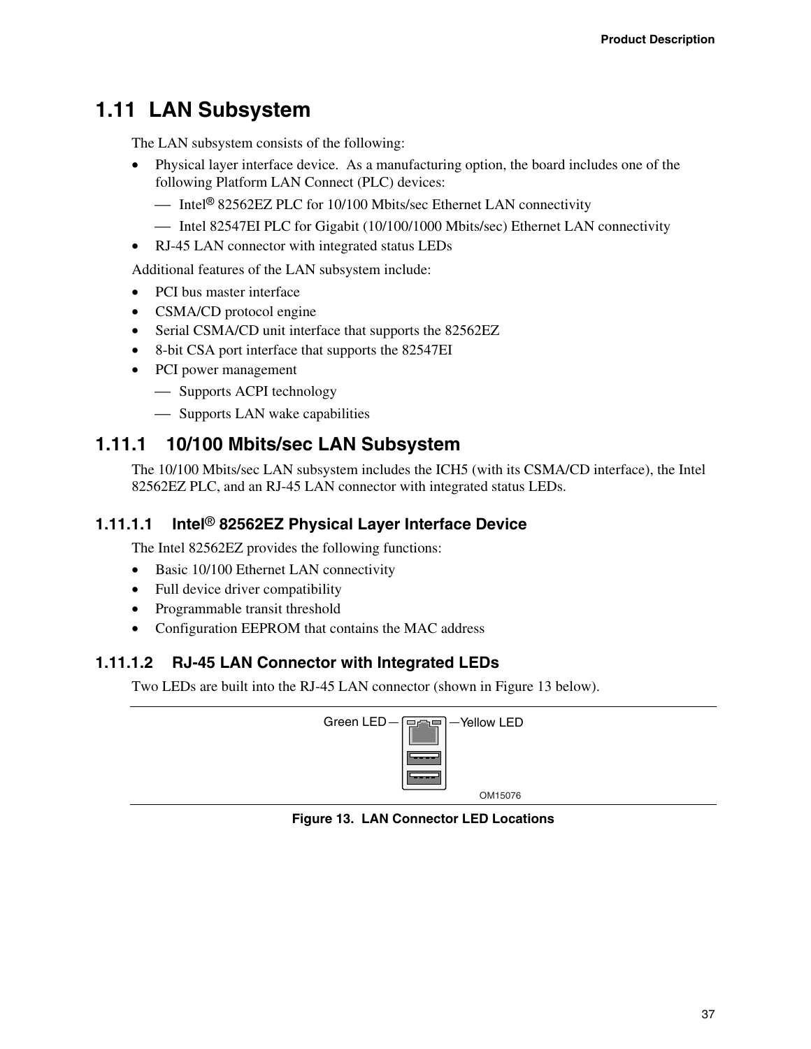## 1.11 LAN Subsystem

The LAN subsystem consists of the following:

- Physical layer interface device. As a manufacturing option, the board includes one of the following Platform LAN Connect (PLC) devices:
  - Intel® 82562EZ PLC for 10/100 Mbits/sec Ethernet LAN connectivity
  - Intel 82547EI PLC for Gigabit (10/100/1000 Mbits/sec) Ethernet LAN connectivity
- RJ-45 LAN connector with integrated status LEDs

Additional features of the LAN subsystem include:

- PCI bus master interface
- CSMA/CD protocol engine
- Serial CSMA/CD unit interface that supports the 82562EZ
- 8-bit CSA port interface that supports the 82547EI
- PCI power management
  - Supports ACPI technology
  - Supports LAN wake capabilities

### 1.11.1 10/100 Mbits/sec LAN Subsystem

The 10/100 Mbits/sec LAN subsystem includes the ICH5 (with its CSMA/CD interface), the Intel 82562EZ PLC, and an RJ-45 LAN connector with integrated status LEDs.

#### 1.11.1.1 Intel® 82562EZ Physical Layer Interface Device

The Intel 82562EZ provides the following functions:

- Basic 10/100 Ethernet LAN connectivity
- Full device driver compatibility
- Programmable transit threshold
- Configuration EEPROM that contains the MAC address

#### 1.11.1.2 RJ-45 LAN Connector with Integrated LEDs

Two LEDs are built into the RJ-45 LAN connector (shown in Figure 13 below).

Green LED — Yellow LED

OM15076

**Figure 13. LAN Connector LED Locations**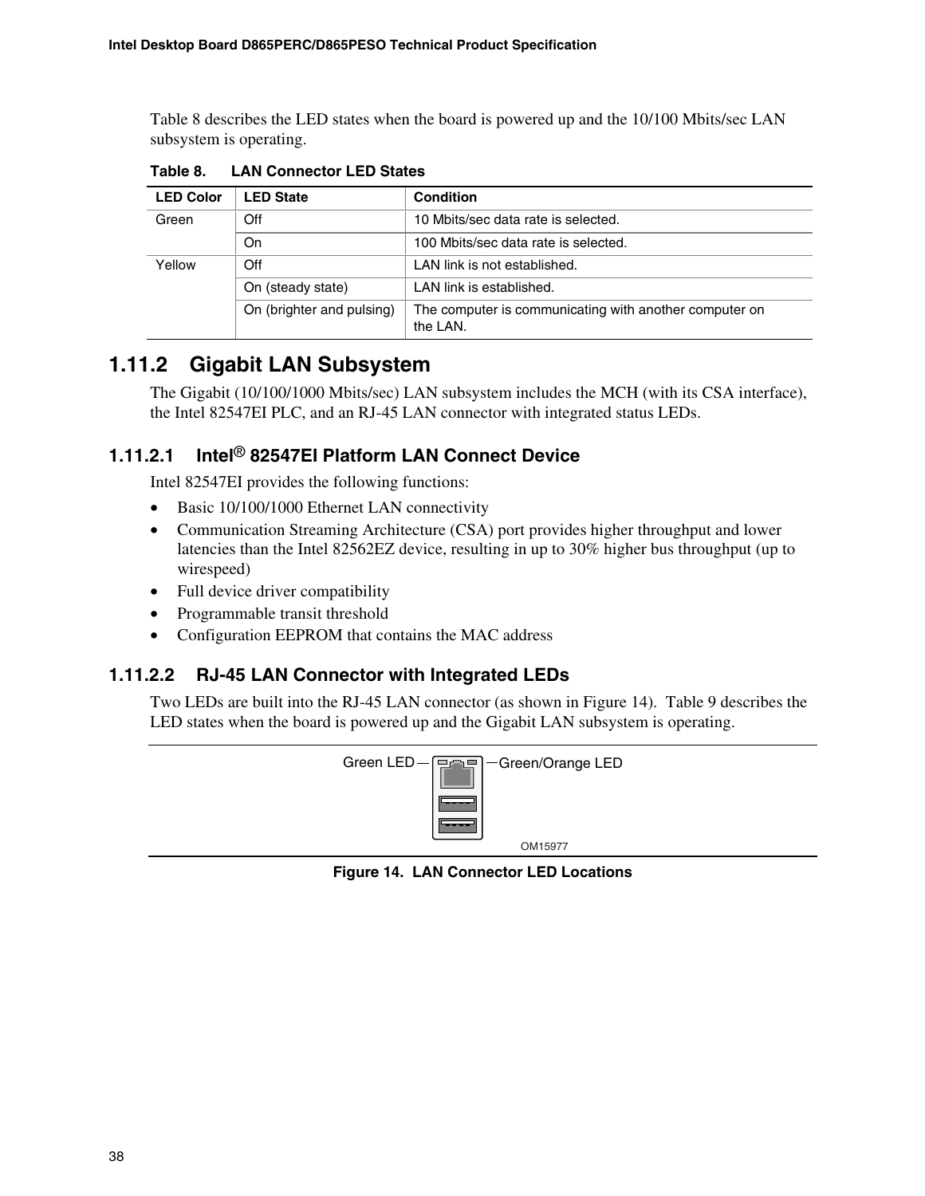Table 8 describes the LED states when the board is powered up and the 10/100 Mbits/sec LAN subsystem is operating.

**Table 8. LAN Connector LED States**

| LED Color | LED State | Condition |
|---|---|---|
| Green | Off | 10 Mbits/sec data rate is selected. |
| | On | 100 Mbits/sec data rate is selected. |
| Yellow | Off | LAN link is not established. |
| | On (steady state) | LAN link is established. |
| | On (brighter and pulsing) | The computer is communicating with another computer on the LAN. |

## 1.11.2 Gigabit LAN Subsystem

The Gigabit (10/100/1000 Mbits/sec) LAN subsystem includes the MCH (with its CSA interface), the Intel 82547EI PLC, and an RJ-45 LAN connector with integrated status LEDs.

### 1.11.2.1 Intel® 82547EI Platform LAN Connect Device

Intel 82547EI provides the following functions:

- Basic 10/100/1000 Ethernet LAN connectivity
- Communication Streaming Architecture (CSA) port provides higher throughput and lower latencies than the Intel 82562EZ device, resulting in up to 30% higher bus throughput (up to wirespeed)
- Full device driver compatibility
- Programmable transit threshold
- Configuration EEPROM that contains the MAC address

### 1.11.2.2 RJ-45 LAN Connector with Integrated LEDs

Two LEDs are built into the RJ-45 LAN connector (as shown in Figure 14). Table 9 describes the LED states when the board is powered up and the Gigabit LAN subsystem is operating.

Green LED — Green/Orange LED

OM15977

**Figure 14. LAN Connector LED Locations**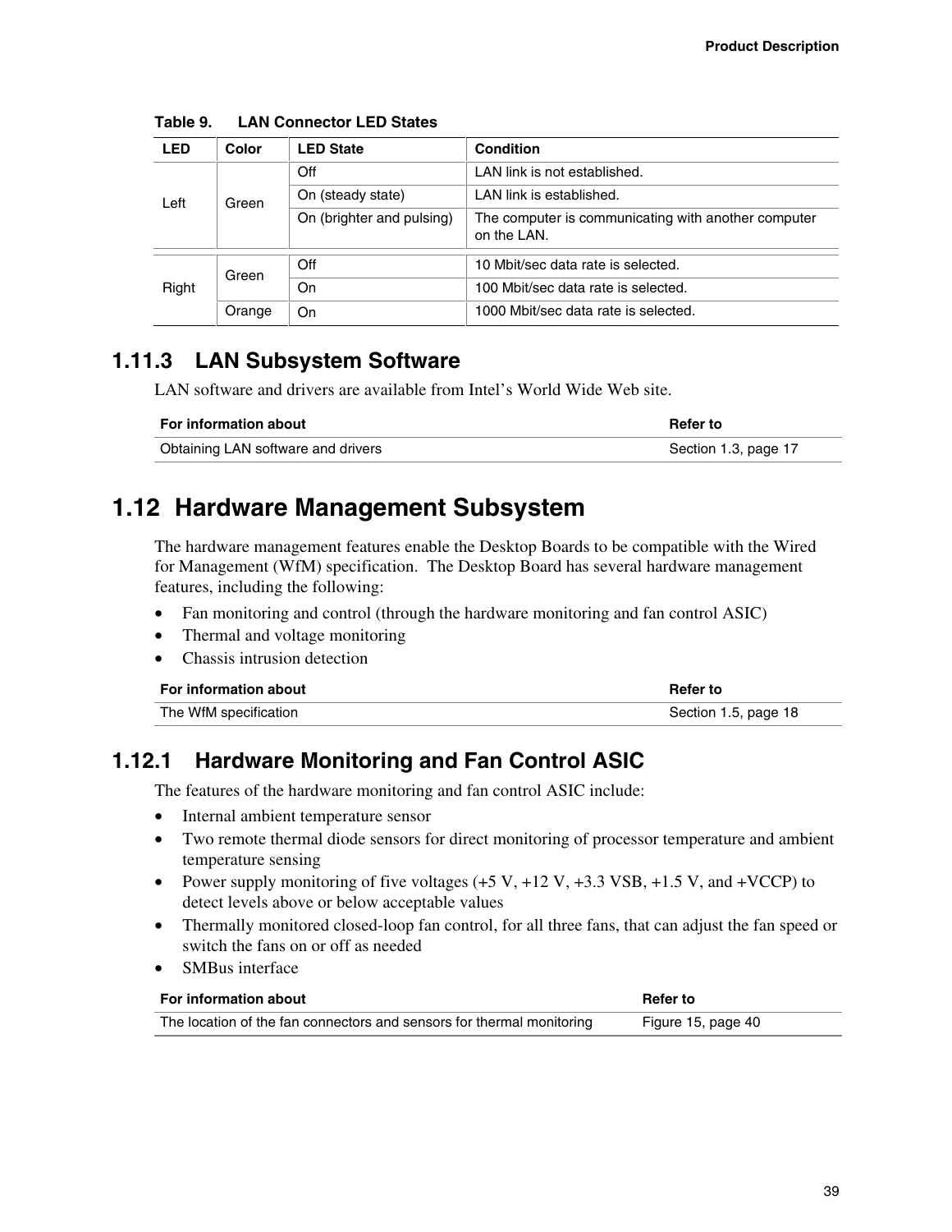Table 9. LAN Connector LED States

| LED | Color | LED State | Condition |
| --- | --- | --- | --- |
| Left | Green | Off | LAN link is not established. |
| | | On (steady state) | LAN link is established. |
| | | On (brighter and pulsing) | The computer is communicating with another computer on the LAN. |
| Right | Green | Off | 10 Mbit/sec data rate is selected. |
| | | On | 100 Mbit/sec data rate is selected. |
| | Orange | On | 1000 Mbit/sec data rate is selected. |

### 1.11.3 LAN Subsystem Software

LAN software and drivers are available from Intel's World Wide Web site.

| For information about | Refer to |
| --- | --- |
| Obtaining LAN software and drivers | Section 1.3, page 17 |

## 1.12 Hardware Management Subsystem

The hardware management features enable the Desktop Boards to be compatible with the Wired for Management (WfM) specification. The Desktop Board has several hardware management features, including the following:

- Fan monitoring and control (through the hardware monitoring and fan control ASIC)
- Thermal and voltage monitoring
- Chassis intrusion detection

| For information about | Refer to |
| --- | --- |
| The WfM specification | Section 1.5, page 18 |

### 1.12.1 Hardware Monitoring and Fan Control ASIC

The features of the hardware monitoring and fan control ASIC include:

- Internal ambient temperature sensor
- Two remote thermal diode sensors for direct monitoring of processor temperature and ambient temperature sensing
- Power supply monitoring of five voltages (+5 V, +12 V, +3.3 VSB, +1.5 V, and +VCCP) to detect levels above or below acceptable values
- Thermally monitored closed-loop fan control, for all three fans, that can adjust the fan speed or switch the fans on or off as needed
- SMBus interface

| For information about | Refer to |
| --- | --- |
| The location of the fan connectors and sensors for thermal monitoring | Figure 15, page 40 |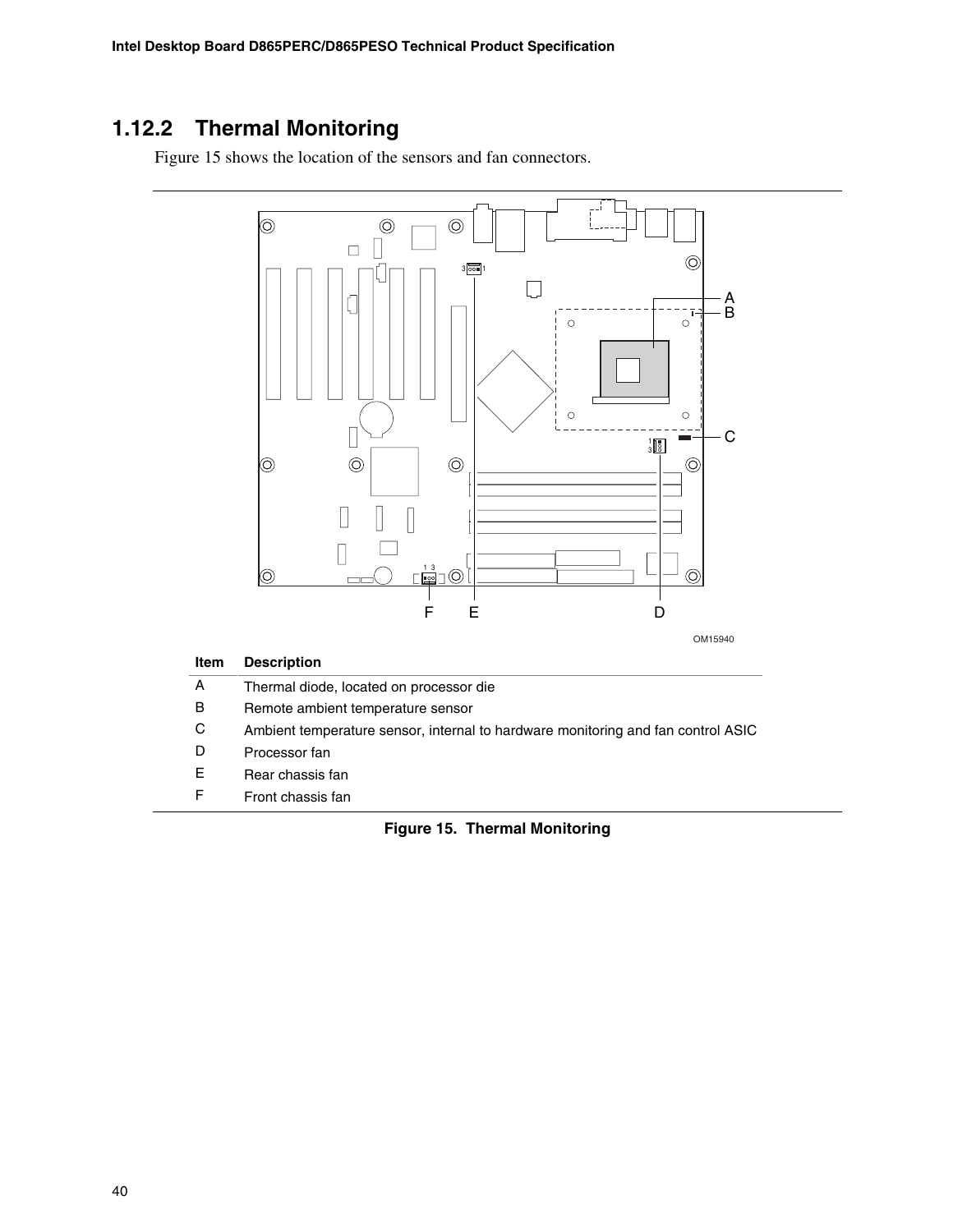## 1.12.2 Thermal Monitoring

Figure 15 shows the location of the sensors and fan connectors.

| Item | Description |
|---|---|
| A | Thermal diode, located on processor die |
| B | Remote ambient temperature sensor |
| C | Ambient temperature sensor, internal to hardware monitoring and fan control ASIC |
| D | Processor fan |
| E | Rear chassis fan |
| F | Front chassis fan |

**Figure 15. Thermal Monitoring**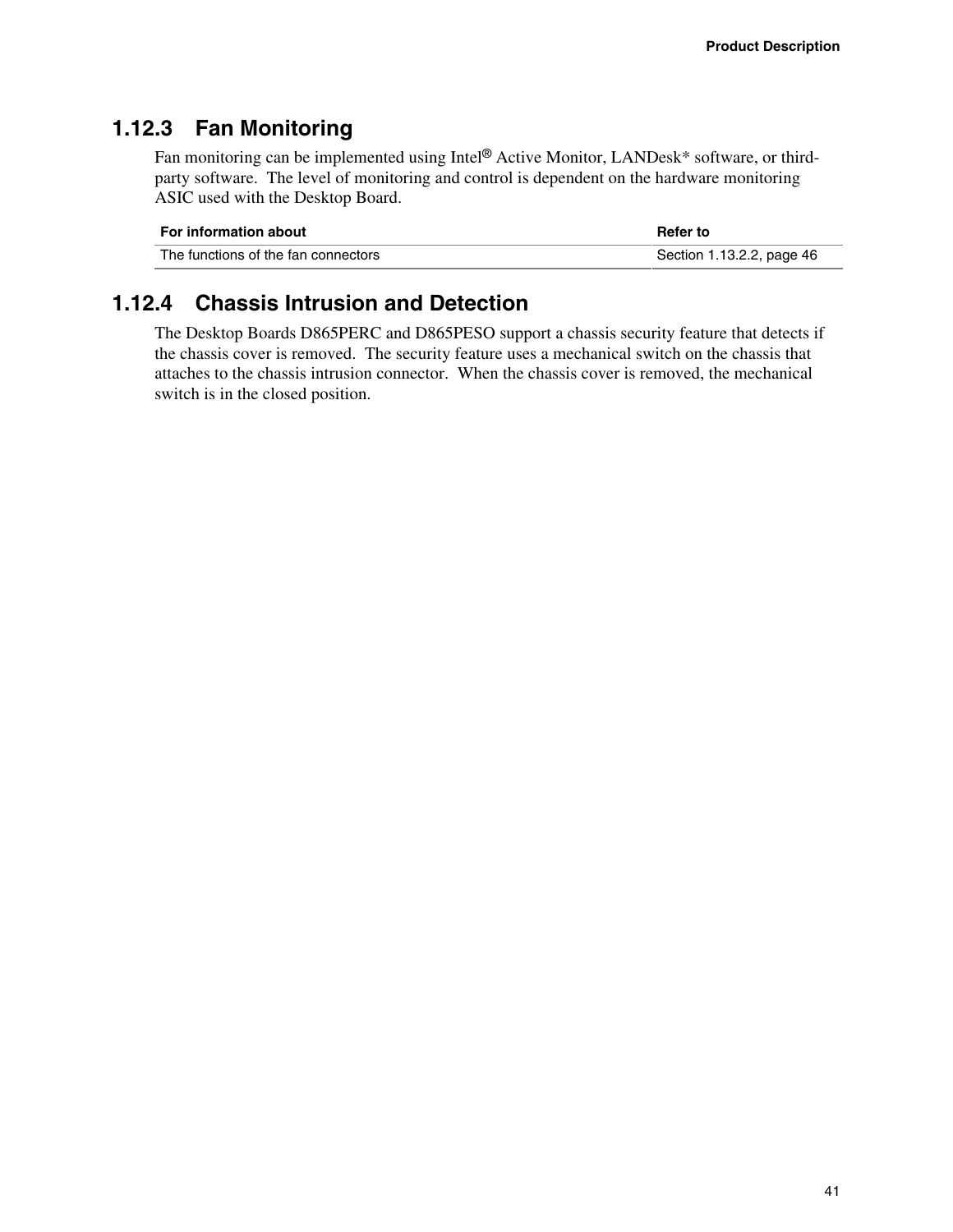### 1.12.3 Fan Monitoring

Fan monitoring can be implemented using Intel® Active Monitor, LANDesk* software, or third-party software. The level of monitoring and control is dependent on the hardware monitoring ASIC used with the Desktop Board.

| For information about | Refer to |
|---|---|
| The functions of the fan connectors | Section 1.13.2.2, page 46 |

### 1.12.4 Chassis Intrusion and Detection

The Desktop Boards D865PERC and D865PESO support a chassis security feature that detects if the chassis cover is removed. The security feature uses a mechanical switch on the chassis that attaches to the chassis intrusion connector. When the chassis cover is removed, the mechanical switch is in the closed position.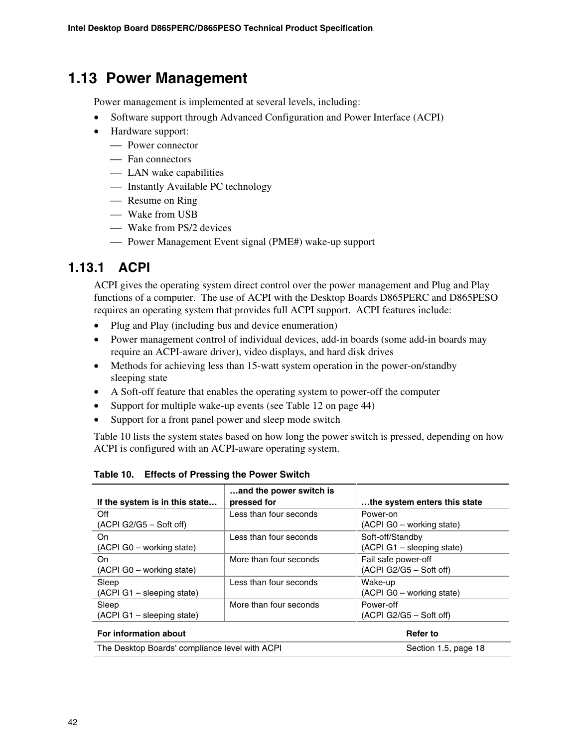## 1.13 Power Management

Power management is implemented at several levels, including:

- Software support through Advanced Configuration and Power Interface (ACPI)
- Hardware support:
  - Power connector
  - Fan connectors
  - LAN wake capabilities
  - Instantly Available PC technology
  - Resume on Ring
  - Wake from USB
  - Wake from PS/2 devices
  - Power Management Event signal (PME#) wake-up support

### 1.13.1 ACPI

ACPI gives the operating system direct control over the power management and Plug and Play functions of a computer. The use of ACPI with the Desktop Boards D865PERC and D865PESO requires an operating system that provides full ACPI support. ACPI features include:

- Plug and Play (including bus and device enumeration)
- Power management control of individual devices, add-in boards (some add-in boards may require an ACPI-aware driver), video displays, and hard disk drives
- Methods for achieving less than 15-watt system operation in the power-on/standby sleeping state
- A Soft-off feature that enables the operating system to power-off the computer
- Support for multiple wake-up events (see Table 12 on page 44)
- Support for a front panel power and sleep mode switch

Table 10 lists the system states based on how long the power switch is pressed, depending on how ACPI is configured with an ACPI-aware operating system.

**Table 10. Effects of Pressing the Power Switch**

| If the system is in this state… | …and the power switch is pressed for | …the system enters this state |
|---|---|---|
| Off (ACPI G2/G5 – Soft off) | Less than four seconds | Power-on (ACPI G0 – working state) |
| On (ACPI G0 – working state) | Less than four seconds | Soft-off/Standby (ACPI G1 – sleeping state) |
| On (ACPI G0 – working state) | More than four seconds | Fail safe power-off (ACPI G2/G5 – Soft off) |
| Sleep (ACPI G1 – sleeping state) | Less than four seconds | Wake-up (ACPI G0 – working state) |
| Sleep (ACPI G1 – sleeping state) | More than four seconds | Power-off (ACPI G2/G5 – Soft off) |

| For information about | Refer to |
|---|---|
| The Desktop Boards' compliance level with ACPI | Section 1.5, page 18 |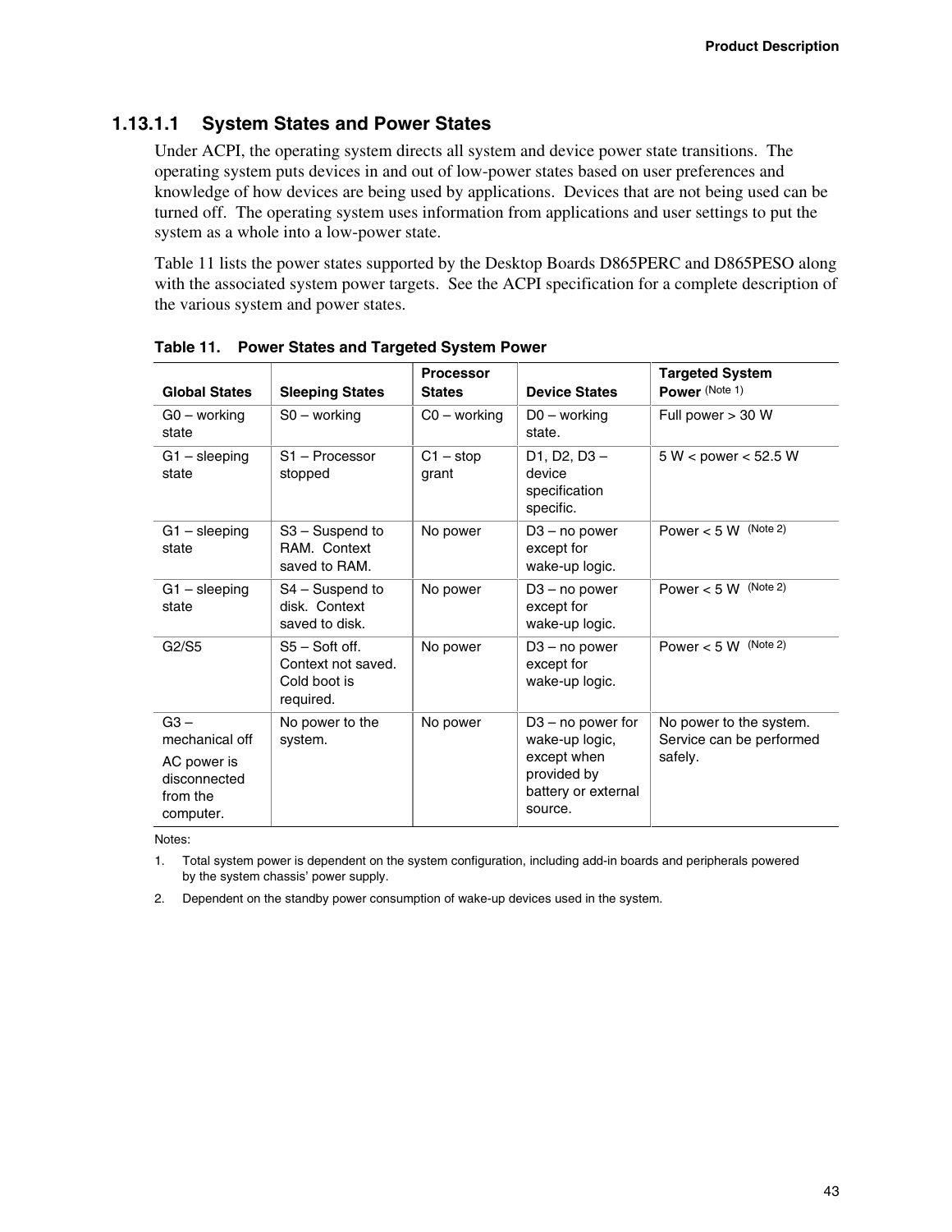#### 1.13.1.1 System States and Power States

Under ACPI, the operating system directs all system and device power state transitions. The operating system puts devices in and out of low-power states based on user preferences and knowledge of how devices are being used by applications. Devices that are not being used can be turned off. The operating system uses information from applications and user settings to put the system as a whole into a low-power state.

Table 11 lists the power states supported by the Desktop Boards D865PERC and D865PESO along with the associated system power targets. See the ACPI specification for a complete description of the various system and power states.

**Table 11. Power States and Targeted System Power**

| Global States | Sleeping States | Processor States | Device States | Targeted System Power (Note 1) |
|---|---|---|---|---|
| G0 – working state | S0 – working | C0 – working | D0 – working state. | Full power > 30 W |
| G1 – sleeping state | S1 – Processor stopped | C1 – stop grant | D1, D2, D3 – device specification specific. | 5 W < power < 52.5 W |
| G1 – sleeping state | S3 – Suspend to RAM. Context saved to RAM. | No power | D3 – no power except for wake-up logic. | Power < 5 W (Note 2) |
| G1 – sleeping state | S4 – Suspend to disk. Context saved to disk. | No power | D3 – no power except for wake-up logic. | Power < 5 W (Note 2) |
| G2/S5 | S5 – Soft off. Context not saved. Cold boot is required. | No power | D3 – no power except for wake-up logic. | Power < 5 W (Note 2) |
| G3 – mechanical off<br>AC power is disconnected from the computer. | No power to the system. | No power | D3 – no power for wake-up logic, except when provided by battery or external source. | No power to the system. Service can be performed safely. |

Notes:

1. Total system power is dependent on the system configuration, including add-in boards and peripherals powered by the system chassis' power supply.
2. Dependent on the standby power consumption of wake-up devices used in the system.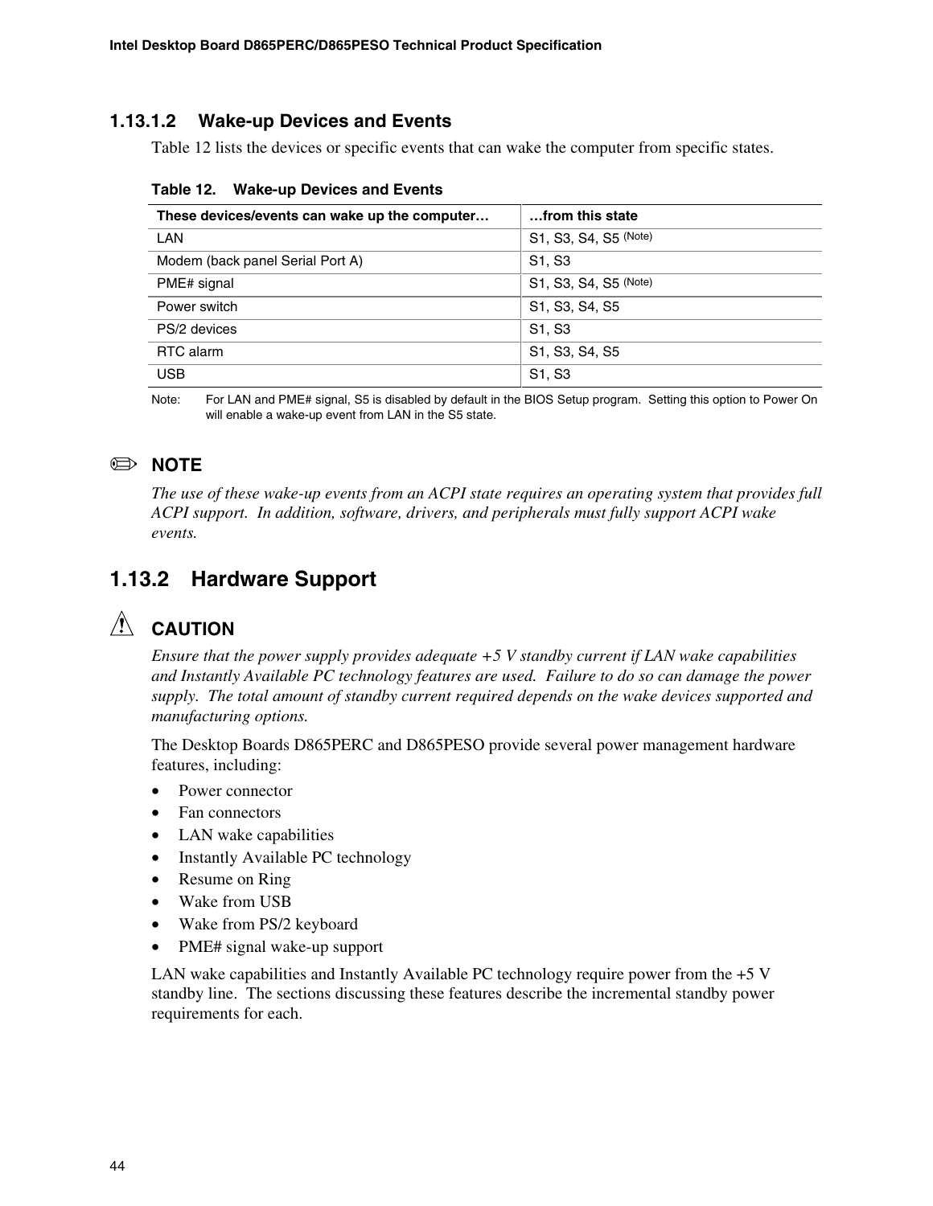#### 1.13.1.2 Wake-up Devices and Events

Table 12 lists the devices or specific events that can wake the computer from specific states.

**Table 12. Wake-up Devices and Events**

| These devices/events can wake up the computer… | …from this state |
|---|---|
| LAN | S1, S3, S4, S5 (Note) |
| Modem (back panel Serial Port A) | S1, S3 |
| PME# signal | S1, S3, S4, S5 (Note) |
| Power switch | S1, S3, S4, S5 |
| PS/2 devices | S1, S3 |
| RTC alarm | S1, S3, S4, S5 |
| USB | S1, S3 |

Note: For LAN and PME# signal, S5 is disabled by default in the BIOS Setup program. Setting this option to Power On will enable a wake-up event from LAN in the S5 state.

✏ **NOTE**

*The use of these wake-up events from an ACPI state requires an operating system that provides full ACPI support. In addition, software, drivers, and peripherals must fully support ACPI wake events.*

### 1.13.2 Hardware Support

⚠ **CAUTION**

*Ensure that the power supply provides adequate +5 V standby current if LAN wake capabilities and Instantly Available PC technology features are used. Failure to do so can damage the power supply. The total amount of standby current required depends on the wake devices supported and manufacturing options.*

The Desktop Boards D865PERC and D865PESO provide several power management hardware features, including:

- Power connector
- Fan connectors
- LAN wake capabilities
- Instantly Available PC technology
- Resume on Ring
- Wake from USB
- Wake from PS/2 keyboard
- PME# signal wake-up support

LAN wake capabilities and Instantly Available PC technology require power from the +5 V standby line. The sections discussing these features describe the incremental standby power requirements for each.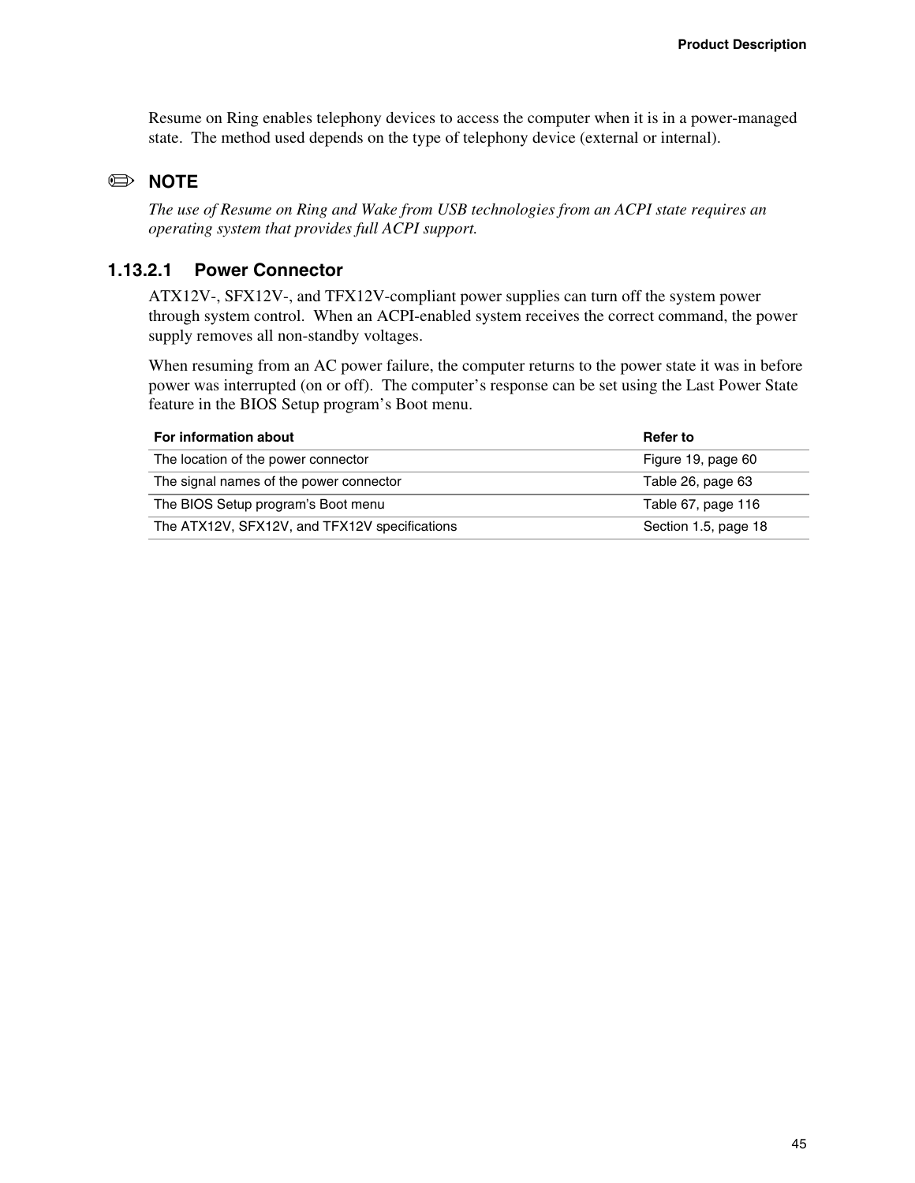Resume on Ring enables telephony devices to access the computer when it is in a power-managed state. The method used depends on the type of telephony device (external or internal).

✏ **NOTE**

*The use of Resume on Ring and Wake from USB technologies from an ACPI state requires an operating system that provides full ACPI support.*

#### 1.13.2.1 Power Connector

ATX12V-, SFX12V-, and TFX12V-compliant power supplies can turn off the system power through system control. When an ACPI-enabled system receives the correct command, the power supply removes all non-standby voltages.

When resuming from an AC power failure, the computer returns to the power state it was in before power was interrupted (on or off). The computer's response can be set using the Last Power State feature in the BIOS Setup program's Boot menu.

| For information about | Refer to |
|---|---|
| The location of the power connector | Figure 19, page 60 |
| The signal names of the power connector | Table 26, page 63 |
| The BIOS Setup program's Boot menu | Table 67, page 116 |
| The ATX12V, SFX12V, and TFX12V specifications | Section 1.5, page 18 |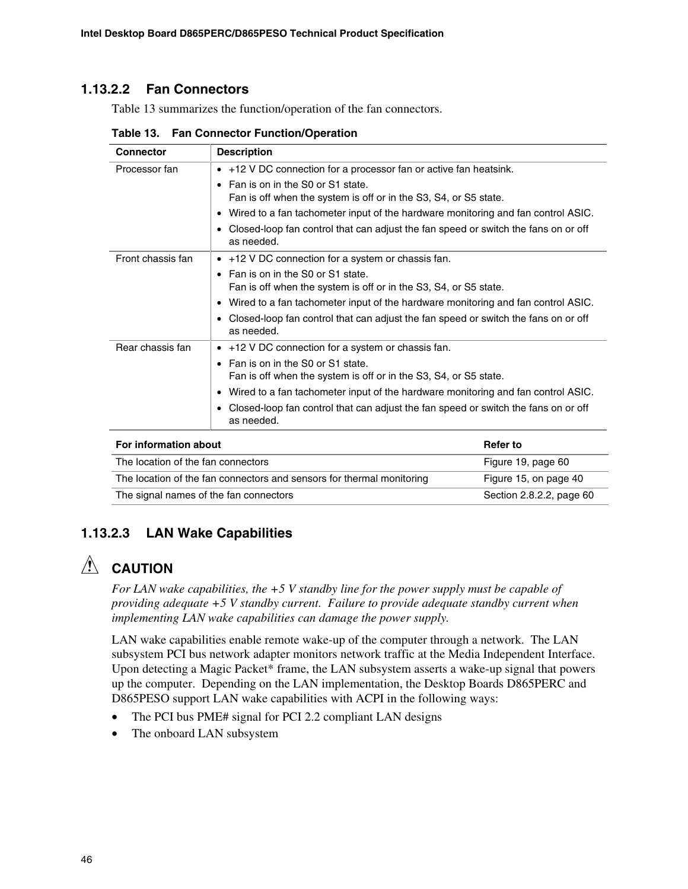### 1.13.2.2 Fan Connectors

Table 13 summarizes the function/operation of the fan connectors.

**Table 13. Fan Connector Function/Operation**

| Connector | Description |
|---|---|
| Processor fan | • +12 V DC connection for a processor fan or active fan heatsink.<br>• Fan is on in the S0 or S1 state.<br>Fan is off when the system is off or in the S3, S4, or S5 state.<br>• Wired to a fan tachometer input of the hardware monitoring and fan control ASIC.<br>• Closed-loop fan control that can adjust the fan speed or switch the fans on or off as needed. |
| Front chassis fan | • +12 V DC connection for a system or chassis fan.<br>• Fan is on in the S0 or S1 state.<br>Fan is off when the system is off or in the S3, S4, or S5 state.<br>• Wired to a fan tachometer input of the hardware monitoring and fan control ASIC.<br>• Closed-loop fan control that can adjust the fan speed or switch the fans on or off as needed. |
| Rear chassis fan | • +12 V DC connection for a system or chassis fan.<br>• Fan is on in the S0 or S1 state.<br>Fan is off when the system is off or in the S3, S4, or S5 state.<br>• Wired to a fan tachometer input of the hardware monitoring and fan control ASIC.<br>• Closed-loop fan control that can adjust the fan speed or switch the fans on or off as needed. |

| For information about | Refer to |
|---|---|
| The location of the fan connectors | Figure 19, page 60 |
| The location of the fan connectors and sensors for thermal monitoring | Figure 15, on page 40 |
| The signal names of the fan connectors | Section 2.8.2.2, page 60 |

### 1.13.2.3 LAN Wake Capabilities

**CAUTION**

*For LAN wake capabilities, the +5 V standby line for the power supply must be capable of providing adequate +5 V standby current. Failure to provide adequate standby current when implementing LAN wake capabilities can damage the power supply.*

LAN wake capabilities enable remote wake-up of the computer through a network. The LAN subsystem PCI bus network adapter monitors network traffic at the Media Independent Interface. Upon detecting a Magic Packet* frame, the LAN subsystem asserts a wake-up signal that powers up the computer. Depending on the LAN implementation, the Desktop Boards D865PERC and D865PESO support LAN wake capabilities with ACPI in the following ways:

- The PCI bus PME# signal for PCI 2.2 compliant LAN designs
- The onboard LAN subsystem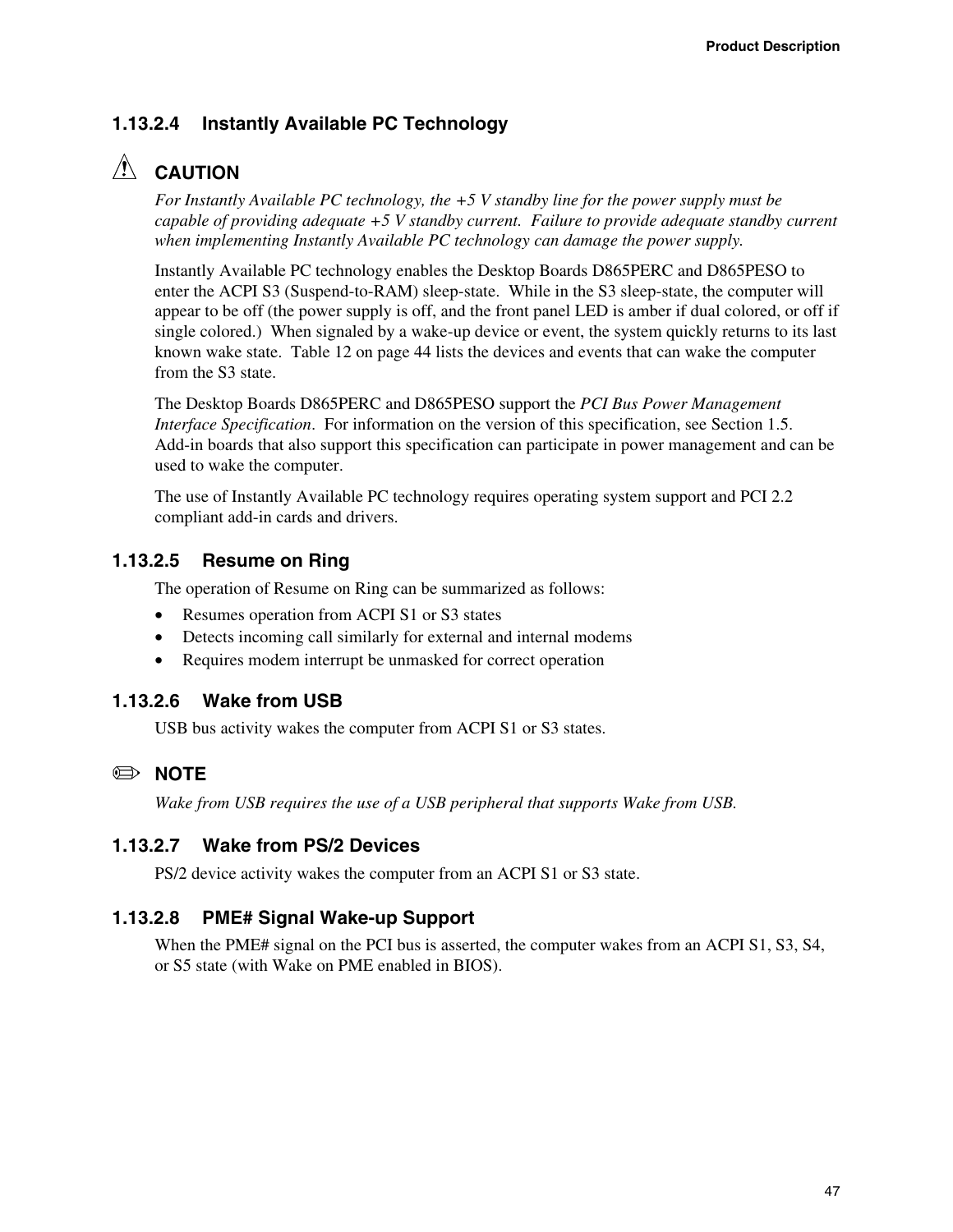### 1.13.2.4 Instantly Available PC Technology

⚠ **CAUTION**

*For Instantly Available PC technology, the +5 V standby line for the power supply must be capable of providing adequate +5 V standby current. Failure to provide adequate standby current when implementing Instantly Available PC technology can damage the power supply.*

Instantly Available PC technology enables the Desktop Boards D865PERC and D865PESO to enter the ACPI S3 (Suspend-to-RAM) sleep-state. While in the S3 sleep-state, the computer will appear to be off (the power supply is off, and the front panel LED is amber if dual colored, or off if single colored.) When signaled by a wake-up device or event, the system quickly returns to its last known wake state. Table 12 on page 44 lists the devices and events that can wake the computer from the S3 state.

The Desktop Boards D865PERC and D865PESO support the *PCI Bus Power Management Interface Specification*. For information on the version of this specification, see Section 1.5. Add-in boards that also support this specification can participate in power management and can be used to wake the computer.

The use of Instantly Available PC technology requires operating system support and PCI 2.2 compliant add-in cards and drivers.

### 1.13.2.5 Resume on Ring

The operation of Resume on Ring can be summarized as follows:

- Resumes operation from ACPI S1 or S3 states
- Detects incoming call similarly for external and internal modems
- Requires modem interrupt be unmasked for correct operation

### 1.13.2.6 Wake from USB

USB bus activity wakes the computer from ACPI S1 or S3 states.

✏ **NOTE**

*Wake from USB requires the use of a USB peripheral that supports Wake from USB.*

### 1.13.2.7 Wake from PS/2 Devices

PS/2 device activity wakes the computer from an ACPI S1 or S3 state.

### 1.13.2.8 PME# Signal Wake-up Support

When the PME# signal on the PCI bus is asserted, the computer wakes from an ACPI S1, S3, S4, or S5 state (with Wake on PME enabled in BIOS).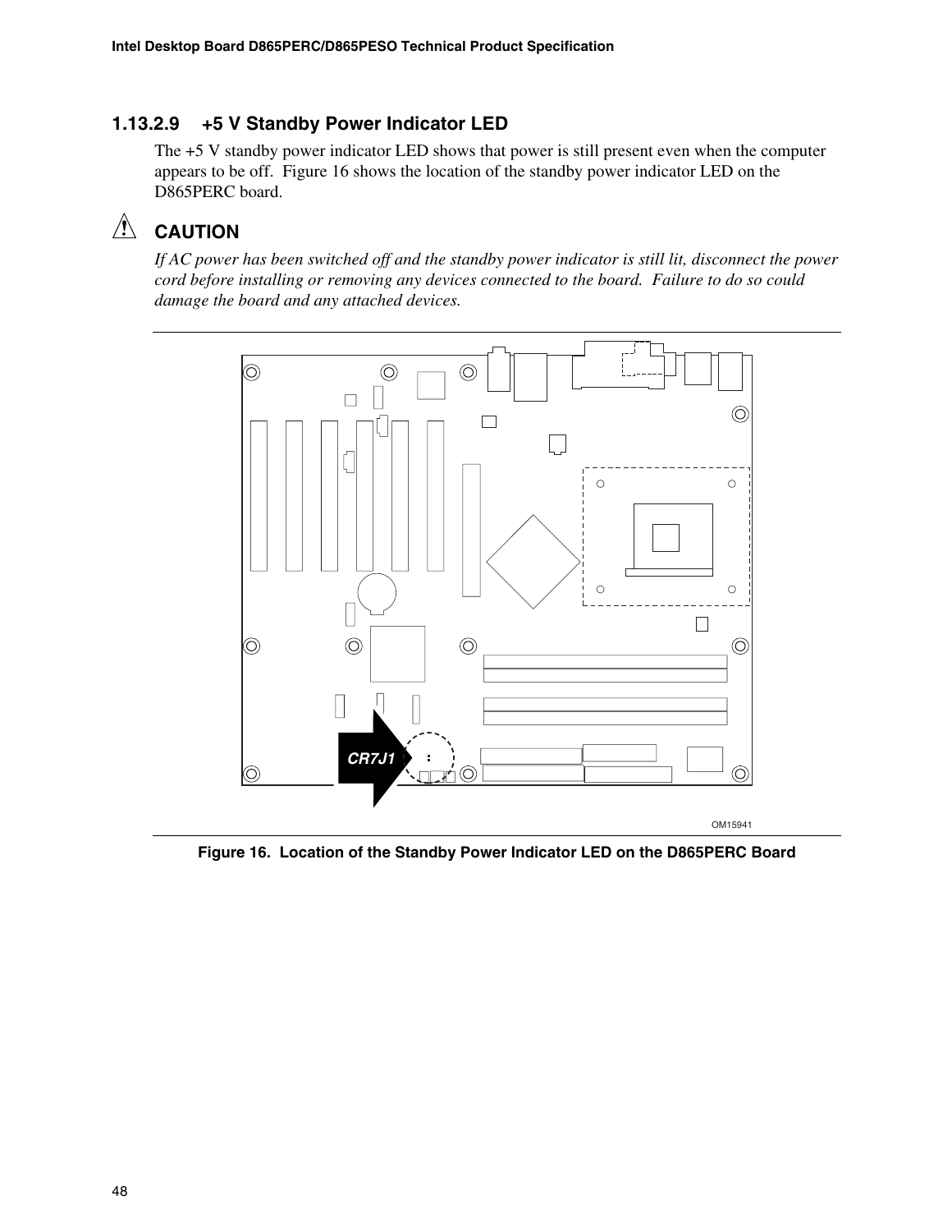### 1.13.2.9 +5 V Standby Power Indicator LED

The +5 V standby power indicator LED shows that power is still present even when the computer appears to be off. Figure 16 shows the location of the standby power indicator LED on the D865PERC board.

**CAUTION**

*If AC power has been switched off and the standby power indicator is still lit, disconnect the power cord before installing or removing any devices connected to the board. Failure to do so could damage the board and any attached devices.*

CR7J1

OM15941

**Figure 16. Location of the Standby Power Indicator LED on the D865PERC Board**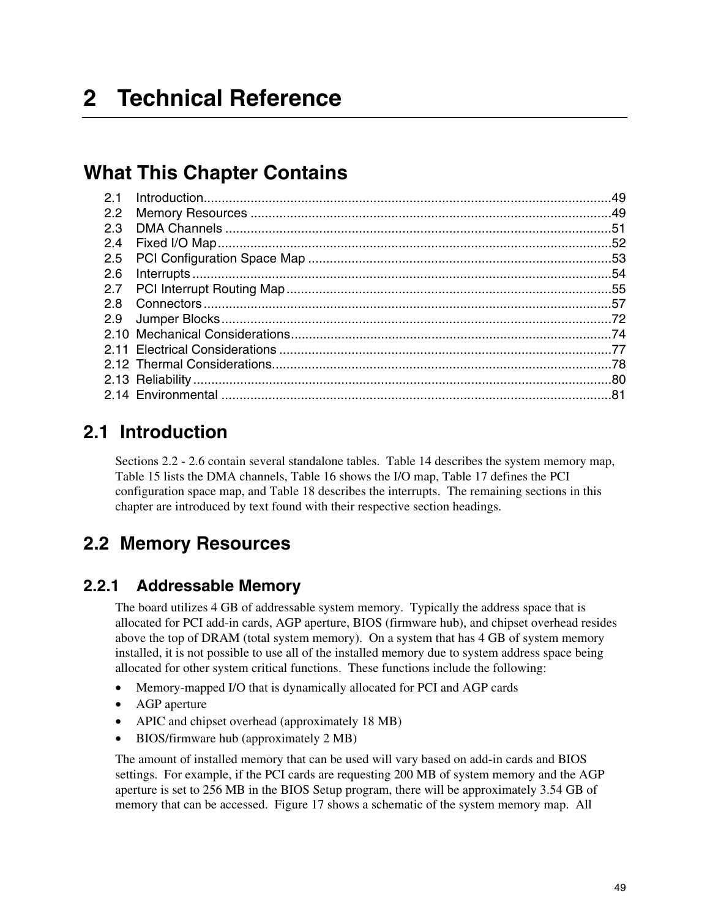# 2 Technical Reference

## What This Chapter Contains

2.1 Introduction....................................................................................................................49
2.2 Memory Resources .......................................................................................................49
2.3 DMA Channels .............................................................................................................51
2.4 Fixed I/O Map................................................................................................................52
2.5 PCI Configuration Space Map ......................................................................................53
2.6 Interrupts .......................................................................................................................54
2.7 PCI Interrupt Routing Map.............................................................................................55
2.8 Connectors ....................................................................................................................57
2.9 Jumper Blocks...............................................................................................................72
2.10 Mechanical Considerations...........................................................................................74
2.11 Electrical Considerations ..............................................................................................77
2.12 Thermal Considerations................................................................................................78
2.13 Reliability .......................................................................................................................80
2.14 Environmental ...............................................................................................................81

## 2.1 Introduction

Sections 2.2 - 2.6 contain several standalone tables. Table 14 describes the system memory map, Table 15 lists the DMA channels, Table 16 shows the I/O map, Table 17 defines the PCI configuration space map, and Table 18 describes the interrupts. The remaining sections in this chapter are introduced by text found with their respective section headings.

## 2.2 Memory Resources

### 2.2.1 Addressable Memory

The board utilizes 4 GB of addressable system memory. Typically the address space that is allocated for PCI add-in cards, AGP aperture, BIOS (firmware hub), and chipset overhead resides above the top of DRAM (total system memory). On a system that has 4 GB of system memory installed, it is not possible to use all of the installed memory due to system address space being allocated for other system critical functions. These functions include the following:

- Memory-mapped I/O that is dynamically allocated for PCI and AGP cards
- AGP aperture
- APIC and chipset overhead (approximately 18 MB)
- BIOS/firmware hub (approximately 2 MB)

The amount of installed memory that can be used will vary based on add-in cards and BIOS settings. For example, if the PCI cards are requesting 200 MB of system memory and the AGP aperture is set to 256 MB in the BIOS Setup program, there will be approximately 3.54 GB of memory that can be accessed. Figure 17 shows a schematic of the system memory map. All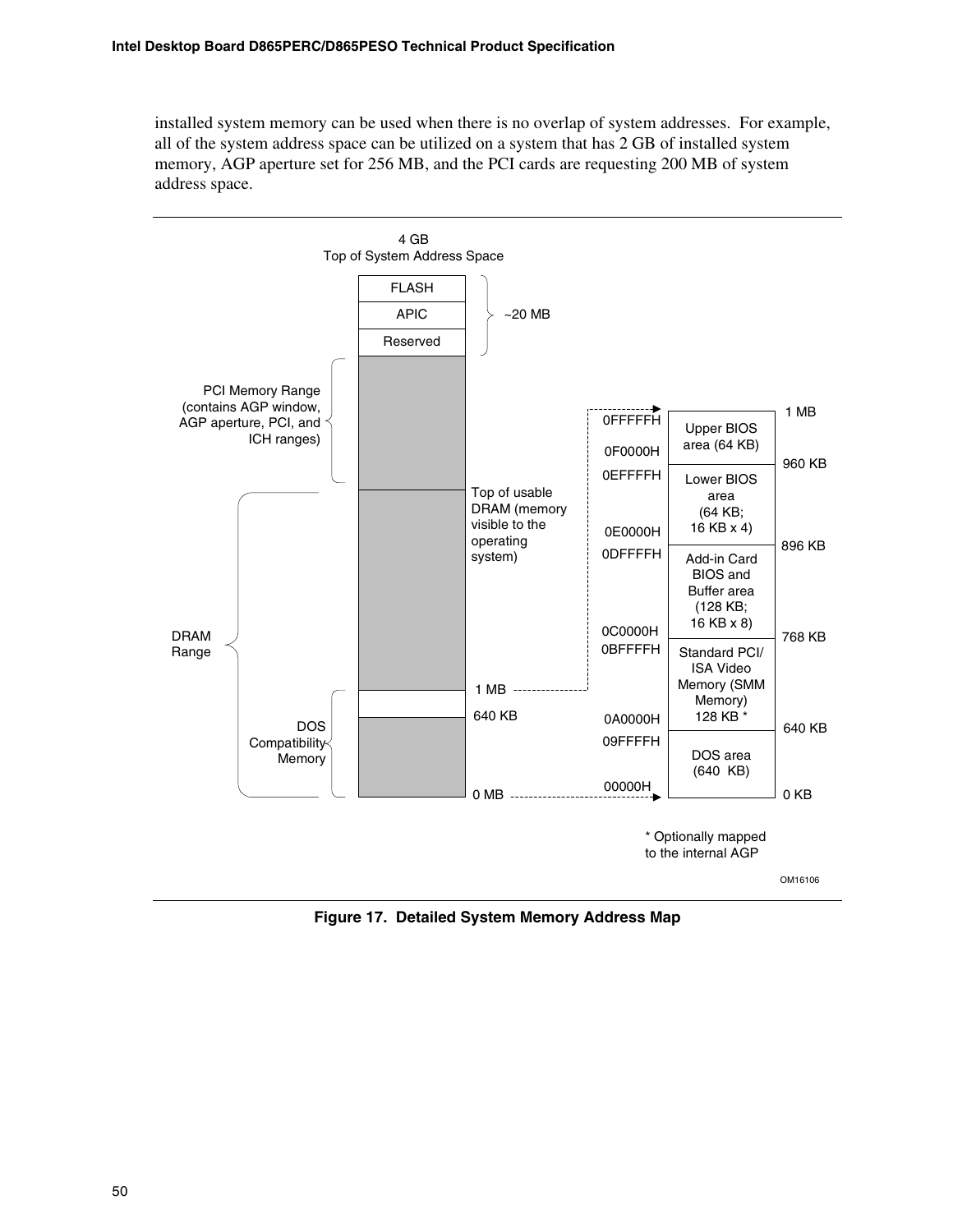installed system memory can be used when there is no overlap of system addresses. For example, all of the system address space can be utilized on a system that has 2 GB of installed system memory, AGP aperture set for 256 MB, and the PCI cards are requesting 200 MB of system address space.

4 GB
Top of System Address Space

FLASH
APIC
Reserved
~20 MB

PCI Memory Range (contains AGP window, AGP aperture, PCI, and ICH ranges)

Top of usable DRAM (memory visible to the operating system)

DRAM Range

DOS Compatibility Memory

1 MB
640 KB
0 MB

| Address | Area | Size boundary |
|---|---|---|
| 0FFFFFH – 0F0000H | Upper BIOS area (64 KB) | 1 MB – 960 KB |
| 0EFFFFH – 0E0000H | Lower BIOS area (64 KB; 16 KB x 4) | 960 KB – 896 KB |
| 0DFFFFH – 0C0000H | Add-in Card BIOS and Buffer area (128 KB; 16 KB x 8) | 896 KB – 768 KB |
| 0BFFFFH – 0A0000H | Standard PCI/ ISA Video Memory (SMM Memory) 128 KB * | 768 KB – 640 KB |
| 09FFFFH – 00000H | DOS area (640 KB) | 640 KB – 0 KB |

\* Optionally mapped to the internal AGP

OM16106

**Figure 17. Detailed System Memory Address Map**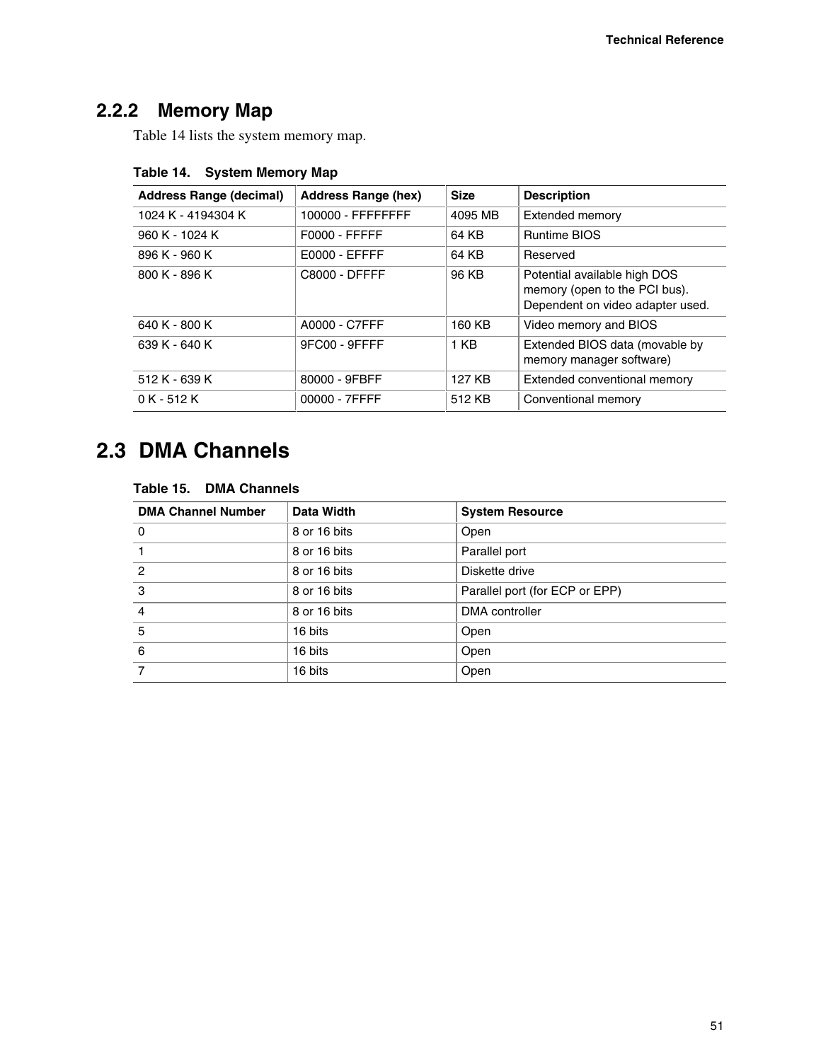### 2.2.2 Memory Map

Table 14 lists the system memory map.

**Table 14. System Memory Map**

| Address Range (decimal) | Address Range (hex) | Size | Description |
|---|---|---|---|
| 1024 K - 4194304 K | 100000 - FFFFFFFF | 4095 MB | Extended memory |
| 960 K - 1024 K | F0000 - FFFFF | 64 KB | Runtime BIOS |
| 896 K - 960 K | E0000 - EFFFF | 64 KB | Reserved |
| 800 K - 896 K | C8000 - DFFFF | 96 KB | Potential available high DOS memory (open to the PCI bus). Dependent on video adapter used. |
| 640 K - 800 K | A0000 - C7FFF | 160 KB | Video memory and BIOS |
| 639 K - 640 K | 9FC00 - 9FFFF | 1 KB | Extended BIOS data (movable by memory manager software) |
| 512 K - 639 K | 80000 - 9FBFF | 127 KB | Extended conventional memory |
| 0 K - 512 K | 00000 - 7FFFF | 512 KB | Conventional memory |

## 2.3 DMA Channels

**Table 15. DMA Channels**

| DMA Channel Number | Data Width | System Resource |
|---|---|---|
| 0 | 8 or 16 bits | Open |
| 1 | 8 or 16 bits | Parallel port |
| 2 | 8 or 16 bits | Diskette drive |
| 3 | 8 or 16 bits | Parallel port (for ECP or EPP) |
| 4 | 8 or 16 bits | DMA controller |
| 5 | 16 bits | Open |
| 6 | 16 bits | Open |
| 7 | 16 bits | Open |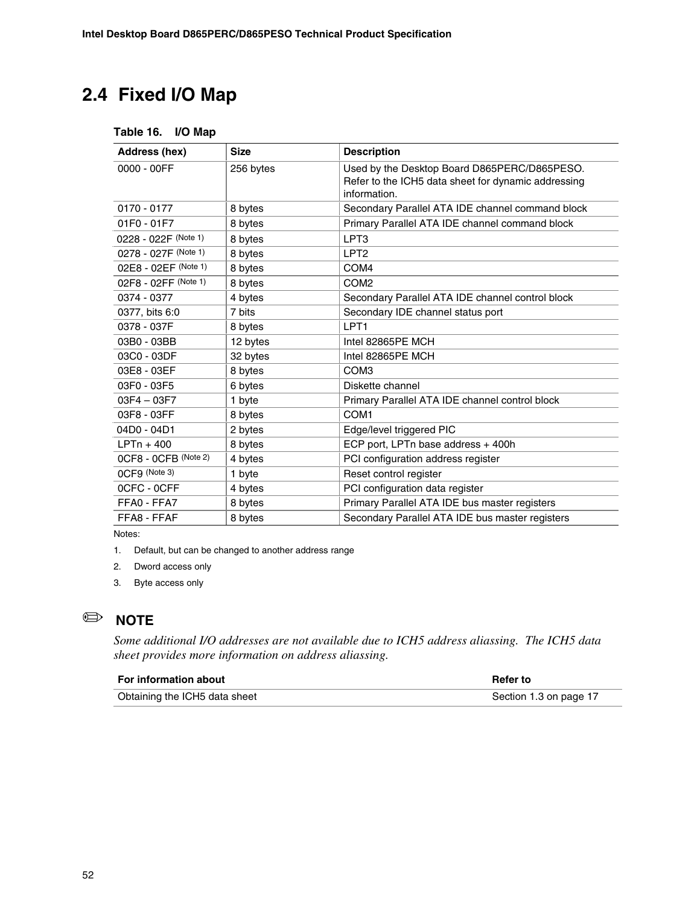## 2.4 Fixed I/O Map

**Table 16. I/O Map**

| Address (hex) | Size | Description |
|---|---|---|
| 0000 - 00FF | 256 bytes | Used by the Desktop Board D865PERC/D865PESO. Refer to the ICH5 data sheet for dynamic addressing information. |
| 0170 - 0177 | 8 bytes | Secondary Parallel ATA IDE channel command block |
| 01F0 - 01F7 | 8 bytes | Primary Parallel ATA IDE channel command block |
| 0228 - 022F (Note 1) | 8 bytes | LPT3 |
| 0278 - 027F (Note 1) | 8 bytes | LPT2 |
| 02E8 - 02EF (Note 1) | 8 bytes | COM4 |
| 02F8 - 02FF (Note 1) | 8 bytes | COM2 |
| 0374 - 0377 | 4 bytes | Secondary Parallel ATA IDE channel control block |
| 0377, bits 6:0 | 7 bits | Secondary IDE channel status port |
| 0378 - 037F | 8 bytes | LPT1 |
| 03B0 - 03BB | 12 bytes | Intel 82865PE MCH |
| 03C0 - 03DF | 32 bytes | Intel 82865PE MCH |
| 03E8 - 03EF | 8 bytes | COM3 |
| 03F0 - 03F5 | 6 bytes | Diskette channel |
| 03F4 – 03F7 | 1 byte | Primary Parallel ATA IDE channel control block |
| 03F8 - 03FF | 8 bytes | COM1 |
| 04D0 - 04D1 | 2 bytes | Edge/level triggered PIC |
| LPTn + 400 | 8 bytes | ECP port, LPTn base address + 400h |
| 0CF8 - 0CFB (Note 2) | 4 bytes | PCI configuration address register |
| 0CF9 (Note 3) | 1 byte | Reset control register |
| 0CFC - 0CFF | 4 bytes | PCI configuration data register |
| FFA0 - FFA7 | 8 bytes | Primary Parallel ATA IDE bus master registers |
| FFA8 - FFAF | 8 bytes | Secondary Parallel ATA IDE bus master registers |

Notes:

1. Default, but can be changed to another address range
2. Dword access only
3. Byte access only

**NOTE**

*Some additional I/O addresses are not available due to ICH5 address aliassing. The ICH5 data sheet provides more information on address aliassing.*

| For information about | Refer to |
|---|---|
| Obtaining the ICH5 data sheet | Section 1.3 on page 17 |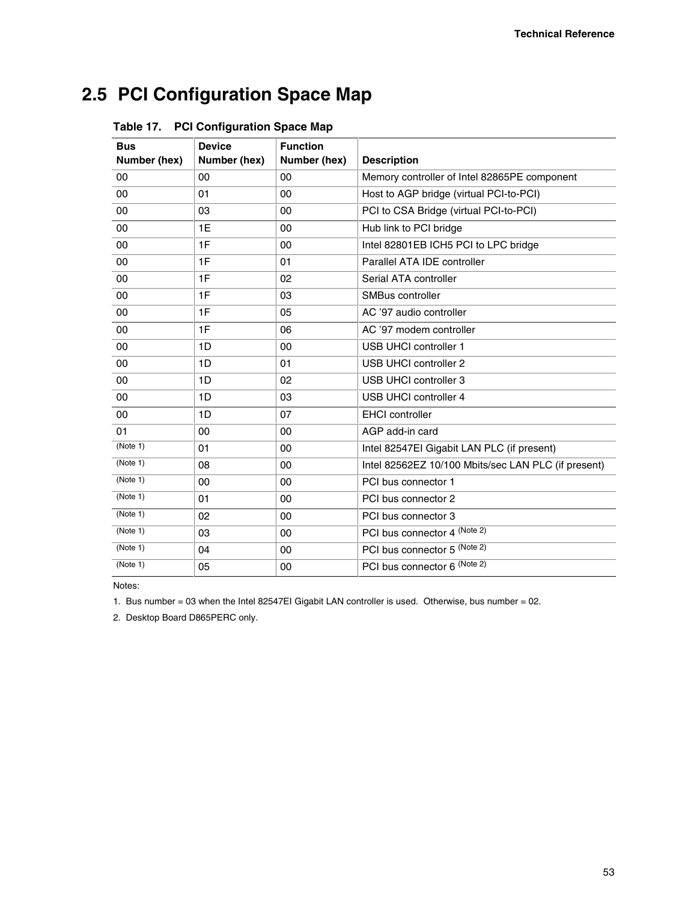## 2.5 PCI Configuration Space Map

**Table 17. PCI Configuration Space Map**

| Bus Number (hex) | Device Number (hex) | Function Number (hex) | Description |
|---|---|---|---|
| 00 | 00 | 00 | Memory controller of Intel 82865PE component |
| 00 | 01 | 00 | Host to AGP bridge (virtual PCI-to-PCI) |
| 00 | 03 | 00 | PCI to CSA Bridge (virtual PCI-to-PCI) |
| 00 | 1E | 00 | Hub link to PCI bridge |
| 00 | 1F | 00 | Intel 82801EB ICH5 PCI to LPC bridge |
| 00 | 1F | 01 | Parallel ATA IDE controller |
| 00 | 1F | 02 | Serial ATA controller |
| 00 | 1F | 03 | SMBus controller |
| 00 | 1F | 05 | AC '97 audio controller |
| 00 | 1F | 06 | AC '97 modem controller |
| 00 | 1D | 00 | USB UHCI controller 1 |
| 00 | 1D | 01 | USB UHCI controller 2 |
| 00 | 1D | 02 | USB UHCI controller 3 |
| 00 | 1D | 03 | USB UHCI controller 4 |
| 00 | 1D | 07 | EHCI controller |
| 01 | 00 | 00 | AGP add-in card |
| (Note 1) | 01 | 00 | Intel 82547EI Gigabit LAN PLC (if present) |
| (Note 1) | 08 | 00 | Intel 82562EZ 10/100 Mbits/sec LAN PLC (if present) |
| (Note 1) | 00 | 00 | PCI bus connector 1 |
| (Note 1) | 01 | 00 | PCI bus connector 2 |
| (Note 1) | 02 | 00 | PCI bus connector 3 |
| (Note 1) | 03 | 00 | PCI bus connector 4 (Note 2) |
| (Note 1) | 04 | 00 | PCI bus connector 5 (Note 2) |
| (Note 1) | 05 | 00 | PCI bus connector 6 (Note 2) |

Notes:

1. Bus number = 03 when the Intel 82547EI Gigabit LAN controller is used. Otherwise, bus number = 02.
2. Desktop Board D865PERC only.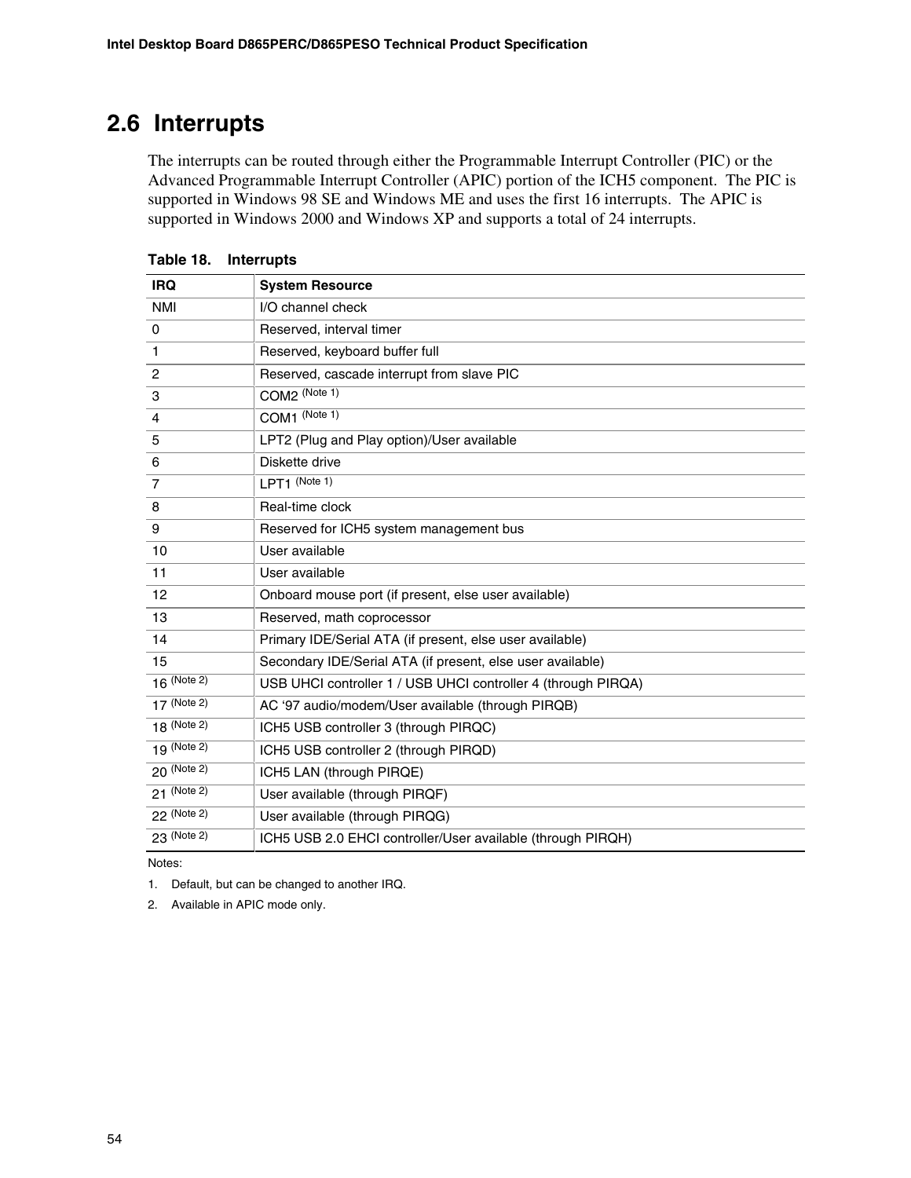## 2.6 Interrupts

The interrupts can be routed through either the Programmable Interrupt Controller (PIC) or the Advanced Programmable Interrupt Controller (APIC) portion of the ICH5 component. The PIC is supported in Windows 98 SE and Windows ME and uses the first 16 interrupts. The APIC is supported in Windows 2000 and Windows XP and supports a total of 24 interrupts.

**Table 18. Interrupts**

| IRQ | System Resource |
|---|---|
| NMI | I/O channel check |
| 0 | Reserved, interval timer |
| 1 | Reserved, keyboard buffer full |
| 2 | Reserved, cascade interrupt from slave PIC |
| 3 | COM2 (Note 1) |
| 4 | COM1 (Note 1) |
| 5 | LPT2 (Plug and Play option)/User available |
| 6 | Diskette drive |
| 7 | LPT1 (Note 1) |
| 8 | Real-time clock |
| 9 | Reserved for ICH5 system management bus |
| 10 | User available |
| 11 | User available |
| 12 | Onboard mouse port (if present, else user available) |
| 13 | Reserved, math coprocessor |
| 14 | Primary IDE/Serial ATA (if present, else user available) |
| 15 | Secondary IDE/Serial ATA (if present, else user available) |
| 16 (Note 2) | USB UHCI controller 1 / USB UHCI controller 4 (through PIRQA) |
| 17 (Note 2) | AC '97 audio/modem/User available (through PIRQB) |
| 18 (Note 2) | ICH5 USB controller 3 (through PIRQC) |
| 19 (Note 2) | ICH5 USB controller 2 (through PIRQD) |
| 20 (Note 2) | ICH5 LAN (through PIRQE) |
| 21 (Note 2) | User available (through PIRQF) |
| 22 (Note 2) | User available (through PIRQG) |
| 23 (Note 2) | ICH5 USB 2.0 EHCI controller/User available (through PIRQH) |

Notes:

1. Default, but can be changed to another IRQ.
2. Available in APIC mode only.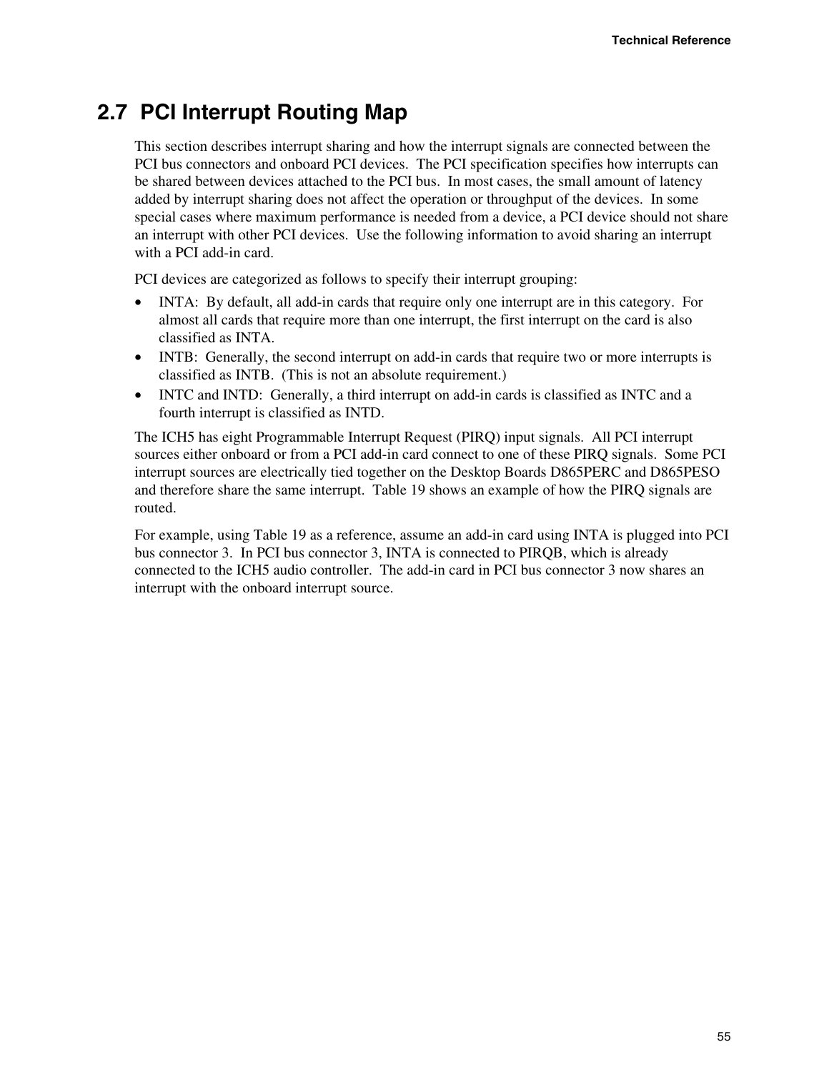## 2.7 PCI Interrupt Routing Map

This section describes interrupt sharing and how the interrupt signals are connected between the PCI bus connectors and onboard PCI devices. The PCI specification specifies how interrupts can be shared between devices attached to the PCI bus. In most cases, the small amount of latency added by interrupt sharing does not affect the operation or throughput of the devices. In some special cases where maximum performance is needed from a device, a PCI device should not share an interrupt with other PCI devices. Use the following information to avoid sharing an interrupt with a PCI add-in card.

PCI devices are categorized as follows to specify their interrupt grouping:

- INTA: By default, all add-in cards that require only one interrupt are in this category. For almost all cards that require more than one interrupt, the first interrupt on the card is also classified as INTA.
- INTB: Generally, the second interrupt on add-in cards that require two or more interrupts is classified as INTB. (This is not an absolute requirement.)
- INTC and INTD: Generally, a third interrupt on add-in cards is classified as INTC and a fourth interrupt is classified as INTD.

The ICH5 has eight Programmable Interrupt Request (PIRQ) input signals. All PCI interrupt sources either onboard or from a PCI add-in card connect to one of these PIRQ signals. Some PCI interrupt sources are electrically tied together on the Desktop Boards D865PERC and D865PESO and therefore share the same interrupt. Table 19 shows an example of how the PIRQ signals are routed.

For example, using Table 19 as a reference, assume an add-in card using INTA is plugged into PCI bus connector 3. In PCI bus connector 3, INTA is connected to PIRQB, which is already connected to the ICH5 audio controller. The add-in card in PCI bus connector 3 now shares an interrupt with the onboard interrupt source.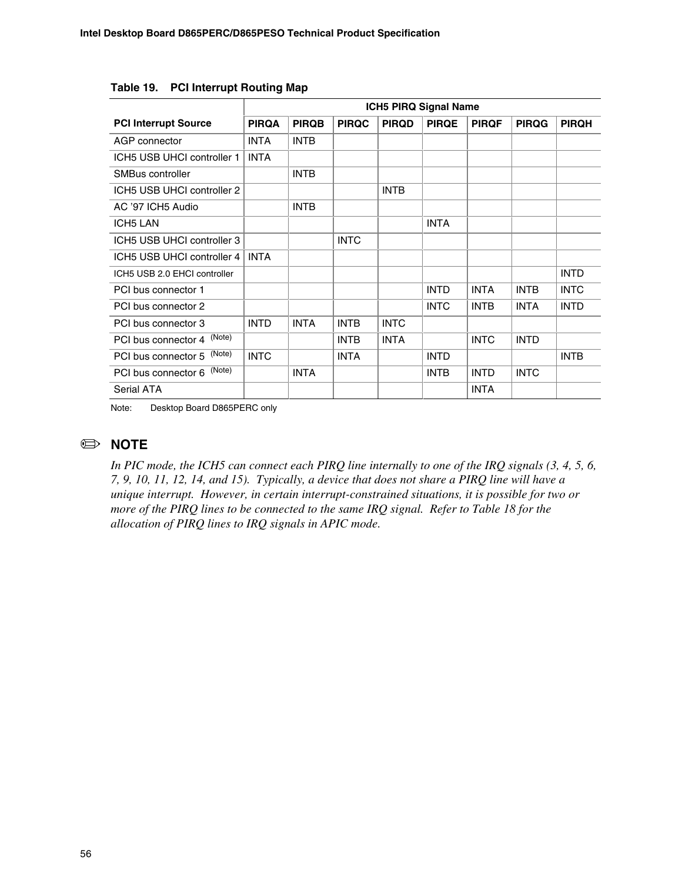**Table 19. PCI Interrupt Routing Map**

| PCI Interrupt Source | ICH5 PIRQ Signal Name | | | | | | | |
|---|---|---|---|---|---|---|---|---|
| | PIRQA | PIRQB | PIRQC | PIRQD | PIRQE | PIRQF | PIRQG | PIRQH |
| AGP connector | INTA | INTB | | | | | | |
| ICH5 USB UHCI controller 1 | INTA | | | | | | | |
| SMBus controller | | INTB | | | | | | |
| ICH5 USB UHCI controller 2 | | | | INTB | | | | |
| AC ’97 ICH5 Audio | | INTB | | | | | | |
| ICH5 LAN | | | | | INTA | | | |
| ICH5 USB UHCI controller 3 | | | INTC | | | | | |
| ICH5 USB UHCI controller 4 | INTA | | | | | | | |
| ICH5 USB 2.0 EHCI controller | | | | | | | | INTD |
| PCI bus connector 1 | | | | | INTD | INTA | INTB | INTC |
| PCI bus connector 2 | | | | | INTC | INTB | INTA | INTD |
| PCI bus connector 3 | INTD | INTA | INTB | INTC | | | | |
| PCI bus connector 4 (Note) | | | INTB | INTA | | INTC | INTD | |
| PCI bus connector 5 (Note) | INTC | | INTA | | INTD | | | INTB |
| PCI bus connector 6 (Note) | | INTA | | | INTB | INTD | INTC | |
| Serial ATA | | | | | | INTA | | |

Note: Desktop Board D865PERC only

## ✏ NOTE

*In PIC mode, the ICH5 can connect each PIRQ line internally to one of the IRQ signals (3, 4, 5, 6, 7, 9, 10, 11, 12, 14, and 15). Typically, a device that does not share a PIRQ line will have a unique interrupt. However, in certain interrupt-constrained situations, it is possible for two or more of the PIRQ lines to be connected to the same IRQ signal. Refer to Table 18 for the allocation of PIRQ lines to IRQ signals in APIC mode.*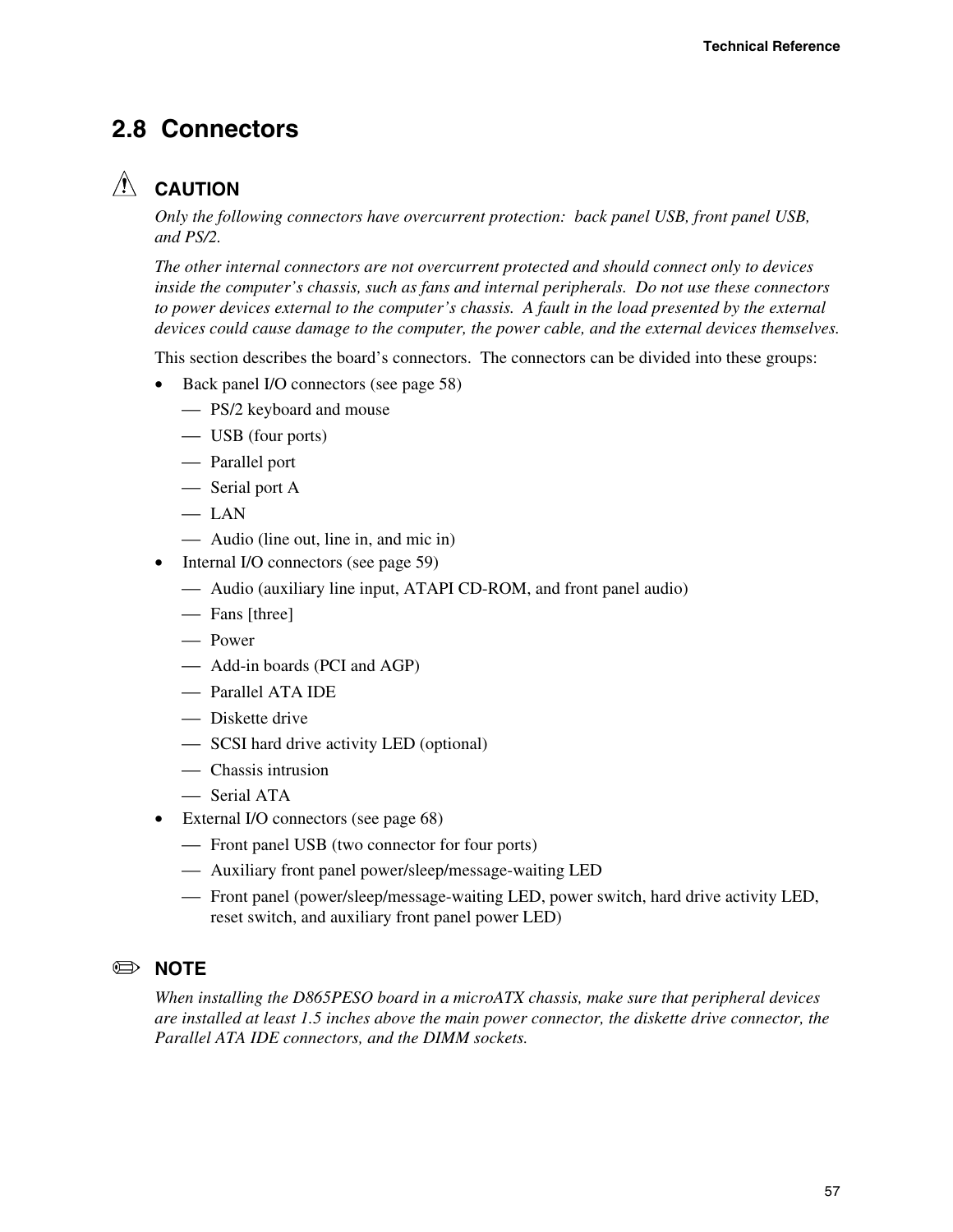## 2.8 Connectors

**CAUTION**

*Only the following connectors have overcurrent protection: back panel USB, front panel USB, and PS/2.*

*The other internal connectors are not overcurrent protected and should connect only to devices inside the computer's chassis, such as fans and internal peripherals. Do not use these connectors to power devices external to the computer's chassis. A fault in the load presented by the external devices could cause damage to the computer, the power cable, and the external devices themselves.*

This section describes the board's connectors. The connectors can be divided into these groups:

- Back panel I/O connectors (see page 58)
  - PS/2 keyboard and mouse
  - USB (four ports)
  - Parallel port
  - Serial port A
  - LAN
  - Audio (line out, line in, and mic in)
- Internal I/O connectors (see page 59)
  - Audio (auxiliary line input, ATAPI CD-ROM, and front panel audio)
  - Fans [three]
  - Power
  - Add-in boards (PCI and AGP)
  - Parallel ATA IDE
  - Diskette drive
  - SCSI hard drive activity LED (optional)
  - Chassis intrusion
  - Serial ATA
- External I/O connectors (see page 68)
  - Front panel USB (two connector for four ports)
  - Auxiliary front panel power/sleep/message-waiting LED
  - Front panel (power/sleep/message-waiting LED, power switch, hard drive activity LED, reset switch, and auxiliary front panel power LED)

**NOTE**

*When installing the D865PESO board in a microATX chassis, make sure that peripheral devices are installed at least 1.5 inches above the main power connector, the diskette drive connector, the Parallel ATA IDE connectors, and the DIMM sockets.*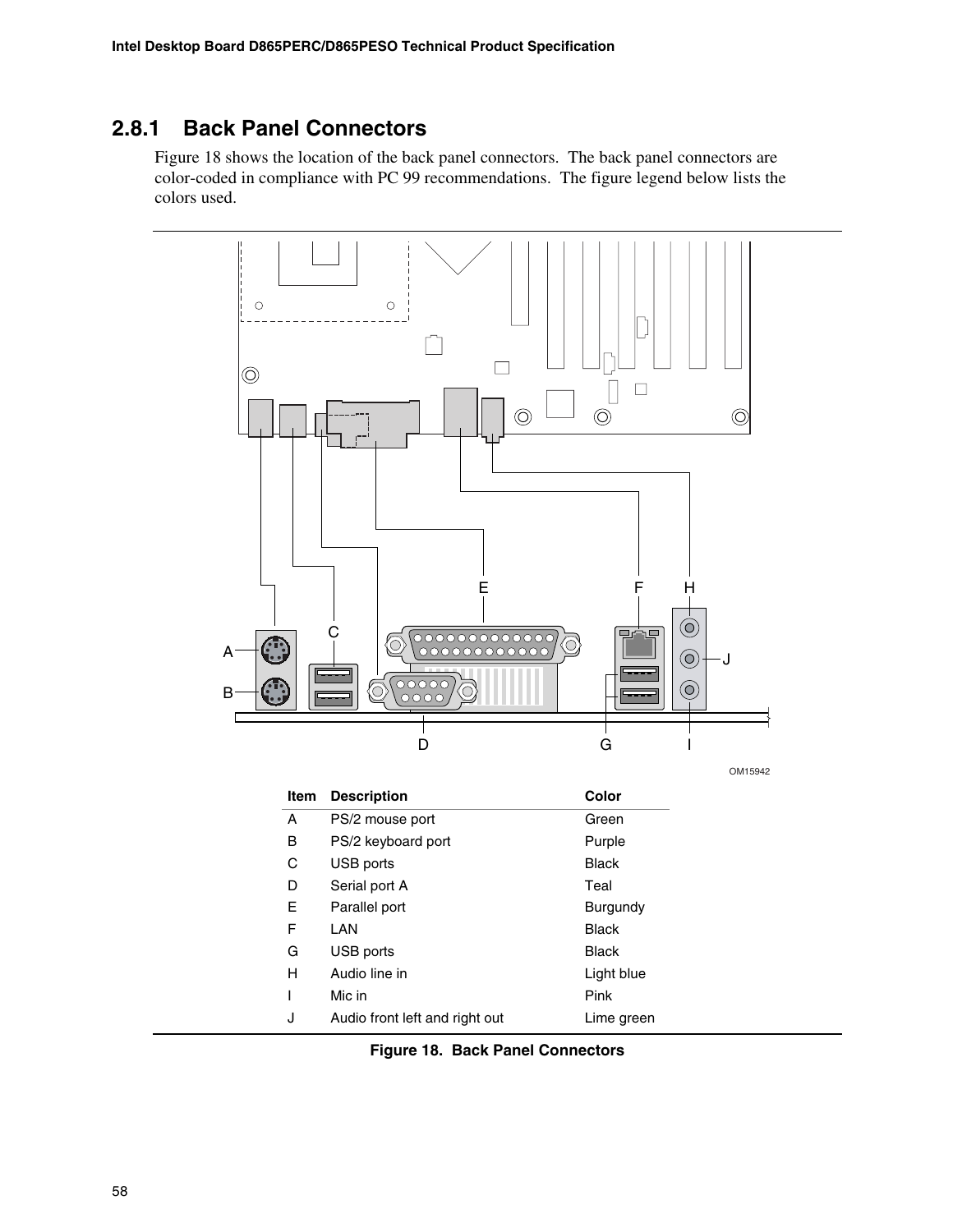## 2.8.1 Back Panel Connectors

Figure 18 shows the location of the back panel connectors. The back panel connectors are color-coded in compliance with PC 99 recommendations. The figure legend below lists the colors used.

| Item | Description | Color |
|---|---|---|
| A | PS/2 mouse port | Green |
| B | PS/2 keyboard port | Purple |
| C | USB ports | Black |
| D | Serial port A | Teal |
| E | Parallel port | Burgundy |
| F | LAN | Black |
| G | USB ports | Black |
| H | Audio line in | Light blue |
| I | Mic in | Pink |
| J | Audio front left and right out | Lime green |

**Figure 18. Back Panel Connectors**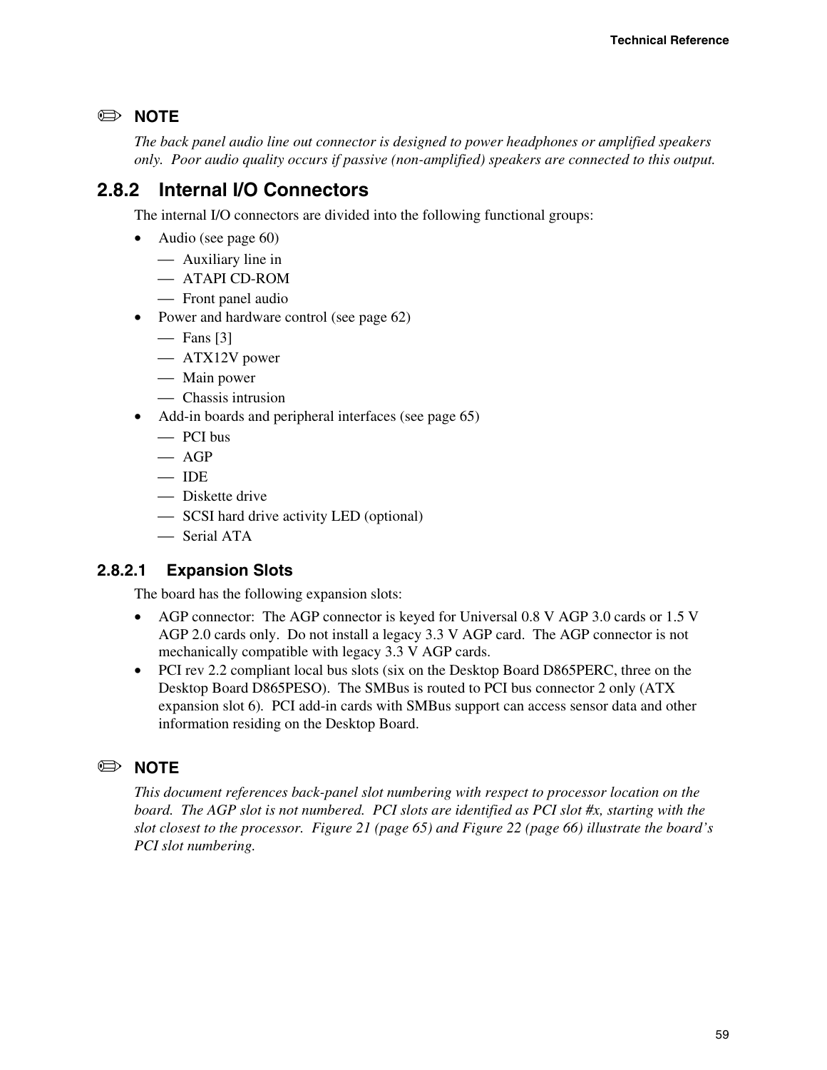✏ **NOTE**

*The back panel audio line out connector is designed to power headphones or amplified speakers only. Poor audio quality occurs if passive (non-amplified) speakers are connected to this output.*

## 2.8.2 Internal I/O Connectors

The internal I/O connectors are divided into the following functional groups:

- Audio (see page 60)
  - Auxiliary line in
  - ATAPI CD-ROM
  - Front panel audio
- Power and hardware control (see page 62)
  - Fans [3]
  - ATX12V power
  - Main power
  - Chassis intrusion
- Add-in boards and peripheral interfaces (see page 65)
  - PCI bus
  - AGP
  - IDE
  - Diskette drive
  - SCSI hard drive activity LED (optional)
  - Serial ATA

### 2.8.2.1 Expansion Slots

The board has the following expansion slots:

- AGP connector: The AGP connector is keyed for Universal 0.8 V AGP 3.0 cards or 1.5 V AGP 2.0 cards only. Do not install a legacy 3.3 V AGP card. The AGP connector is not mechanically compatible with legacy 3.3 V AGP cards.
- PCI rev 2.2 compliant local bus slots (six on the Desktop Board D865PERC, three on the Desktop Board D865PESO). The SMBus is routed to PCI bus connector 2 only (ATX expansion slot 6). PCI add-in cards with SMBus support can access sensor data and other information residing on the Desktop Board.

✏ **NOTE**

*This document references back-panel slot numbering with respect to processor location on the board. The AGP slot is not numbered. PCI slots are identified as PCI slot #x, starting with the slot closest to the processor. Figure 21 (page 65) and Figure 22 (page 66) illustrate the board's PCI slot numbering.*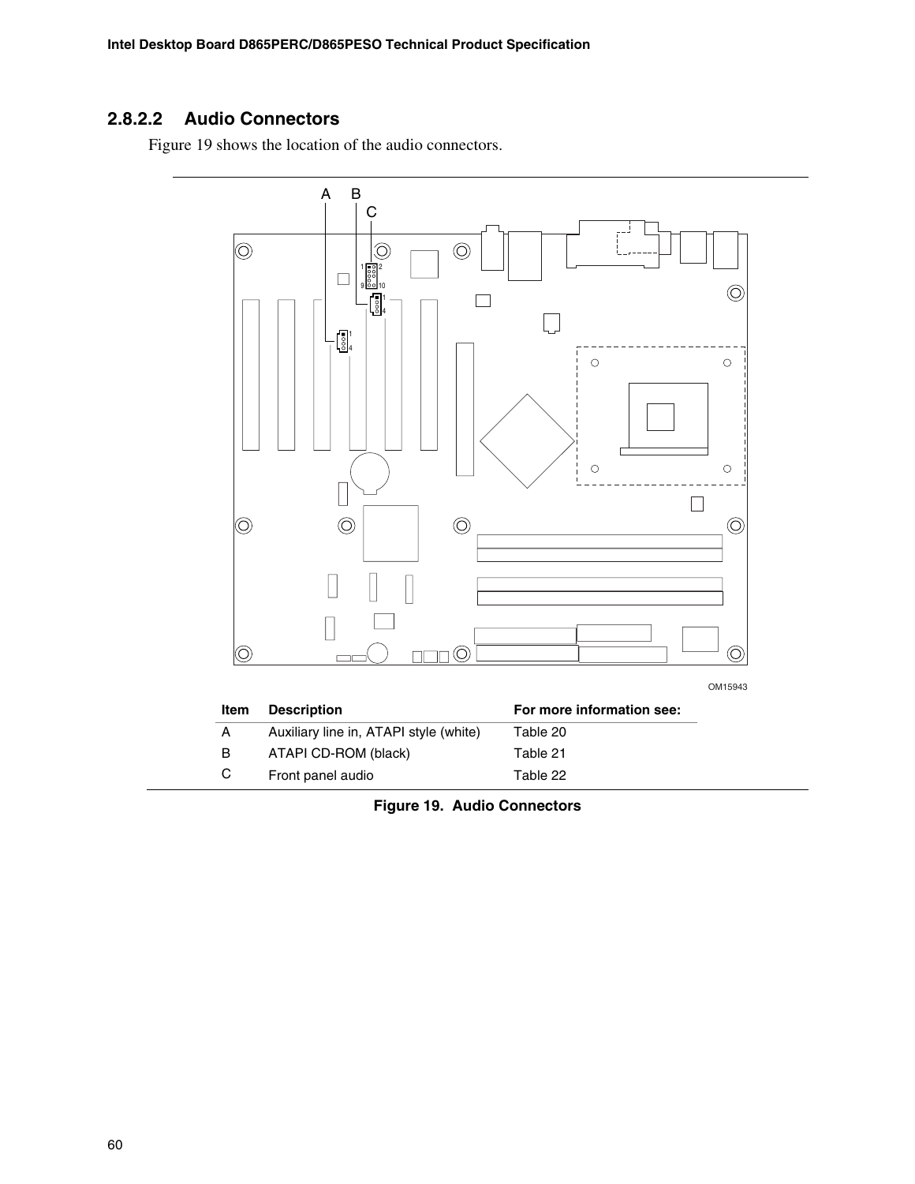### 2.8.2.2 Audio Connectors

Figure 19 shows the location of the audio connectors.

| Item | Description | For more information see: |
| --- | --- | --- |
| A | Auxiliary line in, ATAPI style (white) | Table 20 |
| B | ATAPI CD-ROM (black) | Table 21 |
| C | Front panel audio | Table 22 |

**Figure 19. Audio Connectors**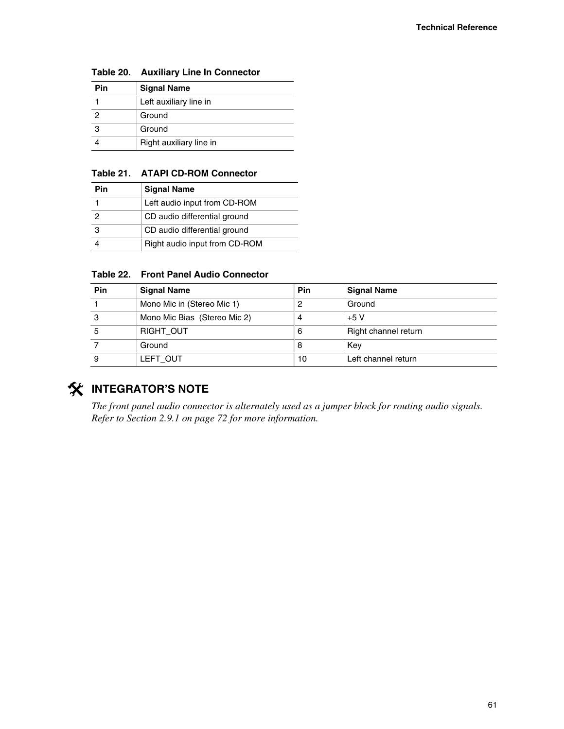**Table 20. Auxiliary Line In Connector**

| Pin | Signal Name |
|---|---|
| 1 | Left auxiliary line in |
| 2 | Ground |
| 3 | Ground |
| 4 | Right auxiliary line in |

**Table 21. ATAPI CD-ROM Connector**

| Pin | Signal Name |
|---|---|
| 1 | Left audio input from CD-ROM |
| 2 | CD audio differential ground |
| 3 | CD audio differential ground |
| 4 | Right audio input from CD-ROM |

**Table 22. Front Panel Audio Connector**

| Pin | Signal Name | Pin | Signal Name |
|---|---|---|---|
| 1 | Mono Mic in (Stereo Mic 1) | 2 | Ground |
| 3 | Mono Mic Bias (Stereo Mic 2) | 4 | +5 V |
| 5 | RIGHT_OUT | 6 | Right channel return |
| 7 | Ground | 8 | Key |
| 9 | LEFT_OUT | 10 | Left channel return |

## INTEGRATOR'S NOTE

*The front panel audio connector is alternately used as a jumper block for routing audio signals. Refer to Section 2.9.1 on page 72 for more information.*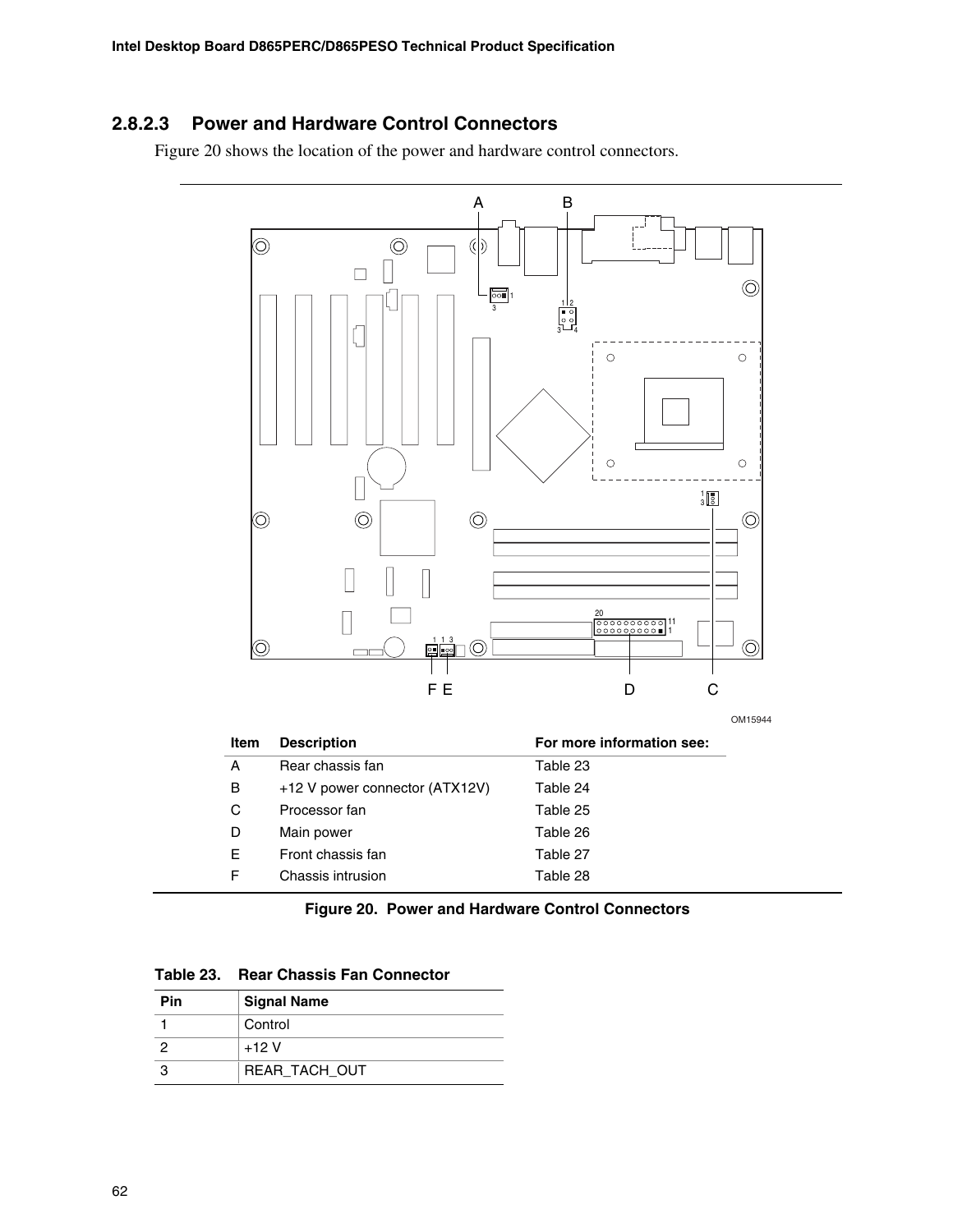### 2.8.2.3 Power and Hardware Control Connectors

Figure 20 shows the location of the power and hardware control connectors.

| Item | Description | For more information see: |
|---|---|---|
| A | Rear chassis fan | Table 23 |
| B | +12 V power connector (ATX12V) | Table 24 |
| C | Processor fan | Table 25 |
| D | Main power | Table 26 |
| E | Front chassis fan | Table 27 |
| F | Chassis intrusion | Table 28 |

**Figure 20. Power and Hardware Control Connectors**

**Table 23. Rear Chassis Fan Connector**

| Pin | Signal Name |
|---|---|
| 1 | Control |
| 2 | +12 V |
| 3 | REAR_TACH_OUT |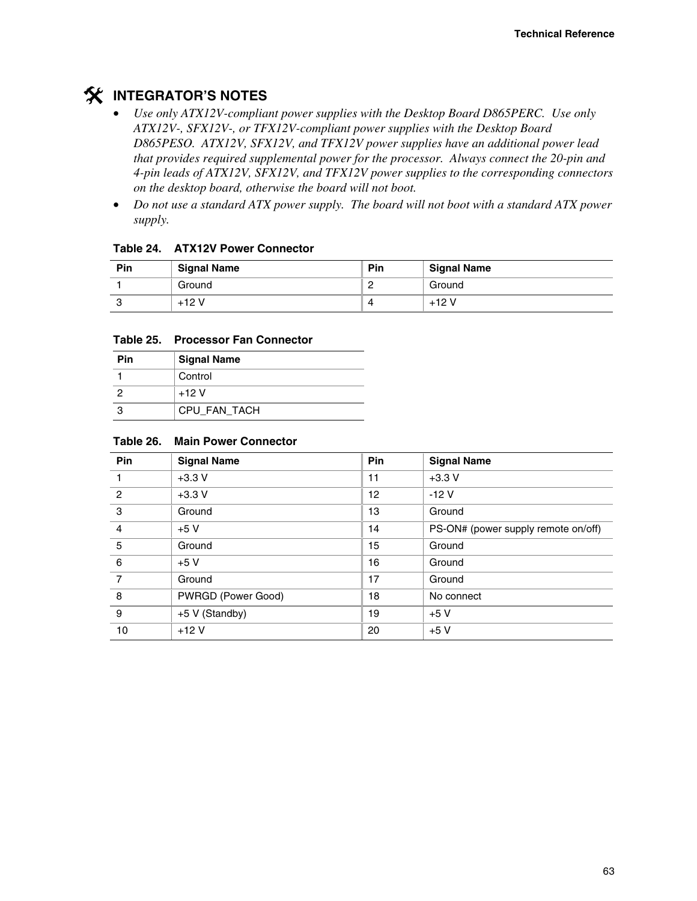## INTEGRATOR'S NOTES

- *Use only ATX12V-compliant power supplies with the Desktop Board D865PERC. Use only ATX12V-, SFX12V-, or TFX12V-compliant power supplies with the Desktop Board D865PESO. ATX12V, SFX12V, and TFX12V power supplies have an additional power lead that provides required supplemental power for the processor. Always connect the 20-pin and 4-pin leads of ATX12V, SFX12V, and TFX12V power supplies to the corresponding connectors on the desktop board, otherwise the board will not boot.*
- *Do not use a standard ATX power supply. The board will not boot with a standard ATX power supply.*

**Table 24. ATX12V Power Connector**

| Pin | Signal Name | Pin | Signal Name |
|---|---|---|---|
| 1 | Ground | 2 | Ground |
| 3 | +12 V | 4 | +12 V |

**Table 25. Processor Fan Connector**

| Pin | Signal Name |
|---|---|
| 1 | Control |
| 2 | +12 V |
| 3 | CPU_FAN_TACH |

**Table 26. Main Power Connector**

| Pin | Signal Name | Pin | Signal Name |
|---|---|---|---|
| 1 | +3.3 V | 11 | +3.3 V |
| 2 | +3.3 V | 12 | -12 V |
| 3 | Ground | 13 | Ground |
| 4 | +5 V | 14 | PS-ON# (power supply remote on/off) |
| 5 | Ground | 15 | Ground |
| 6 | +5 V | 16 | Ground |
| 7 | Ground | 17 | Ground |
| 8 | PWRGD (Power Good) | 18 | No connect |
| 9 | +5 V (Standby) | 19 | +5 V |
| 10 | +12 V | 20 | +5 V |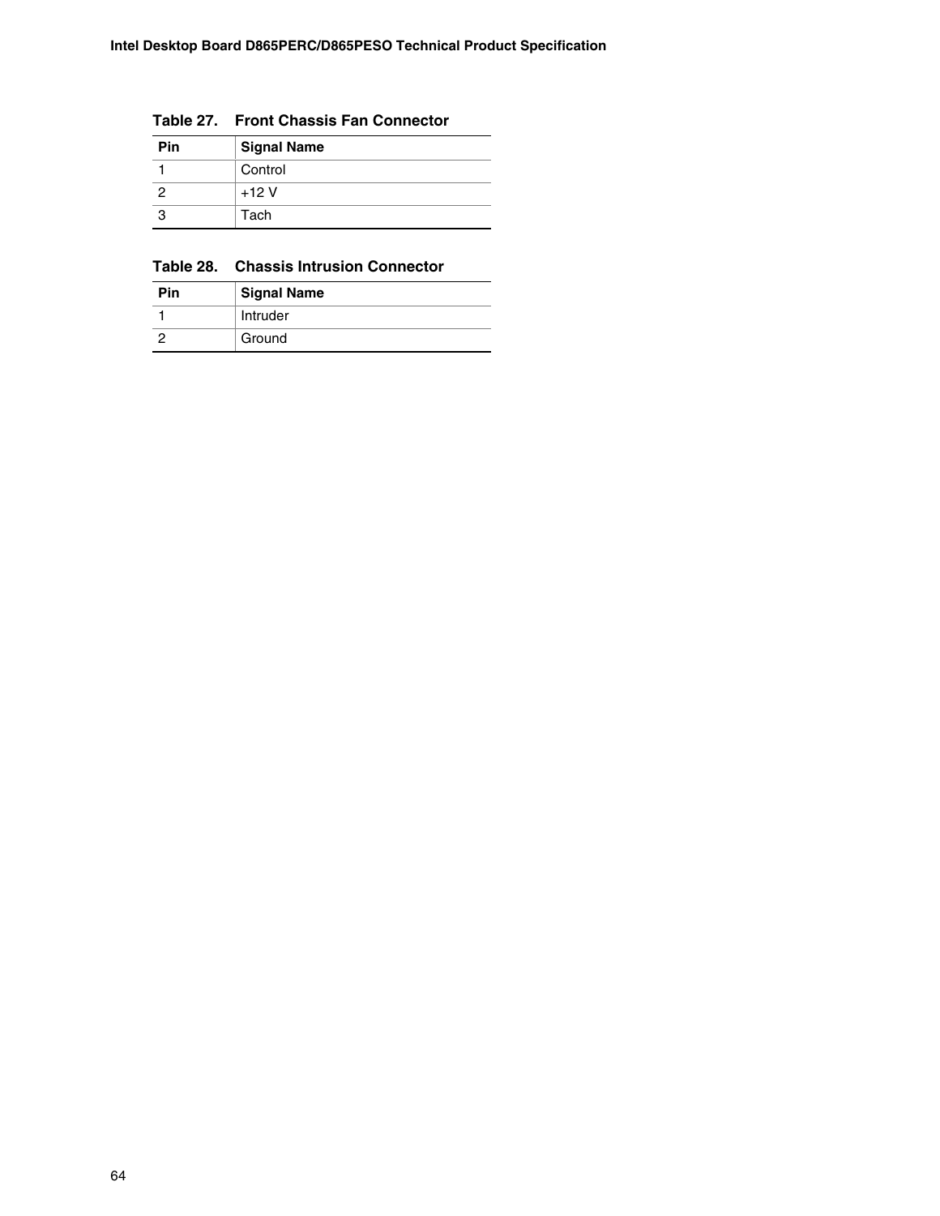**Table 27. Front Chassis Fan Connector**

| Pin | Signal Name |
| --- | --- |
| 1 | Control |
| 2 | +12 V |
| 3 | Tach |

**Table 28. Chassis Intrusion Connector**

| Pin | Signal Name |
| --- | --- |
| 1 | Intruder |
| 2 | Ground |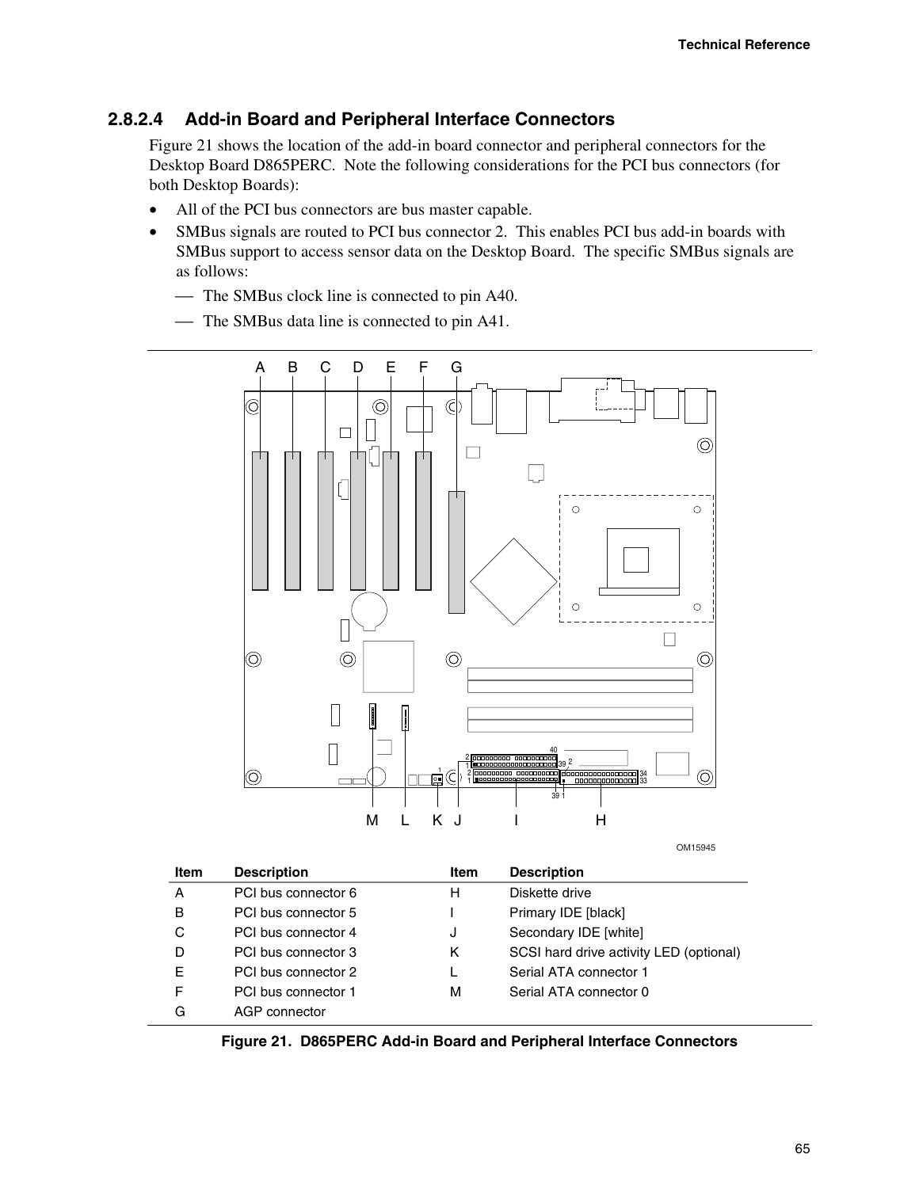### 2.8.2.4 Add-in Board and Peripheral Interface Connectors

Figure 21 shows the location of the add-in board connector and peripheral connectors for the Desktop Board D865PERC. Note the following considerations for the PCI bus connectors (for both Desktop Boards):

- All of the PCI bus connectors are bus master capable.
- SMBus signals are routed to PCI bus connector 2. This enables PCI bus add-in boards with SMBus support to access sensor data on the Desktop Board. The specific SMBus signals are as follows:
  - The SMBus clock line is connected to pin A40.
  - The SMBus data line is connected to pin A41.

| Item | Description | Item | Description |
|---|---|---|---|
| A | PCI bus connector 6 | H | Diskette drive |
| B | PCI bus connector 5 | I | Primary IDE [black] |
| C | PCI bus connector 4 | J | Secondary IDE [white] |
| D | PCI bus connector 3 | K | SCSI hard drive activity LED (optional) |
| E | PCI bus connector 2 | L | Serial ATA connector 1 |
| F | PCI bus connector 1 | M | Serial ATA connector 0 |
| G | AGP connector | | |

**Figure 21. D865PERC Add-in Board and Peripheral Interface Connectors**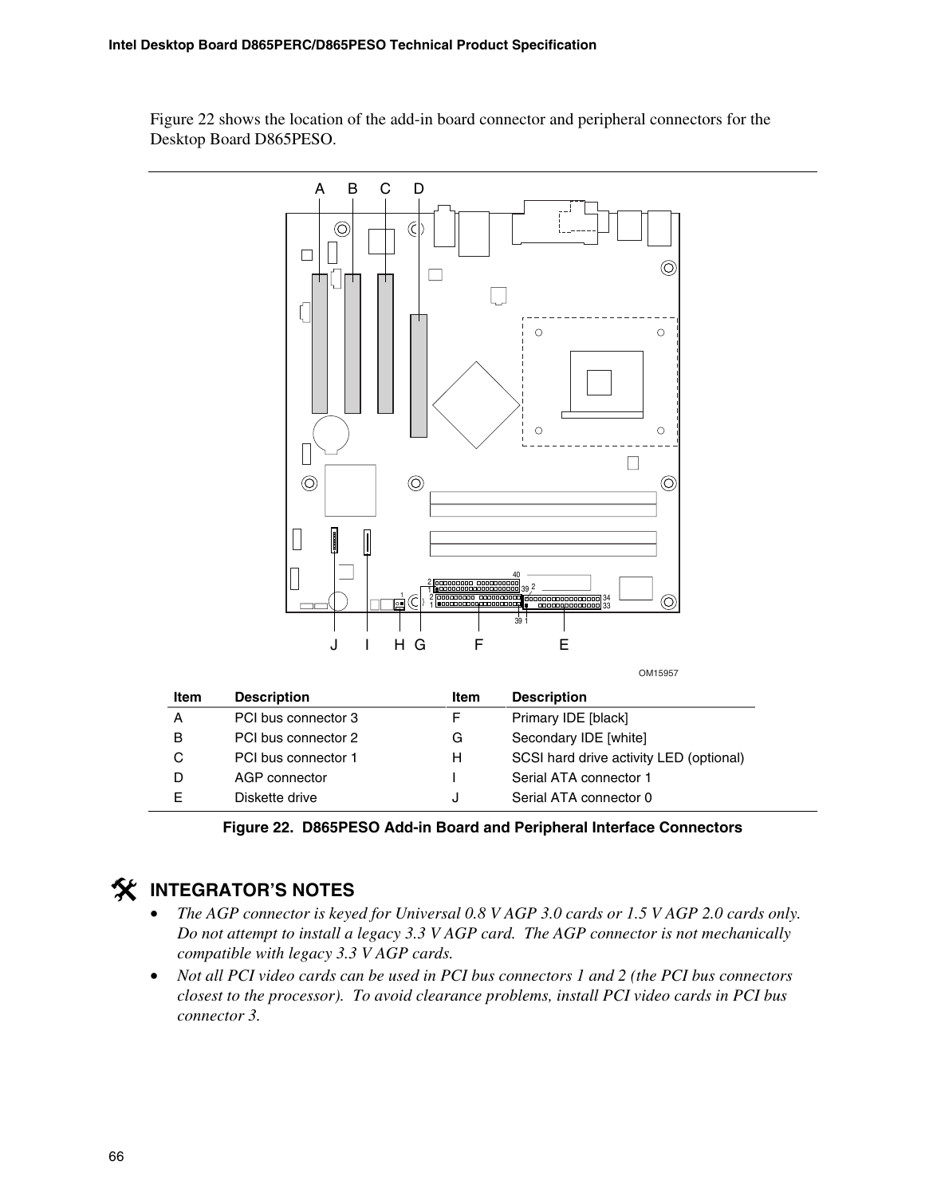Figure 22 shows the location of the add-in board connector and peripheral connectors for the Desktop Board D865PESO.

| Item | Description | Item | Description |
|---|---|---|---|
| A | PCI bus connector 3 | F | Primary IDE [black] |
| B | PCI bus connector 2 | G | Secondary IDE [white] |
| C | PCI bus connector 1 | H | SCSI hard drive activity LED (optional) |
| D | AGP connector | I | Serial ATA connector 1 |
| E | Diskette drive | J | Serial ATA connector 0 |

**Figure 22. D865PESO Add-in Board and Peripheral Interface Connectors**

## INTEGRATOR'S NOTES

- *The AGP connector is keyed for Universal 0.8 V AGP 3.0 cards or 1.5 V AGP 2.0 cards only. Do not attempt to install a legacy 3.3 V AGP card. The AGP connector is not mechanically compatible with legacy 3.3 V AGP cards.*
- *Not all PCI video cards can be used in PCI bus connectors 1 and 2 (the PCI bus connectors closest to the processor). To avoid clearance problems, install PCI video cards in PCI bus connector 3.*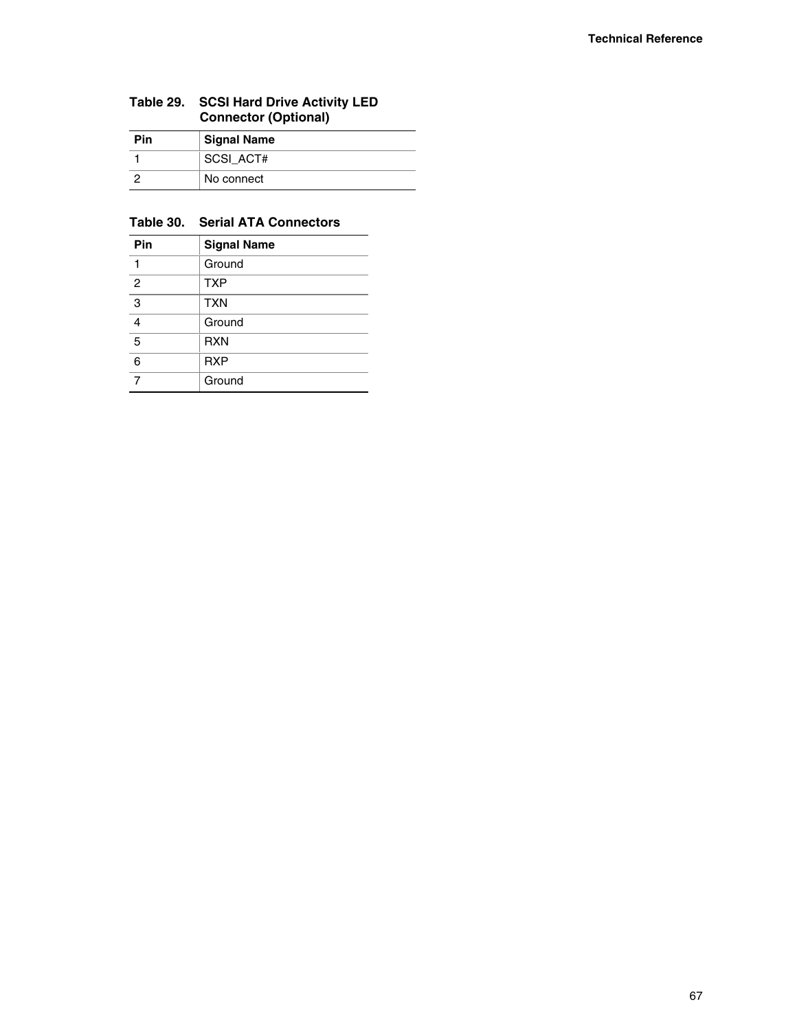**Table 29. SCSI Hard Drive Activity LED Connector (Optional)**

| Pin | Signal Name |
|---|---|
| 1 | SCSI_ACT# |
| 2 | No connect |

**Table 30. Serial ATA Connectors**

| Pin | Signal Name |
|---|---|
| 1 | Ground |
| 2 | TXP |
| 3 | TXN |
| 4 | Ground |
| 5 | RXN |
| 6 | RXP |
| 7 | Ground |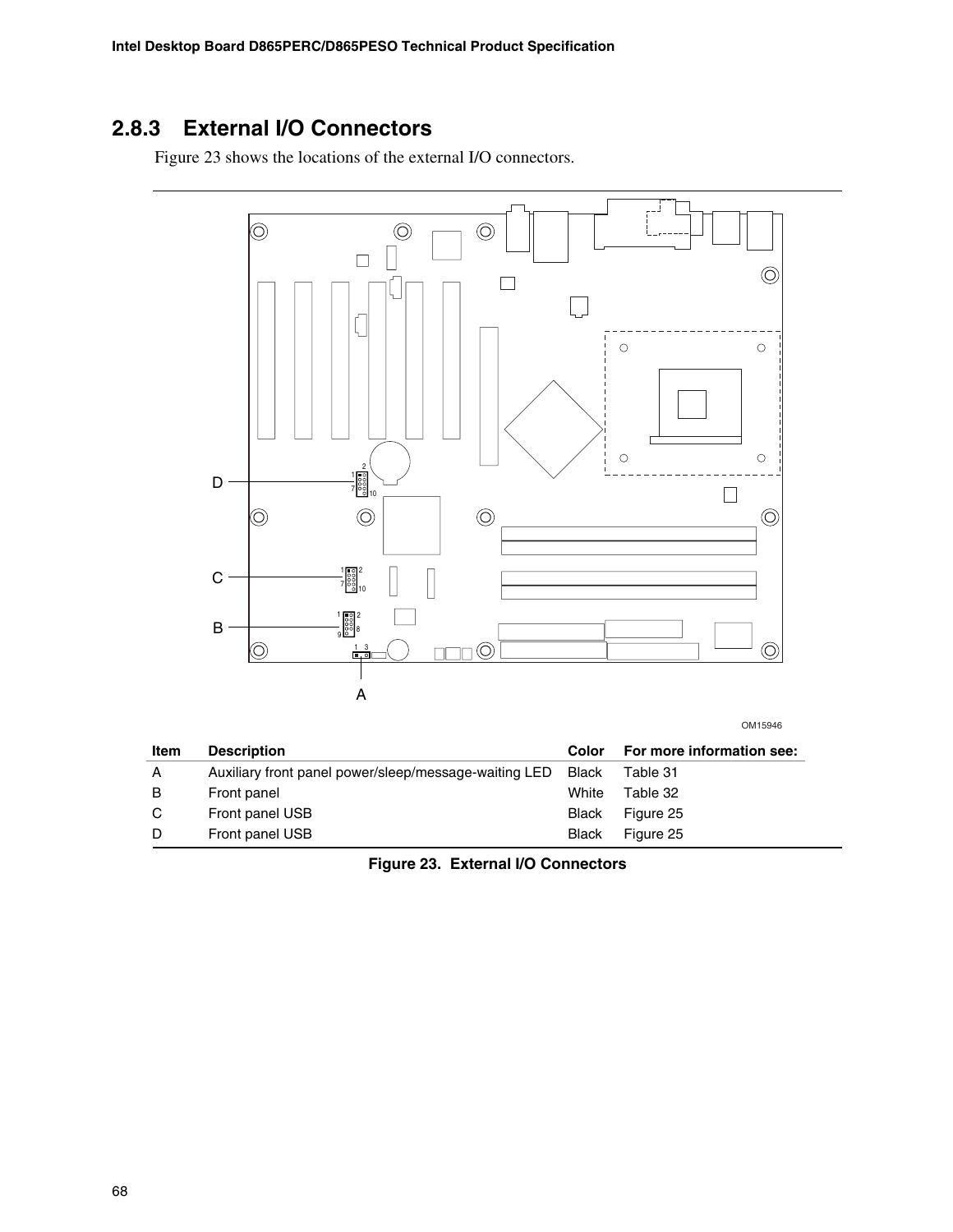### 2.8.3 External I/O Connectors

Figure 23 shows the locations of the external I/O connectors.

OM15946

| Item | Description | Color | For more information see: |
|---|---|---|---|
| A | Auxiliary front panel power/sleep/message-waiting LED | Black | Table 31 |
| B | Front panel | White | Table 32 |
| C | Front panel USB | Black | Figure 25 |
| D | Front panel USB | Black | Figure 25 |

**Figure 23. External I/O Connectors**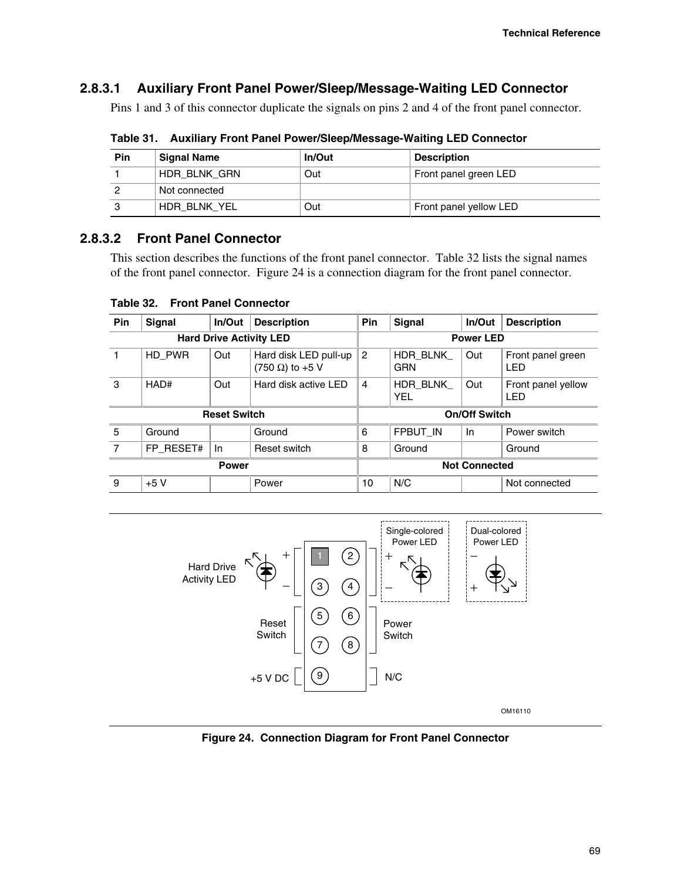### 2.8.3.1 Auxiliary Front Panel Power/Sleep/Message-Waiting LED Connector

Pins 1 and 3 of this connector duplicate the signals on pins 2 and 4 of the front panel connector.

**Table 31. Auxiliary Front Panel Power/Sleep/Message-Waiting LED Connector**

| Pin | Signal Name | In/Out | Description |
|---|---|---|---|
| 1 | HDR_BLNK_GRN | Out | Front panel green LED |
| 2 | Not connected | | |
| 3 | HDR_BLNK_YEL | Out | Front panel yellow LED |

### 2.8.3.2 Front Panel Connector

This section describes the functions of the front panel connector. Table 32 lists the signal names of the front panel connector. Figure 24 is a connection diagram for the front panel connector.

**Table 32. Front Panel Connector**

| Pin | Signal | In/Out | Description | Pin | Signal | In/Out | Description |
|---|---|---|---|---|---|---|---|
| **Hard Drive Activity LED** | | | | **Power LED** | | | |
| 1 | HD_PWR | Out | Hard disk LED pull-up (750 Ω) to +5 V | 2 | HDR_BLNK_GRN | Out | Front panel green LED |
| 3 | HAD# | Out | Hard disk active LED | 4 | HDR_BLNK_YEL | Out | Front panel yellow LED |
| **Reset Switch** | | | | **On/Off Switch** | | | |
| 5 | Ground | | Ground | 6 | FPBUT_IN | In | Power switch |
| 7 | FP_RESET# | In | Reset switch | 8 | Ground | | Ground |
| **Power** | | | | **Not Connected** | | | |
| 9 | +5 V | | Power | 10 | N/C | | Not connected |

Hard Drive Activity LED (+ pin 1, − pin 3) | Single-colored Power LED (+ pin 2, − pin 4) | Dual-colored Power LED | Reset Switch (pins 5, 7) | Power Switch (pins 6, 8) | +5 V DC (pin 9) | N/C

OM16110

**Figure 24. Connection Diagram for Front Panel Connector**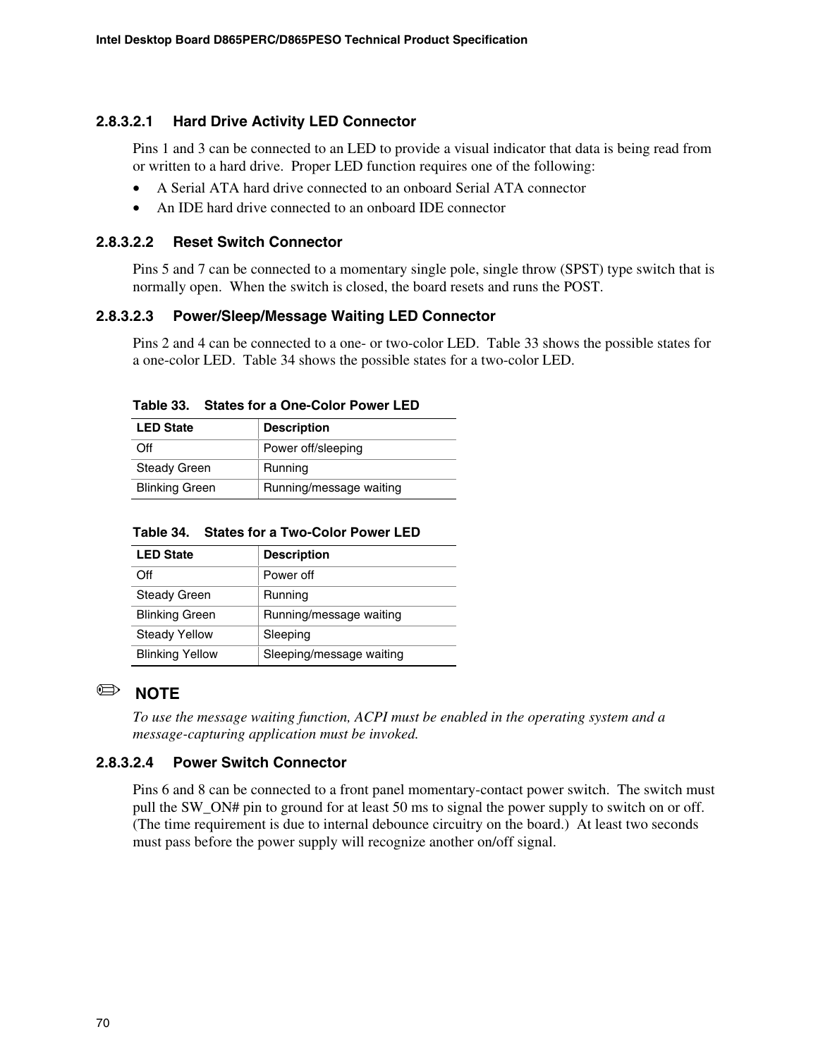#### 2.8.3.2.1 Hard Drive Activity LED Connector

Pins 1 and 3 can be connected to an LED to provide a visual indicator that data is being read from or written to a hard drive. Proper LED function requires one of the following:

- A Serial ATA hard drive connected to an onboard Serial ATA connector
- An IDE hard drive connected to an onboard IDE connector

#### 2.8.3.2.2 Reset Switch Connector

Pins 5 and 7 can be connected to a momentary single pole, single throw (SPST) type switch that is normally open. When the switch is closed, the board resets and runs the POST.

#### 2.8.3.2.3 Power/Sleep/Message Waiting LED Connector

Pins 2 and 4 can be connected to a one- or two-color LED. Table 33 shows the possible states for a one-color LED. Table 34 shows the possible states for a two-color LED.

**Table 33. States for a One-Color Power LED**

| LED State | Description |
|---|---|
| Off | Power off/sleeping |
| Steady Green | Running |
| Blinking Green | Running/message waiting |

**Table 34. States for a Two-Color Power LED**

| LED State | Description |
|---|---|
| Off | Power off |
| Steady Green | Running |
| Blinking Green | Running/message waiting |
| Steady Yellow | Sleeping |
| Blinking Yellow | Sleeping/message waiting |

✏ **NOTE**

*To use the message waiting function, ACPI must be enabled in the operating system and a message-capturing application must be invoked.*

#### 2.8.3.2.4 Power Switch Connector

Pins 6 and 8 can be connected to a front panel momentary-contact power switch. The switch must pull the SW_ON# pin to ground for at least 50 ms to signal the power supply to switch on or off. (The time requirement is due to internal debounce circuitry on the board.) At least two seconds must pass before the power supply will recognize another on/off signal.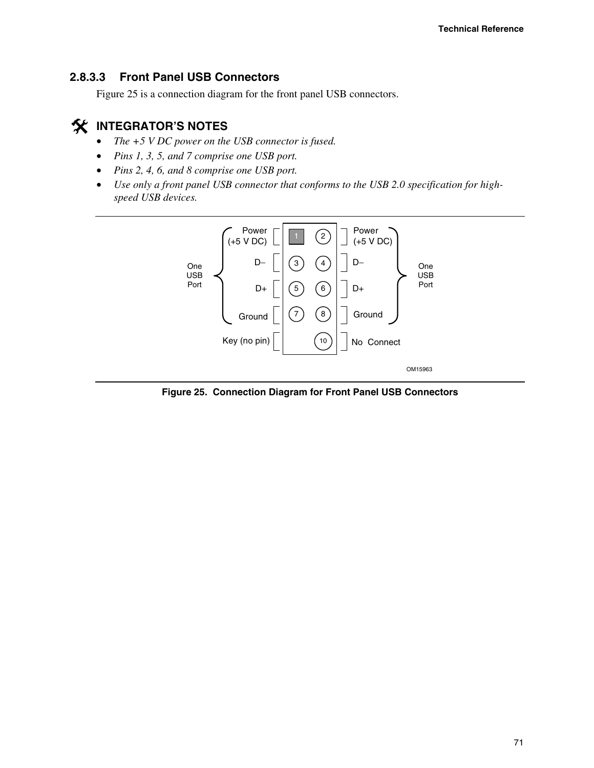### 2.8.3.3 Front Panel USB Connectors

Figure 25 is a connection diagram for the front panel USB connectors.

## INTEGRATOR'S NOTES

- *The +5 V DC power on the USB connector is fused.*
- *Pins 1, 3, 5, and 7 comprise one USB port.*
- *Pins 2, 4, 6, and 8 comprise one USB port.*
- *Use only a front panel USB connector that conforms to the USB 2.0 specification for high-speed USB devices.*

| Signal | Pin | Pin | Signal |
|---|---|---|---|
| Power (+5 V DC) | 1 | 2 | Power (+5 V DC) |
| D− | 3 | 4 | D− |
| D+ | 5 | 6 | D+ |
| Ground | 7 | 8 | Ground |
| Key (no pin) | | 10 | No Connect |

Pins 1, 3, 5, 7: One USB Port. Pins 2, 4, 6, 8: One USB Port.

OM15963

**Figure 25. Connection Diagram for Front Panel USB Connectors**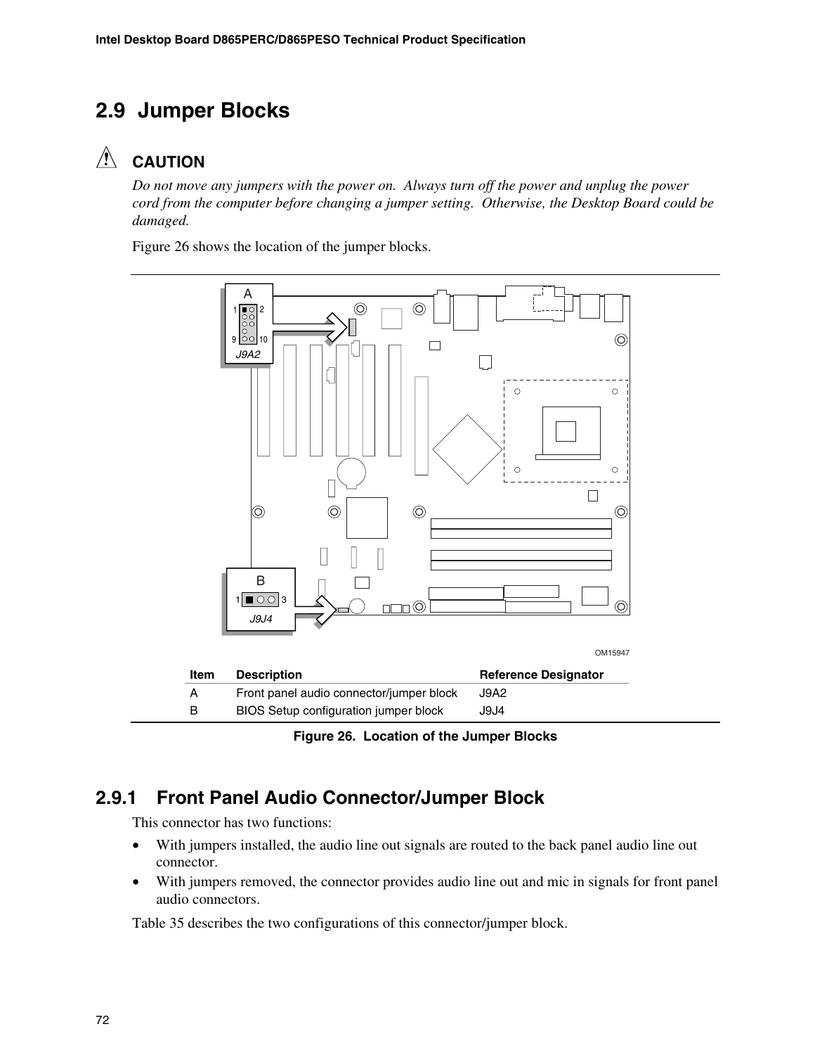## 2.9 Jumper Blocks

⚠ **CAUTION**

*Do not move any jumpers with the power on. Always turn off the power and unplug the power cord from the computer before changing a jumper setting. Otherwise, the Desktop Board could be damaged.*

Figure 26 shows the location of the jumper blocks.

| Item | Description | Reference Designator |
|---|---|---|
| A | Front panel audio connector/jumper block | J9A2 |
| B | BIOS Setup configuration jumper block | J9J4 |

**Figure 26. Location of the Jumper Blocks**

### 2.9.1 Front Panel Audio Connector/Jumper Block

This connector has two functions:

- With jumpers installed, the audio line out signals are routed to the back panel audio line out connector.
- With jumpers removed, the connector provides audio line out and mic in signals for front panel audio connectors.

Table 35 describes the two configurations of this connector/jumper block.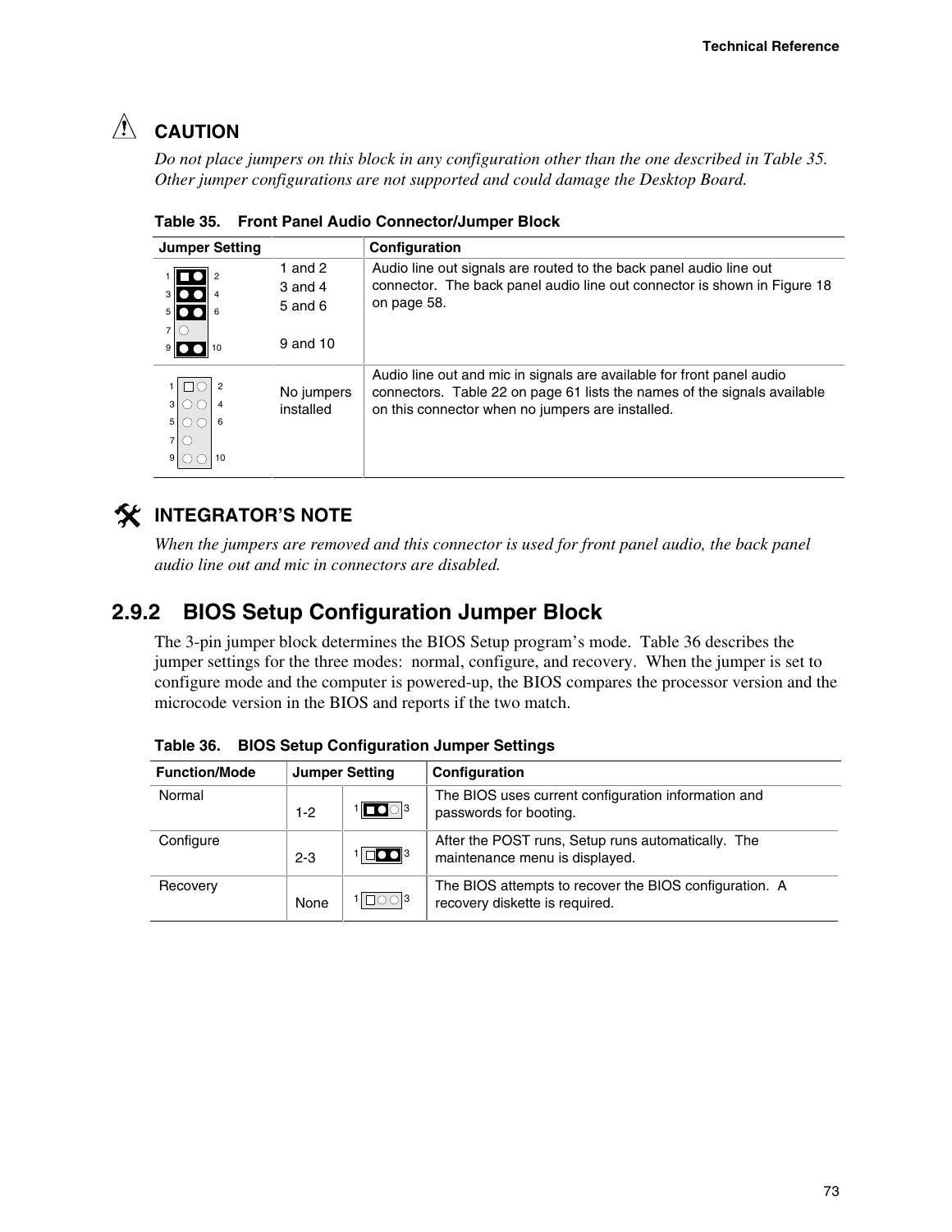**CAUTION**

*Do not place jumpers on this block in any configuration other than the one described in Table 35. Other jumper configurations are not supported and could damage the Desktop Board.*

**Table 35. Front Panel Audio Connector/Jumper Block**

| Jumper Setting | | Configuration |
|---|---|---|
| | 1 and 2<br>3 and 4<br>5 and 6<br><br>9 and 10 | Audio line out signals are routed to the back panel audio line out connector. The back panel audio line out connector is shown in Figure 18 on page 58. |
| | No jumpers installed | Audio line out and mic in signals are available for front panel audio connectors. Table 22 on page 61 lists the names of the signals available on this connector when no jumpers are installed. |

**INTEGRATOR'S NOTE**

*When the jumpers are removed and this connector is used for front panel audio, the back panel audio line out and mic in connectors are disabled.*

### 2.9.2 BIOS Setup Configuration Jumper Block

The 3-pin jumper block determines the BIOS Setup program's mode. Table 36 describes the jumper settings for the three modes: normal, configure, and recovery. When the jumper is set to configure mode and the computer is powered-up, the BIOS compares the processor version and the microcode version in the BIOS and reports if the two match.

**Table 36. BIOS Setup Configuration Jumper Settings**

| Function/Mode | Jumper Setting | | Configuration |
|---|---|---|---|
| Normal | 1-2 | | The BIOS uses current configuration information and passwords for booting. |
| Configure | 2-3 | | After the POST runs, Setup runs automatically. The maintenance menu is displayed. |
| Recovery | None | | The BIOS attempts to recover the BIOS configuration. A recovery diskette is required. |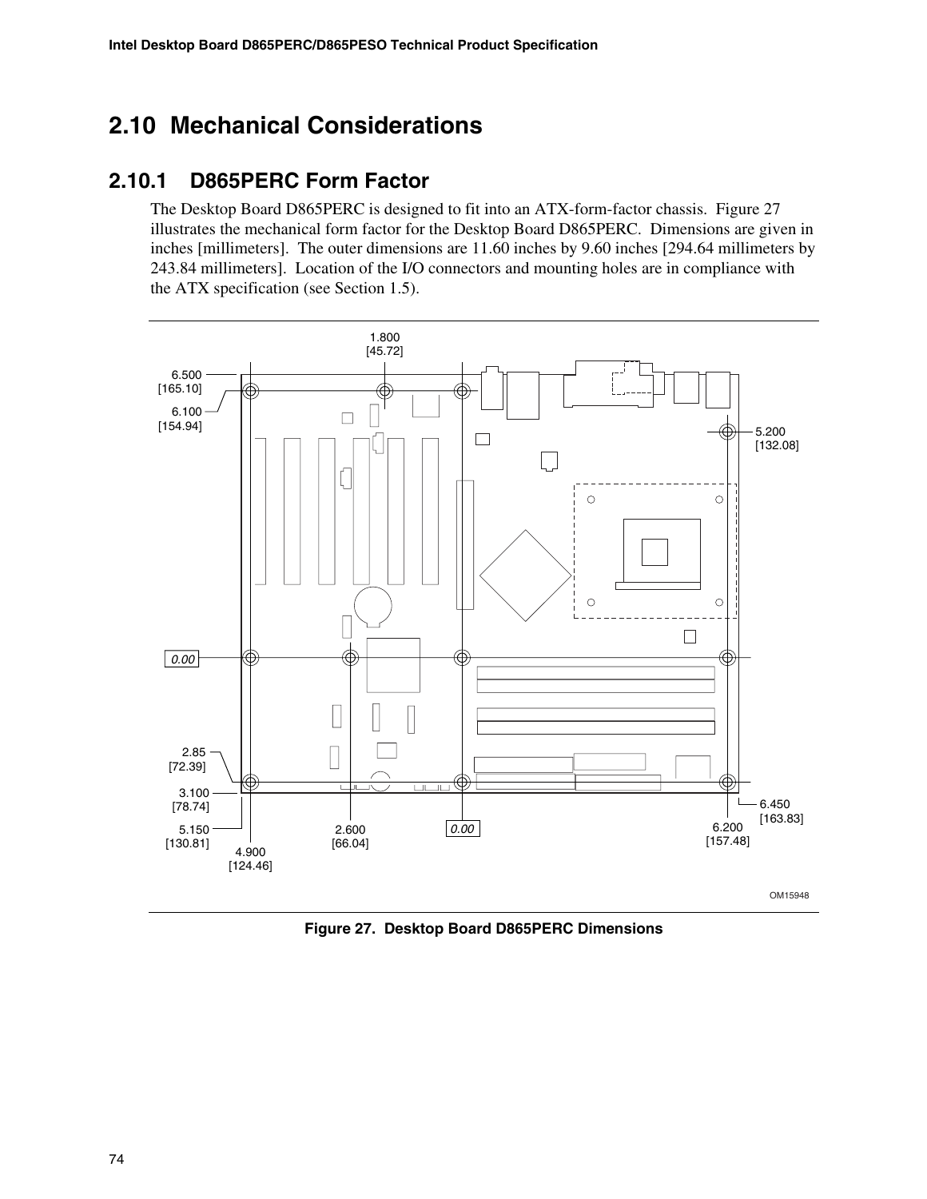## 2.10 Mechanical Considerations

### 2.10.1 D865PERC Form Factor

The Desktop Board D865PERC is designed to fit into an ATX-form-factor chassis. Figure 27 illustrates the mechanical form factor for the Desktop Board D865PERC. Dimensions are given in inches [millimeters]. The outer dimensions are 11.60 inches by 9.60 inches [294.64 millimeters by 243.84 millimeters]. Location of the I/O connectors and mounting holes are in compliance with the ATX specification (see Section 1.5).

**Figure 27. Desktop Board D865PERC Dimensions**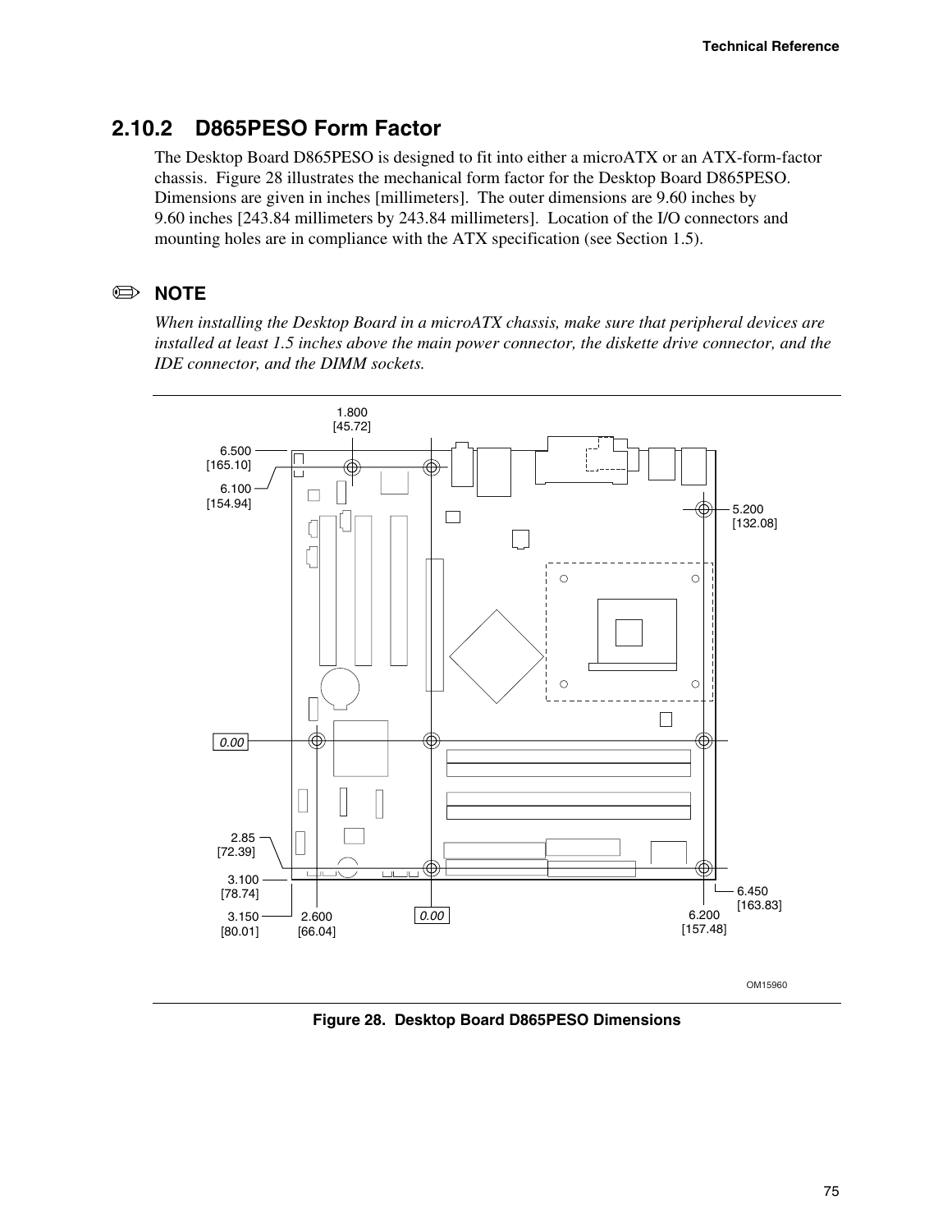## 2.10.2 D865PESO Form Factor

The Desktop Board D865PESO is designed to fit into either a microATX or an ATX-form-factor chassis. Figure 28 illustrates the mechanical form factor for the Desktop Board D865PESO. Dimensions are given in inches [millimeters]. The outer dimensions are 9.60 inches by 9.60 inches [243.84 millimeters by 243.84 millimeters]. Location of the I/O connectors and mounting holes are in compliance with the ATX specification (see Section 1.5).

✏ **NOTE**

*When installing the Desktop Board in a microATX chassis, make sure that peripheral devices are installed at least 1.5 inches above the main power connector, the diskette drive connector, and the IDE connector, and the DIMM sockets.*

**Figure 28. Desktop Board D865PESO Dimensions**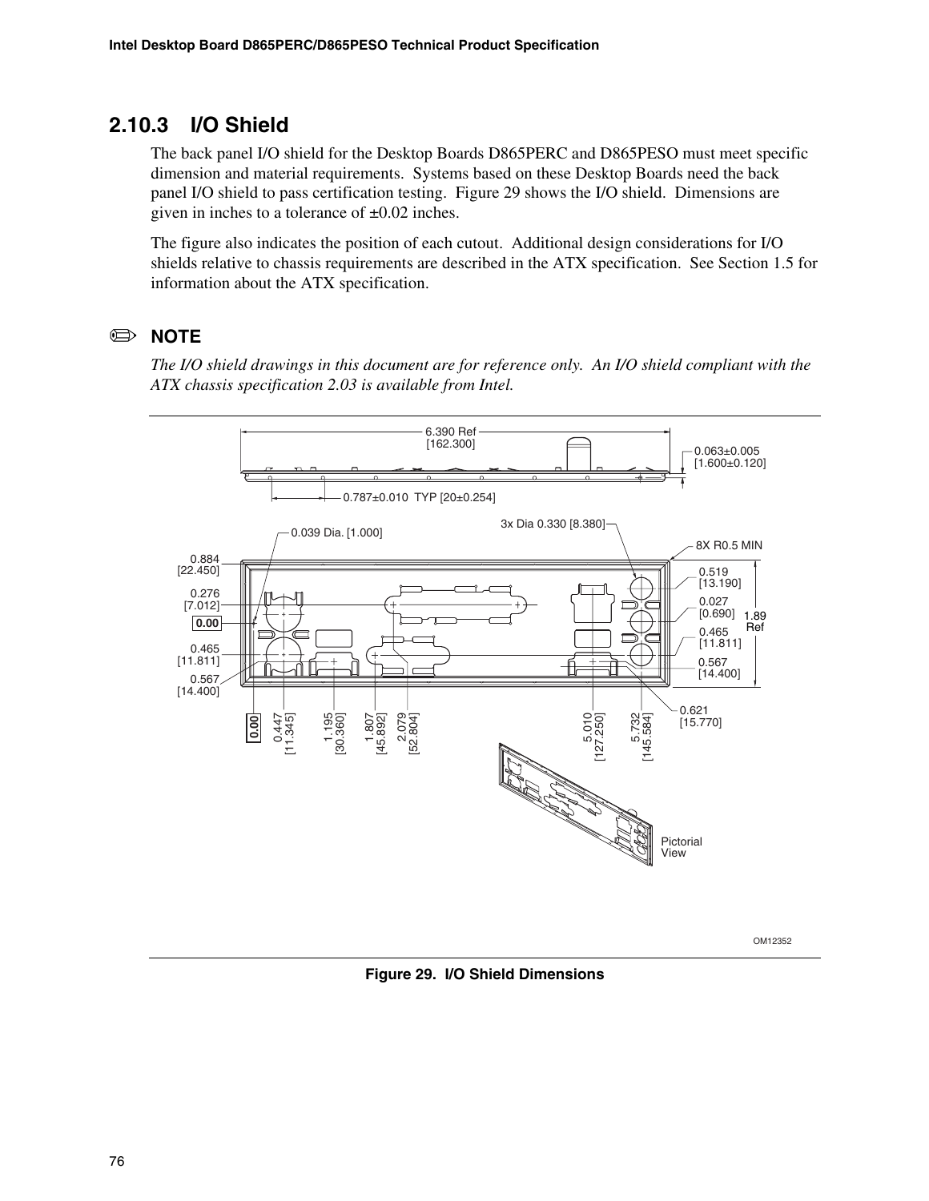## 2.10.3 I/O Shield

The back panel I/O shield for the Desktop Boards D865PERC and D865PESO must meet specific dimension and material requirements. Systems based on these Desktop Boards need the back panel I/O shield to pass certification testing. Figure 29 shows the I/O shield. Dimensions are given in inches to a tolerance of ±0.02 inches.

The figure also indicates the position of each cutout. Additional design considerations for I/O shields relative to chassis requirements are described in the ATX specification. See Section 1.5 for information about the ATX specification.

✏ **NOTE**

*The I/O shield drawings in this document are for reference only. An I/O shield compliant with the ATX chassis specification 2.03 is available from Intel.*

**Figure 29. I/O Shield Dimensions**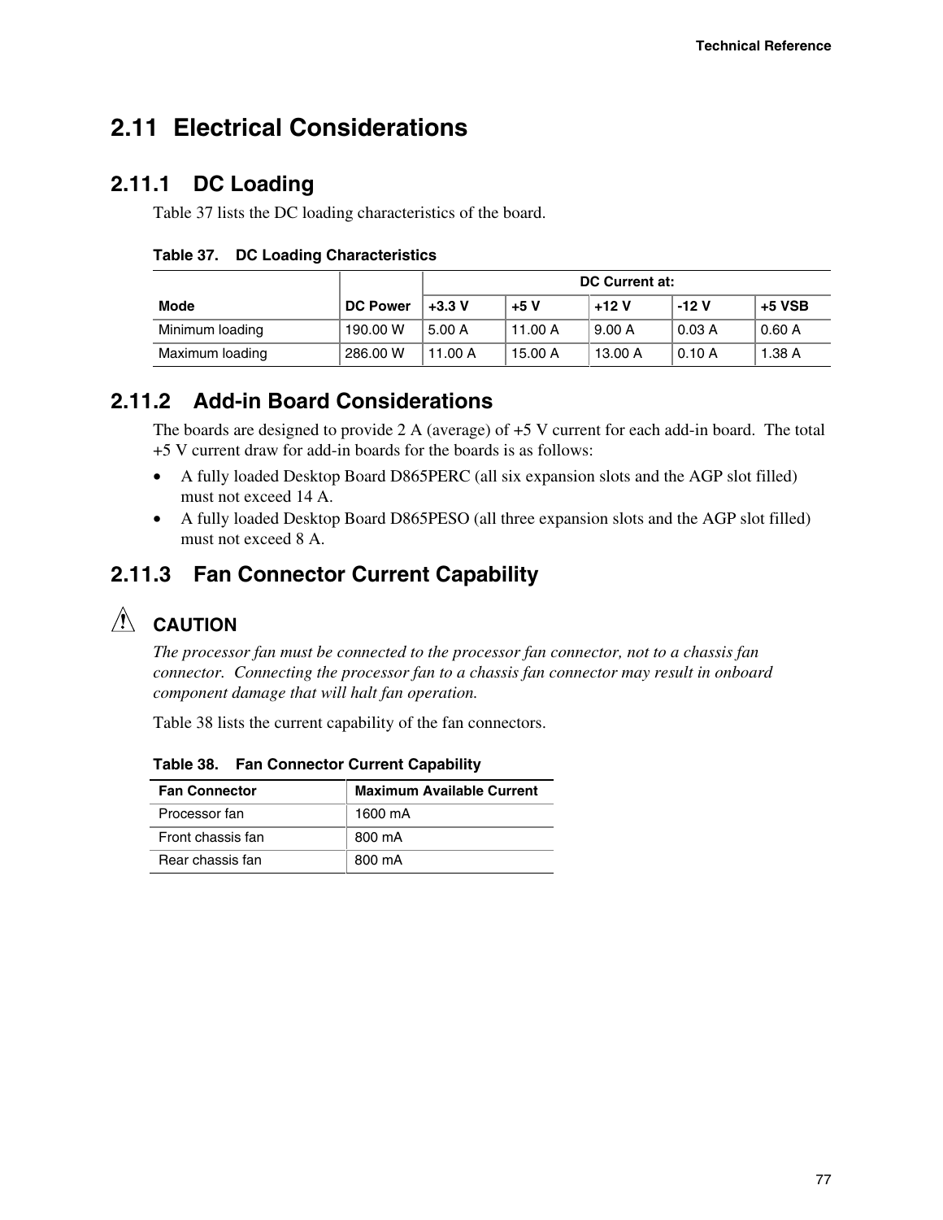## 2.11 Electrical Considerations

### 2.11.1 DC Loading

Table 37 lists the DC loading characteristics of the board.

**Table 37. DC Loading Characteristics**

| Mode | DC Power | DC Current at: | | | | |
|---|---|---|---|---|---|---|
| | | +3.3 V | +5 V | +12 V | -12 V | +5 VSB |
| Minimum loading | 190.00 W | 5.00 A | 11.00 A | 9.00 A | 0.03 A | 0.60 A |
| Maximum loading | 286.00 W | 11.00 A | 15.00 A | 13.00 A | 0.10 A | 1.38 A |

### 2.11.2 Add-in Board Considerations

The boards are designed to provide 2 A (average) of +5 V current for each add-in board. The total +5 V current draw for add-in boards for the boards is as follows:

- A fully loaded Desktop Board D865PERC (all six expansion slots and the AGP slot filled) must not exceed 14 A.
- A fully loaded Desktop Board D865PESO (all three expansion slots and the AGP slot filled) must not exceed 8 A.

### 2.11.3 Fan Connector Current Capability

**CAUTION**

*The processor fan must be connected to the processor fan connector, not to a chassis fan connector. Connecting the processor fan to a chassis fan connector may result in onboard component damage that will halt fan operation.*

Table 38 lists the current capability of the fan connectors.

**Table 38. Fan Connector Current Capability**

| Fan Connector | Maximum Available Current |
|---|---|
| Processor fan | 1600 mA |
| Front chassis fan | 800 mA |
| Rear chassis fan | 800 mA |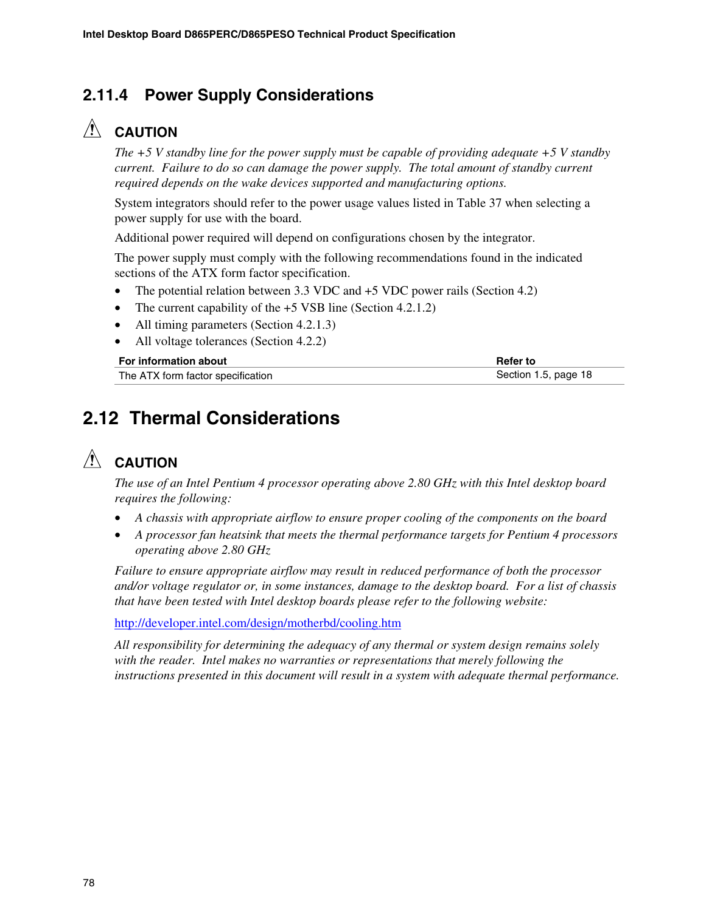### 2.11.4 Power Supply Considerations

⚠ **CAUTION**

*The +5 V standby line for the power supply must be capable of providing adequate +5 V standby current. Failure to do so can damage the power supply. The total amount of standby current required depends on the wake devices supported and manufacturing options.*

System integrators should refer to the power usage values listed in Table 37 when selecting a power supply for use with the board.

Additional power required will depend on configurations chosen by the integrator.

The power supply must comply with the following recommendations found in the indicated sections of the ATX form factor specification.

- The potential relation between 3.3 VDC and +5 VDC power rails (Section 4.2)
- The current capability of the +5 VSB line (Section 4.2.1.2)
- All timing parameters (Section 4.2.1.3)
- All voltage tolerances (Section 4.2.2)

| For information about | Refer to |
|---|---|
| The ATX form factor specification | Section 1.5, page 18 |

## 2.12 Thermal Considerations

⚠ **CAUTION**

*The use of an Intel Pentium 4 processor operating above 2.80 GHz with this Intel desktop board requires the following:*

- *A chassis with appropriate airflow to ensure proper cooling of the components on the board*
- *A processor fan heatsink that meets the thermal performance targets for Pentium 4 processors operating above 2.80 GHz*

*Failure to ensure appropriate airflow may result in reduced performance of both the processor and/or voltage regulator or, in some instances, damage to the desktop board. For a list of chassis that have been tested with Intel desktop boards please refer to the following website:*

http://developer.intel.com/design/motherbd/cooling.htm

*All responsibility for determining the adequacy of any thermal or system design remains solely with the reader. Intel makes no warranties or representations that merely following the instructions presented in this document will result in a system with adequate thermal performance.*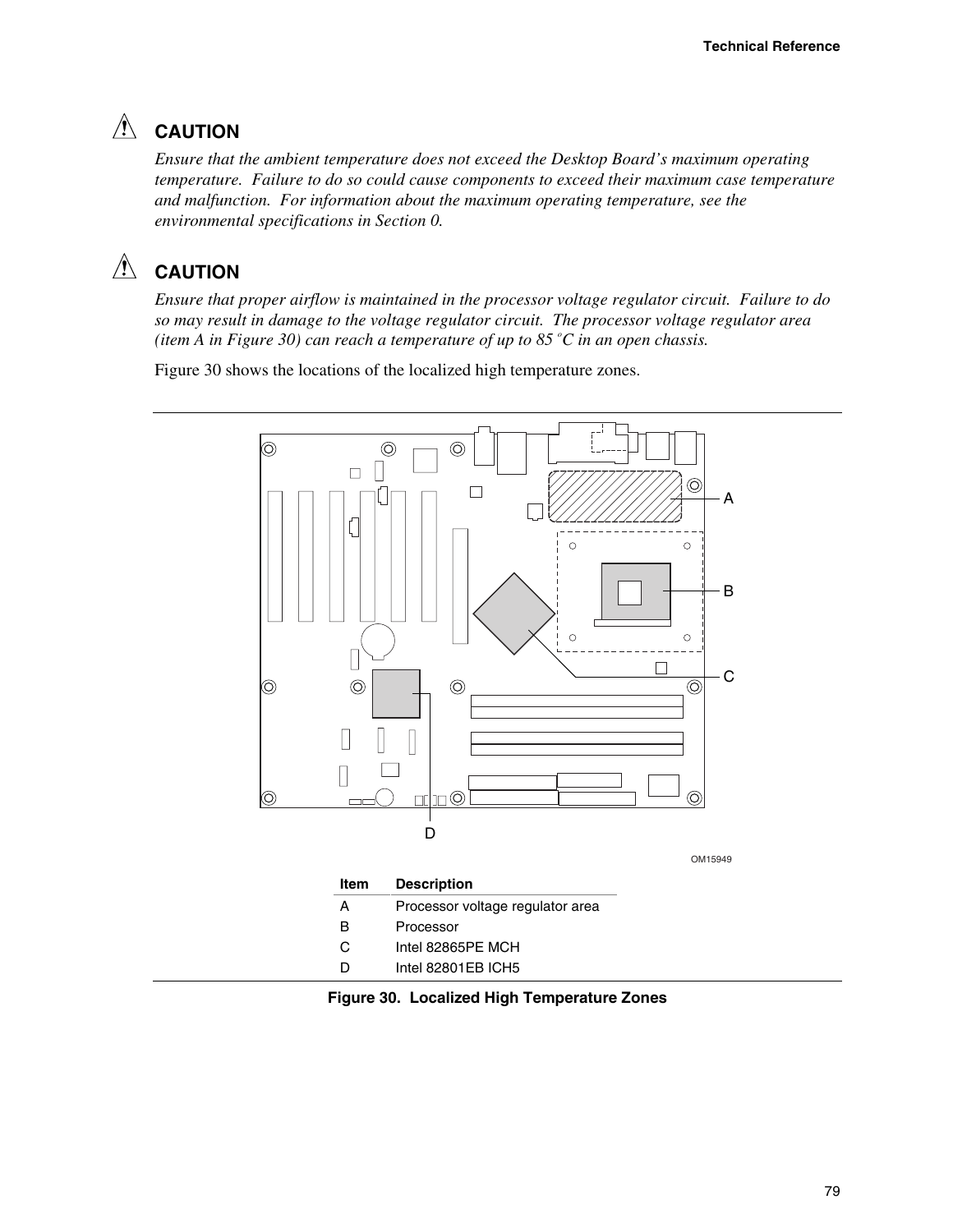## ⚠ CAUTION

*Ensure that the ambient temperature does not exceed the Desktop Board's maximum operating temperature. Failure to do so could cause components to exceed their maximum case temperature and malfunction. For information about the maximum operating temperature, see the environmental specifications in Section 0.*

## ⚠ CAUTION

*Ensure that proper airflow is maintained in the processor voltage regulator circuit. Failure to do so may result in damage to the voltage regulator circuit. The processor voltage regulator area (item A in Figure 30) can reach a temperature of up to 85 °C in an open chassis.*

Figure 30 shows the locations of the localized high temperature zones.

| Item | Description |
|---|---|
| A | Processor voltage regulator area |
| B | Processor |
| C | Intel 82865PE MCH |
| D | Intel 82801EB ICH5 |

**Figure 30. Localized High Temperature Zones**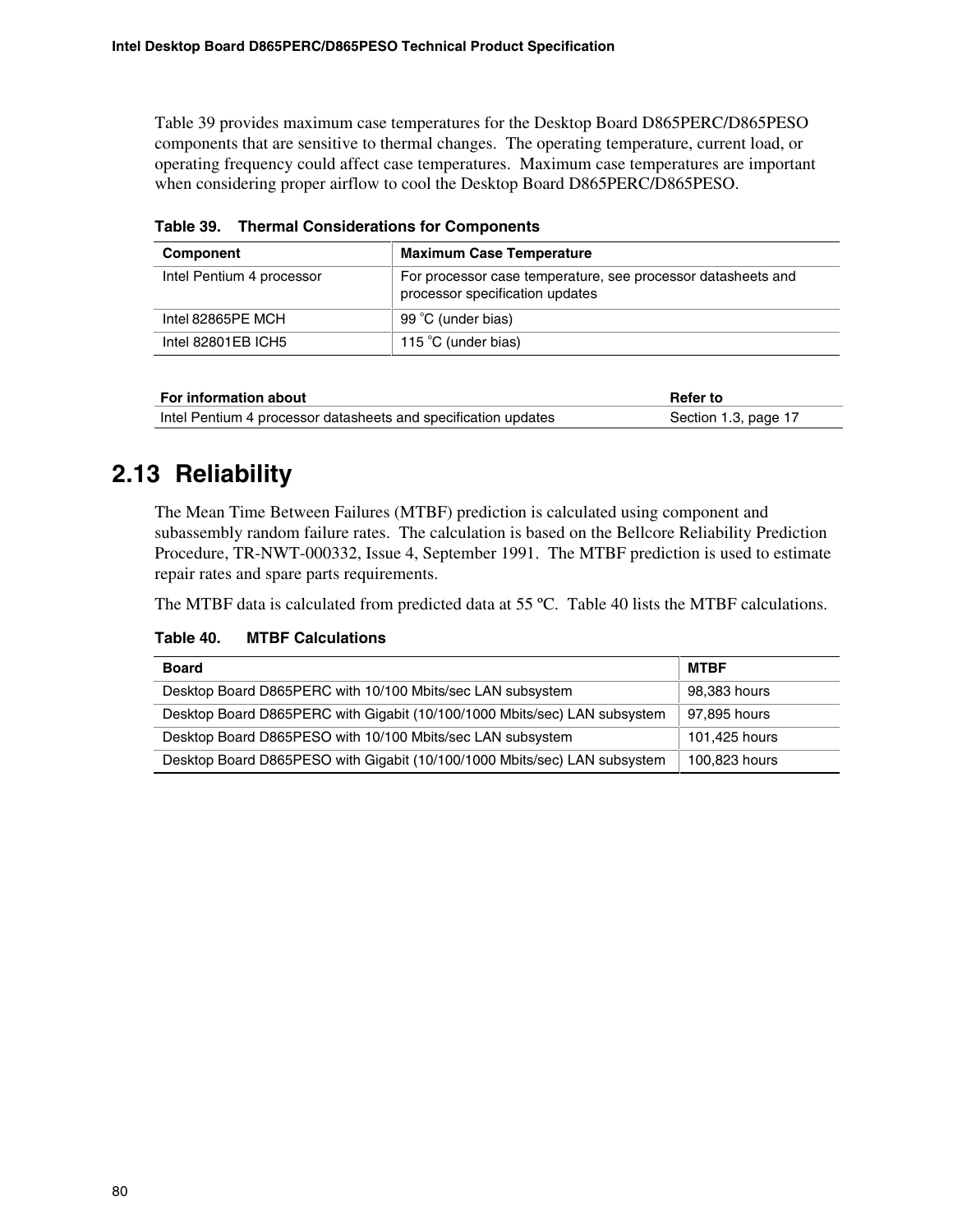Table 39 provides maximum case temperatures for the Desktop Board D865PERC/D865PESO components that are sensitive to thermal changes. The operating temperature, current load, or operating frequency could affect case temperatures. Maximum case temperatures are important when considering proper airflow to cool the Desktop Board D865PERC/D865PESO.

**Table 39. Thermal Considerations for Components**

| Component | Maximum Case Temperature |
|---|---|
| Intel Pentium 4 processor | For processor case temperature, see processor datasheets and processor specification updates |
| Intel 82865PE MCH | 99 °C (under bias) |
| Intel 82801EB ICH5 | 115 °C (under bias) |

| For information about | Refer to |
|---|---|
| Intel Pentium 4 processor datasheets and specification updates | Section 1.3, page 17 |

## 2.13 Reliability

The Mean Time Between Failures (MTBF) prediction is calculated using component and subassembly random failure rates. The calculation is based on the Bellcore Reliability Prediction Procedure, TR-NWT-000332, Issue 4, September 1991. The MTBF prediction is used to estimate repair rates and spare parts requirements.

The MTBF data is calculated from predicted data at 55 ºC. Table 40 lists the MTBF calculations.

**Table 40. MTBF Calculations**

| Board | MTBF |
|---|---|
| Desktop Board D865PERC with 10/100 Mbits/sec LAN subsystem | 98,383 hours |
| Desktop Board D865PERC with Gigabit (10/100/1000 Mbits/sec) LAN subsystem | 97,895 hours |
| Desktop Board D865PESO with 10/100 Mbits/sec LAN subsystem | 101,425 hours |
| Desktop Board D865PESO with Gigabit (10/100/1000 Mbits/sec) LAN subsystem | 100,823 hours |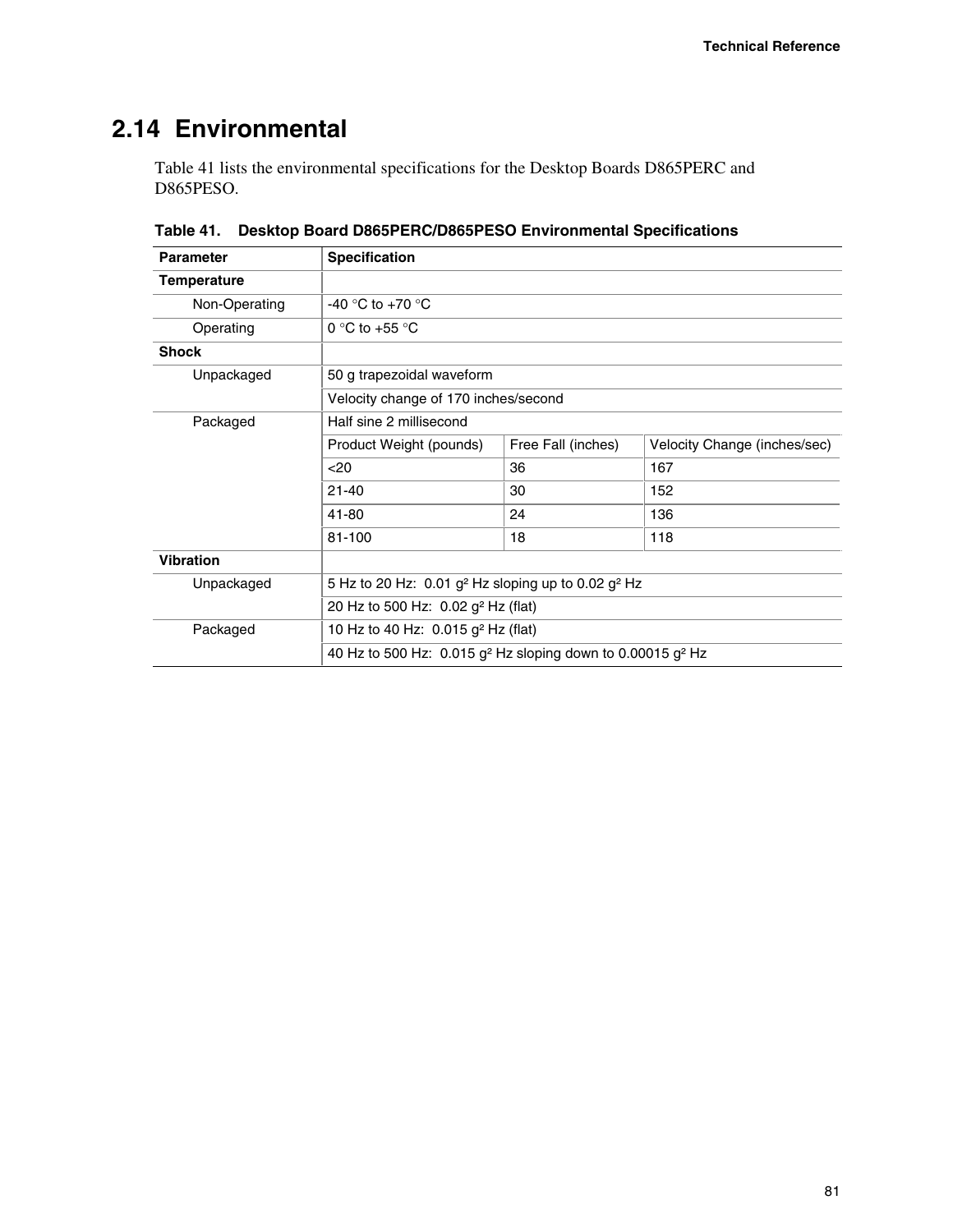## 2.14 Environmental

Table 41 lists the environmental specifications for the Desktop Boards D865PERC and D865PESO.

**Table 41. Desktop Board D865PERC/D865PESO Environmental Specifications**

| Parameter | Specification | | |
|---|---|---|---|
| **Temperature** | | | |
| Non-Operating | -40 °C to +70 °C | | |
| Operating | 0 °C to +55 °C | | |
| **Shock** | | | |
| Unpackaged | 50 g trapezoidal waveform | | |
| | Velocity change of 170 inches/second | | |
| Packaged | Half sine 2 millisecond | | |
| | Product Weight (pounds) | Free Fall (inches) | Velocity Change (inches/sec) |
| | <20 | 36 | 167 |
| | 21-40 | 30 | 152 |
| | 41-80 | 24 | 136 |
| | 81-100 | 18 | 118 |
| **Vibration** | | | |
| Unpackaged | 5 Hz to 20 Hz: 0.01 $g^2$ Hz sloping up to 0.02 $g^2$ Hz | | |
| | 20 Hz to 500 Hz: 0.02 $g^2$ Hz (flat) | | |
| Packaged | 10 Hz to 40 Hz: 0.015 $g^2$ Hz (flat) | | |
| | 40 Hz to 500 Hz: 0.015 $g^2$ Hz sloping down to 0.00015 $g^2$ Hz | | |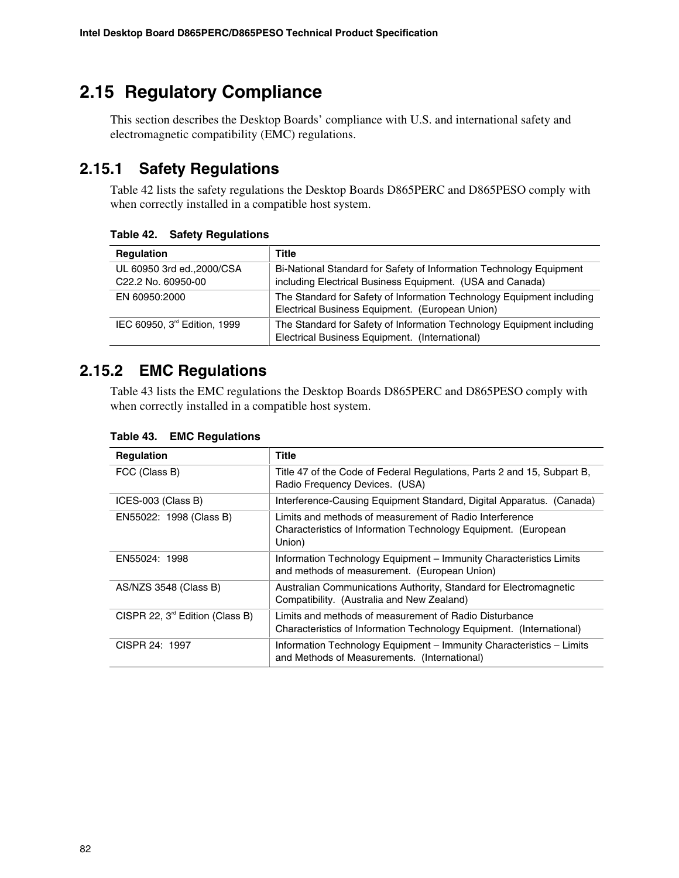## 2.15 Regulatory Compliance

This section describes the Desktop Boards' compliance with U.S. and international safety and electromagnetic compatibility (EMC) regulations.

### 2.15.1 Safety Regulations

Table 42 lists the safety regulations the Desktop Boards D865PERC and D865PESO comply with when correctly installed in a compatible host system.

**Table 42. Safety Regulations**

| Regulation | Title |
| --- | --- |
| UL 60950 3rd ed.,2000/CSA C22.2 No. 60950-00 | Bi-National Standard for Safety of Information Technology Equipment including Electrical Business Equipment. (USA and Canada) |
| EN 60950:2000 | The Standard for Safety of Information Technology Equipment including Electrical Business Equipment. (European Union) |
| IEC 60950, 3rd Edition, 1999 | The Standard for Safety of Information Technology Equipment including Electrical Business Equipment. (International) |

### 2.15.2 EMC Regulations

Table 43 lists the EMC regulations the Desktop Boards D865PERC and D865PESO comply with when correctly installed in a compatible host system.

**Table 43. EMC Regulations**

| Regulation | Title |
| --- | --- |
| FCC (Class B) | Title 47 of the Code of Federal Regulations, Parts 2 and 15, Subpart B, Radio Frequency Devices. (USA) |
| ICES-003 (Class B) | Interference-Causing Equipment Standard, Digital Apparatus. (Canada) |
| EN55022: 1998 (Class B) | Limits and methods of measurement of Radio Interference Characteristics of Information Technology Equipment. (European Union) |
| EN55024: 1998 | Information Technology Equipment – Immunity Characteristics Limits and methods of measurement. (European Union) |
| AS/NZS 3548 (Class B) | Australian Communications Authority, Standard for Electromagnetic Compatibility. (Australia and New Zealand) |
| CISPR 22, 3rd Edition (Class B) | Limits and methods of measurement of Radio Disturbance Characteristics of Information Technology Equipment. (International) |
| CISPR 24: 1997 | Information Technology Equipment – Immunity Characteristics – Limits and Methods of Measurements. (International) |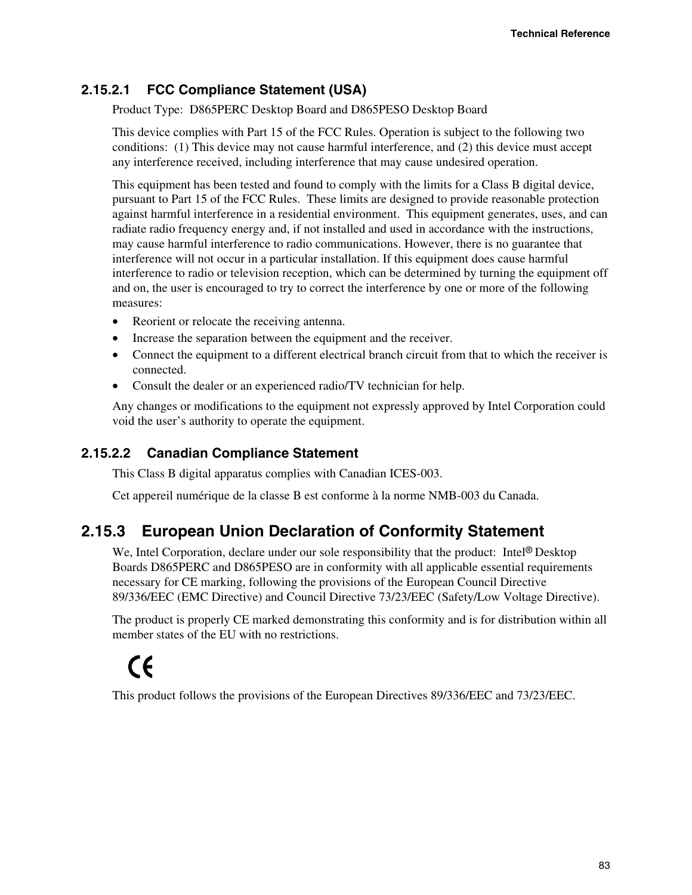#### 2.15.2.1 FCC Compliance Statement (USA)

Product Type: D865PERC Desktop Board and D865PESO Desktop Board

This device complies with Part 15 of the FCC Rules. Operation is subject to the following two conditions: (1) This device may not cause harmful interference, and (2) this device must accept any interference received, including interference that may cause undesired operation.

This equipment has been tested and found to comply with the limits for a Class B digital device, pursuant to Part 15 of the FCC Rules. These limits are designed to provide reasonable protection against harmful interference in a residential environment. This equipment generates, uses, and can radiate radio frequency energy and, if not installed and used in accordance with the instructions, may cause harmful interference to radio communications. However, there is no guarantee that interference will not occur in a particular installation. If this equipment does cause harmful interference to radio or television reception, which can be determined by turning the equipment off and on, the user is encouraged to try to correct the interference by one or more of the following measures:

- Reorient or relocate the receiving antenna.
- Increase the separation between the equipment and the receiver.
- Connect the equipment to a different electrical branch circuit from that to which the receiver is connected.
- Consult the dealer or an experienced radio/TV technician for help.

Any changes or modifications to the equipment not expressly approved by Intel Corporation could void the user's authority to operate the equipment.

#### 2.15.2.2 Canadian Compliance Statement

This Class B digital apparatus complies with Canadian ICES-003.

Cet appereil numérique de la classe B est conforme à la norme NMB-003 du Canada.

### 2.15.3 European Union Declaration of Conformity Statement

We, Intel Corporation, declare under our sole responsibility that the product: Intel® Desktop Boards D865PERC and D865PESO are in conformity with all applicable essential requirements necessary for CE marking, following the provisions of the European Council Directive 89/336/EEC (EMC Directive) and Council Directive 73/23/EEC (Safety/Low Voltage Directive).

The product is properly CE marked demonstrating this conformity and is for distribution within all member states of the EU with no restrictions.

CE

This product follows the provisions of the European Directives 89/336/EEC and 73/23/EEC.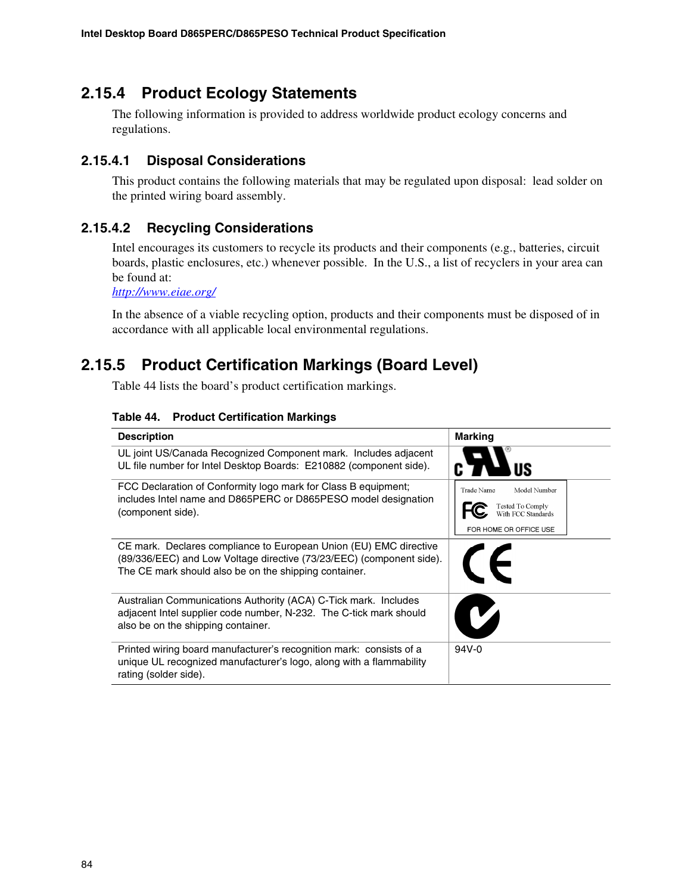## 2.15.4 Product Ecology Statements

The following information is provided to address worldwide product ecology concerns and regulations.

### 2.15.4.1 Disposal Considerations

This product contains the following materials that may be regulated upon disposal: lead solder on the printed wiring board assembly.

### 2.15.4.2 Recycling Considerations

Intel encourages its customers to recycle its products and their components (e.g., batteries, circuit boards, plastic enclosures, etc.) whenever possible. In the U.S., a list of recyclers in your area can be found at:
http://www.eiae.org/

In the absence of a viable recycling option, products and their components must be disposed of in accordance with all applicable local environmental regulations.

## 2.15.5 Product Certification Markings (Board Level)

Table 44 lists the board's product certification markings.

**Table 44. Product Certification Markings**

| Description | Marking |
|---|---|
| UL joint US/Canada Recognized Component mark. Includes adjacent UL file number for Intel Desktop Boards: E210882 (component side). | c UR US |
| FCC Declaration of Conformity logo mark for Class B equipment; includes Intel name and D865PERC or D865PESO model designation (component side). | Trade Name Model Number FC Tested To Comply With FCC Standards FOR HOME OR OFFICE USE |
| CE mark. Declares compliance to European Union (EU) EMC directive (89/336/EEC) and Low Voltage directive (73/23/EEC) (component side). The CE mark should also be on the shipping container. | CE |
| Australian Communications Authority (ACA) C-Tick mark. Includes adjacent Intel supplier code number, N-232. The C-tick mark should also be on the shipping container. | |
| Printed wiring board manufacturer's recognition mark: consists of a unique UL recognized manufacturer's logo, along with a flammability rating (solder side). | 94V-0 |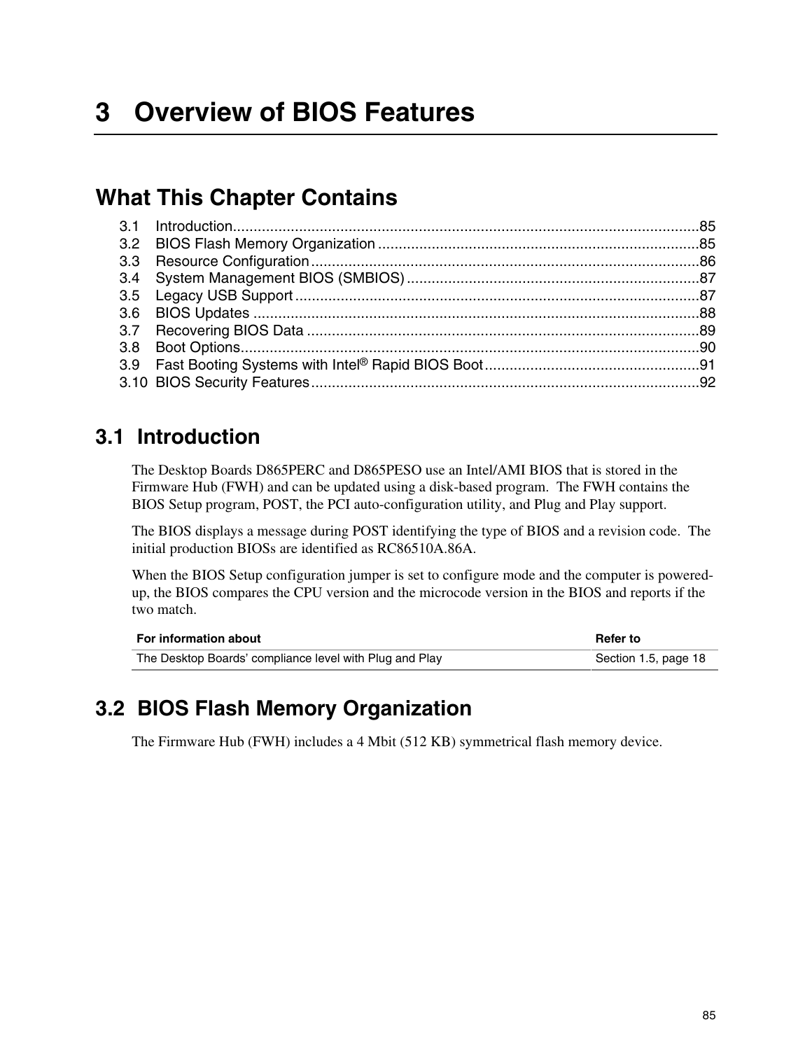# 3 Overview of BIOS Features

## What This Chapter Contains

3.1 Introduction................................................................................................................85
3.2 BIOS Flash Memory Organization .............................................................................85
3.3 Resource Configuration.............................................................................................86
3.4 System Management BIOS (SMBIOS) ......................................................................87
3.5 Legacy USB Support .................................................................................................87
3.6 BIOS Updates ...........................................................................................................88
3.7 Recovering BIOS Data ..............................................................................................89
3.8 Boot Options...............................................................................................................90
3.9 Fast Booting Systems with Intel® Rapid BIOS Boot....................................................91
3.10 BIOS Security Features.............................................................................................92

## 3.1 Introduction

The Desktop Boards D865PERC and D865PESO use an Intel/AMI BIOS that is stored in the Firmware Hub (FWH) and can be updated using a disk-based program. The FWH contains the BIOS Setup program, POST, the PCI auto-configuration utility, and Plug and Play support.

The BIOS displays a message during POST identifying the type of BIOS and a revision code. The initial production BIOSs are identified as RC86510A.86A.

When the BIOS Setup configuration jumper is set to configure mode and the computer is powered-up, the BIOS compares the CPU version and the microcode version in the BIOS and reports if the two match.

| For information about | Refer to |
|---|---|
| The Desktop Boards' compliance level with Plug and Play | Section 1.5, page 18 |

## 3.2 BIOS Flash Memory Organization

The Firmware Hub (FWH) includes a 4 Mbit (512 KB) symmetrical flash memory device.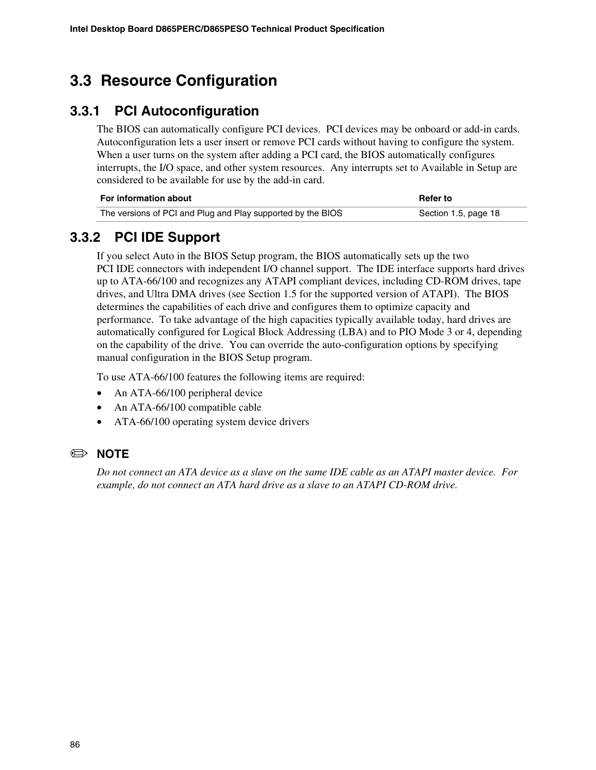## 3.3 Resource Configuration

### 3.3.1 PCI Autoconfiguration

The BIOS can automatically configure PCI devices. PCI devices may be onboard or add-in cards. Autoconfiguration lets a user insert or remove PCI cards without having to configure the system. When a user turns on the system after adding a PCI card, the BIOS automatically configures interrupts, the I/O space, and other system resources. Any interrupts set to Available in Setup are considered to be available for use by the add-in card.

| For information about | Refer to |
|---|---|
| The versions of PCI and Plug and Play supported by the BIOS | Section 1.5, page 18 |

### 3.3.2 PCI IDE Support

If you select Auto in the BIOS Setup program, the BIOS automatically sets up the two PCI IDE connectors with independent I/O channel support. The IDE interface supports hard drives up to ATA-66/100 and recognizes any ATAPI compliant devices, including CD-ROM drives, tape drives, and Ultra DMA drives (see Section 1.5 for the supported version of ATAPI). The BIOS determines the capabilities of each drive and configures them to optimize capacity and performance. To take advantage of the high capacities typically available today, hard drives are automatically configured for Logical Block Addressing (LBA) and to PIO Mode 3 or 4, depending on the capability of the drive. You can override the auto-configuration options by specifying manual configuration in the BIOS Setup program.

To use ATA-66/100 features the following items are required:

- An ATA-66/100 peripheral device
- An ATA-66/100 compatible cable
- ATA-66/100 operating system device drivers

✏ **NOTE**

*Do not connect an ATA device as a slave on the same IDE cable as an ATAPI master device. For example, do not connect an ATA hard drive as a slave to an ATAPI CD-ROM drive.*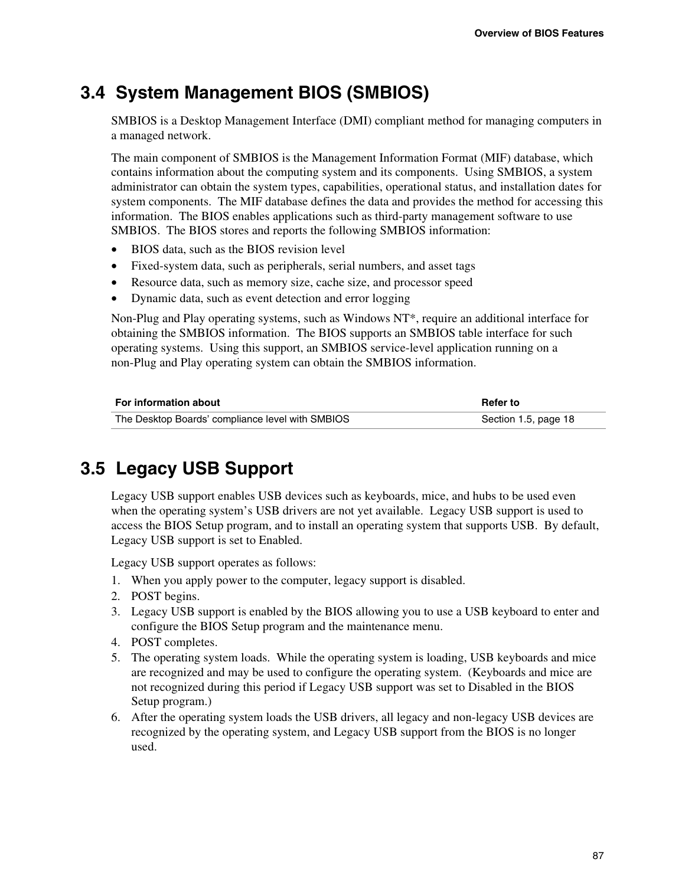## 3.4 System Management BIOS (SMBIOS)

SMBIOS is a Desktop Management Interface (DMI) compliant method for managing computers in a managed network.

The main component of SMBIOS is the Management Information Format (MIF) database, which contains information about the computing system and its components. Using SMBIOS, a system administrator can obtain the system types, capabilities, operational status, and installation dates for system components. The MIF database defines the data and provides the method for accessing this information. The BIOS enables applications such as third-party management software to use SMBIOS. The BIOS stores and reports the following SMBIOS information:

- BIOS data, such as the BIOS revision level
- Fixed-system data, such as peripherals, serial numbers, and asset tags
- Resource data, such as memory size, cache size, and processor speed
- Dynamic data, such as event detection and error logging

Non-Plug and Play operating systems, such as Windows NT*, require an additional interface for obtaining the SMBIOS information. The BIOS supports an SMBIOS table interface for such operating systems. Using this support, an SMBIOS service-level application running on a non-Plug and Play operating system can obtain the SMBIOS information.

| For information about | Refer to |
|---|---|
| The Desktop Boards' compliance level with SMBIOS | Section 1.5, page 18 |

## 3.5 Legacy USB Support

Legacy USB support enables USB devices such as keyboards, mice, and hubs to be used even when the operating system's USB drivers are not yet available. Legacy USB support is used to access the BIOS Setup program, and to install an operating system that supports USB. By default, Legacy USB support is set to Enabled.

Legacy USB support operates as follows:

1. When you apply power to the computer, legacy support is disabled.
2. POST begins.
3. Legacy USB support is enabled by the BIOS allowing you to use a USB keyboard to enter and configure the BIOS Setup program and the maintenance menu.
4. POST completes.
5. The operating system loads. While the operating system is loading, USB keyboards and mice are recognized and may be used to configure the operating system. (Keyboards and mice are not recognized during this period if Legacy USB support was set to Disabled in the BIOS Setup program.)
6. After the operating system loads the USB drivers, all legacy and non-legacy USB devices are recognized by the operating system, and Legacy USB support from the BIOS is no longer used.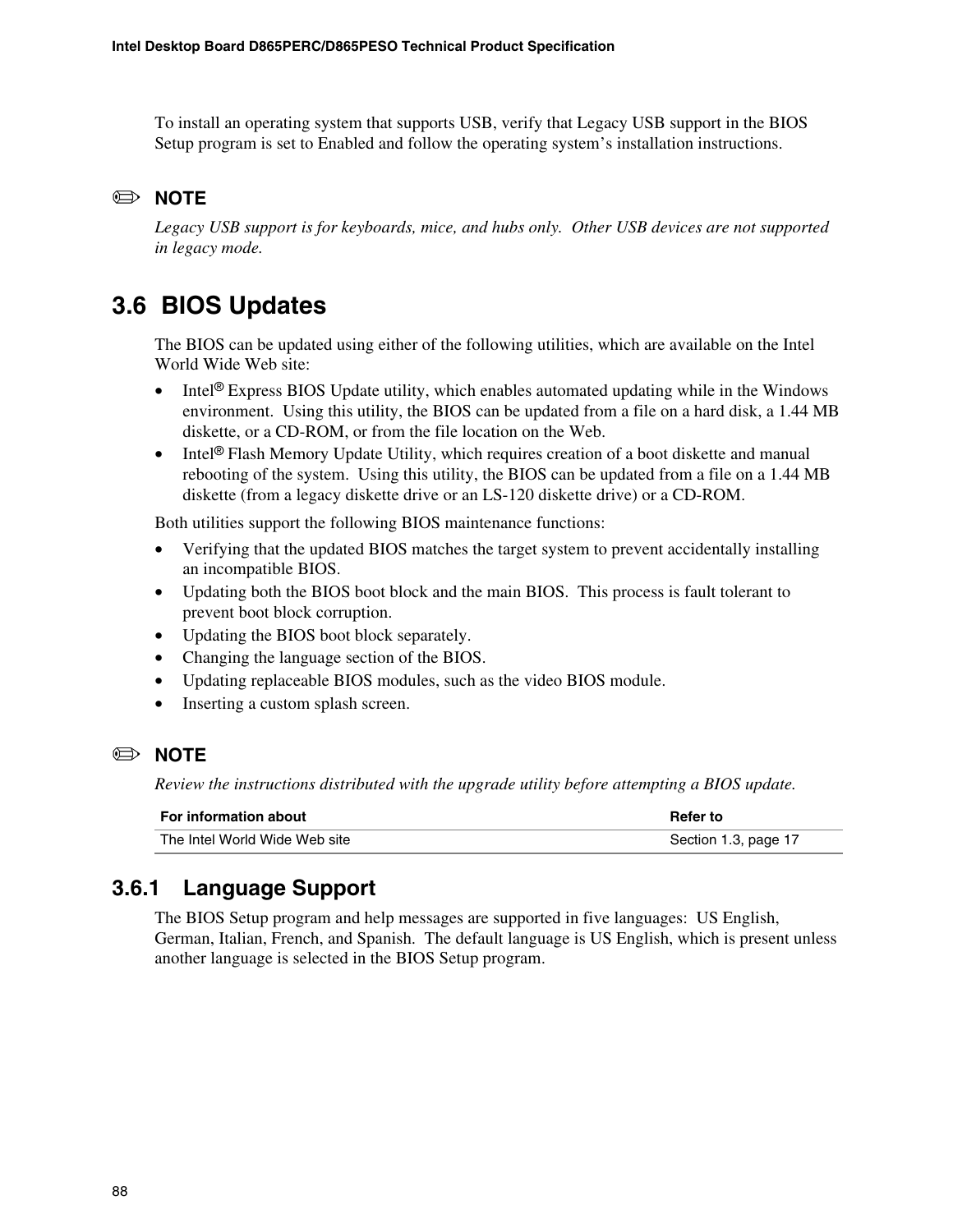To install an operating system that supports USB, verify that Legacy USB support in the BIOS Setup program is set to Enabled and follow the operating system's installation instructions.

✏ **NOTE**

*Legacy USB support is for keyboards, mice, and hubs only. Other USB devices are not supported in legacy mode.*

## 3.6 BIOS Updates

The BIOS can be updated using either of the following utilities, which are available on the Intel World Wide Web site:

- Intel® Express BIOS Update utility, which enables automated updating while in the Windows environment. Using this utility, the BIOS can be updated from a file on a hard disk, a 1.44 MB diskette, or a CD-ROM, or from the file location on the Web.
- Intel® Flash Memory Update Utility, which requires creation of a boot diskette and manual rebooting of the system. Using this utility, the BIOS can be updated from a file on a 1.44 MB diskette (from a legacy diskette drive or an LS-120 diskette drive) or a CD-ROM.

Both utilities support the following BIOS maintenance functions:

- Verifying that the updated BIOS matches the target system to prevent accidentally installing an incompatible BIOS.
- Updating both the BIOS boot block and the main BIOS. This process is fault tolerant to prevent boot block corruption.
- Updating the BIOS boot block separately.
- Changing the language section of the BIOS.
- Updating replaceable BIOS modules, such as the video BIOS module.
- Inserting a custom splash screen.

✏ **NOTE**

*Review the instructions distributed with the upgrade utility before attempting a BIOS update.*

| For information about | Refer to |
|---|---|
| The Intel World Wide Web site | Section 1.3, page 17 |

### 3.6.1 Language Support

The BIOS Setup program and help messages are supported in five languages: US English, German, Italian, French, and Spanish. The default language is US English, which is present unless another language is selected in the BIOS Setup program.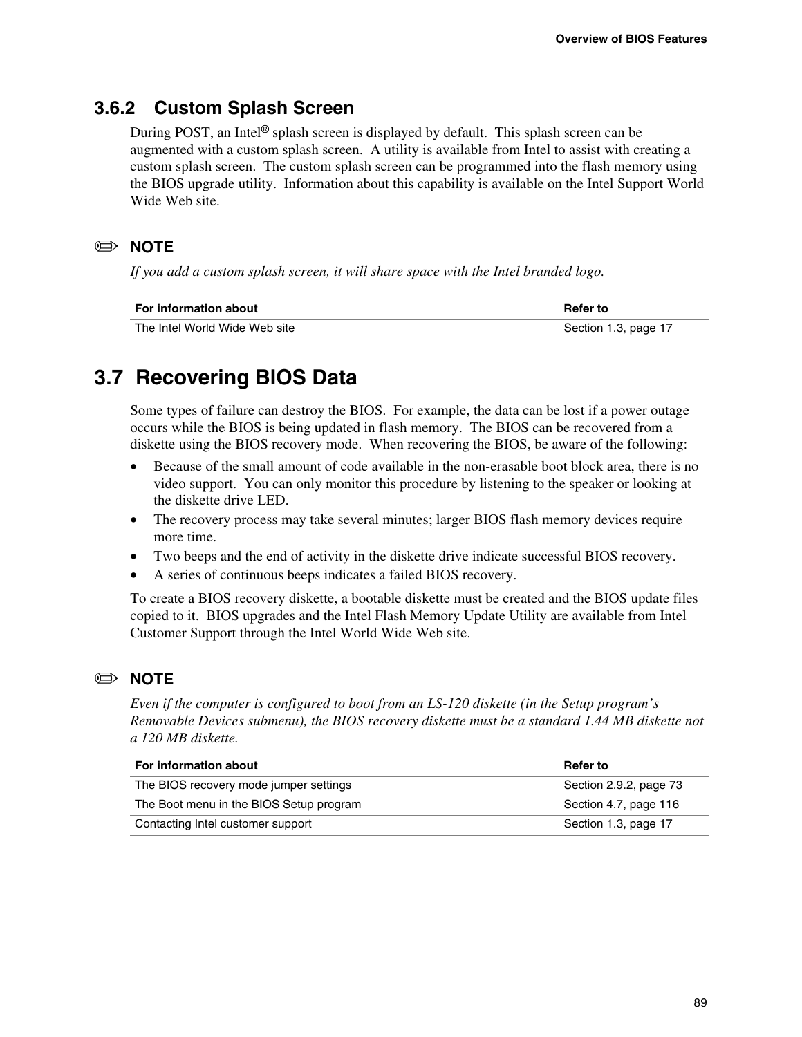### 3.6.2 Custom Splash Screen

During POST, an Intel® splash screen is displayed by default. This splash screen can be augmented with a custom splash screen. A utility is available from Intel to assist with creating a custom splash screen. The custom splash screen can be programmed into the flash memory using the BIOS upgrade utility. Information about this capability is available on the Intel Support World Wide Web site.

✏ **NOTE**

*If you add a custom splash screen, it will share space with the Intel branded logo.*

| For information about | Refer to |
|---|---|
| The Intel World Wide Web site | Section 1.3, page 17 |

## 3.7 Recovering BIOS Data

Some types of failure can destroy the BIOS. For example, the data can be lost if a power outage occurs while the BIOS is being updated in flash memory. The BIOS can be recovered from a diskette using the BIOS recovery mode. When recovering the BIOS, be aware of the following:

- Because of the small amount of code available in the non-erasable boot block area, there is no video support. You can only monitor this procedure by listening to the speaker or looking at the diskette drive LED.
- The recovery process may take several minutes; larger BIOS flash memory devices require more time.
- Two beeps and the end of activity in the diskette drive indicate successful BIOS recovery.
- A series of continuous beeps indicates a failed BIOS recovery.

To create a BIOS recovery diskette, a bootable diskette must be created and the BIOS update files copied to it. BIOS upgrades and the Intel Flash Memory Update Utility are available from Intel Customer Support through the Intel World Wide Web site.

✏ **NOTE**

*Even if the computer is configured to boot from an LS-120 diskette (in the Setup program's Removable Devices submenu), the BIOS recovery diskette must be a standard 1.44 MB diskette not a 120 MB diskette.*

| For information about | Refer to |
|---|---|
| The BIOS recovery mode jumper settings | Section 2.9.2, page 73 |
| The Boot menu in the BIOS Setup program | Section 4.7, page 116 |
| Contacting Intel customer support | Section 1.3, page 17 |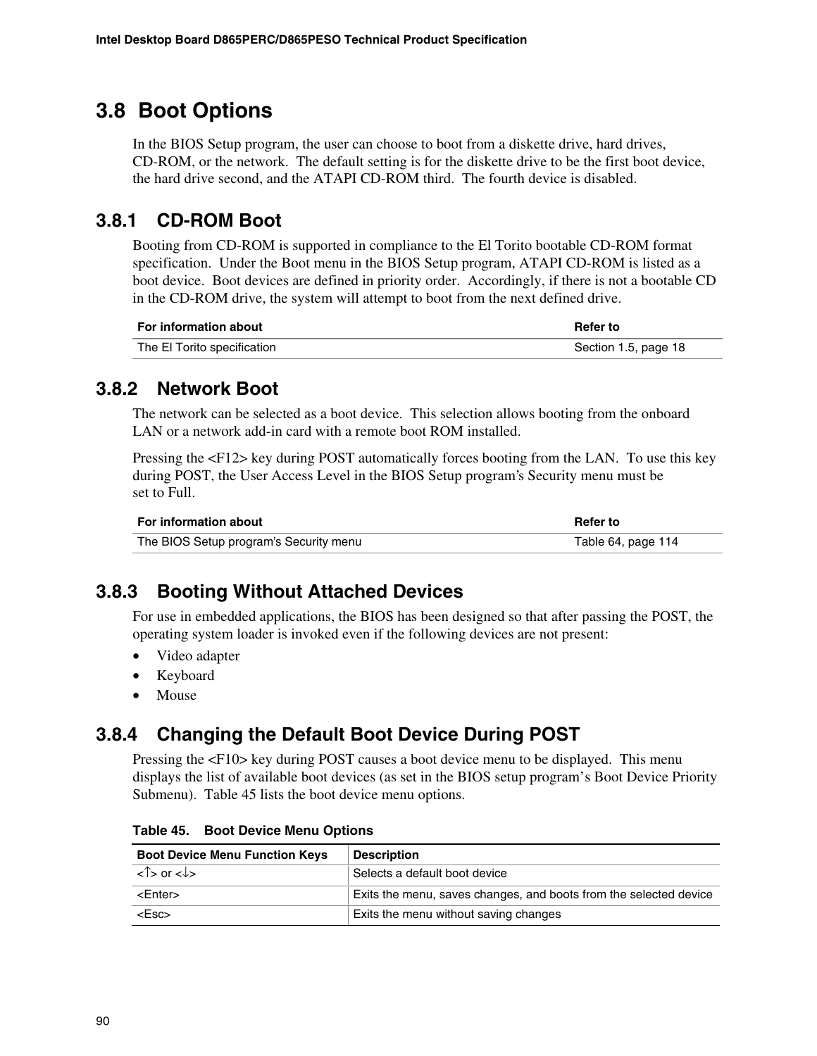## 3.8 Boot Options

In the BIOS Setup program, the user can choose to boot from a diskette drive, hard drives, CD-ROM, or the network. The default setting is for the diskette drive to be the first boot device, the hard drive second, and the ATAPI CD-ROM third. The fourth device is disabled.

### 3.8.1 CD-ROM Boot

Booting from CD-ROM is supported in compliance to the El Torito bootable CD-ROM format specification. Under the Boot menu in the BIOS Setup program, ATAPI CD-ROM is listed as a boot device. Boot devices are defined in priority order. Accordingly, if there is not a bootable CD in the CD-ROM drive, the system will attempt to boot from the next defined drive.

| For information about | Refer to |
|---|---|
| The El Torito specification | Section 1.5, page 18 |

### 3.8.2 Network Boot

The network can be selected as a boot device. This selection allows booting from the onboard LAN or a network add-in card with a remote boot ROM installed.

Pressing the <F12> key during POST automatically forces booting from the LAN. To use this key during POST, the User Access Level in the BIOS Setup program's Security menu must be set to Full.

| For information about | Refer to |
|---|---|
| The BIOS Setup program's Security menu | Table 64, page 114 |

### 3.8.3 Booting Without Attached Devices

For use in embedded applications, the BIOS has been designed so that after passing the POST, the operating system loader is invoked even if the following devices are not present:

- Video adapter
- Keyboard
- Mouse

### 3.8.4 Changing the Default Boot Device During POST

Pressing the <F10> key during POST causes a boot device menu to be displayed. This menu displays the list of available boot devices (as set in the BIOS setup program's Boot Device Priority Submenu). Table 45 lists the boot device menu options.

**Table 45. Boot Device Menu Options**

| Boot Device Menu Function Keys | Description |
|---|---|
| <↑> or <↓> | Selects a default boot device |
| <Enter> | Exits the menu, saves changes, and boots from the selected device |
| <Esc> | Exits the menu without saving changes |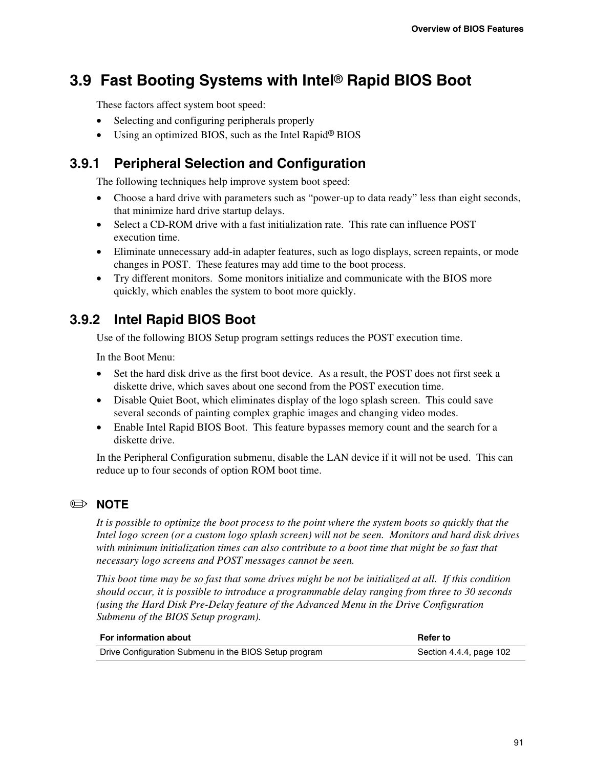## 3.9 Fast Booting Systems with Intel® Rapid BIOS Boot

These factors affect system boot speed:

- Selecting and configuring peripherals properly
- Using an optimized BIOS, such as the Intel Rapid® BIOS

### 3.9.1 Peripheral Selection and Configuration

The following techniques help improve system boot speed:

- Choose a hard drive with parameters such as "power-up to data ready" less than eight seconds, that minimize hard drive startup delays.
- Select a CD-ROM drive with a fast initialization rate. This rate can influence POST execution time.
- Eliminate unnecessary add-in adapter features, such as logo displays, screen repaints, or mode changes in POST. These features may add time to the boot process.
- Try different monitors. Some monitors initialize and communicate with the BIOS more quickly, which enables the system to boot more quickly.

### 3.9.2 Intel Rapid BIOS Boot

Use of the following BIOS Setup program settings reduces the POST execution time.

In the Boot Menu:

- Set the hard disk drive as the first boot device. As a result, the POST does not first seek a diskette drive, which saves about one second from the POST execution time.
- Disable Quiet Boot, which eliminates display of the logo splash screen. This could save several seconds of painting complex graphic images and changing video modes.
- Enable Intel Rapid BIOS Boot. This feature bypasses memory count and the search for a diskette drive.

In the Peripheral Configuration submenu, disable the LAN device if it will not be used. This can reduce up to four seconds of option ROM boot time.

✏ **NOTE**

*It is possible to optimize the boot process to the point where the system boots so quickly that the Intel logo screen (or a custom logo splash screen) will not be seen. Monitors and hard disk drives with minimum initialization times can also contribute to a boot time that might be so fast that necessary logo screens and POST messages cannot be seen.*

*This boot time may be so fast that some drives might be not be initialized at all. If this condition should occur, it is possible to introduce a programmable delay ranging from three to 30 seconds (using the Hard Disk Pre-Delay feature of the Advanced Menu in the Drive Configuration Submenu of the BIOS Setup program).*

| For information about | Refer to |
|---|---|
| Drive Configuration Submenu in the BIOS Setup program | Section 4.4.4, page 102 |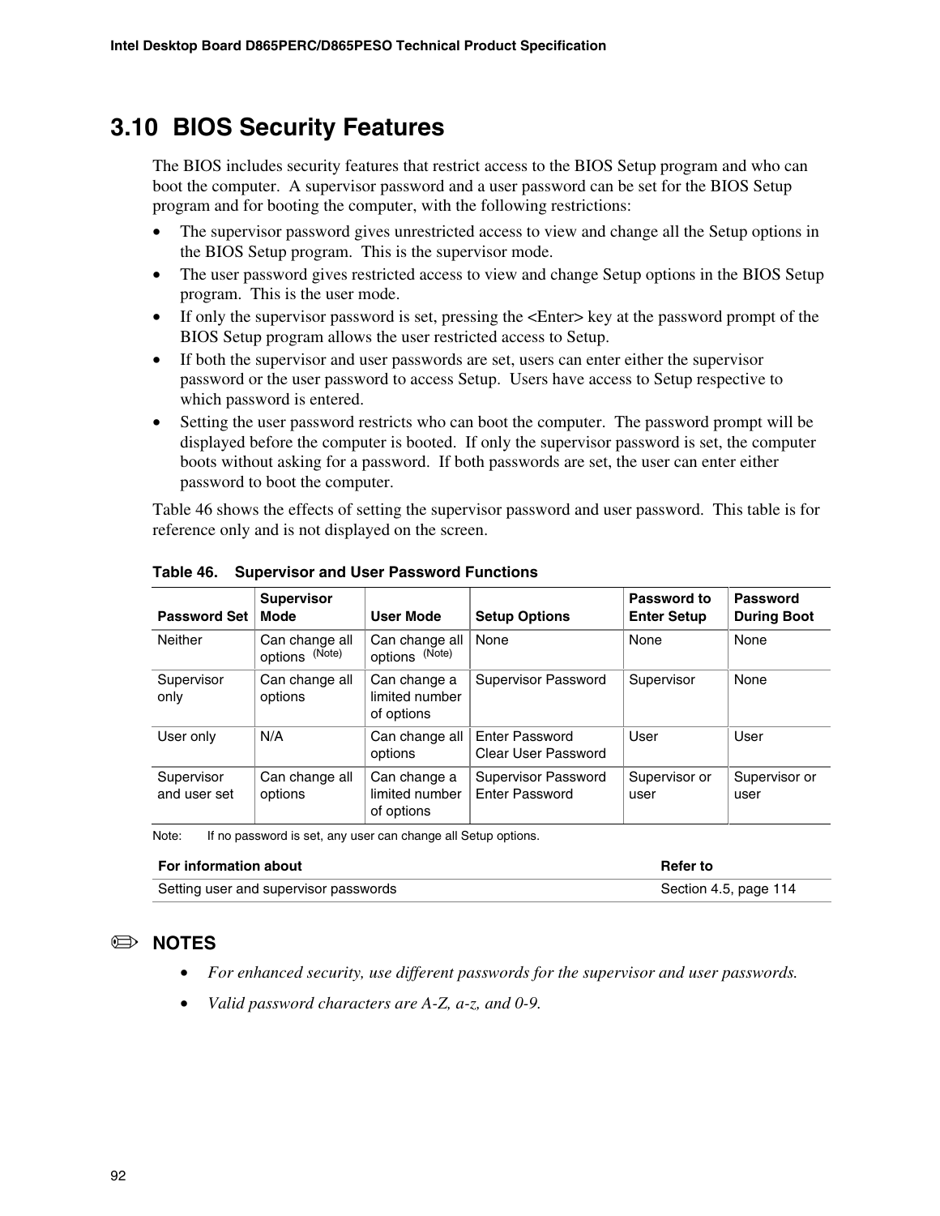## 3.10 BIOS Security Features

The BIOS includes security features that restrict access to the BIOS Setup program and who can boot the computer. A supervisor password and a user password can be set for the BIOS Setup program and for booting the computer, with the following restrictions:

- The supervisor password gives unrestricted access to view and change all the Setup options in the BIOS Setup program. This is the supervisor mode.
- The user password gives restricted access to view and change Setup options in the BIOS Setup program. This is the user mode.
- If only the supervisor password is set, pressing the <Enter> key at the password prompt of the BIOS Setup program allows the user restricted access to Setup.
- If both the supervisor and user passwords are set, users can enter either the supervisor password or the user password to access Setup. Users have access to Setup respective to which password is entered.
- Setting the user password restricts who can boot the computer. The password prompt will be displayed before the computer is booted. If only the supervisor password is set, the computer boots without asking for a password. If both passwords are set, the user can enter either password to boot the computer.

Table 46 shows the effects of setting the supervisor password and user password. This table is for reference only and is not displayed on the screen.

**Table 46. Supervisor and User Password Functions**

| Password Set | Supervisor Mode | User Mode | Setup Options | Password to Enter Setup | Password During Boot |
|---|---|---|---|---|---|
| Neither | Can change all options (Note) | Can change all options (Note) | None | None | None |
| Supervisor only | Can change all options | Can change a limited number of options | Supervisor Password | Supervisor | None |
| User only | N/A | Can change all options | Enter Password<br>Clear User Password | User | User |
| Supervisor and user set | Can change all options | Can change a limited number of options | Supervisor Password<br>Enter Password | Supervisor or user | Supervisor or user |

Note: If no password is set, any user can change all Setup options.

| For information about | Refer to |
|---|---|
| Setting user and supervisor passwords | Section 4.5, page 114 |

✏ **NOTES**

- *For enhanced security, use different passwords for the supervisor and user passwords.*
- *Valid password characters are A-Z, a-z, and 0-9.*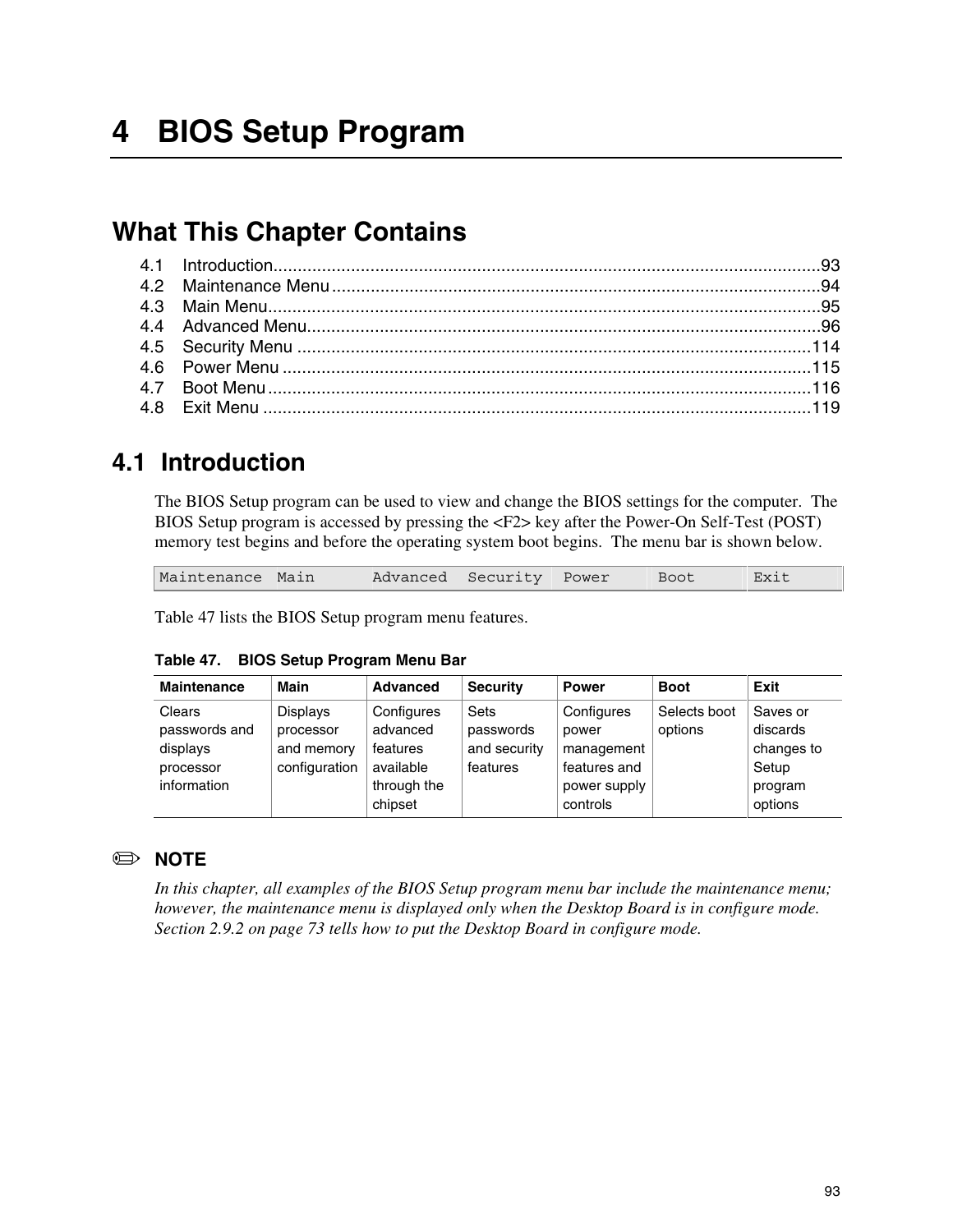# 4 BIOS Setup Program

## What This Chapter Contains

4.1 Introduction ........................................................................................................93
4.2 Maintenance Menu ...............................................................................................94
4.3 Main Menu ..........................................................................................................95
4.4 Advanced Menu ...................................................................................................96
4.5 Security Menu ....................................................................................................114
4.6 Power Menu .......................................................................................................115
4.7 Boot Menu .........................................................................................................116
4.8 Exit Menu ..........................................................................................................119

## 4.1 Introduction

The BIOS Setup program can be used to view and change the BIOS settings for the computer. The BIOS Setup program is accessed by pressing the <F2> key after the Power-On Self-Test (POST) memory test begins and before the operating system boot begins. The menu bar is shown below.

```
Maintenance  Main      Advanced  Security  Power     Boot      Exit
```

Table 47 lists the BIOS Setup program menu features.

**Table 47. BIOS Setup Program Menu Bar**

| Maintenance | Main | Advanced | Security | Power | Boot | Exit |
|---|---|---|---|---|---|---|
| Clears passwords and displays processor information | Displays processor and memory configuration | Configures advanced features available through the chipset | Sets passwords and security features | Configures power management features and power supply controls | Selects boot options | Saves or discards changes to Setup program options |

✏ **NOTE**

*In this chapter, all examples of the BIOS Setup program menu bar include the maintenance menu; however, the maintenance menu is displayed only when the Desktop Board is in configure mode. Section 2.9.2 on page 73 tells how to put the Desktop Board in configure mode.*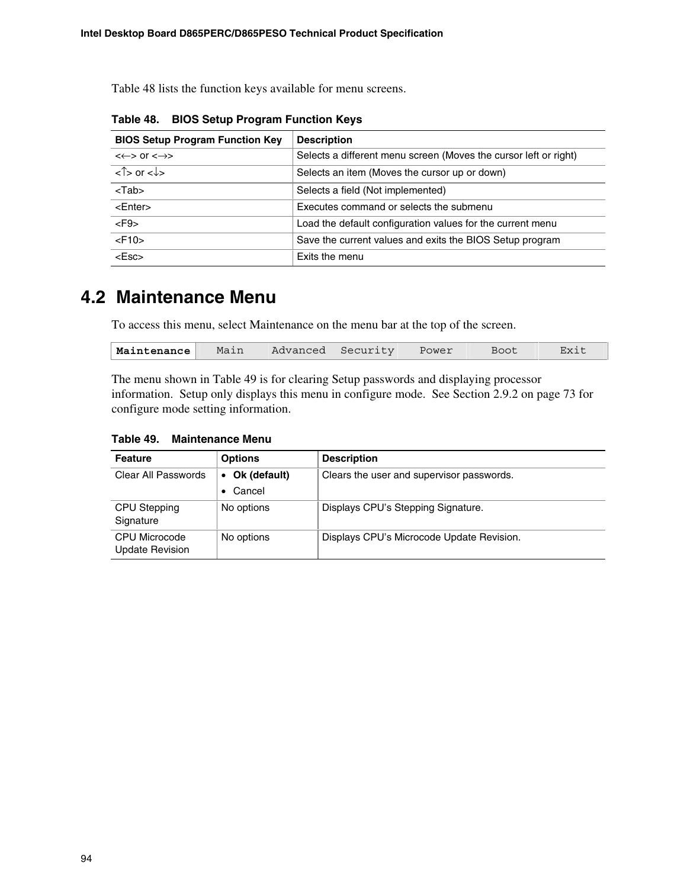Table 48 lists the function keys available for menu screens.

**Table 48. BIOS Setup Program Function Keys**

| BIOS Setup Program Function Key | Description |
| --- | --- |
| <←> or <→> | Selects a different menu screen (Moves the cursor left or right) |
| <↑> or <↓> | Selects an item (Moves the cursor up or down) |
| <Tab> | Selects a field (Not implemented) |
| <Enter> | Executes command or selects the submenu |
| <F9> | Load the default configuration values for the current menu |
| <F10> | Save the current values and exits the BIOS Setup program |
| <Esc> | Exits the menu |

## 4.2 Maintenance Menu

To access this menu, select Maintenance on the menu bar at the top of the screen.

| **Maintenance** | Main | Advanced | Security | Power | Boot | Exit |
| --- | --- | --- | --- | --- | --- | --- |

The menu shown in Table 49 is for clearing Setup passwords and displaying processor information. Setup only displays this menu in configure mode. See Section 2.9.2 on page 73 for configure mode setting information.

**Table 49. Maintenance Menu**

| Feature | Options | Description |
| --- | --- | --- |
| Clear All Passwords | • **Ok (default)**<br>• Cancel | Clears the user and supervisor passwords. |
| CPU Stepping Signature | No options | Displays CPU's Stepping Signature. |
| CPU Microcode Update Revision | No options | Displays CPU's Microcode Update Revision. |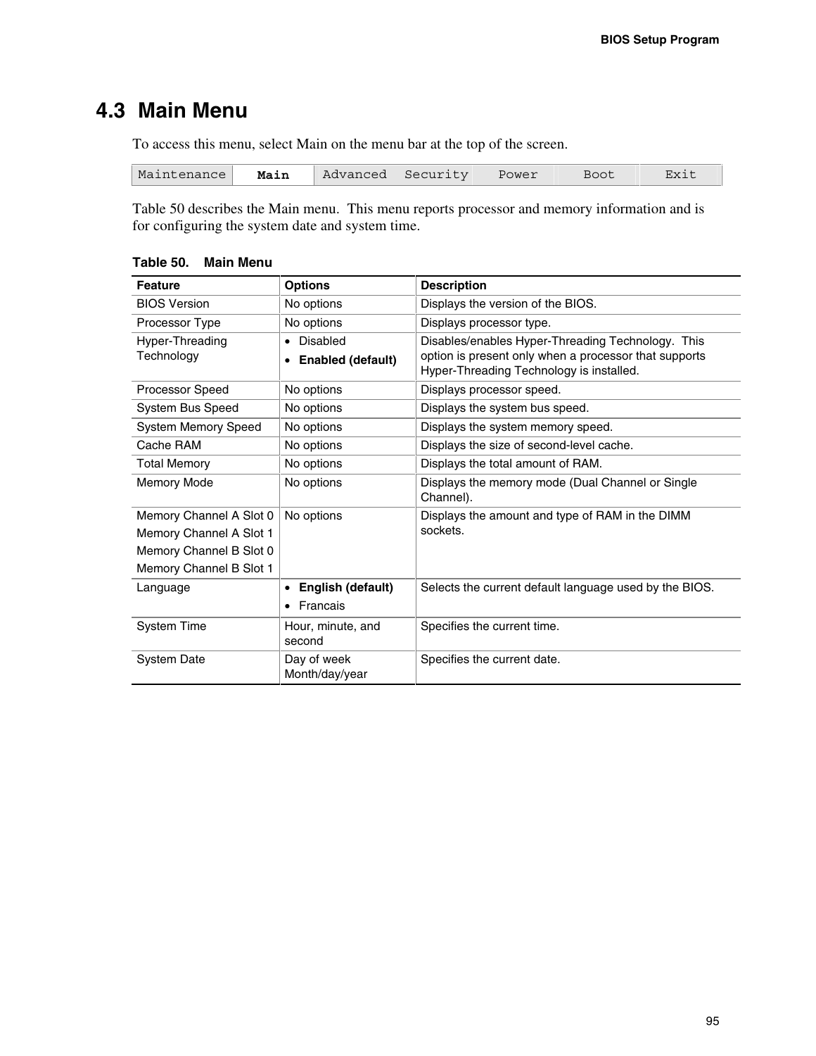## 4.3 Main Menu

To access this menu, select Main on the menu bar at the top of the screen.

| Maintenance | **Main** | Advanced | Security | Power | Boot | Exit |
|---|---|---|---|---|---|---|

Table 50 describes the Main menu. This menu reports processor and memory information and is for configuring the system date and system time.

**Table 50. Main Menu**

| Feature | Options | Description |
|---|---|---|
| BIOS Version | No options | Displays the version of the BIOS. |
| Processor Type | No options | Displays processor type. |
| Hyper-Threading Technology | • Disabled<br>• **Enabled (default)** | Disables/enables Hyper-Threading Technology. This option is present only when a processor that supports Hyper-Threading Technology is installed. |
| Processor Speed | No options | Displays processor speed. |
| System Bus Speed | No options | Displays the system bus speed. |
| System Memory Speed | No options | Displays the system memory speed. |
| Cache RAM | No options | Displays the size of second-level cache. |
| Total Memory | No options | Displays the total amount of RAM. |
| Memory Mode | No options | Displays the memory mode (Dual Channel or Single Channel). |
| Memory Channel A Slot 0<br>Memory Channel A Slot 1<br>Memory Channel B Slot 0<br>Memory Channel B Slot 1 | No options | Displays the amount and type of RAM in the DIMM sockets. |
| Language | • **English (default)**<br>• Francais | Selects the current default language used by the BIOS. |
| System Time | Hour, minute, and second | Specifies the current time. |
| System Date | Day of week Month/day/year | Specifies the current date. |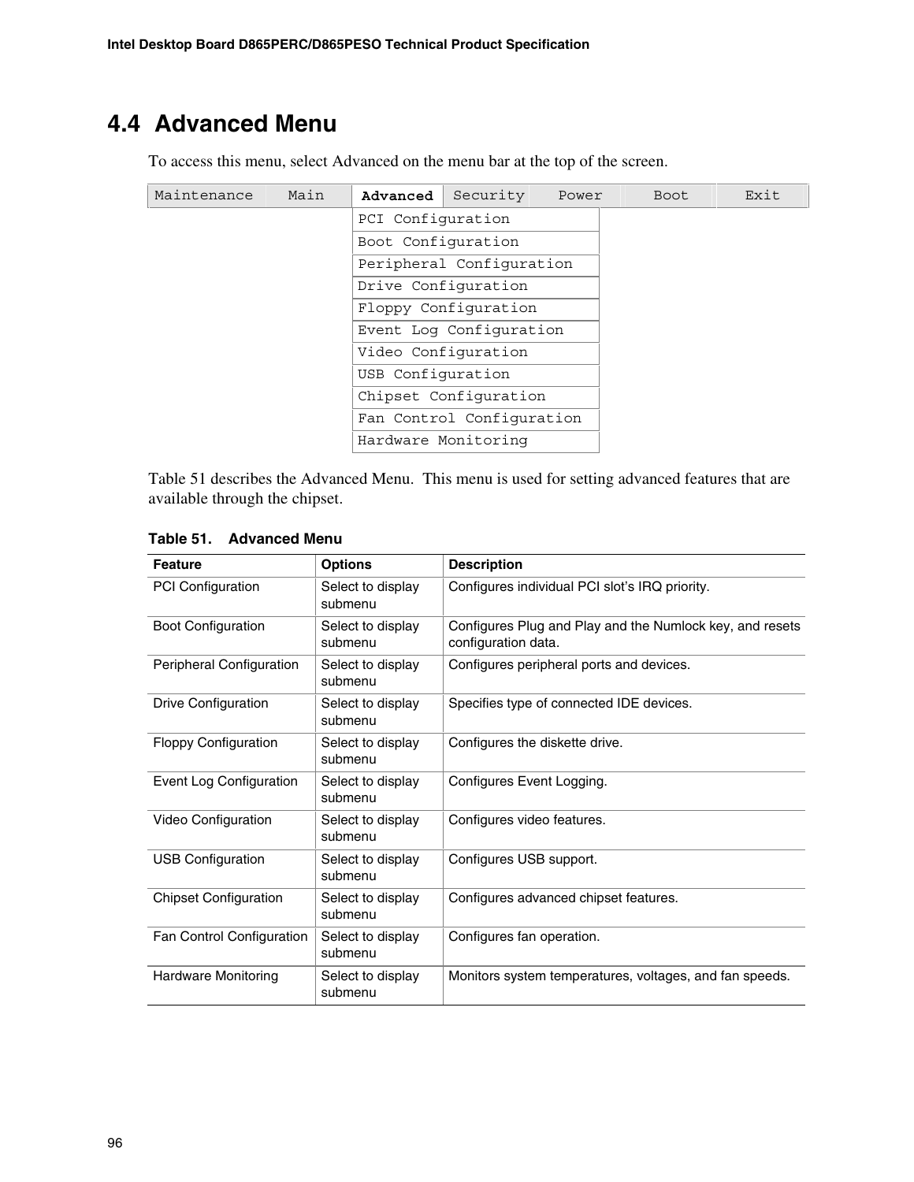## 4.4 Advanced Menu

To access this menu, select Advanced on the menu bar at the top of the screen.

```
Maintenance   Main   Advanced   Security   Power   Boot   Exit
                     PCI Configuration
                     Boot Configuration
                     Peripheral Configuration
                     Drive Configuration
                     Floppy Configuration
                     Event Log Configuration
                     Video Configuration
                     USB Configuration
                     Chipset Configuration
                     Fan Control Configuration
                     Hardware Monitoring
```

Table 51 describes the Advanced Menu. This menu is used for setting advanced features that are available through the chipset.

**Table 51. Advanced Menu**

| Feature | Options | Description |
|---|---|---|
| PCI Configuration | Select to display submenu | Configures individual PCI slot's IRQ priority. |
| Boot Configuration | Select to display submenu | Configures Plug and Play and the Numlock key, and resets configuration data. |
| Peripheral Configuration | Select to display submenu | Configures peripheral ports and devices. |
| Drive Configuration | Select to display submenu | Specifies type of connected IDE devices. |
| Floppy Configuration | Select to display submenu | Configures the diskette drive. |
| Event Log Configuration | Select to display submenu | Configures Event Logging. |
| Video Configuration | Select to display submenu | Configures video features. |
| USB Configuration | Select to display submenu | Configures USB support. |
| Chipset Configuration | Select to display submenu | Configures advanced chipset features. |
| Fan Control Configuration | Select to display submenu | Configures fan operation. |
| Hardware Monitoring | Select to display submenu | Monitors system temperatures, voltages, and fan speeds. |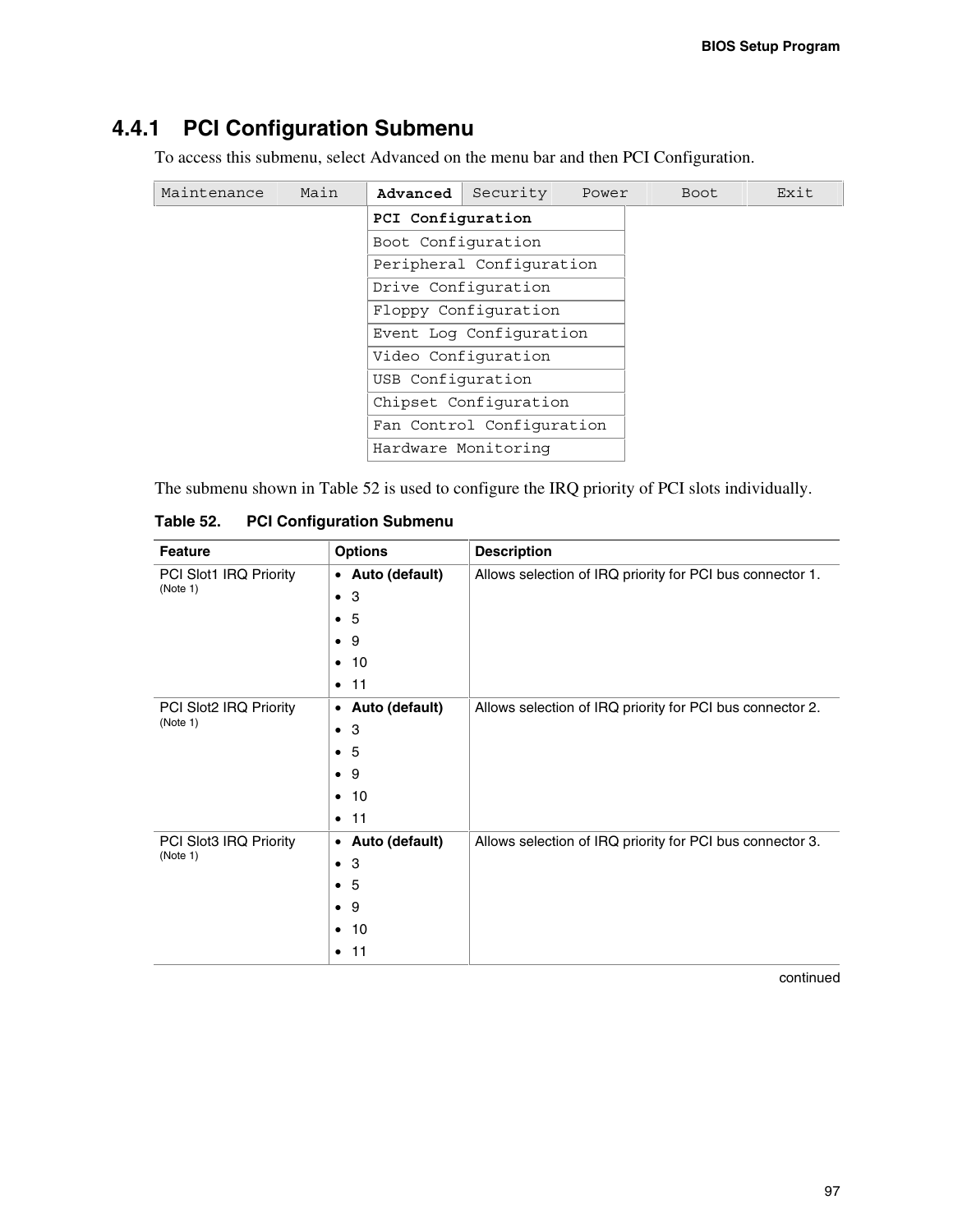### 4.4.1 PCI Configuration Submenu

To access this submenu, select Advanced on the menu bar and then PCI Configuration.

| Maintenance | Main | **Advanced** | Security | Power | Boot | Exit |
|---|---|---|---|---|---|---|
| | | **PCI Configuration** | | | | |
| | | Boot Configuration | | | | |
| | | Peripheral Configuration | | | | |
| | | Drive Configuration | | | | |
| | | Floppy Configuration | | | | |
| | | Event Log Configuration | | | | |
| | | Video Configuration | | | | |
| | | USB Configuration | | | | |
| | | Chipset Configuration | | | | |
| | | Fan Control Configuration | | | | |
| | | Hardware Monitoring | | | | |

The submenu shown in Table 52 is used to configure the IRQ priority of PCI slots individually.

**Table 52. PCI Configuration Submenu**

| Feature | Options | Description |
|---|---|---|
| PCI Slot1 IRQ Priority (Note 1) | • **Auto (default)**<br>• 3<br>• 5<br>• 9<br>• 10<br>• 11 | Allows selection of IRQ priority for PCI bus connector 1. |
| PCI Slot2 IRQ Priority (Note 1) | • **Auto (default)**<br>• 3<br>• 5<br>• 9<br>• 10<br>• 11 | Allows selection of IRQ priority for PCI bus connector 2. |
| PCI Slot3 IRQ Priority (Note 1) | • **Auto (default)**<br>• 3<br>• 5<br>• 9<br>• 10<br>• 11 | Allows selection of IRQ priority for PCI bus connector 3. |

continued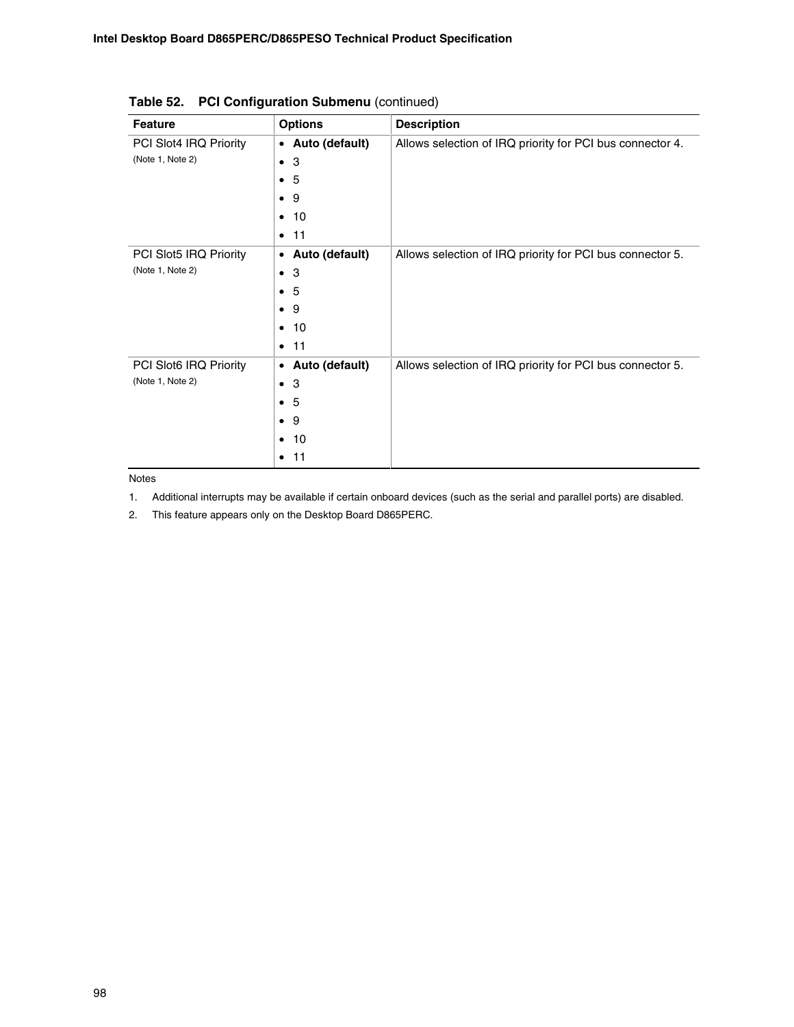**Table 52. PCI Configuration Submenu** (continued)

| Feature | Options | Description |
|---|---|---|
| PCI Slot4 IRQ Priority (Note 1, Note 2) | • **Auto (default)**<br>• 3<br>• 5<br>• 9<br>• 10<br>• 11 | Allows selection of IRQ priority for PCI bus connector 4. |
| PCI Slot5 IRQ Priority (Note 1, Note 2) | • **Auto (default)**<br>• 3<br>• 5<br>• 9<br>• 10<br>• 11 | Allows selection of IRQ priority for PCI bus connector 5. |
| PCI Slot6 IRQ Priority (Note 1, Note 2) | • **Auto (default)**<br>• 3<br>• 5<br>• 9<br>• 10<br>• 11 | Allows selection of IRQ priority for PCI bus connector 5. |

Notes

1. Additional interrupts may be available if certain onboard devices (such as the serial and parallel ports) are disabled.
2. This feature appears only on the Desktop Board D865PERC.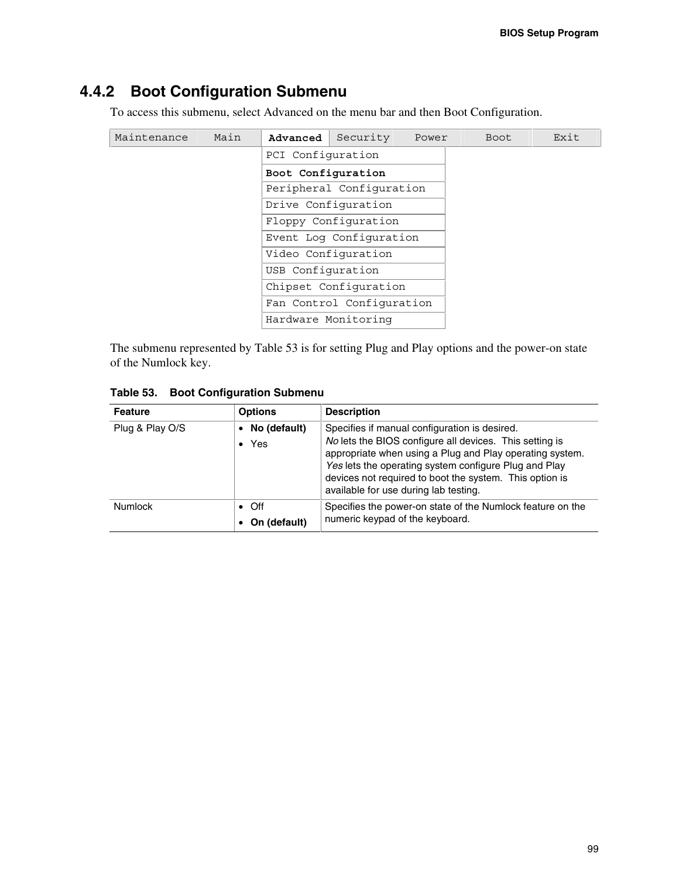### 4.4.2 Boot Configuration Submenu

To access this submenu, select Advanced on the menu bar and then Boot Configuration.

```
Maintenance | Main | Advanced | Security | Power | Boot | Exit
                   | PCI Configuration
                   | Boot Configuration
                   | Peripheral Configuration
                   | Drive Configuration
                   | Floppy Configuration
                   | Event Log Configuration
                   | Video Configuration
                   | USB Configuration
                   | Chipset Configuration
                   | Fan Control Configuration
                   | Hardware Monitoring
```

The submenu represented by Table 53 is for setting Plug and Play options and the power-on state of the Numlock key.

**Table 53. Boot Configuration Submenu**

| Feature | Options | Description |
|---|---|---|
| Plug & Play O/S | • **No (default)**<br>• Yes | Specifies if manual configuration is desired.<br>*No* lets the BIOS configure all devices. This setting is appropriate when using a Plug and Play operating system.<br>*Yes* lets the operating system configure Plug and Play devices not required to boot the system. This option is available for use during lab testing. |
| Numlock | • Off<br>• **On (default)** | Specifies the power-on state of the Numlock feature on the numeric keypad of the keyboard. |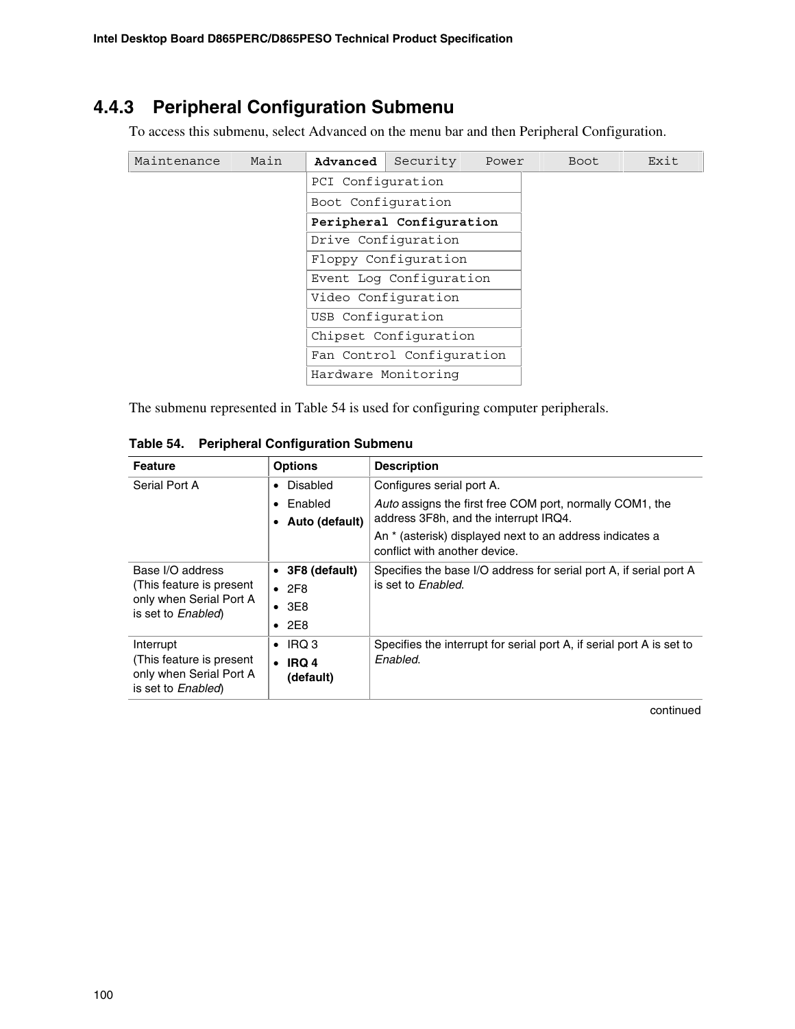### 4.4.3 Peripheral Configuration Submenu

To access this submenu, select Advanced on the menu bar and then Peripheral Configuration.

```
Maintenance   Main   Advanced   Security   Power   Boot   Exit
                     PCI Configuration
                     Boot Configuration
                     Peripheral Configuration
                     Drive Configuration
                     Floppy Configuration
                     Event Log Configuration
                     Video Configuration
                     USB Configuration
                     Chipset Configuration
                     Fan Control Configuration
                     Hardware Monitoring
```

The submenu represented in Table 54 is used for configuring computer peripherals.

**Table 54. Peripheral Configuration Submenu**

| Feature | Options | Description |
|---|---|---|
| Serial Port A | • Disabled<br>• Enabled<br>• **Auto (default)** | Configures serial port A.<br>*Auto* assigns the first free COM port, normally COM1, the address 3F8h, and the interrupt IRQ4.<br>An * (asterisk) displayed next to an address indicates a conflict with another device. |
| Base I/O address<br>(This feature is present only when Serial Port A is set to *Enabled*) | • **3F8 (default)**<br>• 2F8<br>• 3E8<br>• 2E8 | Specifies the base I/O address for serial port A, if serial port A is set to *Enabled*. |
| Interrupt<br>(This feature is present only when Serial Port A is set to *Enabled*) | • IRQ 3<br>• **IRQ 4 (default)** | Specifies the interrupt for serial port A, if serial port A is set to *Enabled*. |

continued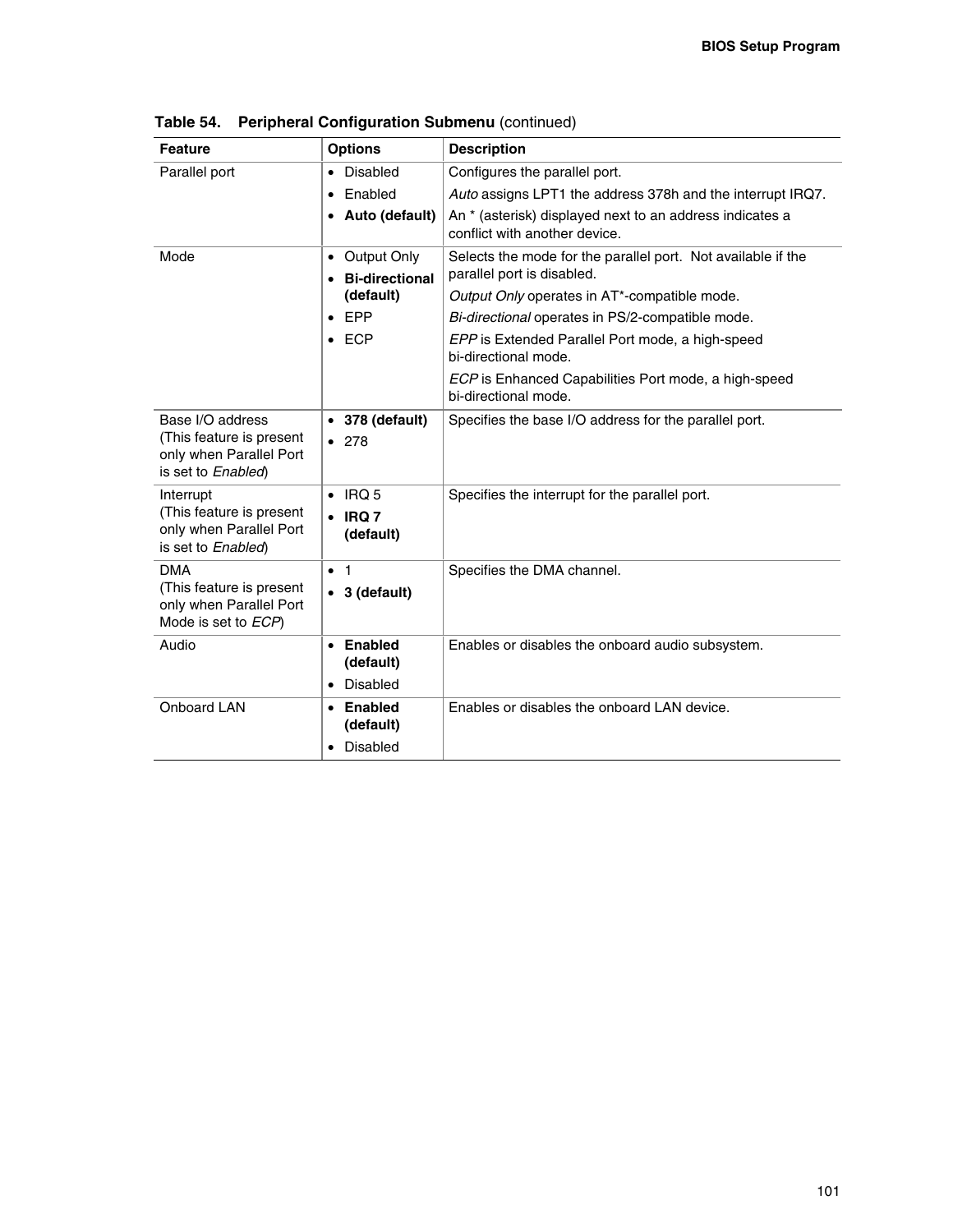**Table 54. Peripheral Configuration Submenu** (continued)

| Feature | Options | Description |
|---|---|---|
| Parallel port | • Disabled<br>• Enabled<br>• **Auto (default)** | Configures the parallel port.<br>*Auto* assigns LPT1 the address 378h and the interrupt IRQ7.<br>An * (asterisk) displayed next to an address indicates a conflict with another device. |
| Mode | • Output Only<br>• **Bi-directional (default)**<br>• EPP<br>• ECP | Selects the mode for the parallel port. Not available if the parallel port is disabled.<br>*Output Only* operates in AT*-compatible mode.<br>*Bi-directional* operates in PS/2-compatible mode.<br>*EPP* is Extended Parallel Port mode, a high-speed bi-directional mode.<br>*ECP* is Enhanced Capabilities Port mode, a high-speed bi-directional mode. |
| Base I/O address<br>(This feature is present only when Parallel Port is set to *Enabled*) | • **378 (default)**<br>• 278 | Specifies the base I/O address for the parallel port. |
| Interrupt<br>(This feature is present only when Parallel Port is set to *Enabled*) | • IRQ 5<br>• **IRQ 7 (default)** | Specifies the interrupt for the parallel port. |
| DMA<br>(This feature is present only when Parallel Port Mode is set to *ECP*) | • 1<br>• **3 (default)** | Specifies the DMA channel. |
| Audio | • **Enabled (default)**<br>• Disabled | Enables or disables the onboard audio subsystem. |
| Onboard LAN | • **Enabled (default)**<br>• Disabled | Enables or disables the onboard LAN device. |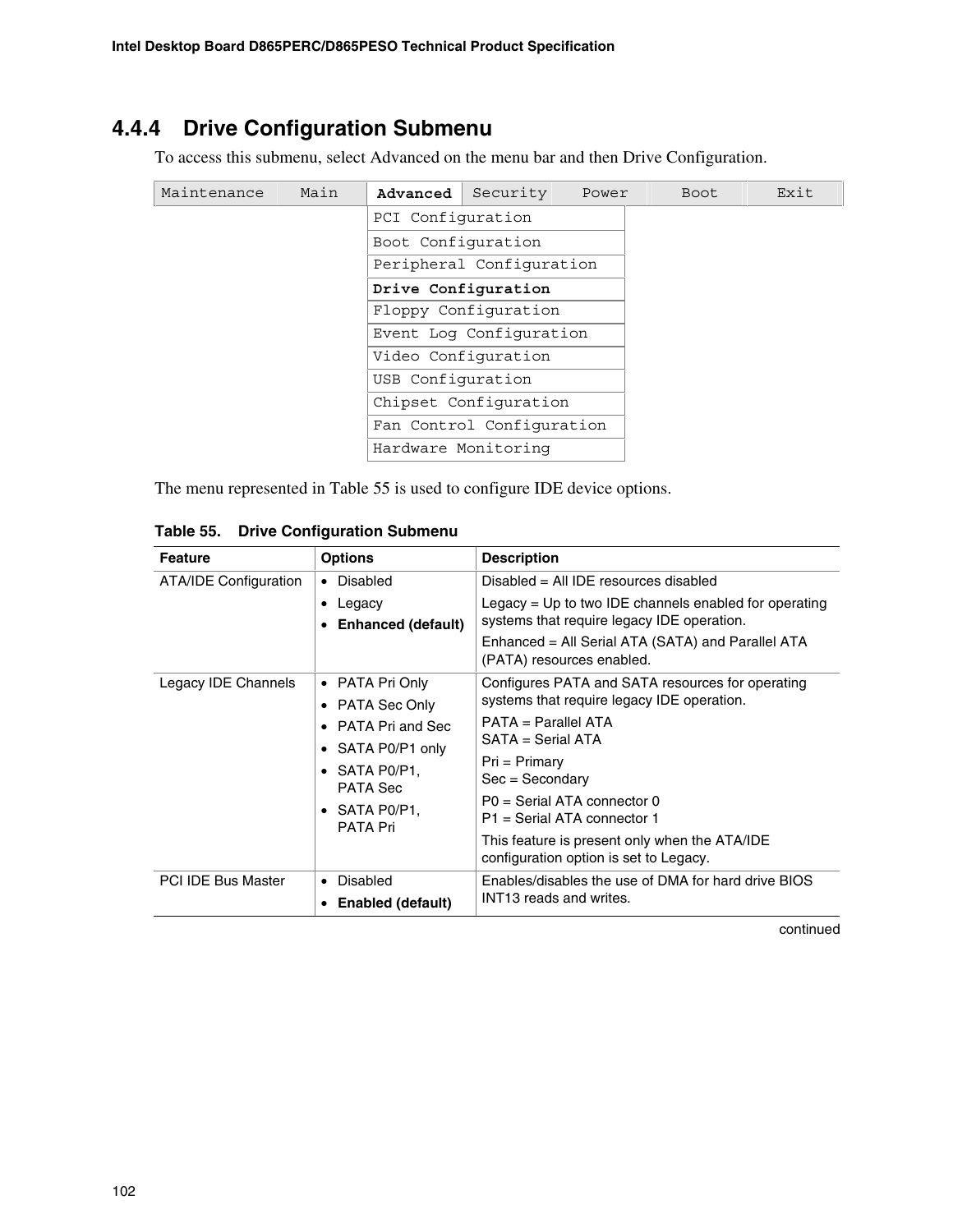## 4.4.4 Drive Configuration Submenu

To access this submenu, select Advanced on the menu bar and then Drive Configuration.

```
Maintenance   Main   Advanced   Security   Power   Boot   Exit
                     PCI Configuration
                     Boot Configuration
                     Peripheral Configuration
                     Drive Configuration
                     Floppy Configuration
                     Event Log Configuration
                     Video Configuration
                     USB Configuration
                     Chipset Configuration
                     Fan Control Configuration
                     Hardware Monitoring
```

The menu represented in Table 55 is used to configure IDE device options.

**Table 55. Drive Configuration Submenu**

| Feature | Options | Description |
|---|---|---|
| ATA/IDE Configuration | • Disabled<br>• Legacy<br>• **Enhanced (default)** | Disabled = All IDE resources disabled<br>Legacy = Up to two IDE channels enabled for operating systems that require legacy IDE operation.<br>Enhanced = All Serial ATA (SATA) and Parallel ATA (PATA) resources enabled. |
| Legacy IDE Channels | • PATA Pri Only<br>• PATA Sec Only<br>• PATA Pri and Sec<br>• SATA P0/P1 only<br>• SATA P0/P1, PATA Sec<br>• SATA P0/P1, PATA Pri | Configures PATA and SATA resources for operating systems that require legacy IDE operation.<br>PATA = Parallel ATA<br>SATA = Serial ATA<br>Pri = Primary<br>Sec = Secondary<br>P0 = Serial ATA connector 0<br>P1 = Serial ATA connector 1<br>This feature is present only when the ATA/IDE configuration option is set to Legacy. |
| PCI IDE Bus Master | • Disabled<br>• **Enabled (default)** | Enables/disables the use of DMA for hard drive BIOS INT13 reads and writes. |

continued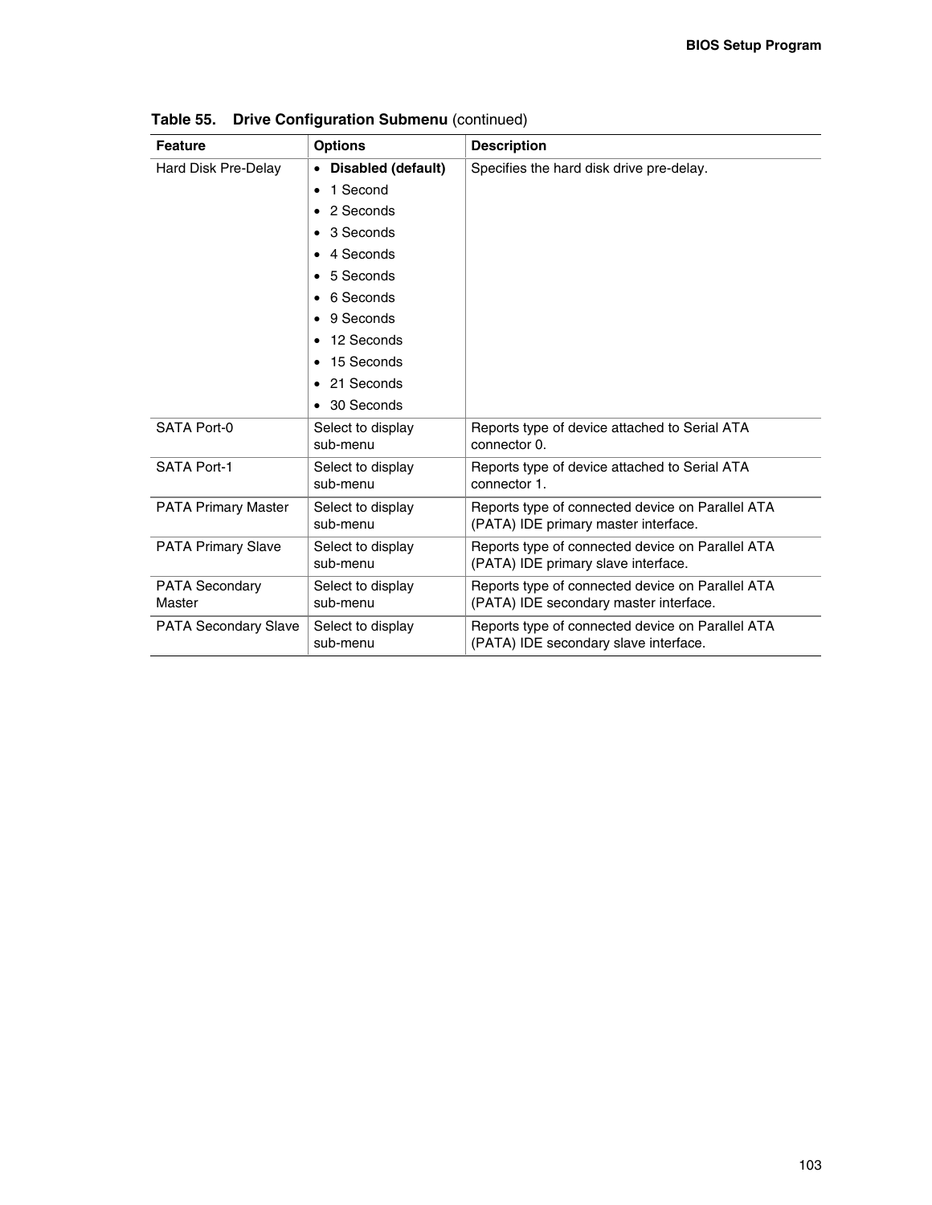**Table 55. Drive Configuration Submenu** (continued)

| Feature | Options | Description |
|---|---|---|
| Hard Disk Pre-Delay | • **Disabled (default)**<br>• 1 Second<br>• 2 Seconds<br>• 3 Seconds<br>• 4 Seconds<br>• 5 Seconds<br>• 6 Seconds<br>• 9 Seconds<br>• 12 Seconds<br>• 15 Seconds<br>• 21 Seconds<br>• 30 Seconds | Specifies the hard disk drive pre-delay. |
| SATA Port-0 | Select to display sub-menu | Reports type of device attached to Serial ATA connector 0. |
| SATA Port-1 | Select to display sub-menu | Reports type of device attached to Serial ATA connector 1. |
| PATA Primary Master | Select to display sub-menu | Reports type of connected device on Parallel ATA (PATA) IDE primary master interface. |
| PATA Primary Slave | Select to display sub-menu | Reports type of connected device on Parallel ATA (PATA) IDE primary slave interface. |
| PATA Secondary Master | Select to display sub-menu | Reports type of connected device on Parallel ATA (PATA) IDE secondary master interface. |
| PATA Secondary Slave | Select to display sub-menu | Reports type of connected device on Parallel ATA (PATA) IDE secondary slave interface. |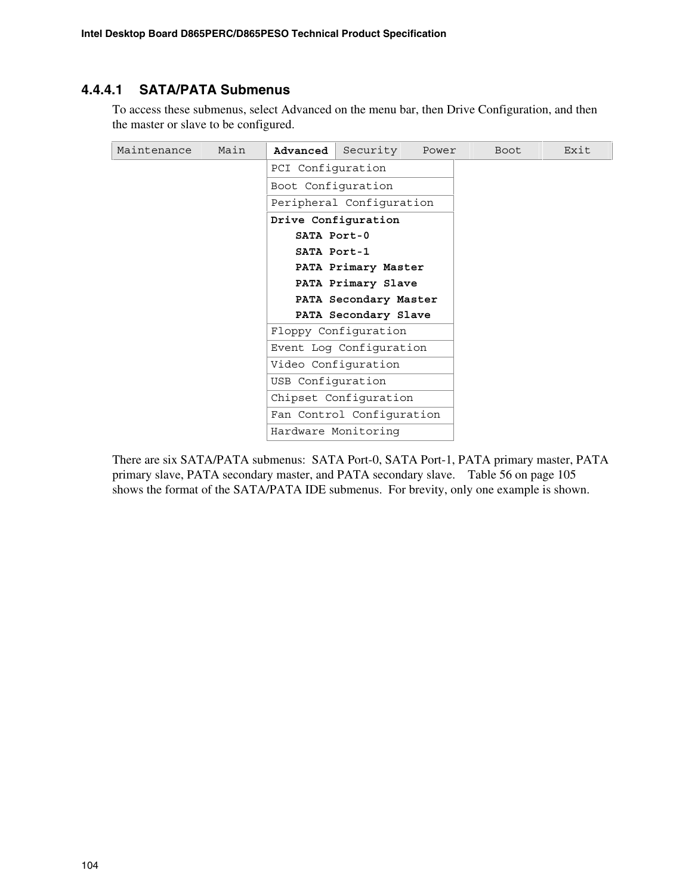#### 4.4.4.1 SATA/PATA Submenus

To access these submenus, select Advanced on the menu bar, then Drive Configuration, and then the master or slave to be configured.

| Maintenance | Main | **Advanced** | Security | Power | Boot | Exit |
|---|---|---|---|---|---|---|
| | | PCI Configuration | | | | |
| | | Boot Configuration | | | | |
| | | Peripheral Configuration | | | | |
| | | **Drive Configuration**<br>**SATA Port-0**<br>**SATA Port-1**<br>**PATA Primary Master**<br>**PATA Primary Slave**<br>**PATA Secondary Master**<br>**PATA Secondary Slave** | | | | |
| | | Floppy Configuration | | | | |
| | | Event Log Configuration | | | | |
| | | Video Configuration | | | | |
| | | USB Configuration | | | | |
| | | Chipset Configuration | | | | |
| | | Fan Control Configuration | | | | |
| | | Hardware Monitoring | | | | |

There are six SATA/PATA submenus: SATA Port-0, SATA Port-1, PATA primary master, PATA primary slave, PATA secondary master, and PATA secondary slave. Table 56 on page 105 shows the format of the SATA/PATA IDE submenus. For brevity, only one example is shown.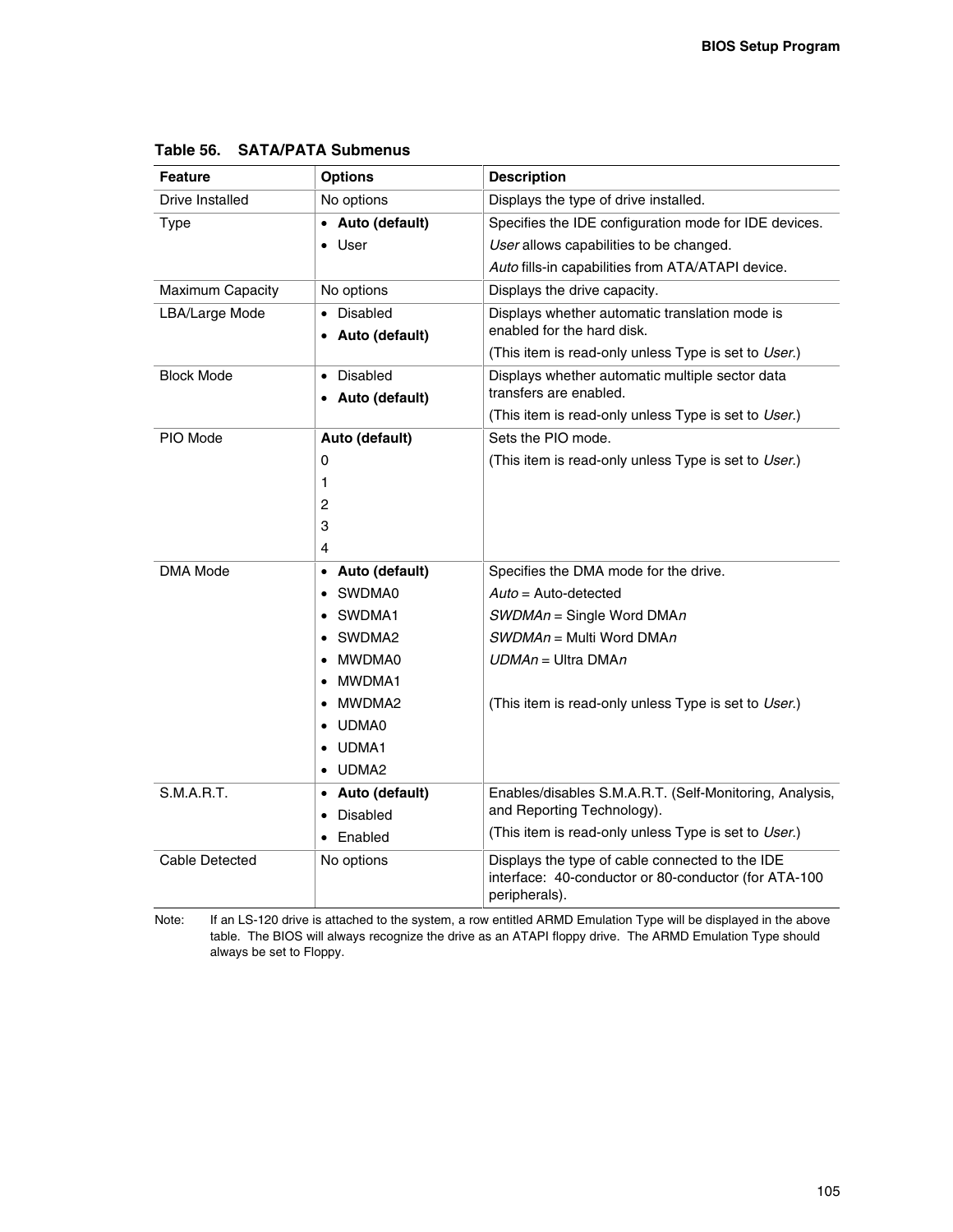**Table 56. SATA/PATA Submenus**

| Feature | Options | Description |
|---|---|---|
| Drive Installed | No options | Displays the type of drive installed. |
| Type | • **Auto (default)**<br>• User | Specifies the IDE configuration mode for IDE devices.<br>*User* allows capabilities to be changed.<br>*Auto* fills-in capabilities from ATA/ATAPI device. |
| Maximum Capacity | No options | Displays the drive capacity. |
| LBA/Large Mode | • Disabled<br>• **Auto (default)** | Displays whether automatic translation mode is enabled for the hard disk.<br>(This item is read-only unless Type is set to *User*.) |
| Block Mode | • Disabled<br>• **Auto (default)** | Displays whether automatic multiple sector data transfers are enabled.<br>(This item is read-only unless Type is set to *User*.) |
| PIO Mode | **Auto (default)**<br>0<br>1<br>2<br>3<br>4 | Sets the PIO mode.<br>(This item is read-only unless Type is set to *User*.) |
| DMA Mode | • **Auto (default)**<br>• SWDMA0<br>• SWDMA1<br>• SWDMA2<br>• MWDMA0<br>• MWDMA1<br>• MWDMA2<br>• UDMA0<br>• UDMA1<br>• UDMA2 | Specifies the DMA mode for the drive.<br>*Auto* = Auto-detected<br>*SWDMAn* = Single Word DMA*n*<br>*SWDMAn* = Multi Word DMA*n*<br>*UDMAn* = Ultra DMA*n*<br><br>(This item is read-only unless Type is set to *User*.) |
| S.M.A.R.T. | • **Auto (default)**<br>• Disabled<br>• Enabled | Enables/disables S.M.A.R.T. (Self-Monitoring, Analysis, and Reporting Technology).<br>(This item is read-only unless Type is set to *User*.) |
| Cable Detected | No options | Displays the type of cable connected to the IDE interface: 40-conductor or 80-conductor (for ATA-100 peripherals). |

Note: If an LS-120 drive is attached to the system, a row entitled ARMD Emulation Type will be displayed in the above table. The BIOS will always recognize the drive as an ATAPI floppy drive. The ARMD Emulation Type should always be set to Floppy.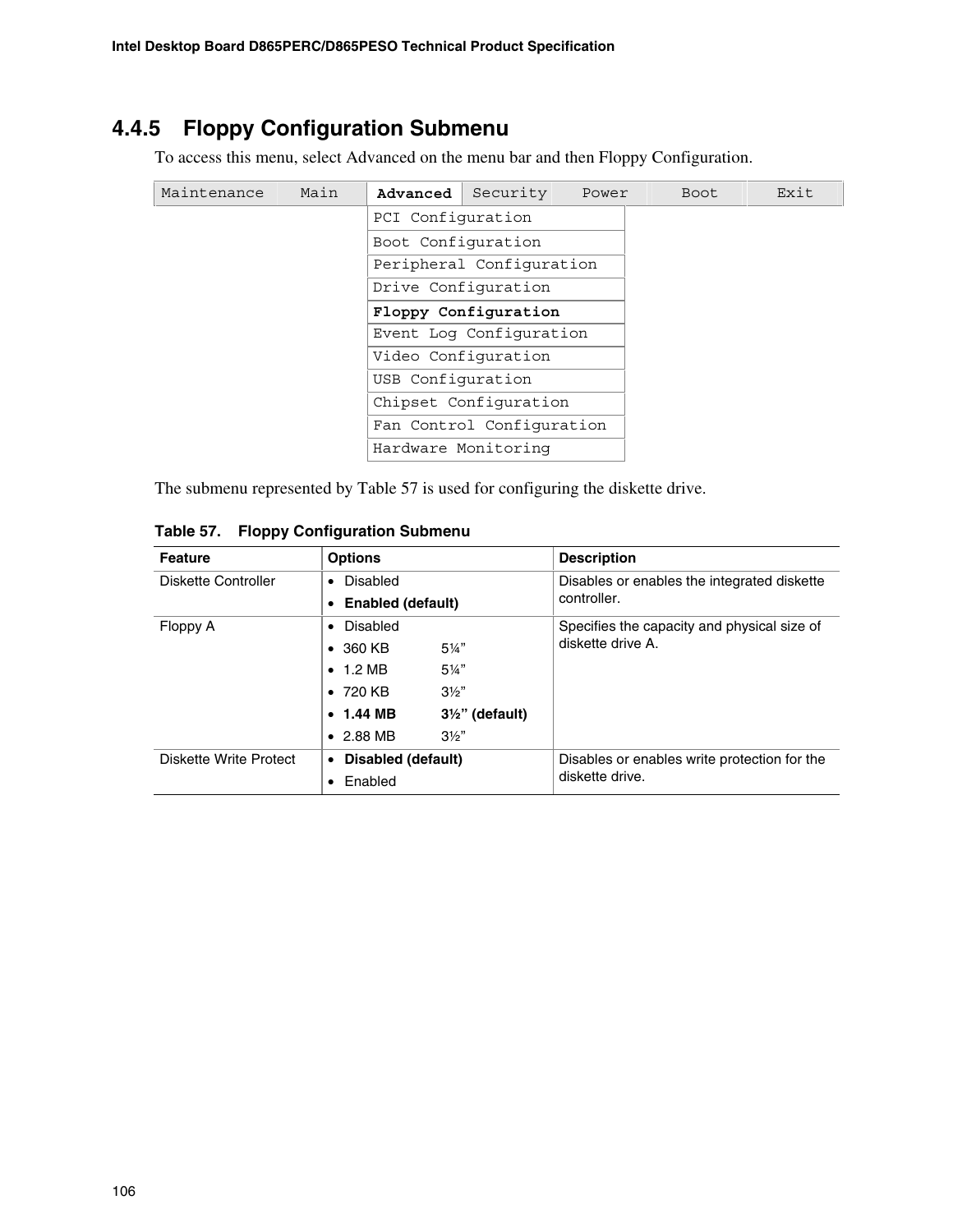## 4.4.5 Floppy Configuration Submenu

To access this menu, select Advanced on the menu bar and then Floppy Configuration.

| Maintenance | Main | **Advanced** | Security | Power | Boot | Exit |
|---|---|---|---|---|---|---|
| | | PCI Configuration | | | | |
| | | Boot Configuration | | | | |
| | | Peripheral Configuration | | | | |
| | | Drive Configuration | | | | |
| | | **Floppy Configuration** | | | | |
| | | Event Log Configuration | | | | |
| | | Video Configuration | | | | |
| | | USB Configuration | | | | |
| | | Chipset Configuration | | | | |
| | | Fan Control Configuration | | | | |
| | | Hardware Monitoring | | | | |

The submenu represented by Table 57 is used for configuring the diskette drive.

**Table 57. Floppy Configuration Submenu**

| Feature | Options | Description |
|---|---|---|
| Diskette Controller | • Disabled<br>• **Enabled (default)** | Disables or enables the integrated diskette controller. |
| Floppy A | • Disabled<br>• 360 KB 5¼”<br>• 1.2 MB 5¼”<br>• 720 KB 3½”<br>• **1.44 MB 3½” (default)**<br>• 2.88 MB 3½” | Specifies the capacity and physical size of diskette drive A. |
| Diskette Write Protect | • **Disabled (default)**<br>• Enabled | Disables or enables write protection for the diskette drive. |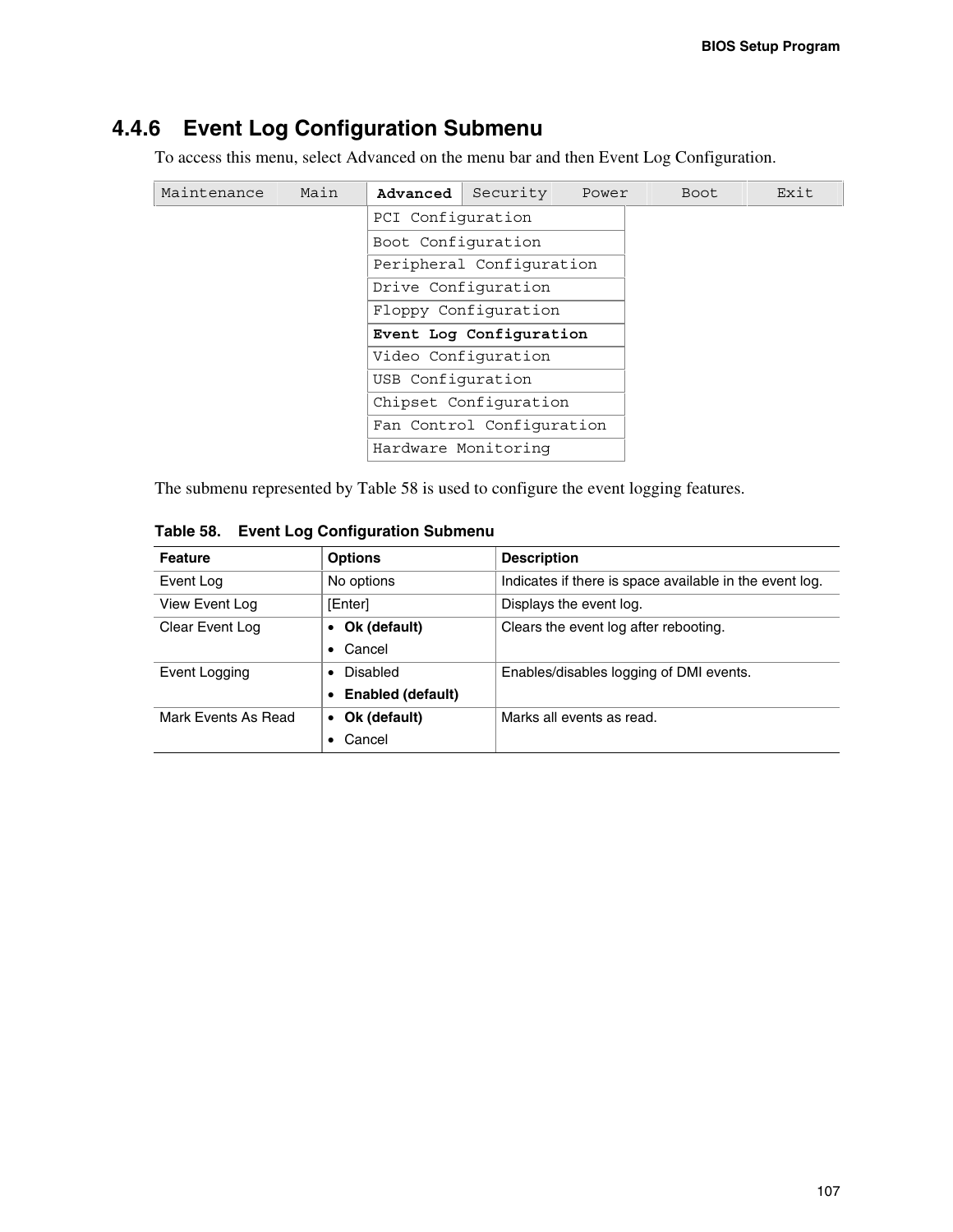### 4.4.6 Event Log Configuration Submenu

To access this menu, select Advanced on the menu bar and then Event Log Configuration.

| Maintenance | Main | **Advanced** | Security | Power | Boot | Exit |
|---|---|---|---|---|---|---|
| | | PCI Configuration | | | | |
| | | Boot Configuration | | | | |
| | | Peripheral Configuration | | | | |
| | | Drive Configuration | | | | |
| | | Floppy Configuration | | | | |
| | | **Event Log Configuration** | | | | |
| | | Video Configuration | | | | |
| | | USB Configuration | | | | |
| | | Chipset Configuration | | | | |
| | | Fan Control Configuration | | | | |
| | | Hardware Monitoring | | | | |

The submenu represented by Table 58 is used to configure the event logging features.

**Table 58. Event Log Configuration Submenu**

| Feature | Options | Description |
|---|---|---|
| Event Log | No options | Indicates if there is space available in the event log. |
| View Event Log | [Enter] | Displays the event log. |
| Clear Event Log | • **Ok (default)**<br>• Cancel | Clears the event log after rebooting. |
| Event Logging | • Disabled<br>• **Enabled (default)** | Enables/disables logging of DMI events. |
| Mark Events As Read | • **Ok (default)**<br>• Cancel | Marks all events as read. |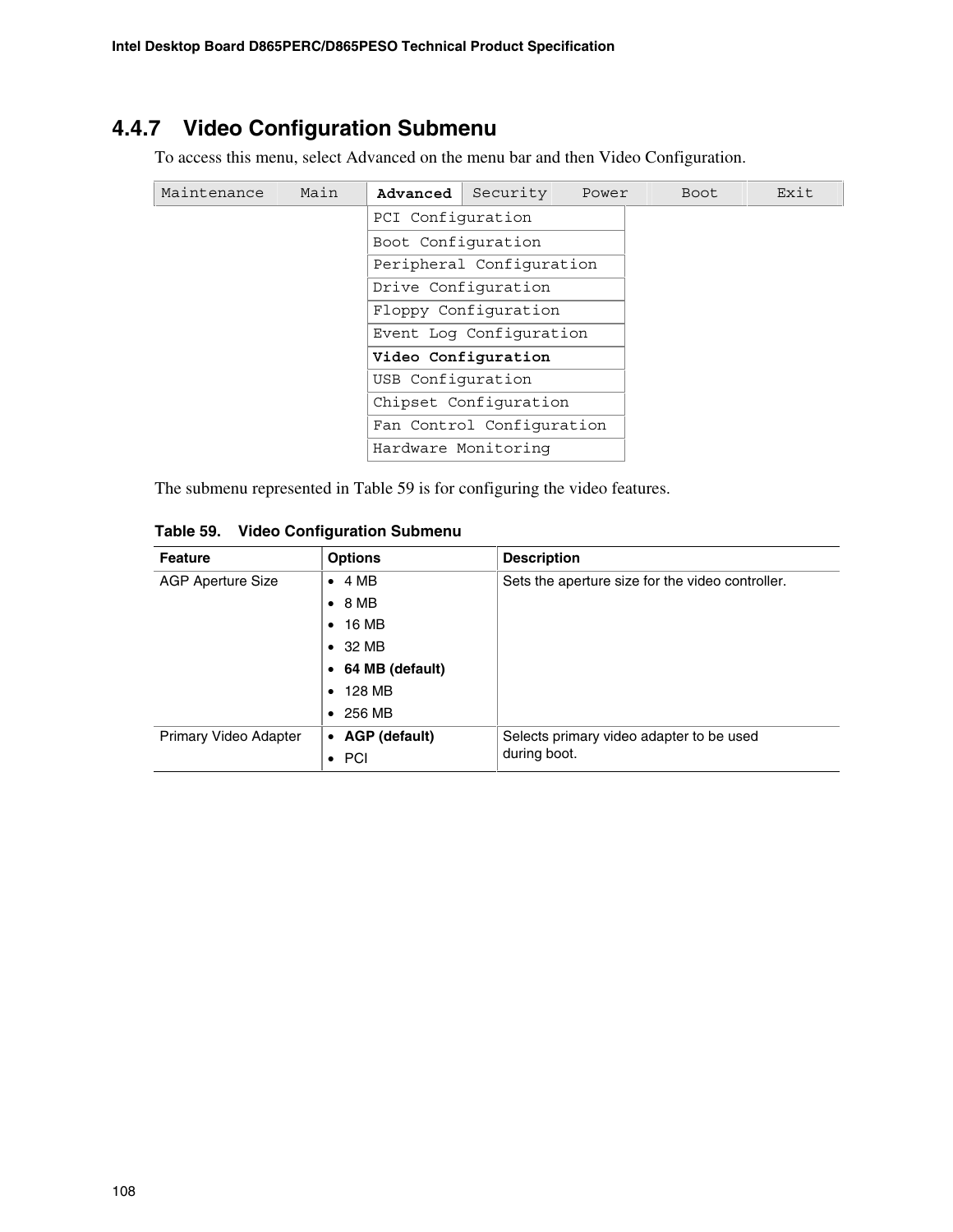### 4.4.7 Video Configuration Submenu

To access this menu, select Advanced on the menu bar and then Video Configuration.

| Maintenance | Main | **Advanced** | Security | Power | Boot | Exit |
|---|---|---|---|---|---|---|
| | | PCI Configuration | | | | |
| | | Boot Configuration | | | | |
| | | Peripheral Configuration | | | | |
| | | Drive Configuration | | | | |
| | | Floppy Configuration | | | | |
| | | Event Log Configuration | | | | |
| | | **Video Configuration** | | | | |
| | | USB Configuration | | | | |
| | | Chipset Configuration | | | | |
| | | Fan Control Configuration | | | | |
| | | Hardware Monitoring | | | | |

The submenu represented in Table 59 is for configuring the video features.

**Table 59. Video Configuration Submenu**

| Feature | Options | Description |
|---|---|---|
| AGP Aperture Size | • 4 MB<br>• 8 MB<br>• 16 MB<br>• 32 MB<br>• **64 MB (default)**<br>• 128 MB<br>• 256 MB | Sets the aperture size for the video controller. |
| Primary Video Adapter | • **AGP (default)**<br>• PCI | Selects primary video adapter to be used during boot. |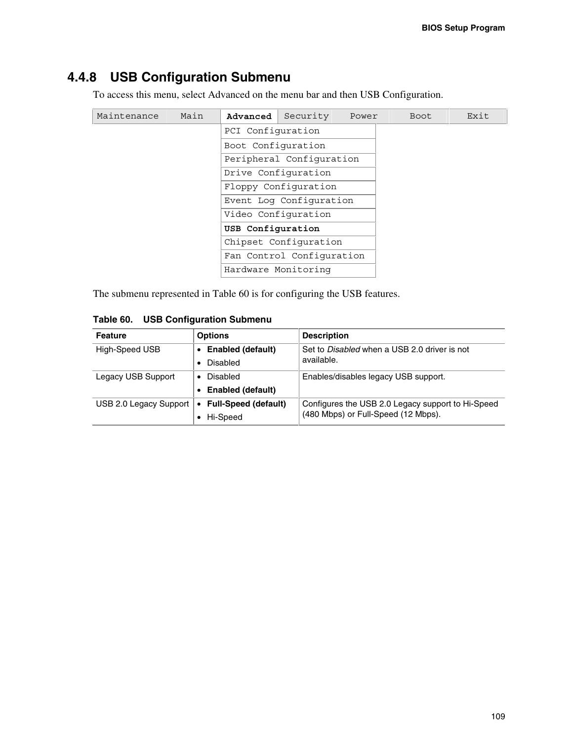### 4.4.8 USB Configuration Submenu

To access this menu, select Advanced on the menu bar and then USB Configuration.

| Maintenance | Main | **Advanced** | Security | Power | Boot | Exit |
|---|---|---|---|---|---|---|
| | | PCI Configuration | | | | |
| | | Boot Configuration | | | | |
| | | Peripheral Configuration | | | | |
| | | Drive Configuration | | | | |
| | | Floppy Configuration | | | | |
| | | Event Log Configuration | | | | |
| | | Video Configuration | | | | |
| | | **USB Configuration** | | | | |
| | | Chipset Configuration | | | | |
| | | Fan Control Configuration | | | | |
| | | Hardware Monitoring | | | | |

The submenu represented in Table 60 is for configuring the USB features.

**Table 60. USB Configuration Submenu**

| Feature | Options | Description |
|---|---|---|
| High-Speed USB | • **Enabled (default)**<br>• Disabled | Set to *Disabled* when a USB 2.0 driver is not available. |
| Legacy USB Support | • Disabled<br>• **Enabled (default)** | Enables/disables legacy USB support. |
| USB 2.0 Legacy Support | • **Full-Speed (default)**<br>• Hi-Speed | Configures the USB 2.0 Legacy support to Hi-Speed (480 Mbps) or Full-Speed (12 Mbps). |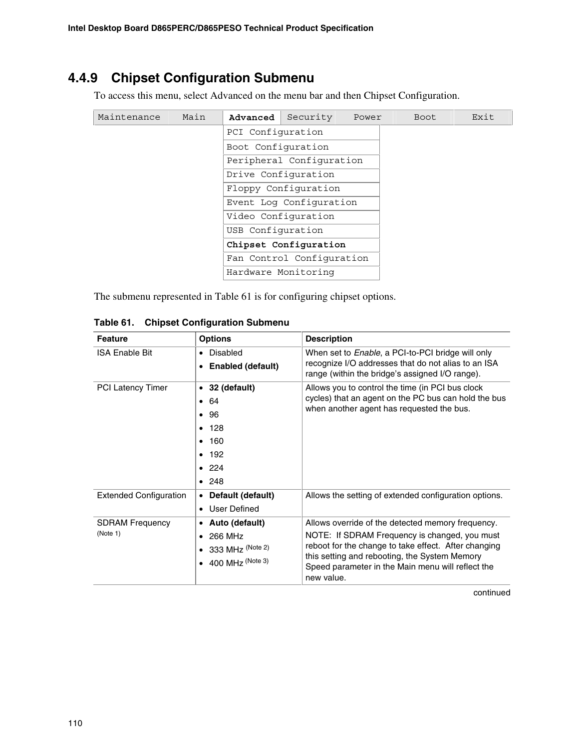### 4.4.9 Chipset Configuration Submenu

To access this menu, select Advanced on the menu bar and then Chipset Configuration.

```
Maintenance   Main   Advanced   Security   Power   Boot   Exit
                     PCI Configuration
                     Boot Configuration
                     Peripheral Configuration
                     Drive Configuration
                     Floppy Configuration
                     Event Log Configuration
                     Video Configuration
                     USB Configuration
                     Chipset Configuration
                     Fan Control Configuration
                     Hardware Monitoring
```

The submenu represented in Table 61 is for configuring chipset options.

**Table 61. Chipset Configuration Submenu**

| Feature | Options | Description |
|---|---|---|
| ISA Enable Bit | • Disabled<br>• **Enabled (default)** | When set to *Enable*, a PCI-to-PCI bridge will only recognize I/O addresses that do not alias to an ISA range (within the bridge's assigned I/O range). |
| PCI Latency Timer | • **32 (default)**<br>• 64<br>• 96<br>• 128<br>• 160<br>• 192<br>• 224<br>• 248 | Allows you to control the time (in PCI bus clock cycles) that an agent on the PC bus can hold the bus when another agent has requested the bus. |
| Extended Configuration | • **Default (default)**<br>• User Defined | Allows the setting of extended configuration options. |
| SDRAM Frequency (Note 1) | • **Auto (default)**<br>• 266 MHz<br>• 333 MHz (Note 2)<br>• 400 MHz (Note 3) | Allows override of the detected memory frequency.<br>NOTE: If SDRAM Frequency is changed, you must reboot for the change to take effect. After changing this setting and rebooting, the System Memory Speed parameter in the Main menu will reflect the new value. |

continued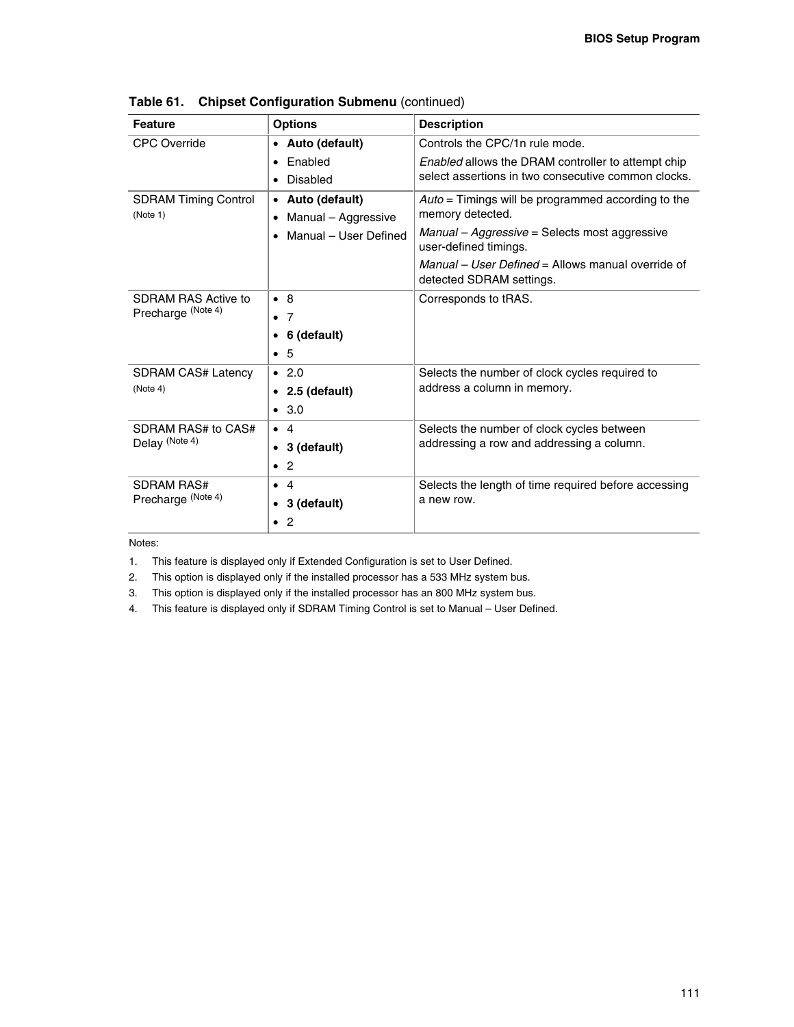**Table 61. Chipset Configuration Submenu** (continued)

| Feature | Options | Description |
|---|---|---|
| CPC Override | • **Auto (default)**<br>• Enabled<br>• Disabled | Controls the CPC/1n rule mode.<br>*Enabled* allows the DRAM controller to attempt chip select assertions in two consecutive common clocks. |
| SDRAM Timing Control (Note 1) | • **Auto (default)**<br>• Manual – Aggressive<br>• Manual – User Defined | *Auto* = Timings will be programmed according to the memory detected.<br>*Manual – Aggressive* = Selects most aggressive user-defined timings.<br>*Manual – User Defined* = Allows manual override of detected SDRAM settings. |
| SDRAM RAS Active to Precharge (Note 4) | • 8<br>• 7<br>• **6 (default)**<br>• 5 | Corresponds to tRAS. |
| SDRAM CAS# Latency (Note 4) | • 2.0<br>• **2.5 (default)**<br>• 3.0 | Selects the number of clock cycles required to address a column in memory. |
| SDRAM RAS# to CAS# Delay (Note 4) | • 4<br>• **3 (default)**<br>• 2 | Selects the number of clock cycles between addressing a row and addressing a column. |
| SDRAM RAS# Precharge (Note 4) | • 4<br>• **3 (default)**<br>• 2 | Selects the length of time required before accessing a new row. |

Notes:

1. This feature is displayed only if Extended Configuration is set to User Defined.
2. This option is displayed only if the installed processor has a 533 MHz system bus.
3. This option is displayed only if the installed processor has an 800 MHz system bus.
4. This feature is displayed only if SDRAM Timing Control is set to Manual – User Defined.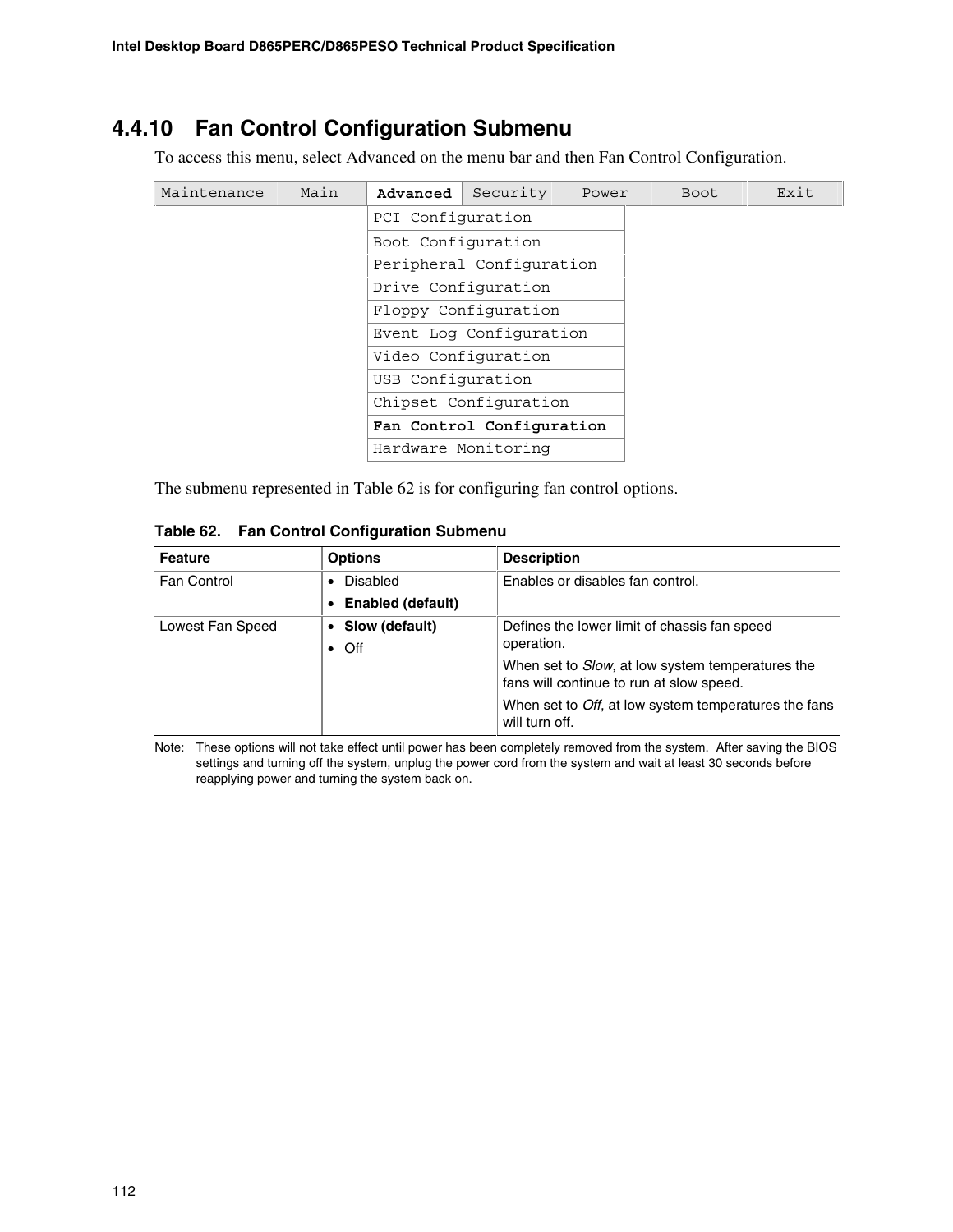## 4.4.10 Fan Control Configuration Submenu

To access this menu, select Advanced on the menu bar and then Fan Control Configuration.

```
Maintenance    Main    Advanced    Security    Power    Boot    Exit
                       PCI Configuration
                       Boot Configuration
                       Peripheral Configuration
                       Drive Configuration
                       Floppy Configuration
                       Event Log Configuration
                       Video Configuration
                       USB Configuration
                       Chipset Configuration
                       Fan Control Configuration
                       Hardware Monitoring
```

The submenu represented in Table 62 is for configuring fan control options.

**Table 62. Fan Control Configuration Submenu**

| Feature | Options | Description |
|---|---|---|
| Fan Control | • Disabled<br>• **Enabled (default)** | Enables or disables fan control. |
| Lowest Fan Speed | • **Slow (default)**<br>• Off | Defines the lower limit of chassis fan speed operation.<br>When set to *Slow*, at low system temperatures the fans will continue to run at slow speed.<br>When set to *Off*, at low system temperatures the fans will turn off. |

Note: These options will not take effect until power has been completely removed from the system. After saving the BIOS settings and turning off the system, unplug the power cord from the system and wait at least 30 seconds before reapplying power and turning the system back on.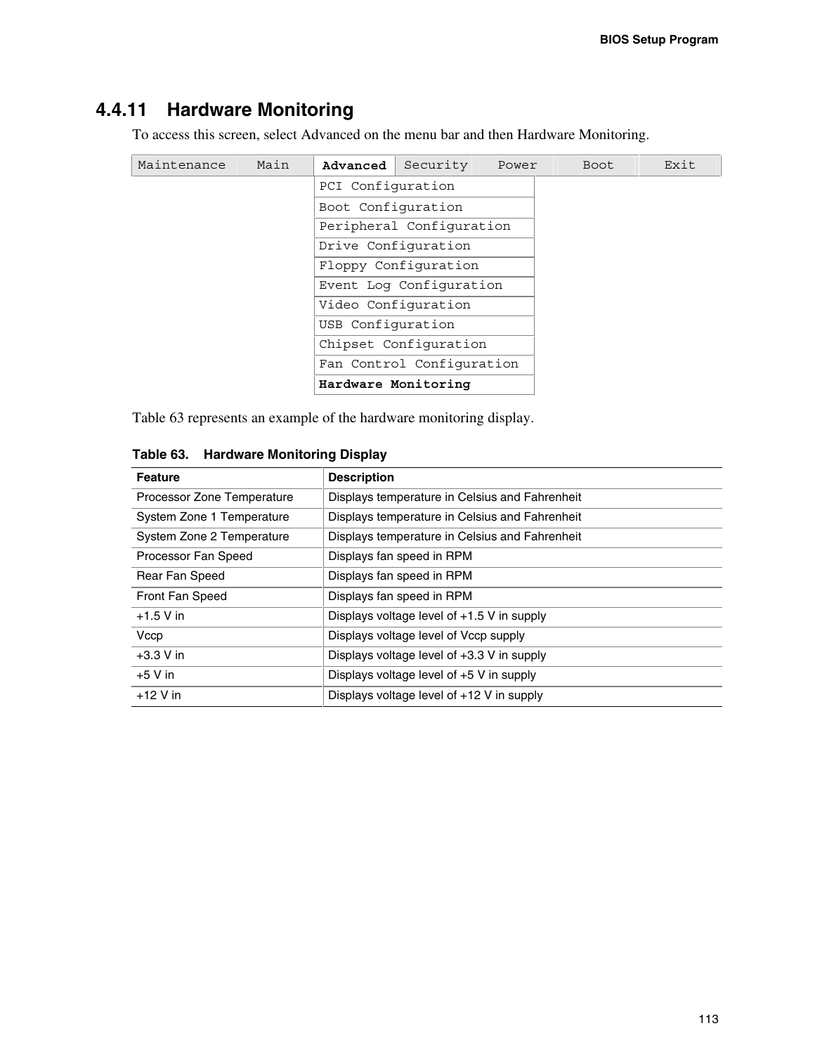### 4.4.11 Hardware Monitoring

To access this screen, select Advanced on the menu bar and then Hardware Monitoring.

```
Maintenance   Main   Advanced   Security   Power   Boot   Exit
                     PCI Configuration
                     Boot Configuration
                     Peripheral Configuration
                     Drive Configuration
                     Floppy Configuration
                     Event Log Configuration
                     Video Configuration
                     USB Configuration
                     Chipset Configuration
                     Fan Control Configuration
                     Hardware Monitoring
```

Table 63 represents an example of the hardware monitoring display.

**Table 63. Hardware Monitoring Display**

| Feature | Description |
|---|---|
| Processor Zone Temperature | Displays temperature in Celsius and Fahrenheit |
| System Zone 1 Temperature | Displays temperature in Celsius and Fahrenheit |
| System Zone 2 Temperature | Displays temperature in Celsius and Fahrenheit |
| Processor Fan Speed | Displays fan speed in RPM |
| Rear Fan Speed | Displays fan speed in RPM |
| Front Fan Speed | Displays fan speed in RPM |
| +1.5 V in | Displays voltage level of +1.5 V in supply |
| Vccp | Displays voltage level of Vccp supply |
| +3.3 V in | Displays voltage level of +3.3 V in supply |
| +5 V in | Displays voltage level of +5 V in supply |
| +12 V in | Displays voltage level of +12 V in supply |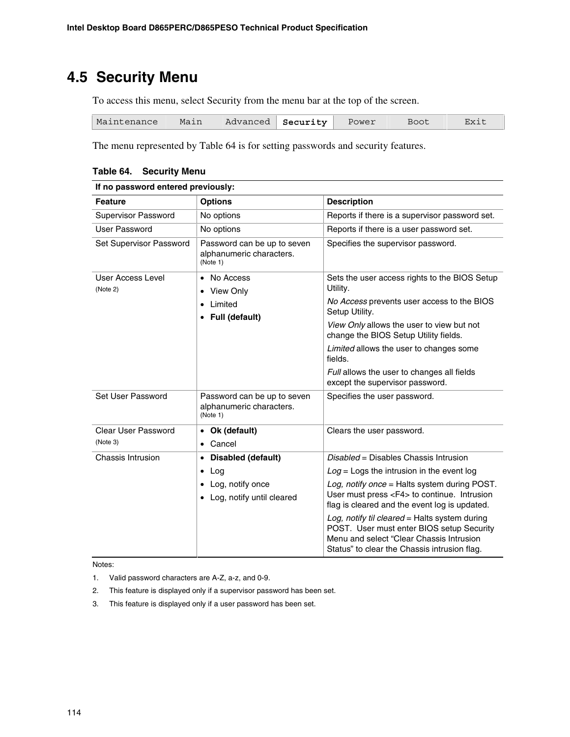## 4.5 Security Menu

To access this menu, select Security from the menu bar at the top of the screen.

| Maintenance | Main | Advanced | **Security** | Power | Boot | Exit |
|---|---|---|---|---|---|---|

The menu represented by Table 64 is for setting passwords and security features.

**Table 64. Security Menu**

| If no password entered previously: | | |
|---|---|---|
| **Feature** | **Options** | **Description** |
| Supervisor Password | No options | Reports if there is a supervisor password set. |
| User Password | No options | Reports if there is a user password set. |
| Set Supervisor Password | Password can be up to seven alphanumeric characters. (Note 1) | Specifies the supervisor password. |
| User Access Level (Note 2) | • No Access<br>• View Only<br>• Limited<br>• **Full (default)** | Sets the user access rights to the BIOS Setup Utility.<br>*No Access* prevents user access to the BIOS Setup Utility.<br>*View Only* allows the user to view but not change the BIOS Setup Utility fields.<br>*Limited* allows the user to changes some fields.<br>*Full* allows the user to changes all fields except the supervisor password. |
| Set User Password | Password can be up to seven alphanumeric characters. (Note 1) | Specifies the user password. |
| Clear User Password (Note 3) | • **Ok (default)**<br>• Cancel | Clears the user password. |
| Chassis Intrusion | • **Disabled (default)**<br>• Log<br>• Log, notify once<br>• Log, notify until cleared | *Disabled* = Disables Chassis Intrusion<br>*Log* = Logs the intrusion in the event log<br>*Log, notify once* = Halts system during POST. User must press <F4> to continue. Intrusion flag is cleared and the event log is updated.<br>*Log, notify til cleared* = Halts system during POST. User must enter BIOS setup Security Menu and select "Clear Chassis Intrusion Status" to clear the Chassis intrusion flag. |

Notes:

1. Valid password characters are A-Z, a-z, and 0-9.
2. This feature is displayed only if a supervisor password has been set.
3. This feature is displayed only if a user password has been set.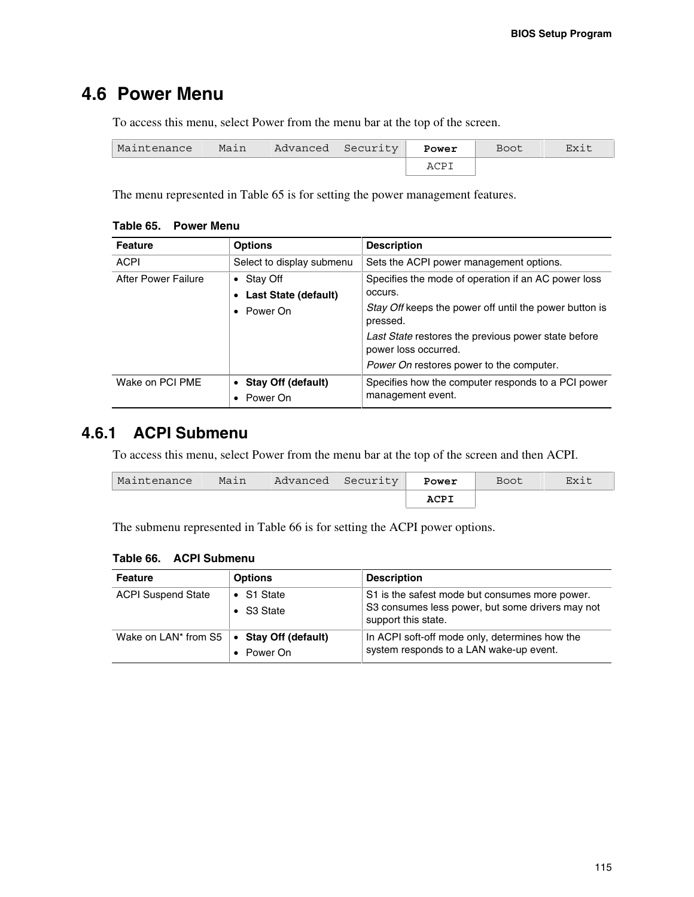## 4.6 Power Menu

To access this menu, select Power from the menu bar at the top of the screen.

| Maintenance | Main | Advanced | Security | **Power** | Boot | Exit |
|---|---|---|---|---|---|---|
| | | | | ACPI | | |

The menu represented in Table 65 is for setting the power management features.

**Table 65. Power Menu**

| Feature | Options | Description |
|---|---|---|
| ACPI | Select to display submenu | Sets the ACPI power management options. |
| After Power Failure | • Stay Off<br>• **Last State (default)**<br>• Power On | Specifies the mode of operation if an AC power loss occurs.<br>*Stay Off* keeps the power off until the power button is pressed.<br>*Last State* restores the previous power state before power loss occurred.<br>*Power On* restores power to the computer. |
| Wake on PCI PME | • **Stay Off (default)**<br>• Power On | Specifies how the computer responds to a PCI power management event. |

### 4.6.1 ACPI Submenu

To access this menu, select Power from the menu bar at the top of the screen and then ACPI.

| Maintenance | Main | Advanced | Security | **Power** | Boot | Exit |
|---|---|---|---|---|---|---|
| | | | | **ACPI** | | |

The submenu represented in Table 66 is for setting the ACPI power options.

**Table 66. ACPI Submenu**

| Feature | Options | Description |
|---|---|---|
| ACPI Suspend State | • S1 State<br>• S3 State | S1 is the safest mode but consumes more power. S3 consumes less power, but some drivers may not support this state. |
| Wake on LAN* from S5 | • **Stay Off (default)**<br>• Power On | In ACPI soft-off mode only, determines how the system responds to a LAN wake-up event. |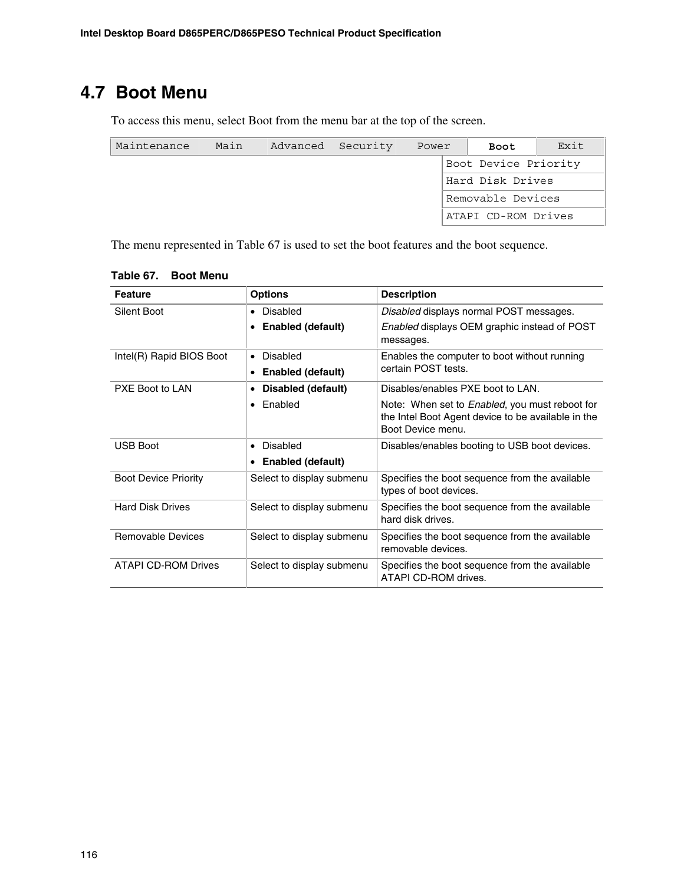## 4.7 Boot Menu

To access this menu, select Boot from the menu bar at the top of the screen.

| Maintenance | Main | Advanced | Security | Power | **Boot** | Exit |
|---|---|---|---|---|---|---|
| | | | | | Boot Device Priority | |
| | | | | | Hard Disk Drives | |
| | | | | | Removable Devices | |
| | | | | | ATAPI CD-ROM Drives | |

The menu represented in Table 67 is used to set the boot features and the boot sequence.

**Table 67. Boot Menu**

| Feature | Options | Description |
|---|---|---|
| Silent Boot | • Disabled<br>• **Enabled (default)** | *Disabled* displays normal POST messages.<br>*Enabled* displays OEM graphic instead of POST messages. |
| Intel(R) Rapid BIOS Boot | • Disabled<br>• **Enabled (default)** | Enables the computer to boot without running certain POST tests. |
| PXE Boot to LAN | • **Disabled (default)**<br>• Enabled | Disables/enables PXE boot to LAN.<br>Note: When set to *Enabled*, you must reboot for the Intel Boot Agent device to be available in the Boot Device menu. |
| USB Boot | • Disabled<br>• **Enabled (default)** | Disables/enables booting to USB boot devices. |
| Boot Device Priority | Select to display submenu | Specifies the boot sequence from the available types of boot devices. |
| Hard Disk Drives | Select to display submenu | Specifies the boot sequence from the available hard disk drives. |
| Removable Devices | Select to display submenu | Specifies the boot sequence from the available removable devices. |
| ATAPI CD-ROM Drives | Select to display submenu | Specifies the boot sequence from the available ATAPI CD-ROM drives. |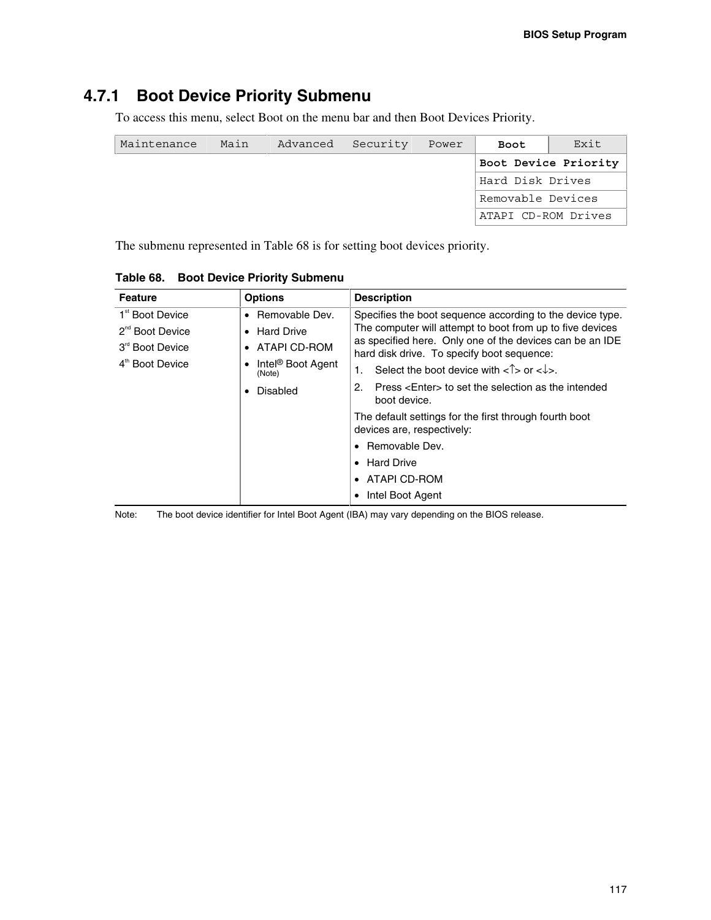## 4.7.1 Boot Device Priority Submenu

To access this menu, select Boot on the menu bar and then Boot Devices Priority.

| Maintenance | Main | Advanced | Security | Power | **Boot** | Exit |
|---|---|---|---|---|---|---|
| | | | | | **Boot Device Priority** | |
| | | | | | Hard Disk Drives | |
| | | | | | Removable Devices | |
| | | | | | ATAPI CD-ROM Drives | |

The submenu represented in Table 68 is for setting boot devices priority.

**Table 68. Boot Device Priority Submenu**

| Feature | Options | Description |
|---|---|---|
| 1st Boot Device<br>2nd Boot Device<br>3rd Boot Device<br>4th Boot Device | • Removable Dev.<br>• Hard Drive<br>• ATAPI CD-ROM<br>• Intel® Boot Agent (Note)<br>• Disabled | Specifies the boot sequence according to the device type. The computer will attempt to boot from up to five devices as specified here. Only one of the devices can be an IDE hard disk drive. To specify boot sequence:<br>1. Select the boot device with <↑> or <↓>.<br>2. Press <Enter> to set the selection as the intended boot device.<br>The default settings for the first through fourth boot devices are, respectively:<br>• Removable Dev.<br>• Hard Drive<br>• ATAPI CD-ROM<br>• Intel Boot Agent |

Note: The boot device identifier for Intel Boot Agent (IBA) may vary depending on the BIOS release.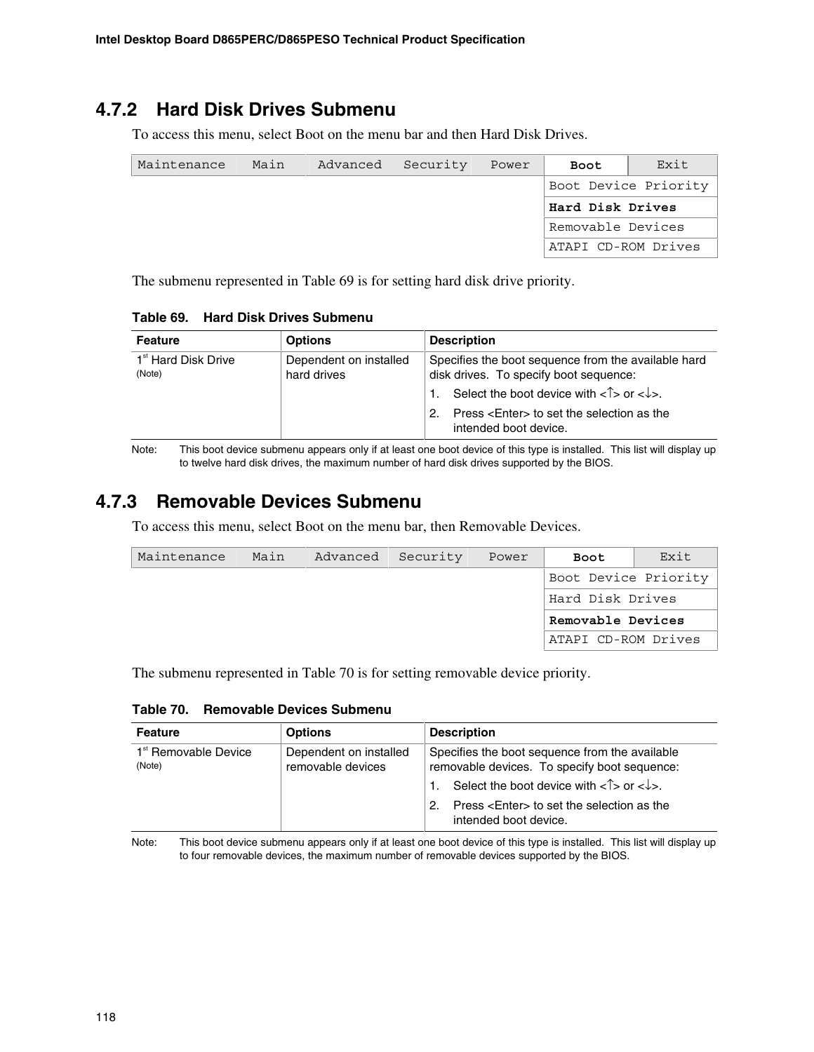## 4.7.2 Hard Disk Drives Submenu

To access this menu, select Boot on the menu bar and then Hard Disk Drives.

| Maintenance | Main | Advanced | Security | Power | **Boot** | Exit |
|---|---|---|---|---|---|---|
| | | | | | Boot Device Priority | |
| | | | | | **Hard Disk Drives** | |
| | | | | | Removable Devices | |
| | | | | | ATAPI CD-ROM Drives | |

The submenu represented in Table 69 is for setting hard disk drive priority.

**Table 69. Hard Disk Drives Submenu**

| Feature | Options | Description |
|---|---|---|
| 1st Hard Disk Drive (Note) | Dependent on installed hard drives | Specifies the boot sequence from the available hard disk drives. To specify boot sequence: 1. Select the boot device with <↑> or <↓>. 2. Press <Enter> to set the selection as the intended boot device. |

Note: This boot device submenu appears only if at least one boot device of this type is installed. This list will display up to twelve hard disk drives, the maximum number of hard disk drives supported by the BIOS.

## 4.7.3 Removable Devices Submenu

To access this menu, select Boot on the menu bar, then Removable Devices.

| Maintenance | Main | Advanced | Security | Power | **Boot** | Exit |
|---|---|---|---|---|---|---|
| | | | | | Boot Device Priority | |
| | | | | | Hard Disk Drives | |
| | | | | | **Removable Devices** | |
| | | | | | ATAPI CD-ROM Drives | |

The submenu represented in Table 70 is for setting removable device priority.

**Table 70. Removable Devices Submenu**

| Feature | Options | Description |
|---|---|---|
| 1st Removable Device (Note) | Dependent on installed removable devices | Specifies the boot sequence from the available removable devices. To specify boot sequence: 1. Select the boot device with <↑> or <↓>. 2. Press <Enter> to set the selection as the intended boot device. |

Note: This boot device submenu appears only if at least one boot device of this type is installed. This list will display up to four removable devices, the maximum number of removable devices supported by the BIOS.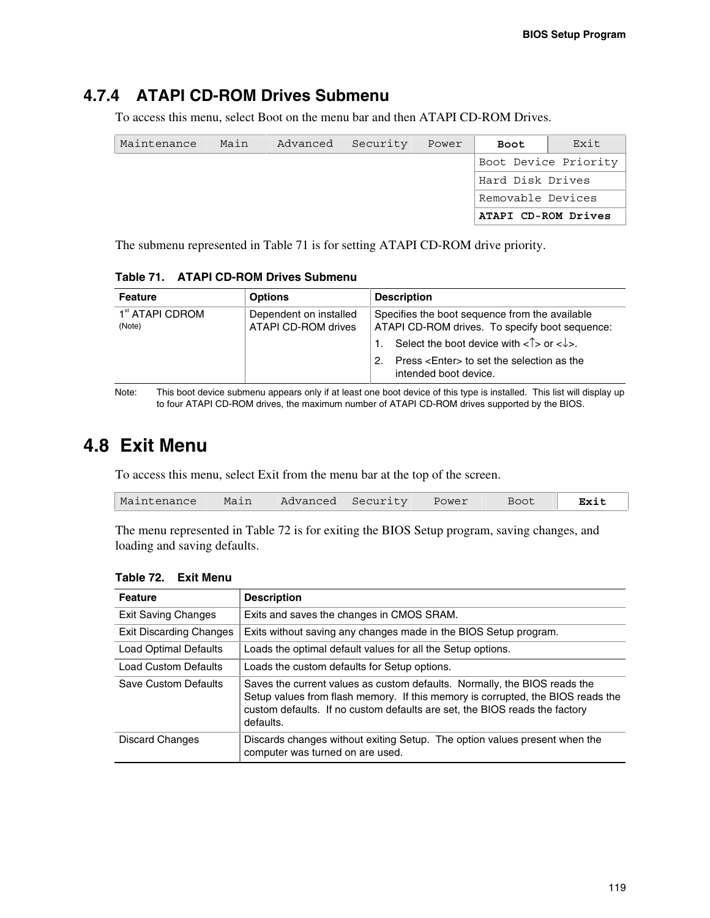## 4.7.4 ATAPI CD-ROM Drives Submenu

To access this menu, select Boot on the menu bar and then ATAPI CD-ROM Drives.

| Maintenance | Main | Advanced | Security | Power | **Boot** | Exit |
|---|---|---|---|---|---|---|
| | | | | | Boot Device Priority | |
| | | | | | Hard Disk Drives | |
| | | | | | Removable Devices | |
| | | | | | **ATAPI CD-ROM Drives** | |

The submenu represented in Table 71 is for setting ATAPI CD-ROM drive priority.

**Table 71. ATAPI CD-ROM Drives Submenu**

| Feature | Options | Description |
|---|---|---|
| 1st ATAPI CDROM (Note) | Dependent on installed ATAPI CD-ROM drives | Specifies the boot sequence from the available ATAPI CD-ROM drives. To specify boot sequence: 1. Select the boot device with <↑> or <↓>. 2. Press <Enter> to set the selection as the intended boot device. |

Note: This boot device submenu appears only if at least one boot device of this type is installed. This list will display up to four ATAPI CD-ROM drives, the maximum number of ATAPI CD-ROM drives supported by the BIOS.

# 4.8 Exit Menu

To access this menu, select Exit from the menu bar at the top of the screen.

| Maintenance | Main | Advanced | Security | Power | Boot | **Exit** |
|---|---|---|---|---|---|---|

The menu represented in Table 72 is for exiting the BIOS Setup program, saving changes, and loading and saving defaults.

**Table 72. Exit Menu**

| Feature | Description |
|---|---|
| Exit Saving Changes | Exits and saves the changes in CMOS SRAM. |
| Exit Discarding Changes | Exits without saving any changes made in the BIOS Setup program. |
| Load Optimal Defaults | Loads the optimal default values for all the Setup options. |
| Load Custom Defaults | Loads the custom defaults for Setup options. |
| Save Custom Defaults | Saves the current values as custom defaults. Normally, the BIOS reads the Setup values from flash memory. If this memory is corrupted, the BIOS reads the custom defaults. If no custom defaults are set, the BIOS reads the factory defaults. |
| Discard Changes | Discards changes without exiting Setup. The option values present when the computer was turned on are used. |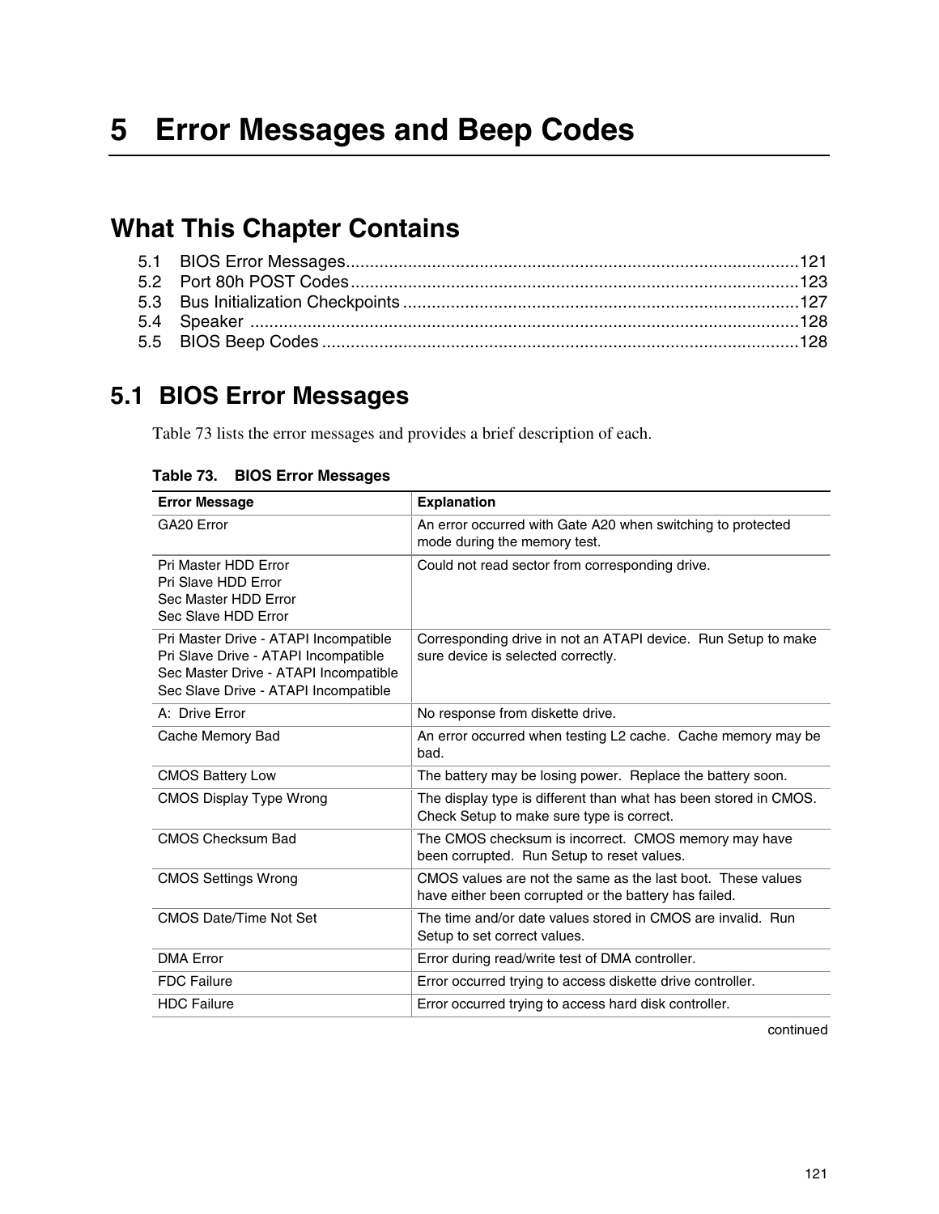# 5 Error Messages and Beep Codes

## What This Chapter Contains

5.1 BIOS Error Messages....................................................................................121
5.2 Port 80h POST Codes....................................................................................123
5.3 Bus Initialization Checkpoints.........................................................................127
5.4 Speaker ..........................................................................................................128
5.5 BIOS Beep Codes ...........................................................................................128

## 5.1 BIOS Error Messages

Table 73 lists the error messages and provides a brief description of each.

**Table 73. BIOS Error Messages**

| Error Message | Explanation |
|---|---|
| GA20 Error | An error occurred with Gate A20 when switching to protected mode during the memory test. |
| Pri Master HDD Error<br>Pri Slave HDD Error<br>Sec Master HDD Error<br>Sec Slave HDD Error | Could not read sector from corresponding drive. |
| Pri Master Drive - ATAPI Incompatible<br>Pri Slave Drive - ATAPI Incompatible<br>Sec Master Drive - ATAPI Incompatible<br>Sec Slave Drive - ATAPI Incompatible | Corresponding drive in not an ATAPI device. Run Setup to make sure device is selected correctly. |
| A: Drive Error | No response from diskette drive. |
| Cache Memory Bad | An error occurred when testing L2 cache. Cache memory may be bad. |
| CMOS Battery Low | The battery may be losing power. Replace the battery soon. |
| CMOS Display Type Wrong | The display type is different than what has been stored in CMOS. Check Setup to make sure type is correct. |
| CMOS Checksum Bad | The CMOS checksum is incorrect. CMOS memory may have been corrupted. Run Setup to reset values. |
| CMOS Settings Wrong | CMOS values are not the same as the last boot. These values have either been corrupted or the battery has failed. |
| CMOS Date/Time Not Set | The time and/or date values stored in CMOS are invalid. Run Setup to set correct values. |
| DMA Error | Error during read/write test of DMA controller. |
| FDC Failure | Error occurred trying to access diskette drive controller. |
| HDC Failure | Error occurred trying to access hard disk controller. |

continued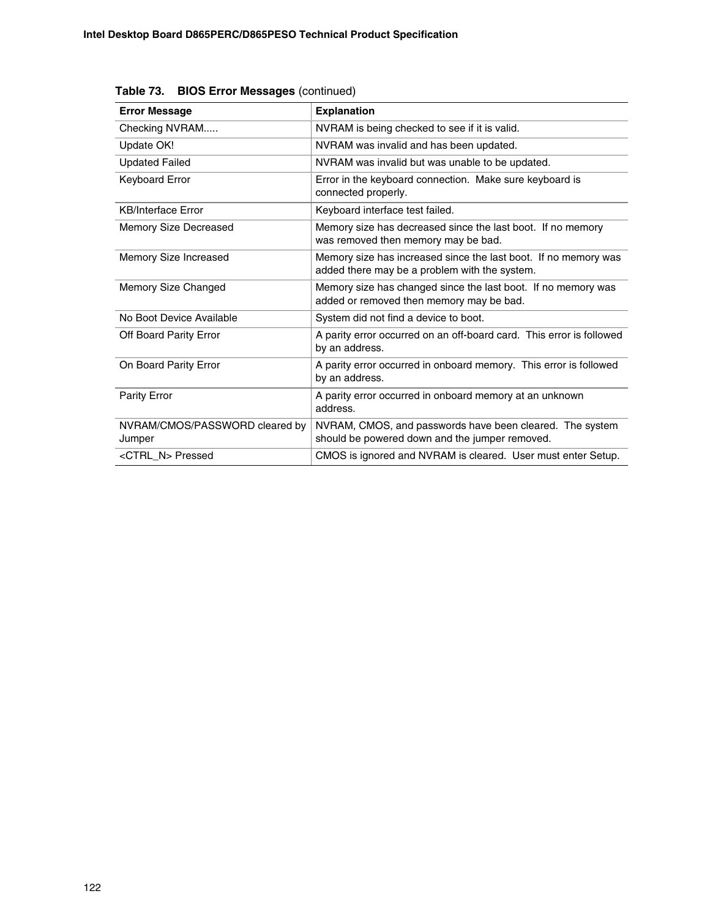**Table 73. BIOS Error Messages** (continued)

| Error Message | Explanation |
|---|---|
| Checking NVRAM..... | NVRAM is being checked to see if it is valid. |
| Update OK! | NVRAM was invalid and has been updated. |
| Updated Failed | NVRAM was invalid but was unable to be updated. |
| Keyboard Error | Error in the keyboard connection. Make sure keyboard is connected properly. |
| KB/Interface Error | Keyboard interface test failed. |
| Memory Size Decreased | Memory size has decreased since the last boot. If no memory was removed then memory may be bad. |
| Memory Size Increased | Memory size has increased since the last boot. If no memory was added there may be a problem with the system. |
| Memory Size Changed | Memory size has changed since the last boot. If no memory was added or removed then memory may be bad. |
| No Boot Device Available | System did not find a device to boot. |
| Off Board Parity Error | A parity error occurred on an off-board card. This error is followed by an address. |
| On Board Parity Error | A parity error occurred in onboard memory. This error is followed by an address. |
| Parity Error | A parity error occurred in onboard memory at an unknown address. |
| NVRAM/CMOS/PASSWORD cleared by Jumper | NVRAM, CMOS, and passwords have been cleared. The system should be powered down and the jumper removed. |
| <CTRL_N> Pressed | CMOS is ignored and NVRAM is cleared. User must enter Setup. |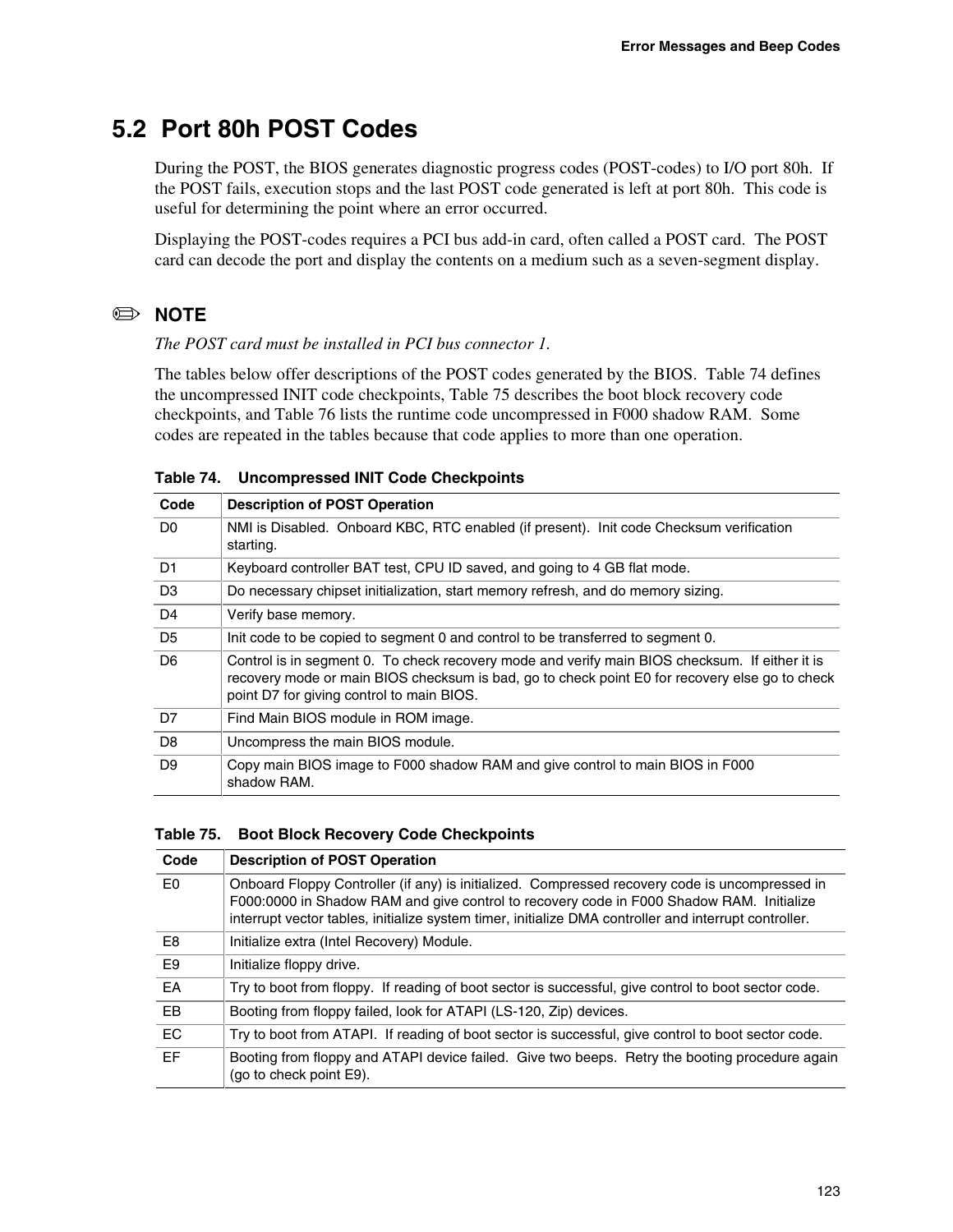## 5.2 Port 80h POST Codes

During the POST, the BIOS generates diagnostic progress codes (POST-codes) to I/O port 80h. If the POST fails, execution stops and the last POST code generated is left at port 80h. This code is useful for determining the point where an error occurred.

Displaying the POST-codes requires a PCI bus add-in card, often called a POST card. The POST card can decode the port and display the contents on a medium such as a seven-segment display.

✏ **NOTE**

*The POST card must be installed in PCI bus connector 1.*

The tables below offer descriptions of the POST codes generated by the BIOS. Table 74 defines the uncompressed INIT code checkpoints, Table 75 describes the boot block recovery code checkpoints, and Table 76 lists the runtime code uncompressed in F000 shadow RAM. Some codes are repeated in the tables because that code applies to more than one operation.

**Table 74. Uncompressed INIT Code Checkpoints**

| Code | Description of POST Operation |
|---|---|
| D0 | NMI is Disabled. Onboard KBC, RTC enabled (if present). Init code Checksum verification starting. |
| D1 | Keyboard controller BAT test, CPU ID saved, and going to 4 GB flat mode. |
| D3 | Do necessary chipset initialization, start memory refresh, and do memory sizing. |
| D4 | Verify base memory. |
| D5 | Init code to be copied to segment 0 and control to be transferred to segment 0. |
| D6 | Control is in segment 0. To check recovery mode and verify main BIOS checksum. If either it is recovery mode or main BIOS checksum is bad, go to check point E0 for recovery else go to check point D7 for giving control to main BIOS. |
| D7 | Find Main BIOS module in ROM image. |
| D8 | Uncompress the main BIOS module. |
| D9 | Copy main BIOS image to F000 shadow RAM and give control to main BIOS in F000 shadow RAM. |

**Table 75. Boot Block Recovery Code Checkpoints**

| Code | Description of POST Operation |
|---|---|
| E0 | Onboard Floppy Controller (if any) is initialized. Compressed recovery code is uncompressed in F000:0000 in Shadow RAM and give control to recovery code in F000 Shadow RAM. Initialize interrupt vector tables, initialize system timer, initialize DMA controller and interrupt controller. |
| E8 | Initialize extra (Intel Recovery) Module. |
| E9 | Initialize floppy drive. |
| EA | Try to boot from floppy. If reading of boot sector is successful, give control to boot sector code. |
| EB | Booting from floppy failed, look for ATAPI (LS-120, Zip) devices. |
| EC | Try to boot from ATAPI. If reading of boot sector is successful, give control to boot sector code. |
| EF | Booting from floppy and ATAPI device failed. Give two beeps. Retry the booting procedure again (go to check point E9). |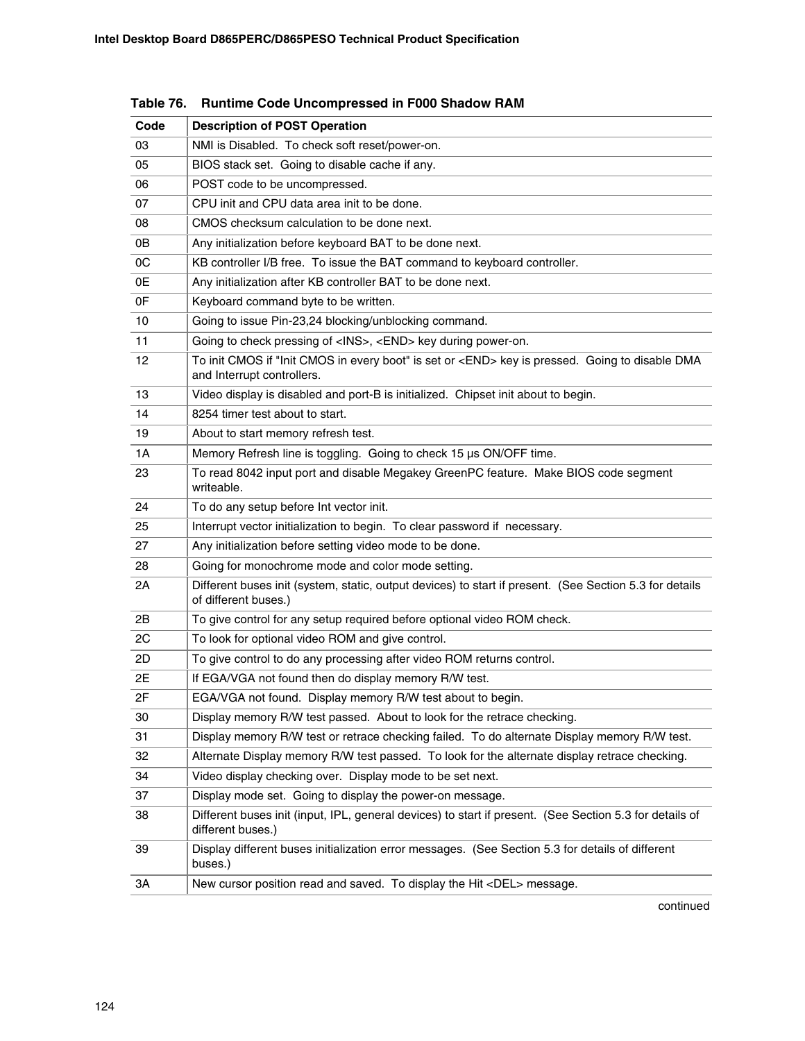**Table 76. Runtime Code Uncompressed in F000 Shadow RAM**

| Code | Description of POST Operation |
|---|---|
| 03 | NMI is Disabled. To check soft reset/power-on. |
| 05 | BIOS stack set. Going to disable cache if any. |
| 06 | POST code to be uncompressed. |
| 07 | CPU init and CPU data area init to be done. |
| 08 | CMOS checksum calculation to be done next. |
| 0B | Any initialization before keyboard BAT to be done next. |
| 0C | KB controller I/B free. To issue the BAT command to keyboard controller. |
| 0E | Any initialization after KB controller BAT to be done next. |
| 0F | Keyboard command byte to be written. |
| 10 | Going to issue Pin-23,24 blocking/unblocking command. |
| 11 | Going to check pressing of <INS>, <END> key during power-on. |
| 12 | To init CMOS if "Init CMOS in every boot" is set or <END> key is pressed. Going to disable DMA and Interrupt controllers. |
| 13 | Video display is disabled and port-B is initialized. Chipset init about to begin. |
| 14 | 8254 timer test about to start. |
| 19 | About to start memory refresh test. |
| 1A | Memory Refresh line is toggling. Going to check 15 µs ON/OFF time. |
| 23 | To read 8042 input port and disable Megakey GreenPC feature. Make BIOS code segment writeable. |
| 24 | To do any setup before Int vector init. |
| 25 | Interrupt vector initialization to begin. To clear password if necessary. |
| 27 | Any initialization before setting video mode to be done. |
| 28 | Going for monochrome mode and color mode setting. |
| 2A | Different buses init (system, static, output devices) to start if present. (See Section 5.3 for details of different buses.) |
| 2B | To give control for any setup required before optional video ROM check. |
| 2C | To look for optional video ROM and give control. |
| 2D | To give control to do any processing after video ROM returns control. |
| 2E | If EGA/VGA not found then do display memory R/W test. |
| 2F | EGA/VGA not found. Display memory R/W test about to begin. |
| 30 | Display memory R/W test passed. About to look for the retrace checking. |
| 31 | Display memory R/W test or retrace checking failed. To do alternate Display memory R/W test. |
| 32 | Alternate Display memory R/W test passed. To look for the alternate display retrace checking. |
| 34 | Video display checking over. Display mode to be set next. |
| 37 | Display mode set. Going to display the power-on message. |
| 38 | Different buses init (input, IPL, general devices) to start if present. (See Section 5.3 for details of different buses.) |
| 39 | Display different buses initialization error messages. (See Section 5.3 for details of different buses.) |
| 3A | New cursor position read and saved. To display the Hit <DEL> message. |

continued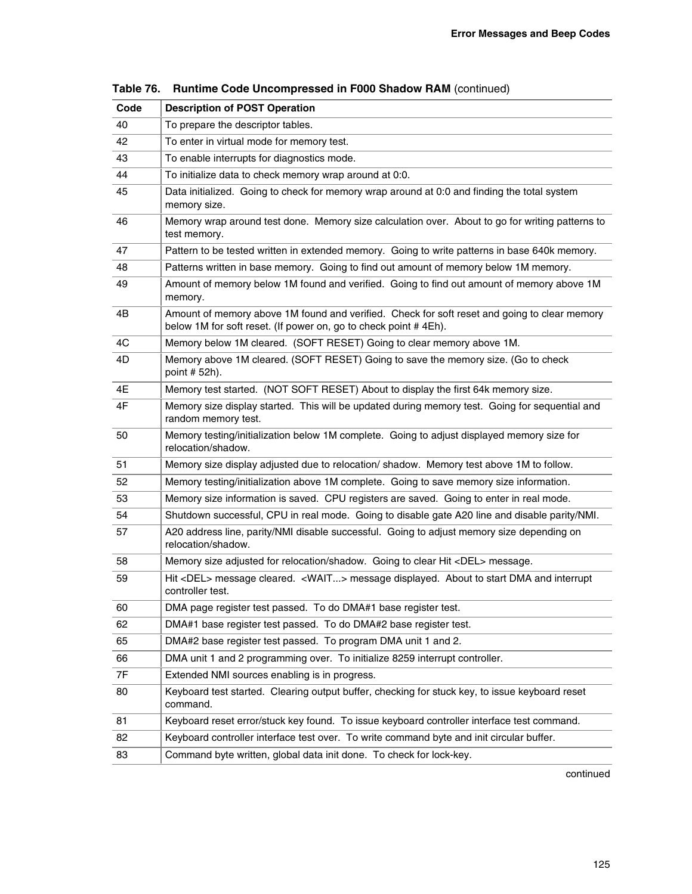**Table 76. Runtime Code Uncompressed in F000 Shadow RAM** (continued)

| Code | Description of POST Operation |
|---|---|
| 40 | To prepare the descriptor tables. |
| 42 | To enter in virtual mode for memory test. |
| 43 | To enable interrupts for diagnostics mode. |
| 44 | To initialize data to check memory wrap around at 0:0. |
| 45 | Data initialized. Going to check for memory wrap around at 0:0 and finding the total system memory size. |
| 46 | Memory wrap around test done. Memory size calculation over. About to go for writing patterns to test memory. |
| 47 | Pattern to be tested written in extended memory. Going to write patterns in base 640k memory. |
| 48 | Patterns written in base memory. Going to find out amount of memory below 1M memory. |
| 49 | Amount of memory below 1M found and verified. Going to find out amount of memory above 1M memory. |
| 4B | Amount of memory above 1M found and verified. Check for soft reset and going to clear memory below 1M for soft reset. (If power on, go to check point # 4Eh). |
| 4C | Memory below 1M cleared. (SOFT RESET) Going to clear memory above 1M. |
| 4D | Memory above 1M cleared. (SOFT RESET) Going to save the memory size. (Go to check point # 52h). |
| 4E | Memory test started. (NOT SOFT RESET) About to display the first 64k memory size. |
| 4F | Memory size display started. This will be updated during memory test. Going for sequential and random memory test. |
| 50 | Memory testing/initialization below 1M complete. Going to adjust displayed memory size for relocation/shadow. |
| 51 | Memory size display adjusted due to relocation/ shadow. Memory test above 1M to follow. |
| 52 | Memory testing/initialization above 1M complete. Going to save memory size information. |
| 53 | Memory size information is saved. CPU registers are saved. Going to enter in real mode. |
| 54 | Shutdown successful, CPU in real mode. Going to disable gate A20 line and disable parity/NMI. |
| 57 | A20 address line, parity/NMI disable successful. Going to adjust memory size depending on relocation/shadow. |
| 58 | Memory size adjusted for relocation/shadow. Going to clear Hit <DEL> message. |
| 59 | Hit <DEL> message cleared. <WAIT...> message displayed. About to start DMA and interrupt controller test. |
| 60 | DMA page register test passed. To do DMA#1 base register test. |
| 62 | DMA#1 base register test passed. To do DMA#2 base register test. |
| 65 | DMA#2 base register test passed. To program DMA unit 1 and 2. |
| 66 | DMA unit 1 and 2 programming over. To initialize 8259 interrupt controller. |
| 7F | Extended NMI sources enabling is in progress. |
| 80 | Keyboard test started. Clearing output buffer, checking for stuck key, to issue keyboard reset command. |
| 81 | Keyboard reset error/stuck key found. To issue keyboard controller interface test command. |
| 82 | Keyboard controller interface test over. To write command byte and init circular buffer. |
| 83 | Command byte written, global data init done. To check for lock-key. |

continued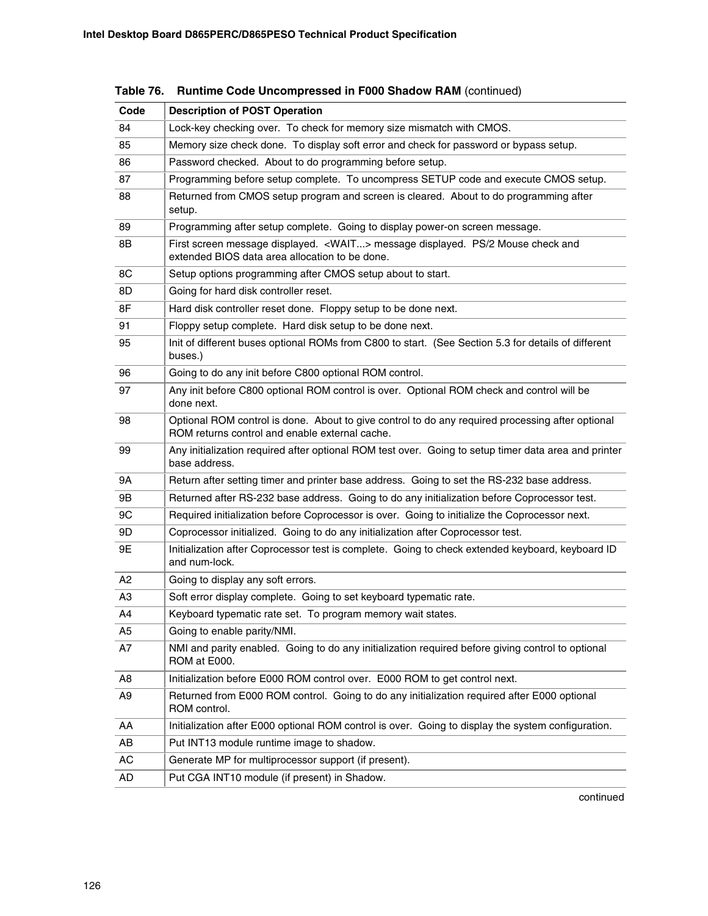**Table 76. Runtime Code Uncompressed in F000 Shadow RAM** (continued)

| Code | Description of POST Operation |
|---|---|
| 84 | Lock-key checking over. To check for memory size mismatch with CMOS. |
| 85 | Memory size check done. To display soft error and check for password or bypass setup. |
| 86 | Password checked. About to do programming before setup. |
| 87 | Programming before setup complete. To uncompress SETUP code and execute CMOS setup. |
| 88 | Returned from CMOS setup program and screen is cleared. About to do programming after setup. |
| 89 | Programming after setup complete. Going to display power-on screen message. |
| 8B | First screen message displayed. <WAIT...> message displayed. PS/2 Mouse check and extended BIOS data area allocation to be done. |
| 8C | Setup options programming after CMOS setup about to start. |
| 8D | Going for hard disk controller reset. |
| 8F | Hard disk controller reset done. Floppy setup to be done next. |
| 91 | Floppy setup complete. Hard disk setup to be done next. |
| 95 | Init of different buses optional ROMs from C800 to start. (See Section 5.3 for details of different buses.) |
| 96 | Going to do any init before C800 optional ROM control. |
| 97 | Any init before C800 optional ROM control is over. Optional ROM check and control will be done next. |
| 98 | Optional ROM control is done. About to give control to do any required processing after optional ROM returns control and enable external cache. |
| 99 | Any initialization required after optional ROM test over. Going to setup timer data area and printer base address. |
| 9A | Return after setting timer and printer base address. Going to set the RS-232 base address. |
| 9B | Returned after RS-232 base address. Going to do any initialization before Coprocessor test. |
| 9C | Required initialization before Coprocessor is over. Going to initialize the Coprocessor next. |
| 9D | Coprocessor initialized. Going to do any initialization after Coprocessor test. |
| 9E | Initialization after Coprocessor test is complete. Going to check extended keyboard, keyboard ID and num-lock. |
| A2 | Going to display any soft errors. |
| A3 | Soft error display complete. Going to set keyboard typematic rate. |
| A4 | Keyboard typematic rate set. To program memory wait states. |
| A5 | Going to enable parity/NMI. |
| A7 | NMI and parity enabled. Going to do any initialization required before giving control to optional ROM at E000. |
| A8 | Initialization before E000 ROM control over. E000 ROM to get control next. |
| A9 | Returned from E000 ROM control. Going to do any initialization required after E000 optional ROM control. |
| AA | Initialization after E000 optional ROM control is over. Going to display the system configuration. |
| AB | Put INT13 module runtime image to shadow. |
| AC | Generate MP for multiprocessor support (if present). |
| AD | Put CGA INT10 module (if present) in Shadow. |

continued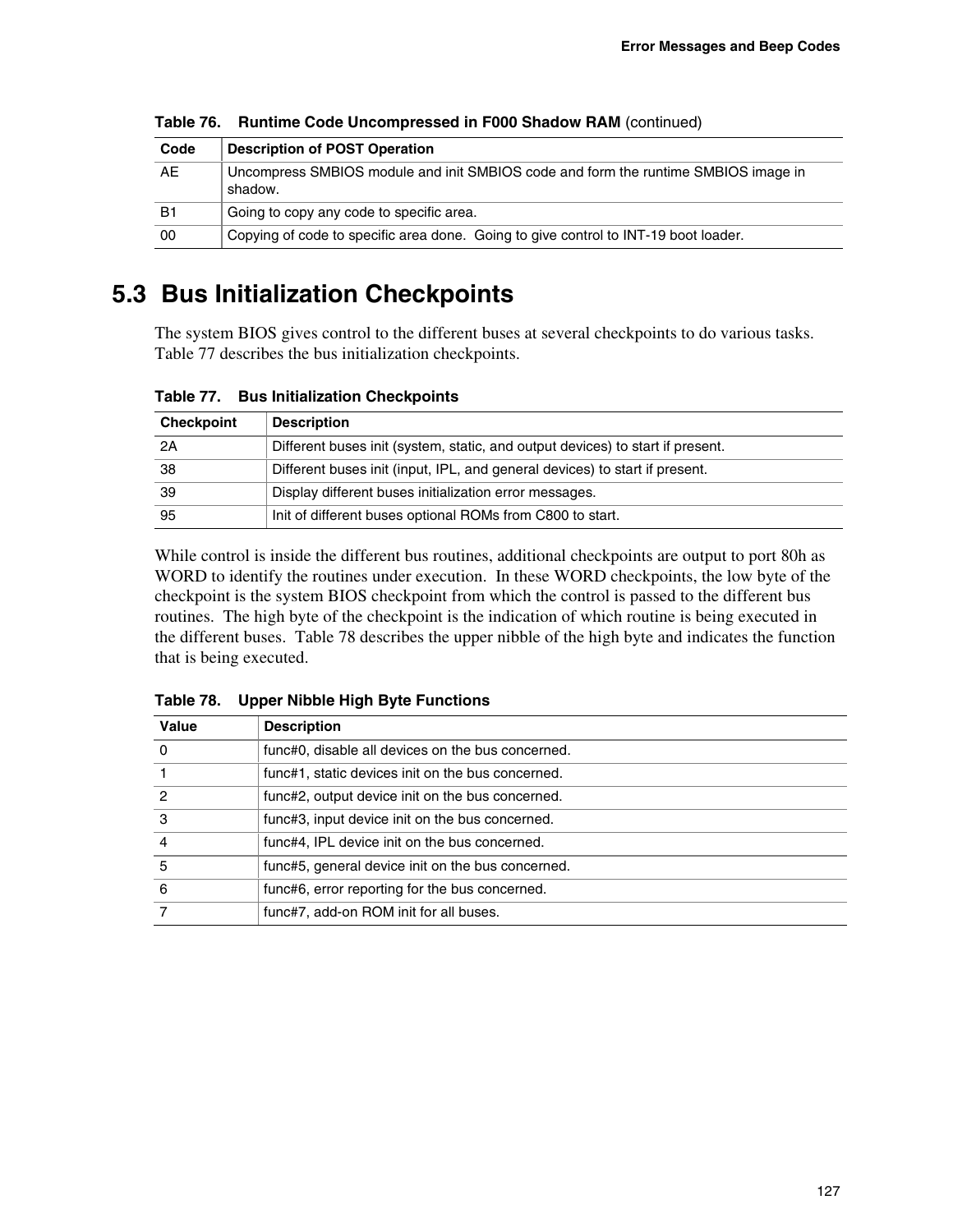Table 76. **Runtime Code Uncompressed in F000 Shadow RAM** (continued)

| Code | Description of POST Operation |
|---|---|
| AE | Uncompress SMBIOS module and init SMBIOS code and form the runtime SMBIOS image in shadow. |
| B1 | Going to copy any code to specific area. |
| 00 | Copying of code to specific area done. Going to give control to INT-19 boot loader. |

## 5.3 Bus Initialization Checkpoints

The system BIOS gives control to the different buses at several checkpoints to do various tasks. Table 77 describes the bus initialization checkpoints.

**Table 77. Bus Initialization Checkpoints**

| Checkpoint | Description |
|---|---|
| 2A | Different buses init (system, static, and output devices) to start if present. |
| 38 | Different buses init (input, IPL, and general devices) to start if present. |
| 39 | Display different buses initialization error messages. |
| 95 | Init of different buses optional ROMs from C800 to start. |

While control is inside the different bus routines, additional checkpoints are output to port 80h as WORD to identify the routines under execution. In these WORD checkpoints, the low byte of the checkpoint is the system BIOS checkpoint from which the control is passed to the different bus routines. The high byte of the checkpoint is the indication of which routine is being executed in the different buses. Table 78 describes the upper nibble of the high byte and indicates the function that is being executed.

**Table 78. Upper Nibble High Byte Functions**

| Value | Description |
|---|---|
| 0 | func#0, disable all devices on the bus concerned. |
| 1 | func#1, static devices init on the bus concerned. |
| 2 | func#2, output device init on the bus concerned. |
| 3 | func#3, input device init on the bus concerned. |
| 4 | func#4, IPL device init on the bus concerned. |
| 5 | func#5, general device init on the bus concerned. |
| 6 | func#6, error reporting for the bus concerned. |
| 7 | func#7, add-on ROM init for all buses. |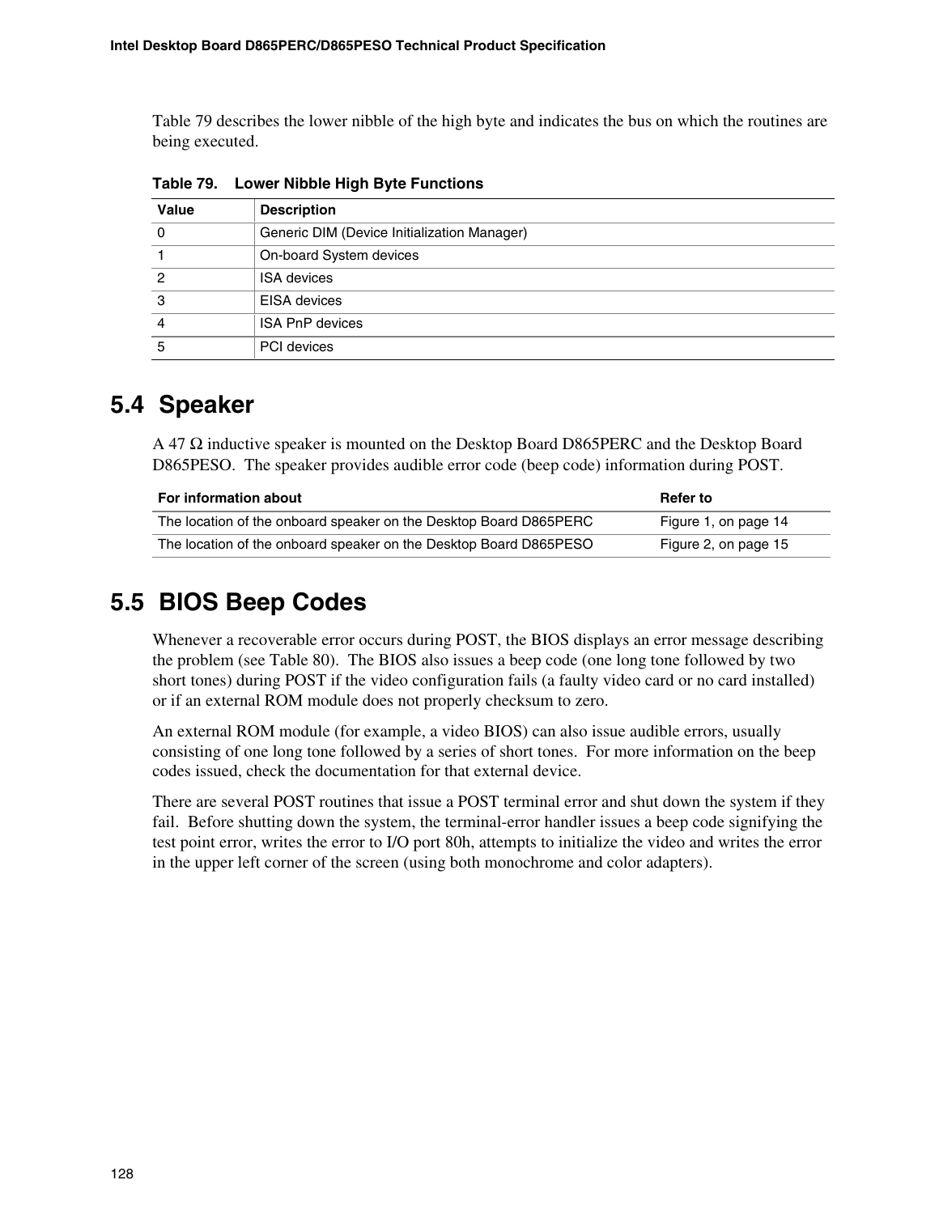Table 79 describes the lower nibble of the high byte and indicates the bus on which the routines are being executed.

**Table 79. Lower Nibble High Byte Functions**

| Value | Description |
|---|---|
| 0 | Generic DIM (Device Initialization Manager) |
| 1 | On-board System devices |
| 2 | ISA devices |
| 3 | EISA devices |
| 4 | ISA PnP devices |
| 5 | PCI devices |

## 5.4 Speaker

A 47 Ω inductive speaker is mounted on the Desktop Board D865PERC and the Desktop Board D865PESO. The speaker provides audible error code (beep code) information during POST.

| For information about | Refer to |
|---|---|
| The location of the onboard speaker on the Desktop Board D865PERC | Figure 1, on page 14 |
| The location of the onboard speaker on the Desktop Board D865PESO | Figure 2, on page 15 |

## 5.5 BIOS Beep Codes

Whenever a recoverable error occurs during POST, the BIOS displays an error message describing the problem (see Table 80). The BIOS also issues a beep code (one long tone followed by two short tones) during POST if the video configuration fails (a faulty video card or no card installed) or if an external ROM module does not properly checksum to zero.

An external ROM module (for example, a video BIOS) can also issue audible errors, usually consisting of one long tone followed by a series of short tones. For more information on the beep codes issued, check the documentation for that external device.

There are several POST routines that issue a POST terminal error and shut down the system if they fail. Before shutting down the system, the terminal-error handler issues a beep code signifying the test point error, writes the error to I/O port 80h, attempts to initialize the video and writes the error in the upper left corner of the screen (using both monochrome and color adapters).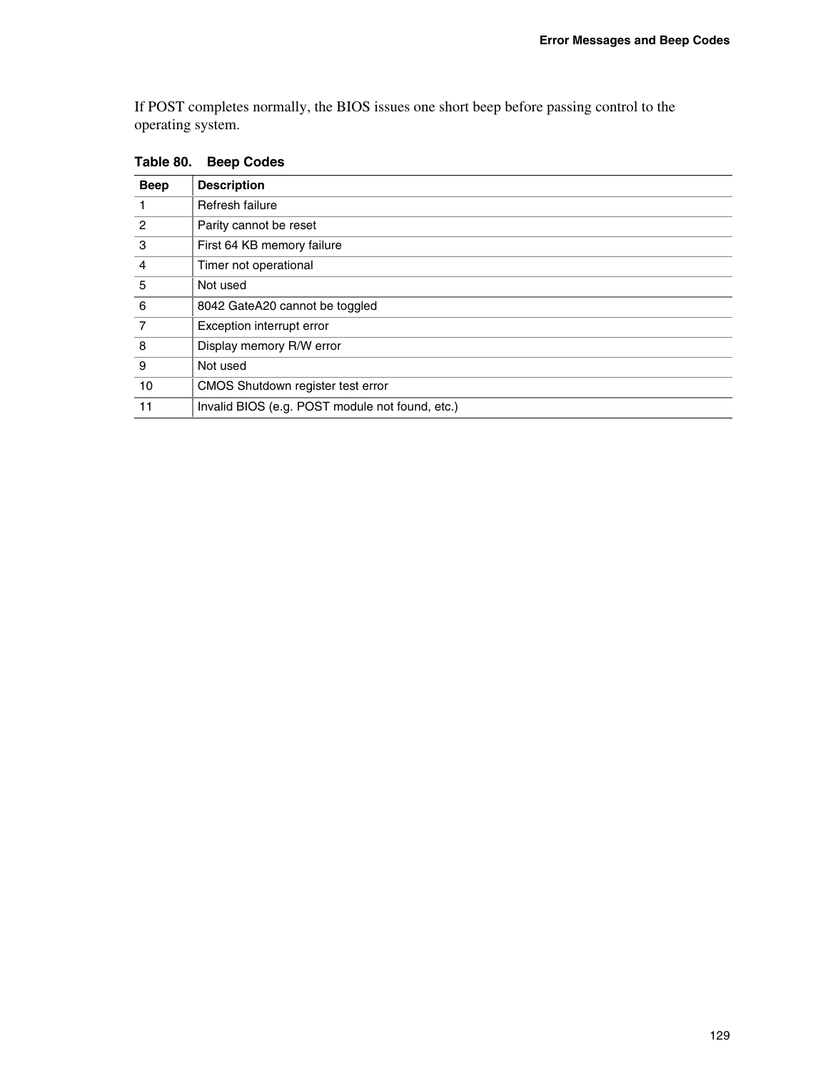If POST completes normally, the BIOS issues one short beep before passing control to the operating system.

**Table 80. Beep Codes**

| Beep | Description |
| --- | --- |
| 1 | Refresh failure |
| 2 | Parity cannot be reset |
| 3 | First 64 KB memory failure |
| 4 | Timer not operational |
| 5 | Not used |
| 6 | 8042 GateA20 cannot be toggled |
| 7 | Exception interrupt error |
| 8 | Display memory R/W error |
| 9 | Not used |
| 10 | CMOS Shutdown register test error |
| 11 | Invalid BIOS (e.g. POST module not found, etc.) |